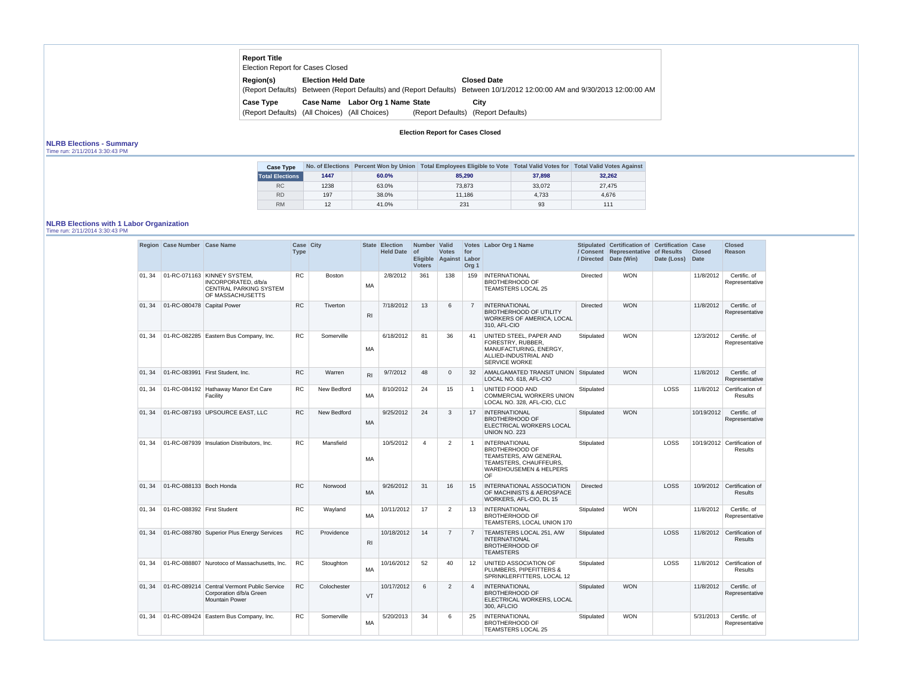**Report Title**
Election Report for Cases Closed

| Region(s) | Election Held Date | Closed Date |
|---|---|---|
| (Report Defaults) | Between (Report Defaults) and (Report Defaults) | Between 10/1/2012 12:00:00 AM and 9/30/2013 12:00:00 AM |

| Case Type | Case Name | Labor Org 1 Name | State | City |
|---|---|---|---|---|
| (Report Defaults) | (All Choices) | (All Choices) | (Report Defaults) | (Report Defaults) |

**Election Report for Cases Closed**

## NLRB Elections - Summary

Time run: 2/11/2014 3:30:43 PM

| Case Type | No. of Elections | Percent Won by Union | Total Employees Eligible to Vote | Total Valid Votes for | Total Valid Votes Against |
|---|---|---|---|---|---|
| **Total Elections** | **1447** | **60.0%** | **85,290** | **37,898** | **32,262** |
| RC | 1238 | 63.0% | 73,873 | 33,072 | 27,475 |
| RD | 197 | 38.0% | 11,186 | 4,733 | 4,676 |
| RM | 12 | 41.0% | 231 | 93 | 111 |

## NLRB Elections with 1 Labor Organization

Time run: 2/11/2014 3:30:43 PM

| Region | Case Number | Case Name | Case Type | City | State | Election Held Date | Number of Eligible Voters | Valid Votes Against | Votes for Labor Org 1 | Labor Org 1 Name | Stipulated / Consent / Directed | Certification of Representative Date (Win) | Certification of Results Date (Loss) | Case Closed Date | Closed Reason |
|---|---|---|---|---|---|---|---|---|---|---|---|---|---|---|---|
| 01, 34 | 01-RC-071163 | KINNEY SYSTEM, INCORPORATED, d/b/a CENTRAL PARKING SYSTEM OF MASSACHUSETTS | RC | Boston | MA | 2/8/2012 | 361 | 138 | 159 | INTERNATIONAL BROTHERHOOD OF TEAMSTERS LOCAL 25 | Directed | WON | | 11/8/2012 | Certific. of Representative |
| 01, 34 | 01-RC-080478 | Capital Power | RC | Tiverton | RI | 7/18/2012 | 13 | 6 | 7 | INTERNATIONAL BROTHERHOOD OF UTILITY WORKERS OF AMERICA, LOCAL 310, AFL-CIO | Directed | WON | | 11/8/2012 | Certific. of Representative |
| 01, 34 | 01-RC-082285 | Eastern Bus Company, Inc. | RC | Somerville | MA | 6/18/2012 | 81 | 36 | 41 | UNITED STEEL, PAPER AND FORESTRY, RUBBER, MANUFACTURING, ENERGY, ALLIED-INDUSTRIAL AND SERVICE WORKE | Stipulated | WON | | 12/3/2012 | Certific. of Representative |
| 01, 34 | 01-RC-083991 | First Student, Inc. | RC | Warren | RI | 9/7/2012 | 48 | 0 | 32 | AMALGAMATED TRANSIT UNION LOCAL NO. 618, AFL-CIO | Stipulated | WON | | 11/8/2012 | Certific. of Representative |
| 01, 34 | 01-RC-084192 | Hathaway Manor Ext Care Facility | RC | New Bedford | MA | 8/10/2012 | 24 | 15 | 1 | UNITED FOOD AND COMMERCIAL WORKERS UNION LOCAL NO. 328, AFL-CIO, CLC | Stipulated | | LOSS | 11/8/2012 | Certification of Results |
| 01, 34 | 01-RC-087193 | UPSOURCE EAST, LLC | RC | New Bedford | MA | 9/25/2012 | 24 | 3 | 17 | INTERNATIONAL BROTHERHOOD OF ELECTRICAL WORKERS LOCAL UNION NO. 223 | Stipulated | WON | | 10/19/2012 | Certific. of Representative |
| 01, 34 | 01-RC-087939 | Insulation Distributors, Inc. | RC | Mansfield | MA | 10/5/2012 | 4 | 2 | 1 | INTERNATIONAL BROTHERHOOD OF TEAMSTERS, A/W GENERAL TEAMSTERS, CHAUFFEURS, WAREHOUSEMEN & HELPERS OF | Stipulated | | LOSS | 10/19/2012 | Certification of Results |
| 01, 34 | 01-RC-088133 | Boch Honda | RC | Norwood | MA | 9/26/2012 | 31 | 16 | 15 | INTERNATIONAL ASSOCIATION OF MACHINISTS & AEROSPACE WORKERS, AFL-CIO, DL 15 | Directed | | LOSS | 10/9/2012 | Certification of Results |
| 01, 34 | 01-RC-088392 | First Student | RC | Wayland | MA | 10/11/2012 | 17 | 2 | 13 | INTERNATIONAL BROTHERHOOD OF TEAMSTERS, LOCAL UNION 170 | Stipulated | WON | | 11/8/2012 | Certific. of Representative |
| 01, 34 | 01-RC-088780 | Superior Plus Energy Services | RC | Providence | RI | 10/18/2012 | 14 | 7 | 7 | TEAMSTERS LOCAL 251, A/W INTERNATIONAL BROTHERHOOD OF TEAMSTERS | Stipulated | | LOSS | 11/8/2012 | Certification of Results |
| 01, 34 | 01-RC-088807 | Nurotoco of Massachusetts, Inc. | RC | Stoughton | MA | 10/16/2012 | 52 | 40 | 12 | UNITED ASSOCIATION OF PLUMBERS, PIPEFITTERS & SPRINKLERFITTERS, LOCAL 12 | Stipulated | | LOSS | 11/8/2012 | Certification of Results |
| 01, 34 | 01-RC-089214 | Central Vermont Public Service Corporation d/b/a Green Mountain Power | RC | Colochester | VT | 10/17/2012 | 6 | 2 | 4 | INTERNATIONAL BROTHERHOOD OF ELECTRICAL WORKERS, LOCAL 300, AFLCIO | Stipulated | WON | | 11/8/2012 | Certific. of Representative |
| 01, 34 | 01-RC-089424 | Eastern Bus Company, Inc. | RC | Somerville | MA | 5/20/2013 | 34 | 6 | 25 | INTERNATIONAL BROTHERHOOD OF TEAMSTERS LOCAL 25 | Stipulated | WON | | 5/31/2013 | Certific. of Representative |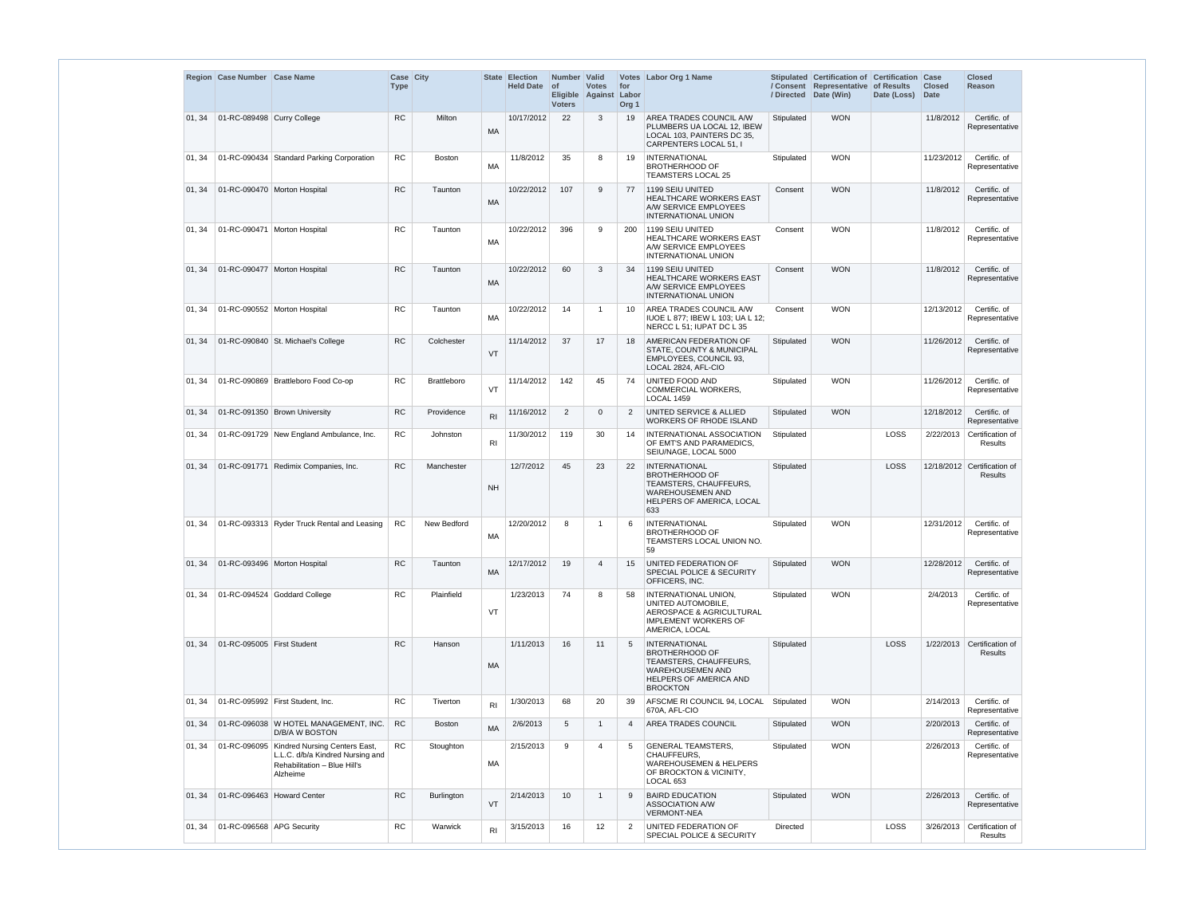| Region | Case Number | Case Name | Case Type | City | State | Election Held Date | Number of Eligible Voters | Valid Votes Against | Votes for Labor Org 1 | Labor Org 1 Name | Stipulated / Consent / Directed | Certification of Representative Date (Win) | Certification of Results Date (Loss) | Case Closed Date | Closed Reason |
|---|---|---|---|---|---|---|---|---|---|---|---|---|---|---|---|
| 01, 34 | 01-RC-089498 | Curry College | RC | Milton | MA | 10/17/2012 | 22 | 3 | 19 | AREA TRADES COUNCIL A/W PLUMBERS UA LOCAL 12, IBEW LOCAL 103, PAINTERS DC 35, CARPENTERS LOCAL 51, I | Stipulated | WON | | 11/8/2012 | Certific. of Representative |
| 01, 34 | 01-RC-090434 | Standard Parking Corporation | RC | Boston | MA | 11/8/2012 | 35 | 8 | 19 | INTERNATIONAL BROTHERHOOD OF TEAMSTERS LOCAL 25 | Stipulated | WON | | 11/23/2012 | Certific. of Representative |
| 01, 34 | 01-RC-090470 | Morton Hospital | RC | Taunton | MA | 10/22/2012 | 107 | 9 | 77 | 1199 SEIU UNITED HEALTHCARE WORKERS EAST A/W SERVICE EMPLOYEES INTERNATIONAL UNION | Consent | WON | | 11/8/2012 | Certific. of Representative |
| 01, 34 | 01-RC-090471 | Morton Hospital | RC | Taunton | MA | 10/22/2012 | 396 | 9 | 200 | 1199 SEIU UNITED HEALTHCARE WORKERS EAST A/W SERVICE EMPLOYEES INTERNATIONAL UNION | Consent | WON | | 11/8/2012 | Certific. of Representative |
| 01, 34 | 01-RC-090477 | Morton Hospital | RC | Taunton | MA | 10/22/2012 | 60 | 3 | 34 | 1199 SEIU UNITED HEALTHCARE WORKERS EAST A/W SERVICE EMPLOYEES INTERNATIONAL UNION | Consent | WON | | 11/8/2012 | Certific. of Representative |
| 01, 34 | 01-RC-090552 | Morton Hospital | RC | Taunton | MA | 10/22/2012 | 14 | 1 | 10 | AREA TRADES COUNCIL A/W IUOE L 877; IBEW L 103; UA L 12; NERCC L 51; IUPAT DC L 35 | Consent | WON | | 12/13/2012 | Certific. of Representative |
| 01, 34 | 01-RC-090840 | St. Michael's College | RC | Colchester | VT | 11/14/2012 | 37 | 17 | 18 | AMERICAN FEDERATION OF STATE, COUNTY & MUNICIPAL EMPLOYEES, COUNCIL 93, LOCAL 2824, AFL-CIO | Stipulated | WON | | 11/26/2012 | Certific. of Representative |
| 01, 34 | 01-RC-090869 | Brattleboro Food Co-op | RC | Brattleboro | VT | 11/14/2012 | 142 | 45 | 74 | UNITED FOOD AND COMMERCIAL WORKERS, LOCAL 1459 | Stipulated | WON | | 11/26/2012 | Certific. of Representative |
| 01, 34 | 01-RC-091350 | Brown University | RC | Providence | RI | 11/16/2012 | 2 | 0 | 2 | UNITED SERVICE & ALLIED WORKERS OF RHODE ISLAND | Stipulated | WON | | 12/18/2012 | Certific. of Representative |
| 01, 34 | 01-RC-091729 | New England Ambulance, Inc. | RC | Johnston | RI | 11/30/2012 | 119 | 30 | 14 | INTERNATIONAL ASSOCIATION OF EMT'S AND PARAMEDICS, SEIU/NAGE, LOCAL 5000 | Stipulated | | LOSS | 2/22/2013 | Certification of Results |
| 01, 34 | 01-RC-091771 | Redimix Companies, Inc. | RC | Manchester | NH | 12/7/2012 | 45 | 23 | 22 | INTERNATIONAL BROTHERHOOD OF TEAMSTERS, CHAUFFEURS, WAREHOUSEMEN AND HELPERS OF AMERICA, LOCAL 633 | Stipulated | | LOSS | 12/18/2012 | Certification of Results |
| 01, 34 | 01-RC-093313 | Ryder Truck Rental and Leasing | RC | New Bedford | MA | 12/20/2012 | 8 | 1 | 6 | INTERNATIONAL BROTHERHOOD OF TEAMSTERS LOCAL UNION NO. 59 | Stipulated | WON | | 12/31/2012 | Certific. of Representative |
| 01, 34 | 01-RC-093496 | Morton Hospital | RC | Taunton | MA | 12/17/2012 | 19 | 4 | 15 | UNITED FEDERATION OF SPECIAL POLICE & SECURITY OFFICERS, INC. | Stipulated | WON | | 12/28/2012 | Certific. of Representative |
| 01, 34 | 01-RC-094524 | Goddard College | RC | Plainfield | VT | 1/23/2013 | 74 | 8 | 58 | INTERNATIONAL UNION, UNITED AUTOMOBILE, AEROSPACE & AGRICULTURAL IMPLEMENT WORKERS OF AMERICA, LOCAL | Stipulated | WON | | 2/4/2013 | Certific. of Representative |
| 01, 34 | 01-RC-095005 | First Student | RC | Hanson | MA | 1/11/2013 | 16 | 11 | 5 | INTERNATIONAL BROTHERHOOD OF TEAMSTERS, CHAUFFEURS, WAREHOUSEMEN AND HELPERS OF AMERICA AND BROCKTON | Stipulated | | LOSS | 1/22/2013 | Certification of Results |
| 01, 34 | 01-RC-095992 | First Student, Inc. | RC | Tiverton | RI | 1/30/2013 | 68 | 20 | 39 | AFSCME RI COUNCIL 94, LOCAL 670A, AFL-CIO | Stipulated | WON | | 2/14/2013 | Certific. of Representative |
| 01, 34 | 01-RC-096038 | W HOTEL MANAGEMENT, INC. D/B/A W BOSTON | RC | Boston | MA | 2/6/2013 | 5 | 1 | 4 | AREA TRADES COUNCIL | Stipulated | WON | | 2/20/2013 | Certific. of Representative |
| 01, 34 | 01-RC-096095 | Kindred Nursing Centers East, L.L.C. d/b/a Kindred Nursing and Rehabilitation – Blue Hill's Alzheime | RC | Stoughton | MA | 2/15/2013 | 9 | 4 | 5 | GENERAL TEAMSTERS, CHAUFFEURS, WAREHOUSEMEN & HELPERS OF BROCKTON & VICINITY, LOCAL 653 | Stipulated | WON | | 2/26/2013 | Certific. of Representative |
| 01, 34 | 01-RC-096463 | Howard Center | RC | Burlington | VT | 2/14/2013 | 10 | 1 | 9 | BAIRD EDUCATION ASSOCIATION A/W VERMONT-NEA | Stipulated | WON | | 2/26/2013 | Certific. of Representative |
| 01, 34 | 01-RC-096568 | APG Security | RC | Warwick | RI | 3/15/2013 | 16 | 12 | 2 | UNITED FEDERATION OF SPECIAL POLICE & SECURITY | Directed | | LOSS | 3/26/2013 | Certification of Results |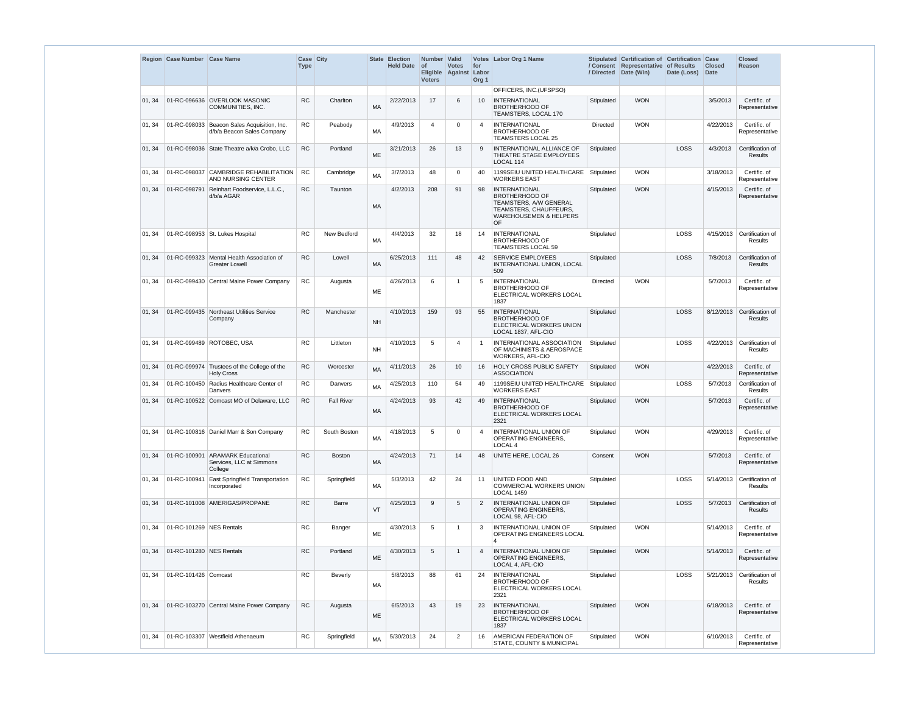| Region | Case Number | Case Name | Case Type | City | State | Election Held Date | Number of Eligible Voters | Valid Votes Against | Votes for Labor Org 1 | Labor Org 1 Name | Stipulated / Consent / Directed | Certification of Representative Date (Win) | Certification of Results Date (Loss) | Case Closed Date | Closed Reason |
|---|---|---|---|---|---|---|---|---|---|---|---|---|---|---|---|
| | | | | | | | | | | OFFICERS, INC.(UFSPSO) | | | | | |
| 01, 34 | 01-RC-096636 | OVERLOOK MASONIC COMMUNITIES, INC. | RC | Charlton | MA | 2/22/2013 | 17 | 6 | 10 | INTERNATIONAL BROTHERHOOD OF TEAMSTERS, LOCAL 170 | Stipulated | WON | | 3/5/2013 | Certific. of Representative |
| 01, 34 | 01-RC-098033 | Beacon Sales Acquisition, Inc. d/b/a Beacon Sales Company | RC | Peabody | MA | 4/9/2013 | 4 | 0 | 4 | INTERNATIONAL BROTHERHOOD OF TEAMSTERS LOCAL 25 | Directed | WON | | 4/22/2013 | Certific. of Representative |
| 01, 34 | 01-RC-098036 | State Theatre a/k/a Crobo, LLC | RC | Portland | ME | 3/21/2013 | 26 | 13 | 9 | INTERNATIONAL ALLIANCE OF THEATRE STAGE EMPLOYEES LOCAL 114 | Stipulated | | LOSS | 4/3/2013 | Certification of Results |
| 01, 34 | 01-RC-098037 | CAMBRIDGE REHABILITATION AND NURSING CENTER | RC | Cambridge | MA | 3/7/2013 | 48 | 0 | 40 | 1199SEIU UNITED HEALTHCARE WORKERS EAST | Stipulated | WON | | 3/18/2013 | Certific. of Representative |
| 01, 34 | 01-RC-098791 | Reinhart Foodservice, L.L.C., d/b/a AGAR | RC | Taunton | MA | 4/2/2013 | 208 | 91 | 98 | INTERNATIONAL BROTHERHOOD OF TEAMSTERS, A/W GENERAL TEAMSTERS, CHAUFFEURS, WAREHOUSEMEN & HELPERS OF | Stipulated | WON | | 4/15/2013 | Certific. of Representative |
| 01, 34 | 01-RC-098953 | St. Lukes Hospital | RC | New Bedford | MA | 4/4/2013 | 32 | 18 | 14 | INTERNATIONAL BROTHERHOOD OF TEAMSTERS LOCAL 59 | Stipulated | | LOSS | 4/15/2013 | Certification of Results |
| 01, 34 | 01-RC-099323 | Mental Health Association of Greater Lowell | RC | Lowell | MA | 6/25/2013 | 111 | 48 | 42 | SERVICE EMPLOYEES INTERNATIONAL UNION, LOCAL 509 | Stipulated | | LOSS | 7/8/2013 | Certification of Results |
| 01, 34 | 01-RC-099430 | Central Maine Power Company | RC | Augusta | ME | 4/26/2013 | 6 | 1 | 5 | INTERNATIONAL BROTHERHOOD OF ELECTRICAL WORKERS LOCAL 1837 | Directed | WON | | 5/7/2013 | Certific. of Representative |
| 01, 34 | 01-RC-099435 | Northeast Utilities Service Company | RC | Manchester | NH | 4/10/2013 | 159 | 93 | 55 | INTERNATIONAL BROTHERHOOD OF ELECTRICAL WORKERS UNION LOCAL 1837, AFL-CIO | Stipulated | | LOSS | 8/12/2013 | Certification of Results |
| 01, 34 | 01-RC-099489 | ROTOBEC, USA | RC | Littleton | NH | 4/10/2013 | 5 | 4 | 1 | INTERNATIONAL ASSOCIATION OF MACHINISTS & AEROSPACE WORKERS, AFL-CIO | Stipulated | | LOSS | 4/22/2013 | Certification of Results |
| 01, 34 | 01-RC-099974 | Trustees of the College of the Holy Cross | RC | Worcester | MA | 4/11/2013 | 26 | 10 | 16 | HOLY CROSS PUBLIC SAFETY ASSOCIATION | Stipulated | WON | | 4/22/2013 | Certific. of Representative |
| 01, 34 | 01-RC-100450 | Radius Healthcare Center of Danvers | RC | Danvers | MA | 4/25/2013 | 110 | 54 | 49 | 1199SEIU UNITED HEALTHCARE WORKERS EAST | Stipulated | | LOSS | 5/7/2013 | Certification of Results |
| 01, 34 | 01-RC-100522 | Comcast MO of Delaware, LLC | RC | Fall River | MA | 4/24/2013 | 93 | 42 | 49 | INTERNATIONAL BROTHERHOOD OF ELECTRICAL WORKERS LOCAL 2321 | Stipulated | WON | | 5/7/2013 | Certific. of Representative |
| 01, 34 | 01-RC-100816 | Daniel Marr & Son Company | RC | South Boston | MA | 4/18/2013 | 5 | 0 | 4 | INTERNATIONAL UNION OF OPERATING ENGINEERS, LOCAL 4 | Stipulated | WON | | 4/29/2013 | Certific. of Representative |
| 01, 34 | 01-RC-100901 | ARAMARK Educational Services, LLC at Simmons College | RC | Boston | MA | 4/24/2013 | 71 | 14 | 48 | UNITE HERE, LOCAL 26 | Consent | WON | | 5/7/2013 | Certific. of Representative |
| 01, 34 | 01-RC-100941 | East Springfield Transportation Incorporated | RC | Springfield | MA | 5/3/2013 | 42 | 24 | 11 | UNITED FOOD AND COMMERCIAL WORKERS UNION LOCAL 1459 | Stipulated | | LOSS | 5/14/2013 | Certification of Results |
| 01, 34 | 01-RC-101008 | AMERIGAS/PROPANE | RC | Barre | VT | 4/25/2013 | 9 | 5 | 2 | INTERNATIONAL UNION OF OPERATING ENGINEERS, LOCAL 98, AFL-CIO | Stipulated | | LOSS | 5/7/2013 | Certification of Results |
| 01, 34 | 01-RC-101269 | NES Rentals | RC | Banger | ME | 4/30/2013 | 5 | 1 | 3 | INTERNATIONAL UNION OF OPERATING ENGINEERS LOCAL 4 | Stipulated | WON | | 5/14/2013 | Certific. of Representative |
| 01, 34 | 01-RC-101280 | NES Rentals | RC | Portland | ME | 4/30/2013 | 5 | 1 | 4 | INTERNATIONAL UNION OF OPERATING ENGINEERS, LOCAL 4, AFL-CIO | Stipulated | WON | | 5/14/2013 | Certific. of Representative |
| 01, 34 | 01-RC-101426 | Comcast | RC | Beverly | MA | 5/8/2013 | 88 | 61 | 24 | INTERNATIONAL BROTHERHOOD OF ELECTRICAL WORKERS LOCAL 2321 | Stipulated | | LOSS | 5/21/2013 | Certification of Results |
| 01, 34 | 01-RC-103270 | Central Maine Power Company | RC | Augusta | ME | 6/5/2013 | 43 | 19 | 23 | INTERNATIONAL BROTHERHOOD OF ELECTRICAL WORKERS LOCAL 1837 | Stipulated | WON | | 6/18/2013 | Certific. of Representative |
| 01, 34 | 01-RC-103307 | Westfield Athenaeum | RC | Springfield | MA | 5/30/2013 | 24 | 2 | 16 | AMERICAN FEDERATION OF STATE, COUNTY & MUNICIPAL | Stipulated | WON | | 6/10/2013 | Certific. of Representative |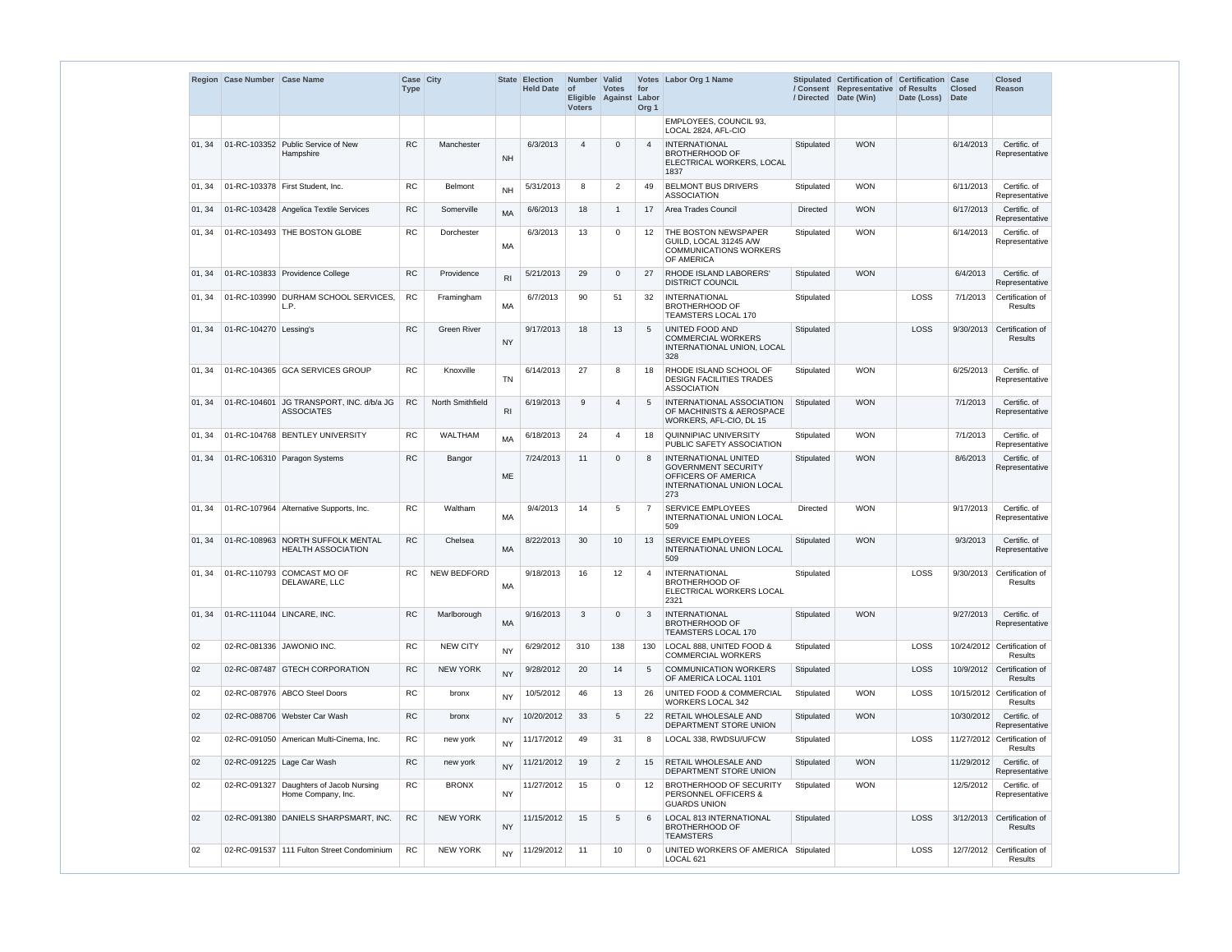| Region | Case Number | Case Name | Case Type | City | State | Election Held Date | Number of Eligible Voters | Valid Votes Against | Votes for Labor Org 1 | Labor Org 1 Name | Stipulated / Consent / Directed | Certification of Representative Date (Win) | Certification of Results Date (Loss) | Case Closed Date | Closed Reason |
|---|---|---|---|---|---|---|---|---|---|---|---|---|---|---|---|
| | | | | | | | | | | EMPLOYEES, COUNCIL 93, LOCAL 2824, AFL-CIO | | | | | |
| 01, 34 | 01-RC-103352 | Public Service of New Hampshire | RC | Manchester | NH | 6/3/2013 | 4 | 0 | 4 | INTERNATIONAL BROTHERHOOD OF ELECTRICAL WORKERS, LOCAL 1837 | Stipulated | WON | | 6/14/2013 | Certific. of Representative |
| 01, 34 | 01-RC-103378 | First Student, Inc. | RC | Belmont | NH | 5/31/2013 | 8 | 2 | 49 | BELMONT BUS DRIVERS ASSOCIATION | Stipulated | WON | | 6/11/2013 | Certific. of Representative |
| 01, 34 | 01-RC-103428 | Angelica Textile Services | RC | Somerville | MA | 6/6/2013 | 18 | 1 | 17 | Area Trades Council | Directed | WON | | 6/17/2013 | Certific. of Representative |
| 01, 34 | 01-RC-103493 | THE BOSTON GLOBE | RC | Dorchester | MA | 6/3/2013 | 13 | 0 | 12 | THE BOSTON NEWSPAPER GUILD, LOCAL 31245 A/W COMMUNICATIONS WORKERS OF AMERICA | Stipulated | WON | | 6/14/2013 | Certific. of Representative |
| 01, 34 | 01-RC-103833 | Providence College | RC | Providence | RI | 5/21/2013 | 29 | 0 | 27 | RHODE ISLAND LABORERS' DISTRICT COUNCIL | Stipulated | WON | | 6/4/2013 | Certific. of Representative |
| 01, 34 | 01-RC-103990 | DURHAM SCHOOL SERVICES, L.P. | RC | Framingham | MA | 6/7/2013 | 90 | 51 | 32 | INTERNATIONAL BROTHERHOOD OF TEAMSTERS LOCAL 170 | Stipulated | | LOSS | 7/1/2013 | Certification of Results |
| 01, 34 | 01-RC-104270 | Lessing's | RC | Green River | NY | 9/17/2013 | 18 | 13 | 5 | UNITED FOOD AND COMMERCIAL WORKERS INTERNATIONAL UNION, LOCAL 328 | Stipulated | | LOSS | 9/30/2013 | Certification of Results |
| 01, 34 | 01-RC-104365 | GCA SERVICES GROUP | RC | Knoxville | TN | 6/14/2013 | 27 | 8 | 18 | RHODE ISLAND SCHOOL OF DESIGN FACILITIES TRADES ASSOCIATION | Stipulated | WON | | 6/25/2013 | Certific. of Representative |
| 01, 34 | 01-RC-104601 | JG TRANSPORT, INC. d/b/a JG ASSOCIATES | RC | North Smithfield | RI | 6/19/2013 | 9 | 4 | 5 | INTERNATIONAL ASSOCIATION OF MACHINISTS & AEROSPACE WORKERS, AFL-CIO, DL 15 | Stipulated | WON | | 7/1/2013 | Certific. of Representative |
| 01, 34 | 01-RC-104768 | BENTLEY UNIVERSITY | RC | WALTHAM | MA | 6/18/2013 | 24 | 4 | 18 | QUINNIPIAC UNIVERSITY PUBLIC SAFETY ASSOCIATION | Stipulated | WON | | 7/1/2013 | Certific. of Representative |
| 01, 34 | 01-RC-106310 | Paragon Systems | RC | Bangor | ME | 7/24/2013 | 11 | 0 | 8 | INTERNATIONAL UNITED GOVERNMENT SECURITY OFFICERS OF AMERICA INTERNATIONAL UNION LOCAL 273 | Stipulated | WON | | 8/6/2013 | Certific. of Representative |
| 01, 34 | 01-RC-107964 | Alternative Supports, Inc. | RC | Waltham | MA | 9/4/2013 | 14 | 5 | 7 | SERVICE EMPLOYEES INTERNATIONAL UNION LOCAL 509 | Directed | WON | | 9/17/2013 | Certific. of Representative |
| 01, 34 | 01-RC-108963 | NORTH SUFFOLK MENTAL HEALTH ASSOCIATION | RC | Chelsea | MA | 8/22/2013 | 30 | 10 | 13 | SERVICE EMPLOYEES INTERNATIONAL UNION LOCAL 509 | Stipulated | WON | | 9/3/2013 | Certific. of Representative |
| 01, 34 | 01-RC-110793 | COMCAST MO OF DELAWARE, LLC | RC | NEW BEDFORD | MA | 9/18/2013 | 16 | 12 | 4 | INTERNATIONAL BROTHERHOOD OF ELECTRICAL WORKERS LOCAL 2321 | Stipulated | | LOSS | 9/30/2013 | Certification of Results |
| 01, 34 | 01-RC-111044 | LINCARE, INC. | RC | Marlborough | MA | 9/16/2013 | 3 | 0 | 3 | INTERNATIONAL BROTHERHOOD OF TEAMSTERS LOCAL 170 | Stipulated | WON | | 9/27/2013 | Certific. of Representative |
| 02 | 02-RC-081336 | JAWONIO INC. | RC | NEW CITY | NY | 6/29/2012 | 310 | 138 | 130 | LOCAL 888, UNITED FOOD & COMMERCIAL WORKERS | Stipulated | | LOSS | 10/24/2012 | Certification of Results |
| 02 | 02-RC-087487 | GTECH CORPORATION | RC | NEW YORK | NY | 9/28/2012 | 20 | 14 | 5 | COMMUNICATION WORKERS OF AMERICA LOCAL 1101 | Stipulated | | LOSS | 10/9/2012 | Certification of Results |
| 02 | 02-RC-087976 | ABCO Steel Doors | RC | bronx | NY | 10/5/2012 | 46 | 13 | 26 | UNITED FOOD & COMMERCIAL WORKERS LOCAL 342 | Stipulated | WON | LOSS | 10/15/2012 | Certification of Results |
| 02 | 02-RC-088706 | Webster Car Wash | RC | bronx | NY | 10/20/2012 | 33 | 5 | 22 | RETAIL WHOLESALE AND DEPARTMENT STORE UNION | Stipulated | WON | | 10/30/2012 | Certific. of Representative |
| 02 | 02-RC-091050 | American Multi-Cinema, Inc. | RC | new york | NY | 11/17/2012 | 49 | 31 | 8 | LOCAL 338, RWDSU/UFCW | Stipulated | | LOSS | 11/27/2012 | Certification of Results |
| 02 | 02-RC-091225 | Lage Car Wash | RC | new york | NY | 11/21/2012 | 19 | 2 | 15 | RETAIL WHOLESALE AND DEPARTMENT STORE UNION | Stipulated | WON | | 11/29/2012 | Certific. of Representative |
| 02 | 02-RC-091327 | Daughters of Jacob Nursing Home Company, Inc. | RC | BRONX | NY | 11/27/2012 | 15 | 0 | 12 | BROTHERHOOD OF SECURITY PERSONNEL OFFICERS & GUARDS UNION | Stipulated | WON | | 12/5/2012 | Certific. of Representative |
| 02 | 02-RC-091380 | DANIELS SHARPSMART, INC. | RC | NEW YORK | NY | 11/15/2012 | 15 | 5 | 6 | LOCAL 813 INTERNATIONAL BROTHERHOOD OF TEAMSTERS | Stipulated | | LOSS | 3/12/2013 | Certification of Results |
| 02 | 02-RC-091537 | 111 Fulton Street Condominium | RC | NEW YORK | NY | 11/29/2012 | 11 | 10 | 0 | UNITED WORKERS OF AMERICA LOCAL 621 | Stipulated | | LOSS | 12/7/2012 | Certification of Results |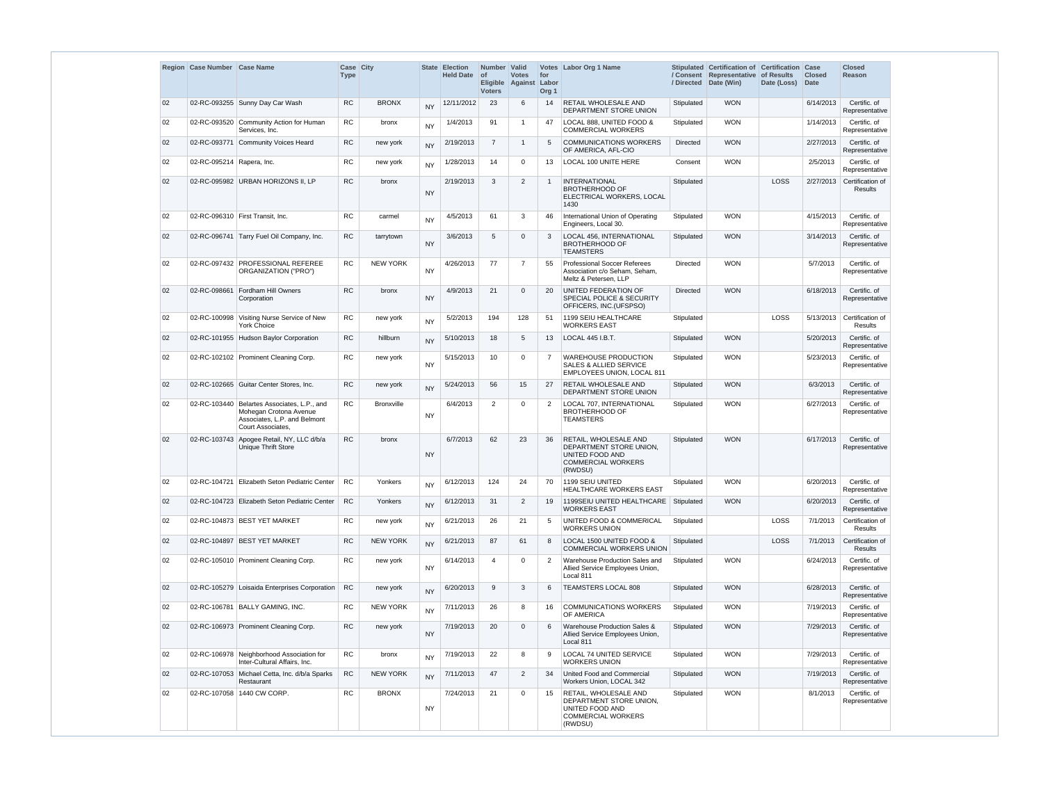| Region | Case Number | Case Name | Case Type | City | State | Election Held Date | Number of Eligible Voters | Valid Votes Against | Votes for Labor Org 1 | Labor Org 1 Name | Stipulated / Consent / Directed | Certification of Representative Date (Win) | Certification of Results Date (Loss) | Case Closed Date | Closed Reason |
|---|---|---|---|---|---|---|---|---|---|---|---|---|---|---|---|
| 02 | 02-RC-093255 | Sunny Day Car Wash | RC | BRONX | NY | 12/11/2012 | 23 | 6 | 14 | RETAIL WHOLESALE AND DEPARTMENT STORE UNION | Stipulated | WON | | 6/14/2013 | Certific. of Representative |
| 02 | 02-RC-093520 | Community Action for Human Services, Inc. | RC | bronx | NY | 1/4/2013 | 91 | 1 | 47 | LOCAL 888, UNITED FOOD & COMMERCIAL WORKERS | Stipulated | WON | | 1/14/2013 | Certific. of Representative |
| 02 | 02-RC-093771 | Community Voices Heard | RC | new york | NY | 2/19/2013 | 7 | 1 | 5 | COMMUNICATIONS WORKERS OF AMERICA, AFL-CIO | Directed | WON | | 2/27/2013 | Certific. of Representative |
| 02 | 02-RC-095214 | Rapera, Inc. | RC | new york | NY | 1/28/2013 | 14 | 0 | 13 | LOCAL 100 UNITE HERE | Consent | WON | | 2/5/2013 | Certific. of Representative |
| 02 | 02-RC-095982 | URBAN HORIZONS II, LP | RC | bronx | NY | 2/19/2013 | 3 | 2 | 1 | INTERNATIONAL BROTHERHOOD OF ELECTRICAL WORKERS, LOCAL 1430 | Stipulated | | LOSS | 2/27/2013 | Certification of Results |
| 02 | 02-RC-096310 | First Transit, Inc. | RC | carmel | NY | 4/5/2013 | 61 | 3 | 46 | International Union of Operating Engineers, Local 30. | Stipulated | WON | | 4/15/2013 | Certific. of Representative |
| 02 | 02-RC-096741 | Tarry Fuel Oil Company, Inc. | RC | tarrytown | NY | 3/6/2013 | 5 | 0 | 3 | LOCAL 456, INTERNATIONAL BROTHERHOOD OF TEAMSTERS | Stipulated | WON | | 3/14/2013 | Certific. of Representative |
| 02 | 02-RC-097432 | PROFESSIONAL REFEREE ORGANIZATION ("PRO") | RC | NEW YORK | NY | 4/26/2013 | 77 | 7 | 55 | Professional Soccer Referees Association c/o Seham, Seham, Meltz & Petersen, LLP | Directed | WON | | 5/7/2013 | Certific. of Representative |
| 02 | 02-RC-098661 | Fordham Hill Owners Corporation | RC | bronx | NY | 4/9/2013 | 21 | 0 | 20 | UNITED FEDERATION OF SPECIAL POLICE & SECURITY OFFICERS, INC.(UFSPSO) | Directed | WON | | 6/18/2013 | Certific. of Representative |
| 02 | 02-RC-100998 | Visiting Nurse Service of New York Choice | RC | new york | NY | 5/2/2013 | 194 | 128 | 51 | 1199 SEIU HEALTHCARE WORKERS EAST | Stipulated | | LOSS | 5/13/2013 | Certification of Results |
| 02 | 02-RC-101955 | Hudson Baylor Corporation | RC | hillburn | NY | 5/10/2013 | 18 | 5 | 13 | LOCAL 445 I.B.T. | Stipulated | WON | | 5/20/2013 | Certific. of Representative |
| 02 | 02-RC-102102 | Prominent Cleaning Corp. | RC | new york | NY | 5/15/2013 | 10 | 0 | 7 | WAREHOUSE PRODUCTION SALES & ALLIED SERVICE EMPLOYEES UNION, LOCAL 811 | Stipulated | WON | | 5/23/2013 | Certific. of Representative |
| 02 | 02-RC-102665 | Guitar Center Stores, Inc. | RC | new york | NY | 5/24/2013 | 56 | 15 | 27 | RETAIL WHOLESALE AND DEPARTMENT STORE UNION | Stipulated | WON | | 6/3/2013 | Certific. of Representative |
| 02 | 02-RC-103440 | Belartes Associates, L.P., and Mohegan Crotona Avenue Associates, L.P. and Belmont Court Associates, | RC | Bronxville | NY | 6/4/2013 | 2 | 0 | 2 | LOCAL 707, INTERNATIONAL BROTHERHOOD OF TEAMSTERS | Stipulated | WON | | 6/27/2013 | Certific. of Representative |
| 02 | 02-RC-103743 | Apogee Retail, NY, LLC d/b/a Unique Thrift Store | RC | bronx | NY | 6/7/2013 | 62 | 23 | 36 | RETAIL, WHOLESALE AND DEPARTMENT STORE UNION, UNITED FOOD AND COMMERCIAL WORKERS (RWDSU) | Stipulated | WON | | 6/17/2013 | Certific. of Representative |
| 02 | 02-RC-104721 | Elizabeth Seton Pediatric Center | RC | Yonkers | NY | 6/12/2013 | 124 | 24 | 70 | 1199 SEIU UNITED HEALTHCARE WORKERS EAST | Stipulated | WON | | 6/20/2013 | Certific. of Representative |
| 02 | 02-RC-104723 | Elizabeth Seton Pediatric Center | RC | Yonkers | NY | 6/12/2013 | 31 | 2 | 19 | 1199SEIU UNITED HEALTHCARE WORKERS EAST | Stipulated | WON | | 6/20/2013 | Certific. of Representative |
| 02 | 02-RC-104873 | BEST YET MARKET | RC | new york | NY | 6/21/2013 | 26 | 21 | 5 | UNITED FOOD & COMMERICAL WORKERS UNION | Stipulated | | LOSS | 7/1/2013 | Certification of Results |
| 02 | 02-RC-104897 | BEST YET MARKET | RC | NEW YORK | NY | 6/21/2013 | 87 | 61 | 8 | LOCAL 1500 UNITED FOOD & COMMERCIAL WORKERS UNION | Stipulated | | LOSS | 7/1/2013 | Certification of Results |
| 02 | 02-RC-105010 | Prominent Cleaning Corp. | RC | new york | NY | 6/14/2013 | 4 | 0 | 2 | Warehouse Production Sales and Allied Service Employees Union, Local 811 | Stipulated | WON | | 6/24/2013 | Certific. of Representative |
| 02 | 02-RC-105279 | Loisaida Enterprises Corporation | RC | new york | NY | 6/20/2013 | 9 | 3 | 6 | TEAMSTERS LOCAL 808 | Stipulated | WON | | 6/28/2013 | Certific. of Representative |
| 02 | 02-RC-106781 | BALLY GAMING, INC. | RC | NEW YORK | NY | 7/11/2013 | 26 | 8 | 16 | COMMUNICATIONS WORKERS OF AMERICA | Stipulated | WON | | 7/19/2013 | Certific. of Representative |
| 02 | 02-RC-106973 | Prominent Cleaning Corp. | RC | new york | NY | 7/19/2013 | 20 | 0 | 6 | Warehouse Production Sales & Allied Service Employees Union, Local 811 | Stipulated | WON | | 7/29/2013 | Certific. of Representative |
| 02 | 02-RC-106978 | Neighborhood Association for Inter-Cultural Affairs, Inc. | RC | bronx | NY | 7/19/2013 | 22 | 8 | 9 | LOCAL 74 UNITED SERVICE WORKERS UNION | Stipulated | WON | | 7/29/2013 | Certific. of Representative |
| 02 | 02-RC-107053 | Michael Cetta, Inc. d/b/a Sparks Restaurant | RC | NEW YORK | NY | 7/11/2013 | 47 | 2 | 34 | United Food and Commercial Workers Union, LOCAL 342 | Stipulated | WON | | 7/19/2013 | Certific. of Representative |
| 02 | 02-RC-107058 | 1440 CW CORP. | RC | BRONX | NY | 7/24/2013 | 21 | 0 | 15 | RETAIL, WHOLESALE AND DEPARTMENT STORE UNION, UNITED FOOD AND COMMERCIAL WORKERS (RWDSU) | Stipulated | WON | | 8/1/2013 | Certific. of Representative |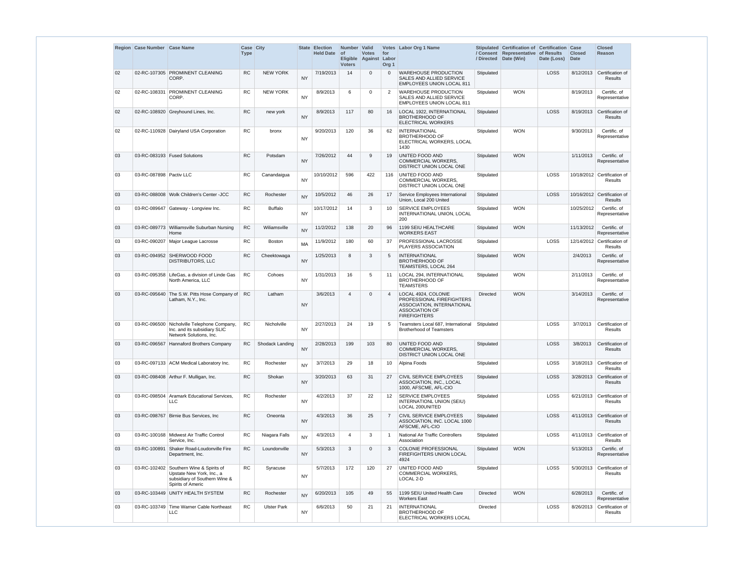| Region | Case Number | Case Name | Case Type | City | State | Election Held Date | Number of Eligible Voters | Valid Votes Against | Votes for Labor Org 1 | Labor Org 1 Name | Stipulated / Consent / Directed | Certification of Representative Date (Win) | Certification of Results Date (Loss) | Case Closed Date | Closed Reason |
|---|---|---|---|---|---|---|---|---|---|---|---|---|---|---|---|
| 02 | 02-RC-107305 | PROMINENT CLEANING CORP. | RC | NEW YORK | NY | 7/19/2013 | 14 | 0 | 0 | WAREHOUSE PRODUCTION SALES AND ALLIED SERVICE EMPLOYEES UNION LOCAL 811 | Stipulated | | LOSS | 8/12/2013 | Certification of Results |
| 02 | 02-RC-108331 | PROMINENT CLEANING CORP. | RC | NEW YORK | NY | 8/9/2013 | 6 | 0 | 2 | WAREHOUSE PRODUCTION SALES AND ALLIED SERVICE EMPLOYEES UNION LOCAL 811 | Stipulated | WON | | 8/19/2013 | Certific. of Representative |
| 02 | 02-RC-108920 | Greyhound Lines, Inc. | RC | new york | NY | 8/9/2013 | 117 | 80 | 16 | LOCAL 1922, INTERNATIONAL BROTHERHOOD OF ELECTRICAL WORKERS | Stipulated | | LOSS | 8/19/2013 | Certification of Results |
| 02 | 02-RC-110928 | Dairyland USA Corporation | RC | bronx | NY | 9/20/2013 | 120 | 36 | 62 | INTERNATIONAL BROTHERHOOD OF ELECTRICAL WORKERS, LOCAL 1430 | Stipulated | WON | | 9/30/2013 | Certific. of Representative |
| 03 | 03-RC-083193 | Fused Solutions | RC | Potsdam | NY | 7/26/2012 | 44 | 9 | 19 | UNITED FOOD AND COMMERCIAL WORKERS, DISTRICT UNION LOCAL ONE | Stipulated | WON | | 1/11/2013 | Certific. of Representative |
| 03 | 03-RC-087898 | Pactiv LLC | RC | Canandaigua | NY | 10/10/2012 | 596 | 422 | 116 | UNITED FOOD AND COMMERCIAL WORKERS, DISTRICT UNION LOCAL ONE | Stipulated | | LOSS | 10/18/2012 | Certification of Results |
| 03 | 03-RC-088008 | Wolk Children's Center -JCC | RC | Rochester | NY | 10/5/2012 | 46 | 26 | 17 | Service Employees International Union, Local 200 United | Stipulated | | LOSS | 10/16/2012 | Certification of Results |
| 03 | 03-RC-089647 | Gateway - Longview Inc. | RC | Buffalo | NY | 10/17/2012 | 14 | 3 | 10 | SERVICE EMPLOYEES INTERNATIONAL UNION, LOCAL 200 | Stipulated | WON | | 10/25/2012 | Certific. of Representative |
| 03 | 03-RC-089773 | Williamsville Suburban Nursing Home | RC | Wiliamsville | NY | 11/2/2012 | 138 | 20 | 96 | 1199 SEIU HEALTHCARE WORKERS EAST | Stipulated | WON | | 11/13/2012 | Certific. of Representative |
| 03 | 03-RC-090207 | Major League Lacrosse | RC | Boston | MA | 11/9/2012 | 180 | 60 | 37 | PROFESSIONAL LACROSSE PLAYERS ASSOCIATION | Stipulated | | LOSS | 12/14/2012 | Certification of Results |
| 03 | 03-RC-094952 | SHERWOOD FOOD DISTRIBUTORS, LLC | RC | Cheektowaga | NY | 1/25/2013 | 8 | 3 | 5 | INTERNATIONAL BROTHERHOOD OF TEAMSTERS, LOCAL 264 | Stipulated | WON | | 2/4/2013 | Certific. of Representative |
| 03 | 03-RC-095358 | LifeGas, a division of Linde Gas North America, LLC | RC | Cohoes | NY | 1/31/2013 | 16 | 5 | 11 | LOCAL 294, INTERNATIONAL BROTHERHOOD OF TEAMSTERS | Stipulated | WON | | 2/11/2013 | Certific. of Representative |
| 03 | 03-RC-095640 | The S.W. Pitts Hose Company of Latham, N.Y., Inc. | RC | Latham | NY | 3/6/2013 | 4 | 0 | 4 | LOCAL 4924, COLONIE PROFESSIONAL FIREFIGHTERS ASSOCIATION, INTERNATIONAL ASSOCIATION OF FIREFIGHTERS | Directed | WON | | 3/14/2013 | Certific. of Representative |
| 03 | 03-RC-096500 | Nicholville Telephone Company, Inc. and its subsidiary SLIC Network Solutions, Inc. | RC | Nicholville | NY | 2/27/2013 | 24 | 19 | 5 | Teamsters Local 687, International Brotherhood of Teamsters | Stipulated | | LOSS | 3/7/2013 | Certification of Results |
| 03 | 03-RC-096567 | Hannaford Brothers Company | RC | Shodack Landing | NY | 2/28/2013 | 199 | 103 | 80 | UNITED FOOD AND COMMERCIAL WORKERS, DISTRICT UNION LOCAL ONE | Stipulated | | LOSS | 3/8/2013 | Certification of Results |
| 03 | 03-RC-097133 | ACM Medical Laboratory Inc. | RC | Rochester | NY | 3/7/2013 | 29 | 18 | 10 | Alpina Foods | Stipulated | | LOSS | 3/18/2013 | Certification of Results |
| 03 | 03-RC-098408 | Arthur F. Mulligan, Inc. | RC | Shokan | NY | 3/20/2013 | 63 | 31 | 27 | CIVIL SERVICE EMPLOYEES ASSOCIATION, INC., LOCAL 1000, AFSCME, AFL-CIO | Stipulated | | LOSS | 3/28/2013 | Certification of Results |
| 03 | 03-RC-098504 | Aramark Educational Services, LLC | RC | Rochester | NY | 4/2/2013 | 37 | 22 | 12 | SERVICE EMPLOYEES INTERNATIONL UNION (SEIU) LOCAL 200UNITED | Stipulated | | LOSS | 6/21/2013 | Certification of Results |
| 03 | 03-RC-098767 | Birnie Bus Services, Inc | RC | Oneonta | NY | 4/3/2013 | 36 | 25 | 7 | CIVIL SERVICE EMPLOYEES ASSOCIATION, INC. LOCAL 1000 AFSCME, AFL-CIO | Stipulated | | LOSS | 4/11/2013 | Certification of Results |
| 03 | 03-RC-100168 | Midwest Air Traffic Control Service, Inc. | RC | Niagara Falls | NY | 4/3/2013 | 4 | 3 | 1 | National Air Traffic Controllers Association | Stipulated | | LOSS | 4/11/2013 | Certification of Results |
| 03 | 03-RC-100891 | Shaker Road-Loudonville Fire Department, Inc. | RC | Loundonville | NY | 5/3/2013 | 3 | 0 | 3 | COLONIE PROFESSIONAL FIREFIGHTERS UNION LOCAL 4924 | Stipulated | WON | | 5/13/2013 | Certific. of Representative |
| 03 | 03-RC-102402 | Southern Wine & Spirits of Upstate New York, Inc., a subsidiary of Southern Wine & Spirits of Americ | RC | Syracuse | NY | 5/7/2013 | 172 | 120 | 27 | UNITED FOOD AND COMMERCIAL WORKERS, LOCAL 2-D | Stipulated | | LOSS | 5/30/2013 | Certification of Results |
| 03 | 03-RC-103449 | UNITY HEALTH SYSTEM | RC | Rochester | NY | 6/20/2013 | 105 | 49 | 55 | 1199 SEIU United Health Care Workers East | Directed | WON | | 6/28/2013 | Certific. of Representative |
| 03 | 03-RC-103749 | Time Warner Cable Northeast LLC | RC | Ulster Park | NY | 6/6/2013 | 50 | 21 | 21 | INTERNATIONAL BROTHERHOOD OF ELECTRICAL WORKERS LOCAL | Directed | | LOSS | 8/26/2013 | Certification of Results |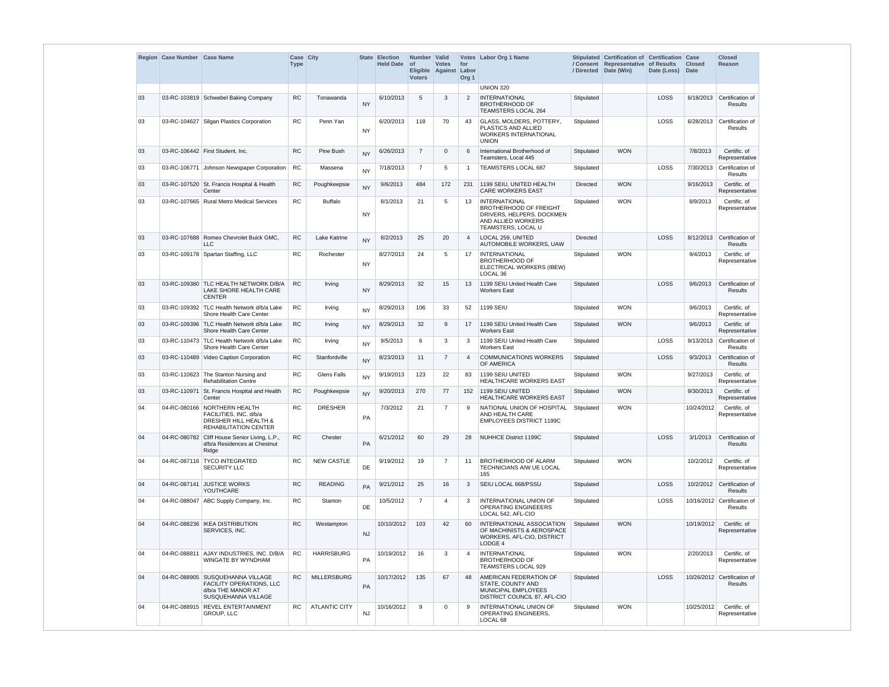| Region | Case Number | Case Name | Case Type | City | State | Election Held Date | Number of Eligible Voters | Valid Votes Against | Votes for Labor Org 1 | Labor Org 1 Name | Stipulated / Consent / Directed | Certification of Representative Date (Win) | Certification of Results Date (Loss) | Case Closed Date | Closed Reason |
|---|---|---|---|---|---|---|---|---|---|---|---|---|---|---|---|
| | | | | | | | | | | UNION 320 | | | | | |
| 03 | 03-RC-103819 | Schwebel Baking Company | RC | Tonawanda | NY | 6/10/2013 | 5 | 3 | 2 | INTERNATIONAL BROTHERHOOD OF TEAMSTERS LOCAL 264 | Stipulated | | LOSS | 6/18/2013 | Certification of Results |
| 03 | 03-RC-104627 | Silgan Plastics Corporation | RC | Penn Yan | NY | 6/20/2013 | 118 | 70 | 43 | GLASS, MOLDERS, POTTERY, PLASTICS AND ALLIED WORKERS INTERNATIONAL UNION | Stipulated | | LOSS | 6/28/2013 | Certification of Results |
| 03 | 03-RC-106442 | First Student, Inc. | RC | Pine Bush | NY | 6/26/2013 | 7 | 0 | 6 | International Brotherhood of Teamsters, Local 445 | Stipulated | WON | | 7/8/2013 | Certific. of Representative |
| 03 | 03-RC-106771 | Johnson Newspaper Corporation | RC | Massena | NY | 7/18/2013 | 7 | 5 | 1 | TEAMSTERS LOCAL 687 | Stipulated | | LOSS | 7/30/2013 | Certification of Results |
| 03 | 03-RC-107520 | St. Francis Hospital & Health Center | RC | Poughkeepsie | NY | 9/6/2013 | 484 | 172 | 231 | 1199 SEIU, UNITED HEALTH CARE WORKERS EAST | Directed | WON | | 9/16/2013 | Certific. of Representative |
| 03 | 03-RC-107665 | Rural Metro Medical Services | RC | Buffalo | NY | 8/1/2013 | 21 | 5 | 13 | INTERNATIONAL BROTHERHOOD OF FREIGHT DRIVERS, HELPERS. DOCKMEN AND ALLIED WORKERS TEAMSTERS, LOCAL U | Stipulated | WON | | 8/9/2013 | Certific. of Representative |
| 03 | 03-RC-107688 | Romeo Chevrolet Buick GMC, LLC | RC | Lake Katrine | NY | 8/2/2013 | 25 | 20 | 4 | LOCAL 259, UNITED AUTOMOBILE WORKERS, UAW | Directed | | LOSS | 8/12/2013 | Certification of Results |
| 03 | 03-RC-109178 | Spartan Staffing, LLC | RC | Rochester | NY | 8/27/2013 | 24 | 5 | 17 | INTERNATIONAL BROTHERHOOD OF ELECTRICAL WORKERS (IBEW) LOCAL 36 | Stipulated | WON | | 9/4/2013 | Certific. of Representative |
| 03 | 03-RC-109380 | TLC HEALTH NETWORK D/B/A LAKE SHORE HEALTH CARE CENTER | RC | Irving | NY | 8/29/2013 | 32 | 15 | 13 | 1199 SEIU United Health Care Workers East | Stipulated | | LOSS | 9/6/2013 | Certification of Results |
| 03 | 03-RC-109392 | TLC Health Network d/b/a Lake Shore Health Care Center | RC | Irving | NY | 8/29/2013 | 106 | 33 | 52 | 1199 SEIU | Stipulated | WON | | 9/6/2013 | Certific. of Representative |
| 03 | 03-RC-109396 | TLC Health Network d/b/a Lake Shore Health Care Center | RC | Irving | NY | 8/29/2013 | 32 | 9 | 17 | 1199 SEIU United Health Care Workers East | Stipulated | WON | | 9/6/2013 | Certific. of Representative |
| 03 | 03-RC-110473 | TLC Health Network d/b/a Lake Shore Health Care Center | RC | Irving | NY | 9/5/2013 | 6 | 3 | 3 | 1199 SEIU United Health Care Workers East | Stipulated | | LOSS | 9/13/2013 | Certification of Results |
| 03 | 03-RC-110489 | Video Caption Corporation | RC | Stanfordville | NY | 8/23/2013 | 11 | 7 | 4 | COMMUNICATIONS WORKERS OF AMERICA | Stipulated | | LOSS | 9/3/2013 | Certification of Results |
| 03 | 03-RC-110623 | The Stanton Nursing and Rehabilitation Centre | RC | Glens Falls | NY | 9/19/2013 | 123 | 22 | 83 | 1199 SEIU UNITED HEALTHCARE WORKERS EAST | Stipulated | WON | | 9/27/2013 | Certific. of Representative |
| 03 | 03-RC-110971 | St. Francis Hospital and Health Center | RC | Poughkeepsie | NY | 9/20/2013 | 270 | 77 | 152 | 1199 SEIU UNITED HEALTHCARE WORKERS EAST | Stipulated | WON | | 9/30/2013 | Certific. of Representative |
| 04 | 04-RC-080166 | NORTHERN HEALTH FACILITIES, INC. d/b/a DRESHER HILL HEALTH & REHABILITATION CENTER | RC | DRESHER | PA | 7/3/2012 | 21 | 7 | 9 | NATIONAL UNION OF HOSPITAL AND HEALTH CARE EMPLOYEES DISTRICT 1199C | Stipulated | WON | | 10/24/2012 | Certific. of Representative |
| 04 | 04-RC-080782 | Cliff House Senior Living, L.P., d/b/a Residences at Chestnut Ridge | RC | Chester | PA | 6/21/2012 | 60 | 29 | 28 | NUHHCE District 1199C | Stipulated | | LOSS | 3/1/2013 | Certification of Results |
| 04 | 04-RC-087116 | TYCO INTEGRATED SECURITY LLC | RC | NEW CASTLE | DE | 9/19/2012 | 19 | 7 | 11 | BROTHERHOOD OF ALARM TECHNICIANS A/W UE LOCAL 165 | Stipulated | WON | | 10/2/2012 | Certific. of Representative |
| 04 | 04-RC-087141 | JUSTICE WORKS YOUTHCARE | RC | READING | PA | 9/21/2012 | 25 | 16 | 3 | SEIU LOCAL 668/PSSU | Stipulated | | LOSS | 10/2/2012 | Certification of Results |
| 04 | 04-RC-088047 | ABC Supply Company, Inc. | RC | Stanton | DE | 10/5/2012 | 7 | 4 | 3 | INTERNATIONAL UNION OF OPERATING ENGINEEERS LOCAL 542, AFL-CIO | Stipulated | | LOSS | 10/16/2012 | Certification of Results |
| 04 | 04-RC-088236 | IKEA DISTRIBUTION SERVICES, INC. | RC | Westampton | NJ | 10/10/2012 | 103 | 42 | 60 | INTERNATIONAL ASSOCIATION OF MACHINISTS & AEROSPACE WORKERS, AFL-CIO, DISTRICT LODGE 4 | Stipulated | WON | | 10/19/2012 | Certific. of Representative |
| 04 | 04-RC-088811 | AJAY INDUSTRIES, INC. D/B/A WINGATE BY WYNDHAM | RC | HARRISBURG | PA | 10/19/2012 | 16 | 3 | 4 | INTERNATIONAL BROTHERHOOD OF TEAMSTERS LOCAL 929 | Stipulated | WON | | 2/20/2013 | Certific. of Representative |
| 04 | 04-RC-088905 | SUSQUEHANNA VILLAGE FACILITY OPERATIONS, LLC d/b/a THE MANOR AT SUSQUEHANNA VILLAGE | RC | MILLERSBURG | PA | 10/17/2012 | 135 | 67 | 48 | AMERICAN FEDERATION OF STATE, COUNTY AND MUNICIPAL EMPLOYEES DISTRICT COUNCIL 87, AFL-CIO | Stipulated | | LOSS | 10/26/2012 | Certification of Results |
| 04 | 04-RC-088915 | REVEL ENTERTAINMENT GROUP, LLC | RC | ATLANTIC CITY | NJ | 10/16/2012 | 9 | 0 | 9 | INTERNATIONAL UNION OF OPERATING ENGINEERS, LOCAL 68 | Stipulated | WON | | 10/25/2012 | Certific. of Representative |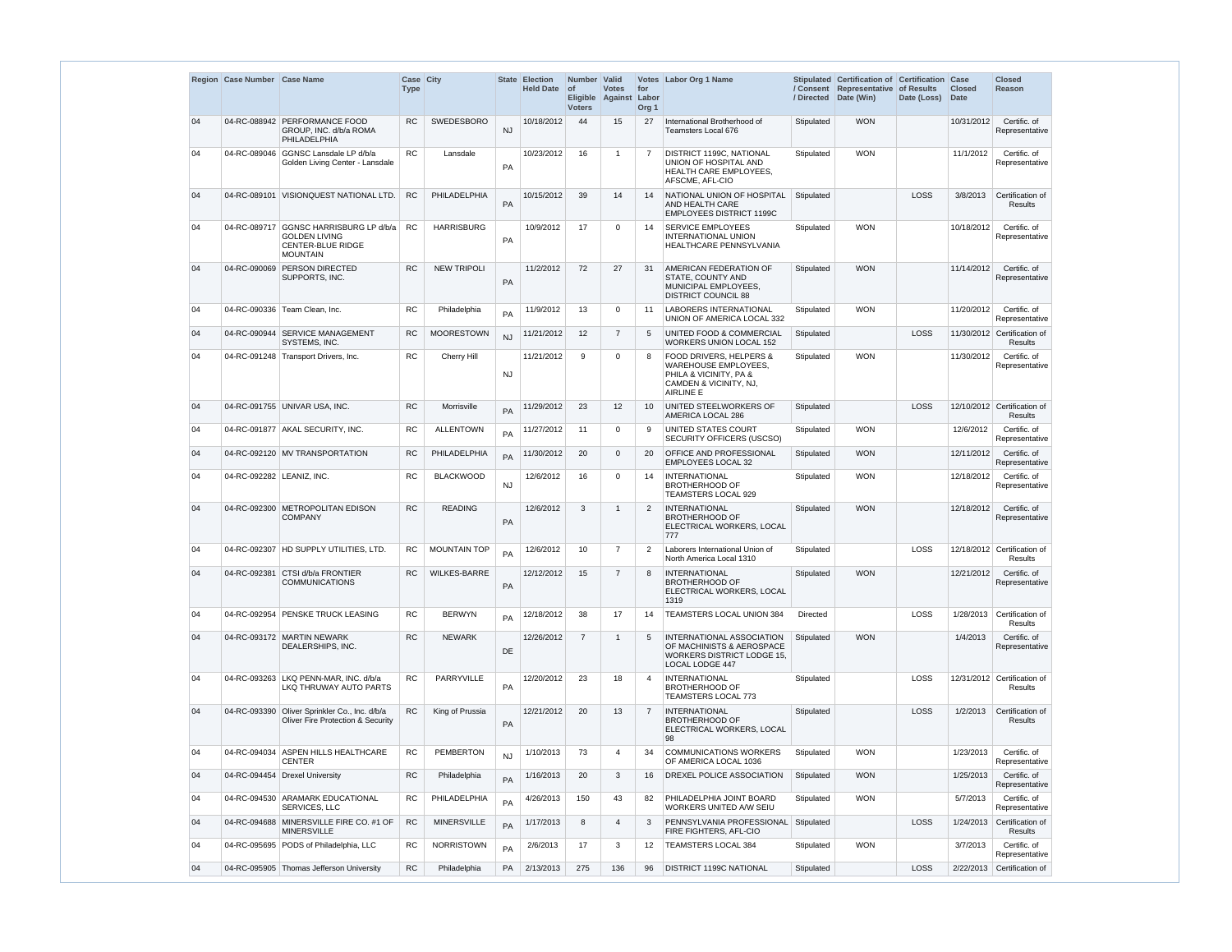| Region | Case Number | Case Name | Case Type | City | State | Election Held Date | Number of Eligible Voters | Valid Votes Against | Votes for Labor Org 1 | Labor Org 1 Name | Stipulated / Consent / Directed | Certification of Representative Date (Win) | Certification of Results Date (Loss) | Case Closed Date | Closed Reason |
|---|---|---|---|---|---|---|---|---|---|---|---|---|---|---|---|
| 04 | 04-RC-088942 | PERFORMANCE FOOD GROUP, INC. d/b/a ROMA PHILADELPHIA | RC | SWEDESBORO | NJ | 10/18/2012 | 44 | 15 | 27 | International Brotherhood of Teamsters Local 676 | Stipulated | WON | | 10/31/2012 | Certific. of Representative |
| 04 | 04-RC-089046 | GGNSC Lansdale LP d/b/a Golden Living Center - Lansdale | RC | Lansdale | PA | 10/23/2012 | 16 | 1 | 7 | DISTRICT 1199C, NATIONAL UNION OF HOSPITAL AND HEALTH CARE EMPLOYEES, AFSCME, AFL-CIO | Stipulated | WON | | 11/1/2012 | Certific. of Representative |
| 04 | 04-RC-089101 | VISIONQUEST NATIONAL LTD. | RC | PHILADELPHIA | PA | 10/15/2012 | 39 | 14 | 14 | NATIONAL UNION OF HOSPITAL AND HEALTH CARE EMPLOYEES DISTRICT 1199C | Stipulated | | LOSS | 3/8/2013 | Certification of Results |
| 04 | 04-RC-089717 | GGNSC HARRISBURG LP d/b/a GOLDEN LIVING CENTER-BLUE RIDGE MOUNTAIN | RC | HARRISBURG | PA | 10/9/2012 | 17 | 0 | 14 | SERVICE EMPLOYEES INTERNATIONAL UNION HEALTHCARE PENNSYLVANIA | Stipulated | WON | | 10/18/2012 | Certific. of Representative |
| 04 | 04-RC-090069 | PERSON DIRECTED SUPPORTS, INC. | RC | NEW TRIPOLI | PA | 11/2/2012 | 72 | 27 | 31 | AMERICAN FEDERATION OF STATE, COUNTY AND MUNICIPAL EMPLOYEES, DISTRICT COUNCIL 88 | Stipulated | WON | | 11/14/2012 | Certific. of Representative |
| 04 | 04-RC-090336 | Team Clean, Inc. | RC | Philadelphia | PA | 11/9/2012 | 13 | 0 | 11 | LABORERS INTERNATIONAL UNION OF AMERICA LOCAL 332 | Stipulated | WON | | 11/20/2012 | Certific. of Representative |
| 04 | 04-RC-090944 | SERVICE MANAGEMENT SYSTEMS, INC. | RC | MOORESTOWN | NJ | 11/21/2012 | 12 | 7 | 5 | UNITED FOOD & COMMERCIAL WORKERS UNION LOCAL 152 | Stipulated | | LOSS | 11/30/2012 | Certification of Results |
| 04 | 04-RC-091248 | Transport Drivers, Inc. | RC | Cherry Hill | NJ | 11/21/2012 | 9 | 0 | 8 | FOOD DRIVERS, HELPERS & WAREHOUSE EMPLOYEES, PHILA & VICINITY, PA & CAMDEN & VICINITY, NJ, AIRLINE E | Stipulated | WON | | 11/30/2012 | Certific. of Representative |
| 04 | 04-RC-091755 | UNIVAR USA, INC. | RC | Morrisville | PA | 11/29/2012 | 23 | 12 | 10 | UNITED STEELWORKERS OF AMERICA LOCAL 286 | Stipulated | | LOSS | 12/10/2012 | Certification of Results |
| 04 | 04-RC-091877 | AKAL SECURITY, INC. | RC | ALLENTOWN | PA | 11/27/2012 | 11 | 0 | 9 | UNITED STATES COURT SECURITY OFFICERS (USCSO) | Stipulated | WON | | 12/6/2012 | Certific. of Representative |
| 04 | 04-RC-092120 | MV TRANSPORTATION | RC | PHILADELPHIA | PA | 11/30/2012 | 20 | 0 | 20 | OFFICE AND PROFESSIONAL EMPLOYEES LOCAL 32 | Stipulated | WON | | 12/11/2012 | Certific. of Representative |
| 04 | 04-RC-092282 | LEANIZ, INC. | RC | BLACKWOOD | NJ | 12/6/2012 | 16 | 0 | 14 | INTERNATIONAL BROTHERHOOD OF TEAMSTERS LOCAL 929 | Stipulated | WON | | 12/18/2012 | Certific. of Representative |
| 04 | 04-RC-092300 | METROPOLITAN EDISON COMPANY | RC | READING | PA | 12/6/2012 | 3 | 1 | 2 | INTERNATIONAL BROTHERHOOD OF ELECTRICAL WORKERS, LOCAL 777 | Stipulated | WON | | 12/18/2012 | Certific. of Representative |
| 04 | 04-RC-092307 | HD SUPPLY UTILITIES, LTD. | RC | MOUNTAIN TOP | PA | 12/6/2012 | 10 | 7 | 2 | Laborers International Union of North America Local 1310 | Stipulated | | LOSS | 12/18/2012 | Certification of Results |
| 04 | 04-RC-092381 | CTSI d/b/a FRONTIER COMMUNICATIONS | RC | WILKES-BARRE | PA | 12/12/2012 | 15 | 7 | 8 | INTERNATIONAL BROTHERHOOD OF ELECTRICAL WORKERS, LOCAL 1319 | Stipulated | WON | | 12/21/2012 | Certific. of Representative |
| 04 | 04-RC-092954 | PENSKE TRUCK LEASING | RC | BERWYN | PA | 12/18/2012 | 38 | 17 | 14 | TEAMSTERS LOCAL UNION 384 | Directed | | LOSS | 1/28/2013 | Certification of Results |
| 04 | 04-RC-093172 | MARTIN NEWARK DEALERSHIPS, INC. | RC | NEWARK | DE | 12/26/2012 | 7 | 1 | 5 | INTERNATIONAL ASSOCIATION OF MACHINISTS & AEROSPACE WORKERS DISTRICT LODGE 15, LOCAL LODGE 447 | Stipulated | WON | | 1/4/2013 | Certific. of Representative |
| 04 | 04-RC-093263 | LKQ PENN-MAR, INC. d/b/a LKQ THRUWAY AUTO PARTS | RC | PARRYVILLE | PA | 12/20/2012 | 23 | 18 | 4 | INTERNATIONAL BROTHERHOOD OF TEAMSTERS LOCAL 773 | Stipulated | | LOSS | 12/31/2012 | Certification of Results |
| 04 | 04-RC-093390 | Oliver Sprinkler Co., Inc. d/b/a Oliver Fire Protection & Security | RC | King of Prussia | PA | 12/21/2012 | 20 | 13 | 7 | INTERNATIONAL BROTHERHOOD OF ELECTRICAL WORKERS, LOCAL 98 | Stipulated | | LOSS | 1/2/2013 | Certification of Results |
| 04 | 04-RC-094034 | ASPEN HILLS HEALTHCARE CENTER | RC | PEMBERTON | NJ | 1/10/2013 | 73 | 4 | 34 | COMMUNICATIONS WORKERS OF AMERICA LOCAL 1036 | Stipulated | WON | | 1/23/2013 | Certific. of Representative |
| 04 | 04-RC-094454 | Drexel University | RC | Philadelphia | PA | 1/16/2013 | 20 | 3 | 16 | DREXEL POLICE ASSOCIATION | Stipulated | WON | | 1/25/2013 | Certific. of Representative |
| 04 | 04-RC-094530 | ARAMARK EDUCATIONAL SERVICES, LLC | RC | PHILADELPHIA | PA | 4/26/2013 | 150 | 43 | 82 | PHILADELPHIA JOINT BOARD WORKERS UNITED A/W SEIU | Stipulated | WON | | 5/7/2013 | Certific. of Representative |
| 04 | 04-RC-094688 | MINERSVILLE FIRE CO. #1 OF MINERSVILLE | RC | MINERSVILLE | PA | 1/17/2013 | 8 | 4 | 3 | PENNSYLVANIA PROFESSIONAL FIRE FIGHTERS, AFL-CIO | Stipulated | | LOSS | 1/24/2013 | Certification of Results |
| 04 | 04-RC-095695 | PODS of Philadelphia, LLC | RC | NORRISTOWN | PA | 2/6/2013 | 17 | 3 | 12 | TEAMSTERS LOCAL 384 | Stipulated | WON | | 3/7/2013 | Certific. of Representative |
| 04 | 04-RC-095905 | Thomas Jefferson University | RC | Philadelphia | PA | 2/13/2013 | 275 | 136 | 96 | DISTRICT 1199C NATIONAL | Stipulated | | LOSS | 2/22/2013 | Certification of |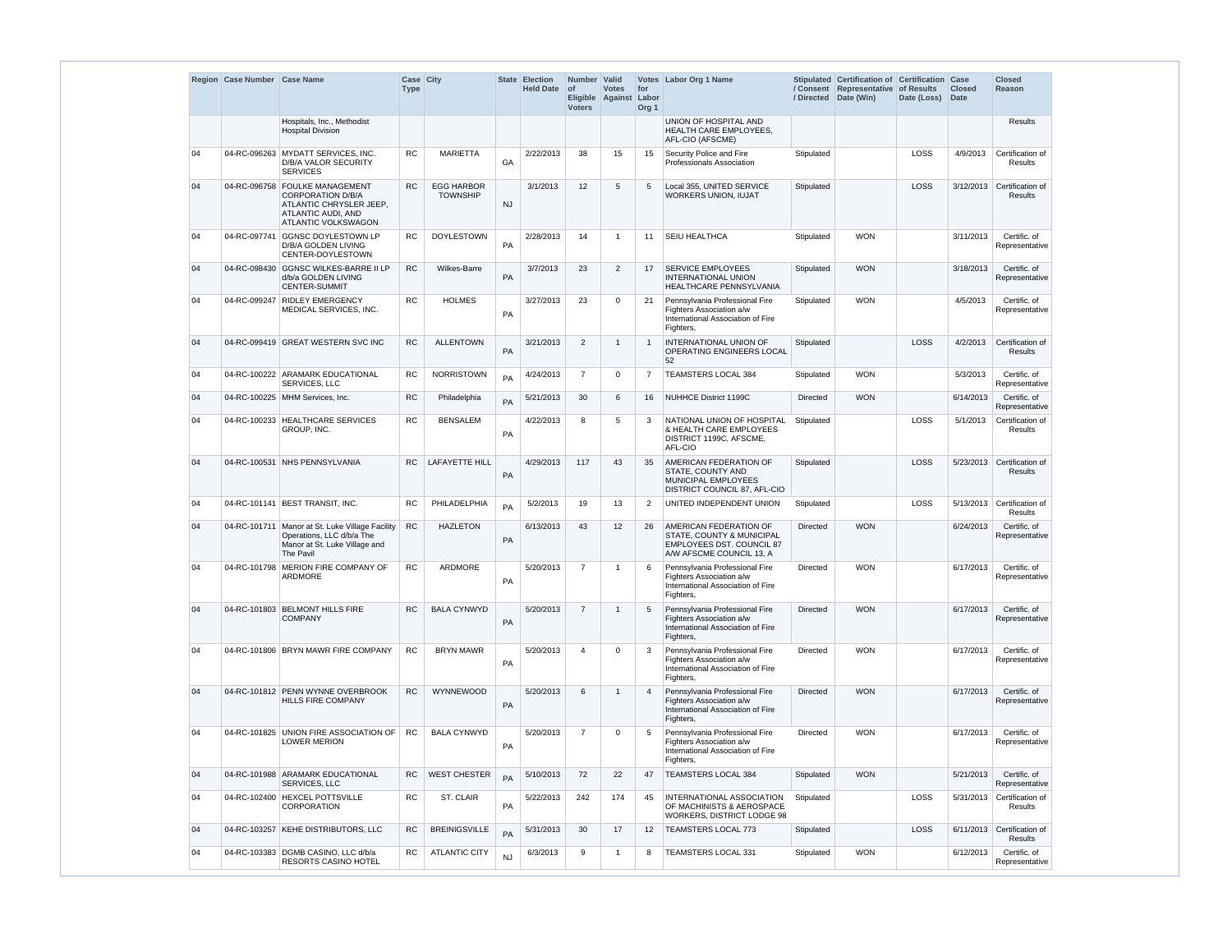| Region | Case Number | Case Name | Case Type | City | State | Election Held Date | Number of Eligible Voters | Valid Votes Against | Votes for Labor Org 1 | Labor Org 1 Name | Stipulated / Consent / Directed | Certification of Representative Date (Win) | Certification of Results Date (Loss) | Case Closed Date | Closed Reason |
|---|---|---|---|---|---|---|---|---|---|---|---|---|---|---|---|
| | | Hospitals, Inc., Methodist Hospital Division | | | | | | | | UNION OF HOSPITAL AND HEALTH CARE EMPLOYEES, AFL-CIO (AFSCME) | | | | | Results |
| 04 | 04-RC-096263 | MYDATT SERVICES, INC. D/B/A VALOR SECURITY SERVICES | RC | MARIETTA | GA | 2/22/2013 | 38 | 15 | 15 | Security Police and Fire Professionals Association | Stipulated | | LOSS | 4/9/2013 | Certification of Results |
| 04 | 04-RC-096758 | FOULKE MANAGEMENT CORPORATION D/B/A ATLANTIC CHRYSLER JEEP, ATLANTIC AUDI, AND ATLANTIC VOLKSWAGON | RC | EGG HARBOR TOWNSHIP | NJ | 3/1/2013 | 12 | 5 | 5 | Local 355, UNITED SERVICE WORKERS UNION, IUJAT | Stipulated | | LOSS | 3/12/2013 | Certification of Results |
| 04 | 04-RC-097741 | GGNSC DOYLESTOWN LP D/B/A GOLDEN LIVING CENTER-DOYLESTOWN | RC | DOYLESTOWN | PA | 2/28/2013 | 14 | 1 | 11 | SEIU HEALTHCA | Stipulated | WON | | 3/11/2013 | Certific. of Representative |
| 04 | 04-RC-098430 | GGNSC WILKES-BARRE II LP d/b/a GOLDEN LIVING CENTER-SUMMIT | RC | Wilkes-Barre | PA | 3/7/2013 | 23 | 2 | 17 | SERVICE EMPLOYEES INTERNATIONAL UNION HEALTHCARE PENNSYLVANIA | Stipulated | WON | | 3/18/2013 | Certific. of Representative |
| 04 | 04-RC-099247 | RIDLEY EMERGENCY MEDICAL SERVICES, INC. | RC | HOLMES | PA | 3/27/2013 | 23 | 0 | 21 | Pennsylvania Professional Fire Fighters Association a/w International Association of Fire Fighters, | Stipulated | WON | | 4/5/2013 | Certific. of Representative |
| 04 | 04-RC-099419 | GREAT WESTERN SVC INC | RC | ALLENTOWN | PA | 3/21/2013 | 2 | 1 | 1 | INTERNATIONAL UNION OF OPERATING ENGINEERS LOCAL 52 | Stipulated | | LOSS | 4/2/2013 | Certification of Results |
| 04 | 04-RC-100222 | ARAMARK EDUCATIONAL SERVICES, LLC | RC | NORRISTOWN | PA | 4/24/2013 | 7 | 0 | 7 | TEAMSTERS LOCAL 384 | Stipulated | WON | | 5/3/2013 | Certific. of Representative |
| 04 | 04-RC-100225 | MHM Services, Inc. | RC | Philadelphia | PA | 5/21/2013 | 30 | 6 | 16 | NUHHCE District 1199C | Directed | WON | | 6/14/2013 | Certific. of Representative |
| 04 | 04-RC-100233 | HEALTHCARE SERVICES GROUP, INC. | RC | BENSALEM | PA | 4/22/2013 | 8 | 5 | 3 | NATIONAL UNION OF HOSPITAL & HEALTH CARE EMPLOYEES DISTRICT 1199C, AFSCME, AFL-CIO | Stipulated | | LOSS | 5/1/2013 | Certification of Results |
| 04 | 04-RC-100531 | NHS PENNSYLVANIA | RC | LAFAYETTE HILL | PA | 4/29/2013 | 117 | 43 | 35 | AMERICAN FEDERATION OF STATE, COUNTY AND MUNICIPAL EMPLOYEES DISTRICT COUNCIL 87, AFL-CIO | Stipulated | | LOSS | 5/23/2013 | Certification of Results |
| 04 | 04-RC-101141 | BEST TRANSIT, INC. | RC | PHILADELPHIA | PA | 5/2/2013 | 19 | 13 | 2 | UNITED INDEPENDENT UNION | Stipulated | | LOSS | 5/13/2013 | Certification of Results |
| 04 | 04-RC-101711 | Manor at St. Luke Village Facility Operations, LLC d/b/a The Manor at St. Luke Village and The Pavil | RC | HAZLETON | PA | 6/13/2013 | 43 | 12 | 26 | AMERICAN FEDERATION OF STATE, COUNTY & MUNICIPAL EMPLOYEES DST. COUNCIL 87 A/W AFSCME COUNCIL 13, A | Directed | WON | | 6/24/2013 | Certific. of Representative |
| 04 | 04-RC-101798 | MERION FIRE COMPANY OF ARDMORE | RC | ARDMORE | PA | 5/20/2013 | 7 | 1 | 6 | Pennsylvania Professional Fire Fighters Association a/w International Association of Fire Fighters, | Directed | WON | | 6/17/2013 | Certific. of Representative |
| 04 | 04-RC-101803 | BELMONT HILLS FIRE COMPANY | RC | BALA CYNWYD | PA | 5/20/2013 | 7 | 1 | 5 | Pennsylvania Professional Fire Fighters Association a/w International Association of Fire Fighters, | Directed | WON | | 6/17/2013 | Certific. of Representative |
| 04 | 04-RC-101806 | BRYN MAWR FIRE COMPANY | RC | BRYN MAWR | PA | 5/20/2013 | 4 | 0 | 3 | Pennsylvania Professional Fire Fighters Association a/w International Association of Fire Fighters, | Directed | WON | | 6/17/2013 | Certific. of Representative |
| 04 | 04-RC-101812 | PENN WYNNE OVERBROOK HILLS FIRE COMPANY | RC | WYNNEWOOD | PA | 5/20/2013 | 6 | 1 | 4 | Pennsylvania Professional Fire Fighters Association a/w International Association of Fire Fighters, | Directed | WON | | 6/17/2013 | Certific. of Representative |
| 04 | 04-RC-101825 | UNION FIRE ASSOCIATION OF LOWER MERION | RC | BALA CYNWYD | PA | 5/20/2013 | 7 | 0 | 5 | Pennsylvania Professional Fire Fighters Association a/w International Association of Fire Fighters, | Directed | WON | | 6/17/2013 | Certific. of Representative |
| 04 | 04-RC-101988 | ARAMARK EDUCATIONAL SERVICES, LLC | RC | WEST CHESTER | PA | 5/10/2013 | 72 | 22 | 47 | TEAMSTERS LOCAL 384 | Stipulated | WON | | 5/21/2013 | Certific. of Representative |
| 04 | 04-RC-102400 | HEXCEL POTTSVILLE CORPORATION | RC | ST. CLAIR | PA | 5/22/2013 | 242 | 174 | 45 | INTERNATIONAL ASSOCIATION OF MACHINISTS & AEROSPACE WORKERS, DISTRICT LODGE 98 | Stipulated | | LOSS | 5/31/2013 | Certification of Results |
| 04 | 04-RC-103257 | KEHE DISTRIBUTORS, LLC | RC | BREINIGSVILLE | PA | 5/31/2013 | 30 | 17 | 12 | TEAMSTERS LOCAL 773 | Stipulated | | LOSS | 6/11/2013 | Certification of Results |
| 04 | 04-RC-103383 | DGMB CASINO, LLC d/b/a RESORTS CASINO HOTEL | RC | ATLANTIC CITY | NJ | 6/3/2013 | 9 | 1 | 8 | TEAMSTERS LOCAL 331 | Stipulated | WON | | 6/12/2013 | Certific. of Representative |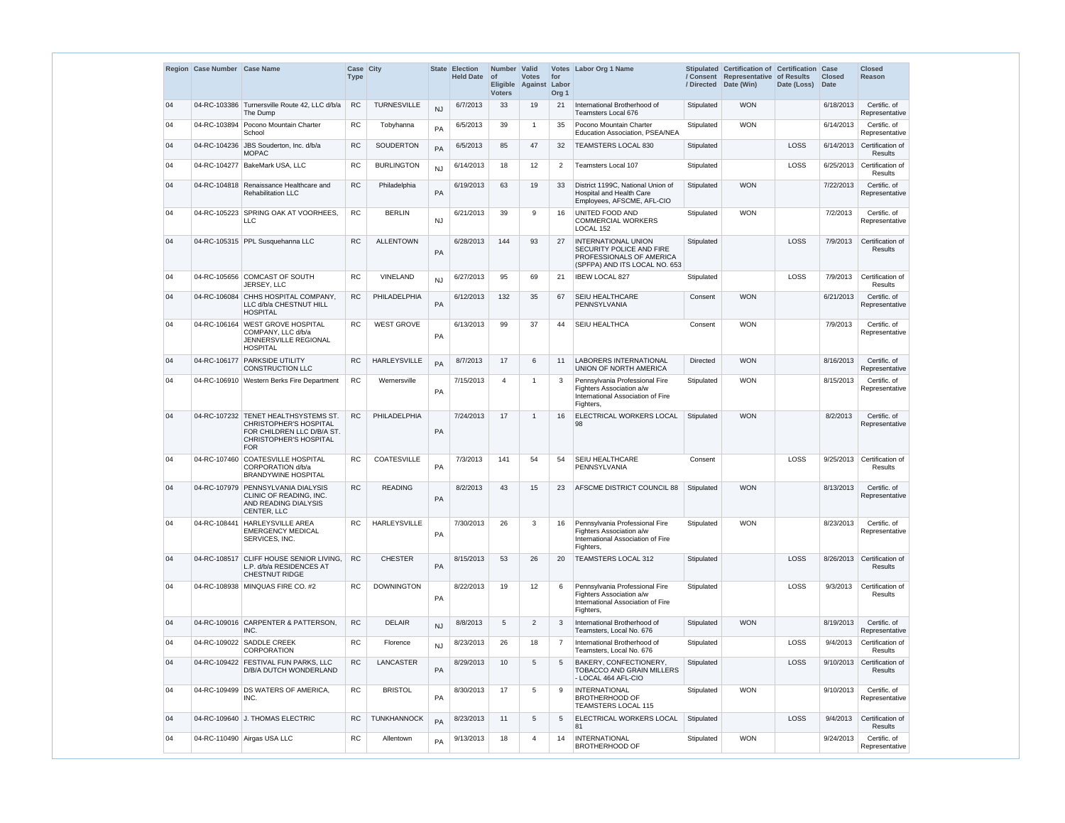| Region | Case Number | Case Name | Case Type | City | State | Election Held Date | Number of Eligible Voters | Valid Votes Against | Votes for Labor Org 1 | Labor Org 1 Name | Stipulated / Consent / Directed | Certification of Representative Date (Win) | Certification of Results Date (Loss) | Case Closed Date | Closed Reason |
|---|---|---|---|---|---|---|---|---|---|---|---|---|---|---|---|
| 04 | 04-RC-103386 | Turnersville Route 42, LLC d/b/a The Dump | RC | TURNESVILLE | NJ | 6/7/2013 | 33 | 19 | 21 | International Brotherhood of Teamsters Local 676 | Stipulated | WON | | 6/18/2013 | Certific. of Representative |
| 04 | 04-RC-103894 | Pocono Mountain Charter School | RC | Tobyhanna | PA | 6/5/2013 | 39 | 1 | 35 | Pocono Mountain Charter Education Association, PSEA/NEA | Stipulated | WON | | 6/14/2013 | Certific. of Representative |
| 04 | 04-RC-104236 | JBS Souderton, Inc. d/b/a MOPAC | RC | SOUDERTON | PA | 6/5/2013 | 85 | 47 | 32 | TEAMSTERS LOCAL 830 | Stipulated | | LOSS | 6/14/2013 | Certification of Results |
| 04 | 04-RC-104277 | BakeMark USA, LLC | RC | BURLINGTON | NJ | 6/14/2013 | 18 | 12 | 2 | Teamsters Local 107 | Stipulated | | LOSS | 6/25/2013 | Certification of Results |
| 04 | 04-RC-104818 | Renaissance Healthcare and Rehabilitation LLC | RC | Philadelphia | PA | 6/19/2013 | 63 | 19 | 33 | District 1199C, National Union of Hospital and Health Care Employees, AFSCME, AFL-CIO | Stipulated | WON | | 7/22/2013 | Certific. of Representative |
| 04 | 04-RC-105223 | SPRING OAK AT VOORHEES, LLC | RC | BERLIN | NJ | 6/21/2013 | 39 | 9 | 16 | UNITED FOOD AND COMMERCIAL WORKERS LOCAL 152 | Stipulated | WON | | 7/2/2013 | Certific. of Representative |
| 04 | 04-RC-105315 | PPL Susquehanna LLC | RC | ALLENTOWN | PA | 6/28/2013 | 144 | 93 | 27 | INTERNATIONAL UNION SECURITY POLICE AND FIRE PROFESSIONALS OF AMERICA (SPFPA) AND ITS LOCAL NO. 653 | Stipulated | | LOSS | 7/9/2013 | Certification of Results |
| 04 | 04-RC-105656 | COMCAST OF SOUTH JERSEY, LLC | RC | VINELAND | NJ | 6/27/2013 | 95 | 69 | 21 | IBEW LOCAL 827 | Stipulated | | LOSS | 7/9/2013 | Certification of Results |
| 04 | 04-RC-106084 | CHHS HOSPITAL COMPANY, LLC d/b/a CHESTNUT HILL HOSPITAL | RC | PHILADELPHIA | PA | 6/12/2013 | 132 | 35 | 67 | SEIU HEALTHCARE PENNSYLVANIA | Consent | WON | | 6/21/2013 | Certific. of Representative |
| 04 | 04-RC-106164 | WEST GROVE HOSPITAL COMPANY, LLC d/b/a JENNERSVILLE REGIONAL HOSPITAL | RC | WEST GROVE | PA | 6/13/2013 | 99 | 37 | 44 | SEIU HEALTHCA | Consent | WON | | 7/9/2013 | Certific. of Representative |
| 04 | 04-RC-106177 | PARKSIDE UTILITY CONSTRUCTION LLC | RC | HARLEYSVILLE | PA | 8/7/2013 | 17 | 6 | 11 | LABORERS INTERNATIONAL UNION OF NORTH AMERICA | Directed | WON | | 8/16/2013 | Certific. of Representative |
| 04 | 04-RC-106910 | Western Berks Fire Department | RC | Wernersville | PA | 7/15/2013 | 4 | 1 | 3 | Pennsylvania Professional Fire Fighters Association a/w International Association of Fire Fighters, | Stipulated | WON | | 8/15/2013 | Certific. of Representative |
| 04 | 04-RC-107232 | TENET HEALTHSYSTEMS ST. CHRISTOPHER'S HOSPITAL FOR CHILDREN LLC D/B/A ST. CHRISTOPHER'S HOSPITAL FOR | RC | PHILADELPHIA | PA | 7/24/2013 | 17 | 1 | 16 | ELECTRICAL WORKERS LOCAL 98 | Stipulated | WON | | 8/2/2013 | Certific. of Representative |
| 04 | 04-RC-107460 | COATESVILLE HOSPITAL CORPORATION d/b/a BRANDYWINE HOSPITAL | RC | COATESVILLE | PA | 7/3/2013 | 141 | 54 | 54 | SEIU HEALTHCARE PENNSYLVANIA | Consent | | LOSS | 9/25/2013 | Certification of Results |
| 04 | 04-RC-107979 | PENNSYLVANIA DIALYSIS CLINIC OF READING, INC. AND READING DIALYSIS CENTER, LLC | RC | READING | PA | 8/2/2013 | 43 | 15 | 23 | AFSCME DISTRICT COUNCIL 88 | Stipulated | WON | | 8/13/2013 | Certific. of Representative |
| 04 | 04-RC-108441 | HARLEYSVILLE AREA EMERGENCY MEDICAL SERVICES, INC. | RC | HARLEYSVILLE | PA | 7/30/2013 | 26 | 3 | 16 | Pennsylvania Professional Fire Fighters Association a/w International Association of Fire Fighters, | Stipulated | WON | | 8/23/2013 | Certific. of Representative |
| 04 | 04-RC-108517 | CLIFF HOUSE SENIOR LIVING, L.P. d/b/a RESIDENCES AT CHESTNUT RIDGE | RC | CHESTER | PA | 8/15/2013 | 53 | 26 | 20 | TEAMSTERS LOCAL 312 | Stipulated | | LOSS | 8/26/2013 | Certification of Results |
| 04 | 04-RC-108938 | MINQUAS FIRE CO. #2 | RC | DOWNINGTON | PA | 8/22/2013 | 19 | 12 | 6 | Pennsylvania Professional Fire Fighters Association a/w International Association of Fire Fighters, | Stipulated | | LOSS | 9/3/2013 | Certification of Results |
| 04 | 04-RC-109016 | CARPENTER & PATTERSON, INC. | RC | DELAIR | NJ | 8/8/2013 | 5 | 2 | 3 | International Brotherhood of Teamsters, Local No. 676 | Stipulated | WON | | 8/19/2013 | Certific. of Representative |
| 04 | 04-RC-109022 | SADDLE CREEK CORPORATION | RC | Florence | NJ | 8/23/2013 | 26 | 18 | 7 | International Brotherhood of Teamsters, Local No. 676 | Stipulated | | LOSS | 9/4/2013 | Certification of Results |
| 04 | 04-RC-109422 | FESTIVAL FUN PARKS, LLC D/B/A DUTCH WONDERLAND | RC | LANCASTER | PA | 8/29/2013 | 10 | 5 | 5 | BAKERY, CONFECTIONERY, TOBACCO AND GRAIN MILLERS - LOCAL 464 AFL-CIO | Stipulated | | LOSS | 9/10/2013 | Certification of Results |
| 04 | 04-RC-109499 | DS WATERS OF AMERICA, INC. | RC | BRISTOL | PA | 8/30/2013 | 17 | 5 | 9 | INTERNATIONAL BROTHERHOOD OF TEAMSTERS LOCAL 115 | Stipulated | WON | | 9/10/2013 | Certific. of Representative |
| 04 | 04-RC-109640 | J. THOMAS ELECTRIC | RC | TUNKHANNOCK | PA | 8/23/2013 | 11 | 5 | 5 | ELECTRICAL WORKERS LOCAL 81 | Stipulated | | LOSS | 9/4/2013 | Certification of Results |
| 04 | 04-RC-110490 | Airgas USA LLC | RC | Allentown | PA | 9/13/2013 | 18 | 4 | 14 | INTERNATIONAL BROTHERHOOD OF | Stipulated | WON | | 9/24/2013 | Certific. of Representative |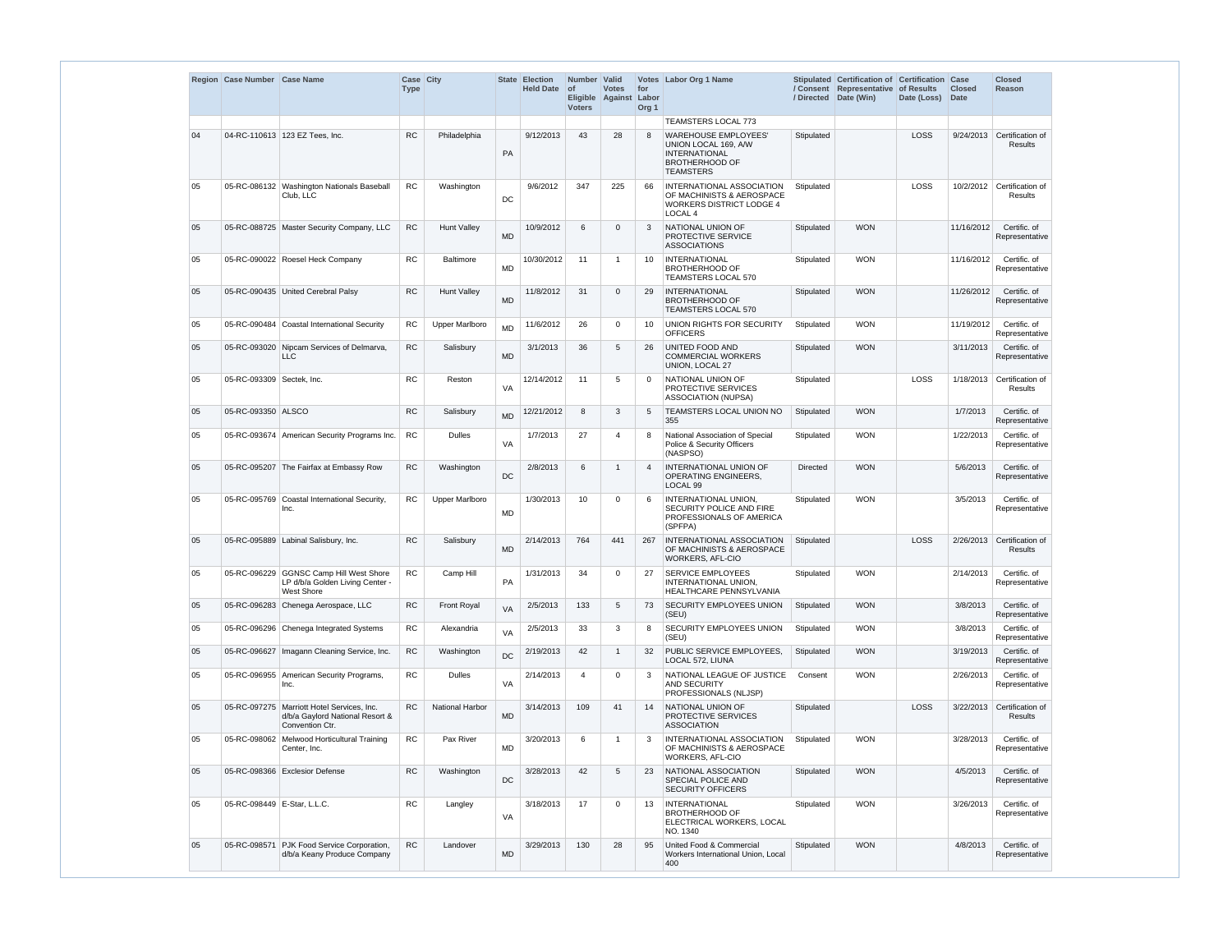| Region | Case Number | Case Name | Case Type | City | State | Election Held Date | Number of Eligible Voters | Valid Votes Against | Votes for Labor Org 1 | Labor Org 1 Name | Stipulated / Consent / Directed | Certification of Representative Date (Win) | Certification of Results Date (Loss) | Case Closed Date | Closed Reason |
|---|---|---|---|---|---|---|---|---|---|---|---|---|---|---|---|
| | | | | | | | | | | TEAMSTERS LOCAL 773 | | | | | |
| 04 | 04-RC-110613 | 123 EZ Tees, Inc. | RC | Philadelphia | PA | 9/12/2013 | 43 | 28 | 8 | WAREHOUSE EMPLOYEES' UNION LOCAL 169, A/W INTERNATIONAL BROTHERHOOD OF TEAMSTERS | Stipulated | | LOSS | 9/24/2013 | Certification of Results |
| 05 | 05-RC-086132 | Washington Nationals Baseball Club, LLC | RC | Washington | DC | 9/6/2012 | 347 | 225 | 66 | INTERNATIONAL ASSOCIATION OF MACHINISTS & AEROSPACE WORKERS DISTRICT LODGE 4 LOCAL 4 | Stipulated | | LOSS | 10/2/2012 | Certification of Results |
| 05 | 05-RC-088725 | Master Security Company, LLC | RC | Hunt Valley | MD | 10/9/2012 | 6 | 0 | 3 | NATIONAL UNION OF PROTECTIVE SERVICE ASSOCIATIONS | Stipulated | WON | | 11/16/2012 | Certific. of Representative |
| 05 | 05-RC-090022 | Roesel Heck Company | RC | Baltimore | MD | 10/30/2012 | 11 | 1 | 10 | INTERNATIONAL BROTHERHOOD OF TEAMSTERS LOCAL 570 | Stipulated | WON | | 11/16/2012 | Certific. of Representative |
| 05 | 05-RC-090435 | United Cerebral Palsy | RC | Hunt Valley | MD | 11/8/2012 | 31 | 0 | 29 | INTERNATIONAL BROTHERHOOD OF TEAMSTERS LOCAL 570 | Stipulated | WON | | 11/26/2012 | Certific. of Representative |
| 05 | 05-RC-090484 | Coastal International Security | RC | Upper Marlboro | MD | 11/6/2012 | 26 | 0 | 10 | UNION RIGHTS FOR SECURITY OFFICERS | Stipulated | WON | | 11/19/2012 | Certific. of Representative |
| 05 | 05-RC-093020 | Nipcam Services of Delmarva, LLC | RC | Salisbury | MD | 3/1/2013 | 36 | 5 | 26 | UNITED FOOD AND COMMERCIAL WORKERS UNION, LOCAL 27 | Stipulated | WON | | 3/11/2013 | Certific. of Representative |
| 05 | 05-RC-093309 | Sectek, Inc. | RC | Reston | VA | 12/14/2012 | 11 | 5 | 0 | NATIONAL UNION OF PROTECTIVE SERVICES ASSOCIATION (NUPSA) | Stipulated | | LOSS | 1/18/2013 | Certification of Results |
| 05 | 05-RC-093350 | ALSCO | RC | Salisbury | MD | 12/21/2012 | 8 | 3 | 5 | TEAMSTERS LOCAL UNION NO 355 | Stipulated | WON | | 1/7/2013 | Certific. of Representative |
| 05 | 05-RC-093674 | American Security Programs Inc. | RC | Dulles | VA | 1/7/2013 | 27 | 4 | 8 | National Association of Special Police & Security Officers (NASPSO) | Stipulated | WON | | 1/22/2013 | Certific. of Representative |
| 05 | 05-RC-095207 | The Fairfax at Embassy Row | RC | Washington | DC | 2/8/2013 | 6 | 1 | 4 | INTERNATIONAL UNION OF OPERATING ENGINEERS, LOCAL 99 | Directed | WON | | 5/6/2013 | Certific. of Representative |
| 05 | 05-RC-095769 | Coastal International Security, Inc. | RC | Upper Marlboro | MD | 1/30/2013 | 10 | 0 | 6 | INTERNATIONAL UNION, SECURITY POLICE AND FIRE PROFESSIONALS OF AMERICA (SPFPA) | Stipulated | WON | | 3/5/2013 | Certific. of Representative |
| 05 | 05-RC-095889 | Labinal Salisbury, Inc. | RC | Salisbury | MD | 2/14/2013 | 764 | 441 | 267 | INTERNATIONAL ASSOCIATION OF MACHINISTS & AEROSPACE WORKERS, AFL-CIO | Stipulated | | LOSS | 2/26/2013 | Certification of Results |
| 05 | 05-RC-096229 | GGNSC Camp Hill West Shore LP d/b/a Golden Living Center - West Shore | RC | Camp Hill | PA | 1/31/2013 | 34 | 0 | 27 | SERVICE EMPLOYEES INTERNATIONAL UNION, HEALTHCARE PENNSYLVANIA | Stipulated | WON | | 2/14/2013 | Certific. of Representative |
| 05 | 05-RC-096283 | Chenega Aerospace, LLC | RC | Front Royal | VA | 2/5/2013 | 133 | 5 | 73 | SECURITY EMPLOYEES UNION (SEU) | Stipulated | WON | | 3/8/2013 | Certific. of Representative |
| 05 | 05-RC-096296 | Chenega Integrated Systems | RC | Alexandria | VA | 2/5/2013 | 33 | 3 | 8 | SECURITY EMPLOYEES UNION (SEU) | Stipulated | WON | | 3/8/2013 | Certific. of Representative |
| 05 | 05-RC-096627 | Imagann Cleaning Service, Inc. | RC | Washington | DC | 2/19/2013 | 42 | 1 | 32 | PUBLIC SERVICE EMPLOYEES, LOCAL 572, LIUNA | Stipulated | WON | | 3/19/2013 | Certific. of Representative |
| 05 | 05-RC-096955 | American Security Programs, Inc. | RC | Dulles | VA | 2/14/2013 | 4 | 0 | 3 | NATIONAL LEAGUE OF JUSTICE AND SECURITY PROFESSIONALS (NLJSP) | Consent | WON | | 2/26/2013 | Certific. of Representative |
| 05 | 05-RC-097275 | Marriott Hotel Services, Inc. d/b/a Gaylord National Resort & Convention Ctr. | RC | National Harbor | MD | 3/14/2013 | 109 | 41 | 14 | NATIONAL UNION OF PROTECTIVE SERVICES ASSOCIATION | Stipulated | | LOSS | 3/22/2013 | Certification of Results |
| 05 | 05-RC-098062 | Melwood Horticultural Training Center, Inc. | RC | Pax River | MD | 3/20/2013 | 6 | 1 | 3 | INTERNATIONAL ASSOCIATION OF MACHINISTS & AEROSPACE WORKERS, AFL-CIO | Stipulated | WON | | 3/28/2013 | Certific. of Representative |
| 05 | 05-RC-098366 | Exclesior Defense | RC | Washington | DC | 3/28/2013 | 42 | 5 | 23 | NATIONAL ASSOCIATION SPECIAL POLICE AND SECURITY OFFICERS | Stipulated | WON | | 4/5/2013 | Certific. of Representative |
| 05 | 05-RC-098449 | E-Star, L.L.C. | RC | Langley | VA | 3/18/2013 | 17 | 0 | 13 | INTERNATIONAL BROTHERHOOD OF ELECTRICAL WORKERS, LOCAL NO. 1340 | Stipulated | WON | | 3/26/2013 | Certific. of Representative |
| 05 | 05-RC-098571 | PJK Food Service Corporation, d/b/a Keany Produce Company | RC | Landover | MD | 3/29/2013 | 130 | 28 | 95 | United Food & Commercial Workers International Union, Local 400 | Stipulated | WON | | 4/8/2013 | Certific. of Representative |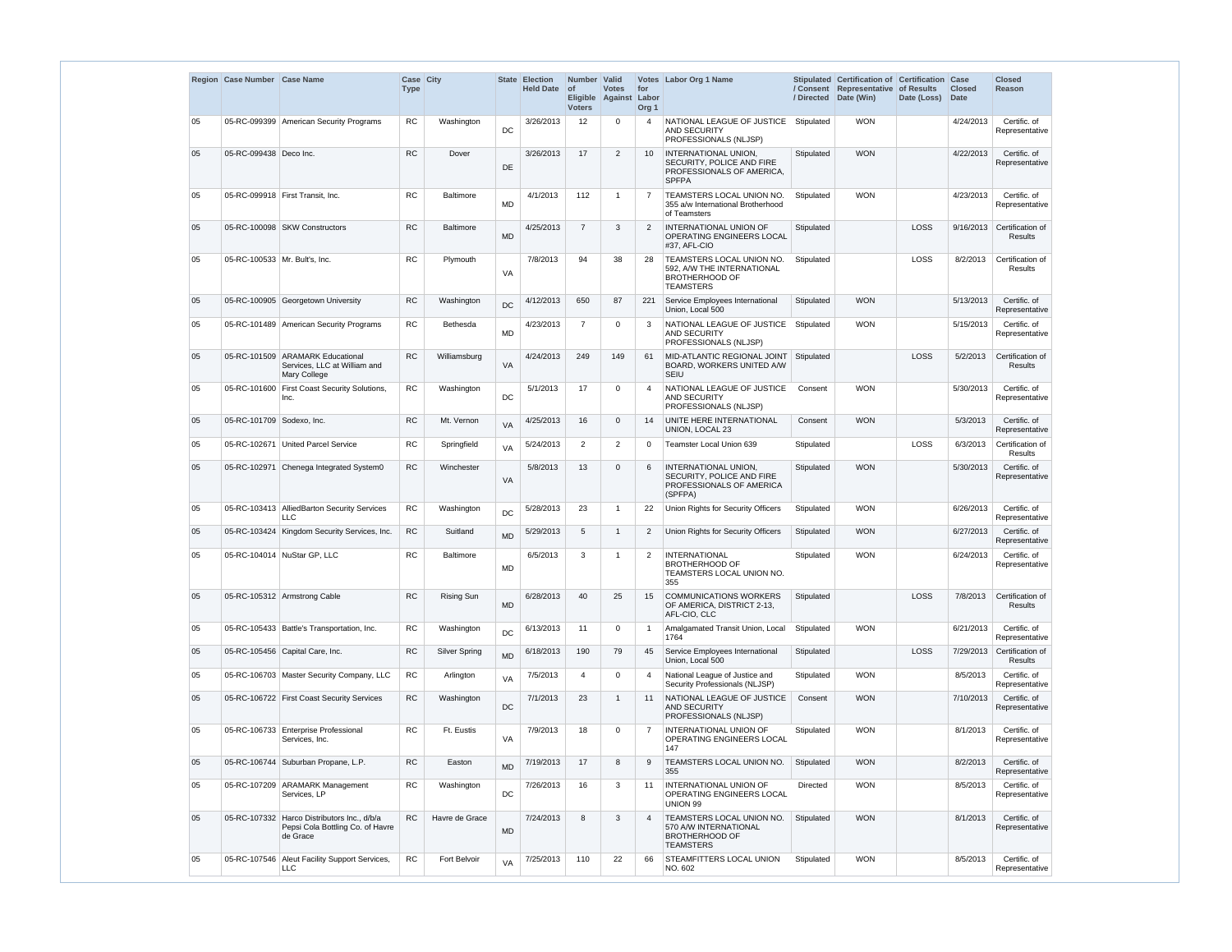| Region | Case Number | Case Name | Case Type | City | State | Election Held Date | Number of Eligible Voters | Valid Votes Against | Votes for Labor Org 1 | Labor Org 1 Name | Stipulated / Consent / Directed | Certification of Representative Date (Win) | Certification of Results Date (Loss) | Case Closed Date | Closed Reason |
|---|---|---|---|---|---|---|---|---|---|---|---|---|---|---|---|
| 05 | 05-RC-099399 | American Security Programs | RC | Washington | DC | 3/26/2013 | 12 | 0 | 4 | NATIONAL LEAGUE OF JUSTICE AND SECURITY PROFESSIONALS (NLJSP) | Stipulated | WON | | 4/24/2013 | Certific. of Representative |
| 05 | 05-RC-099438 | Deco Inc. | RC | Dover | DE | 3/26/2013 | 17 | 2 | 10 | INTERNATIONAL UNION, SECURITY, POLICE AND FIRE PROFESSIONALS OF AMERICA, SPFPA | Stipulated | WON | | 4/22/2013 | Certific. of Representative |
| 05 | 05-RC-099918 | First Transit, Inc. | RC | Baltimore | MD | 4/1/2013 | 112 | 1 | 7 | TEAMSTERS LOCAL UNION NO. 355 a/w International Brotherhood of Teamsters | Stipulated | WON | | 4/23/2013 | Certific. of Representative |
| 05 | 05-RC-100098 | SKW Constructors | RC | Baltimore | MD | 4/25/2013 | 7 | 3 | 2 | INTERNATIONAL UNION OF OPERATING ENGINEERS LOCAL #37, AFL-CIO | Stipulated | | LOSS | 9/16/2013 | Certification of Results |
| 05 | 05-RC-100533 | Mr. Bult's, Inc. | RC | Plymouth | VA | 7/8/2013 | 94 | 38 | 28 | TEAMSTERS LOCAL UNION NO. 592, A/W THE INTERNATIONAL BROTHERHOOD OF TEAMSTERS | Stipulated | | LOSS | 8/2/2013 | Certification of Results |
| 05 | 05-RC-100905 | Georgetown University | RC | Washington | DC | 4/12/2013 | 650 | 87 | 221 | Service Employees International Union, Local 500 | Stipulated | WON | | 5/13/2013 | Certific. of Representative |
| 05 | 05-RC-101489 | American Security Programs | RC | Bethesda | MD | 4/23/2013 | 7 | 0 | 3 | NATIONAL LEAGUE OF JUSTICE AND SECURITY PROFESSIONALS (NLJSP) | Stipulated | WON | | 5/15/2013 | Certific. of Representative |
| 05 | 05-RC-101509 | ARAMARK Educational Services, LLC at William and Mary College | RC | Williamsburg | VA | 4/24/2013 | 249 | 149 | 61 | MID-ATLANTIC REGIONAL JOINT BOARD, WORKERS UNITED A/W SEIU | Stipulated | | LOSS | 5/2/2013 | Certification of Results |
| 05 | 05-RC-101600 | First Coast Security Solutions, Inc. | RC | Washington | DC | 5/1/2013 | 17 | 0 | 4 | NATIONAL LEAGUE OF JUSTICE AND SECURITY PROFESSIONALS (NLJSP) | Consent | WON | | 5/30/2013 | Certific. of Representative |
| 05 | 05-RC-101709 | Sodexo, Inc. | RC | Mt. Vernon | VA | 4/25/2013 | 16 | 0 | 14 | UNITE HERE INTERNATIONAL UNION, LOCAL 23 | Consent | WON | | 5/3/2013 | Certific. of Representative |
| 05 | 05-RC-102671 | United Parcel Service | RC | Springfield | VA | 5/24/2013 | 2 | 2 | 0 | Teamster Local Union 639 | Stipulated | | LOSS | 6/3/2013 | Certification of Results |
| 05 | 05-RC-102971 | Chenega Integrated System0 | RC | Winchester | VA | 5/8/2013 | 13 | 0 | 6 | INTERNATIONAL UNION, SECURITY, POLICE AND FIRE PROFESSIONALS OF AMERICA (SPFPA) | Stipulated | WON | | 5/30/2013 | Certific. of Representative |
| 05 | 05-RC-103413 | AlliedBarton Security Services LLC | RC | Washington | DC | 5/28/2013 | 23 | 1 | 22 | Union Rights for Security Officers | Stipulated | WON | | 6/26/2013 | Certific. of Representative |
| 05 | 05-RC-103424 | Kingdom Security Services, Inc. | RC | Suitland | MD | 5/29/2013 | 5 | 1 | 2 | Union Rights for Security Officers | Stipulated | WON | | 6/27/2013 | Certific. of Representative |
| 05 | 05-RC-104014 | NuStar GP, LLC | RC | Baltimore | MD | 6/5/2013 | 3 | 1 | 2 | INTERNATIONAL BROTHERHOOD OF TEAMSTERS LOCAL UNION NO. 355 | Stipulated | WON | | 6/24/2013 | Certific. of Representative |
| 05 | 05-RC-105312 | Armstrong Cable | RC | Rising Sun | MD | 6/28/2013 | 40 | 25 | 15 | COMMUNICATIONS WORKERS OF AMERICA, DISTRICT 2-13, AFL-CIO, CLC | Stipulated | | LOSS | 7/8/2013 | Certification of Results |
| 05 | 05-RC-105433 | Battle's Transportation, Inc. | RC | Washington | DC | 6/13/2013 | 11 | 0 | 1 | Amalgamated Transit Union, Local 1764 | Stipulated | WON | | 6/21/2013 | Certific. of Representative |
| 05 | 05-RC-105456 | Capital Care, Inc. | RC | Silver Spring | MD | 6/18/2013 | 190 | 79 | 45 | Service Employees International Union, Local 500 | Stipulated | | LOSS | 7/29/2013 | Certification of Results |
| 05 | 05-RC-106703 | Master Security Company, LLC | RC | Arlington | VA | 7/5/2013 | 4 | 0 | 4 | National League of Justice and Security Professionals (NLJSP) | Stipulated | WON | | 8/5/2013 | Certific. of Representative |
| 05 | 05-RC-106722 | First Coast Security Services | RC | Washington | DC | 7/1/2013 | 23 | 1 | 11 | NATIONAL LEAGUE OF JUSTICE AND SECURITY PROFESSIONALS (NLJSP) | Consent | WON | | 7/10/2013 | Certific. of Representative |
| 05 | 05-RC-106733 | Enterprise Professional Services, Inc. | RC | Ft. Eustis | VA | 7/9/2013 | 18 | 0 | 7 | INTERNATIONAL UNION OF OPERATING ENGINEERS LOCAL 147 | Stipulated | WON | | 8/1/2013 | Certific. of Representative |
| 05 | 05-RC-106744 | Suburban Propane, L.P. | RC | Easton | MD | 7/19/2013 | 17 | 8 | 9 | TEAMSTERS LOCAL UNION NO. 355 | Stipulated | WON | | 8/2/2013 | Certific. of Representative |
| 05 | 05-RC-107209 | ARAMARK Management Services, LP | RC | Washington | DC | 7/26/2013 | 16 | 3 | 11 | INTERNATIONAL UNION OF OPERATING ENGINEERS LOCAL UNION 99 | Directed | WON | | 8/5/2013 | Certific. of Representative |
| 05 | 05-RC-107332 | Harco Distributors Inc., d/b/a Pepsi Cola Bottling Co. of Havre de Grace | RC | Havre de Grace | MD | 7/24/2013 | 8 | 3 | 4 | TEAMSTERS LOCAL UNION NO. 570 A/W INTERNATIONAL BROTHERHOOD OF TEAMSTERS | Stipulated | WON | | 8/1/2013 | Certific. of Representative |
| 05 | 05-RC-107546 | Aleut Facility Support Services, LLC | RC | Fort Belvoir | VA | 7/25/2013 | 110 | 22 | 66 | STEAMFITTERS LOCAL UNION NO. 602 | Stipulated | WON | | 8/5/2013 | Certific. of Representative |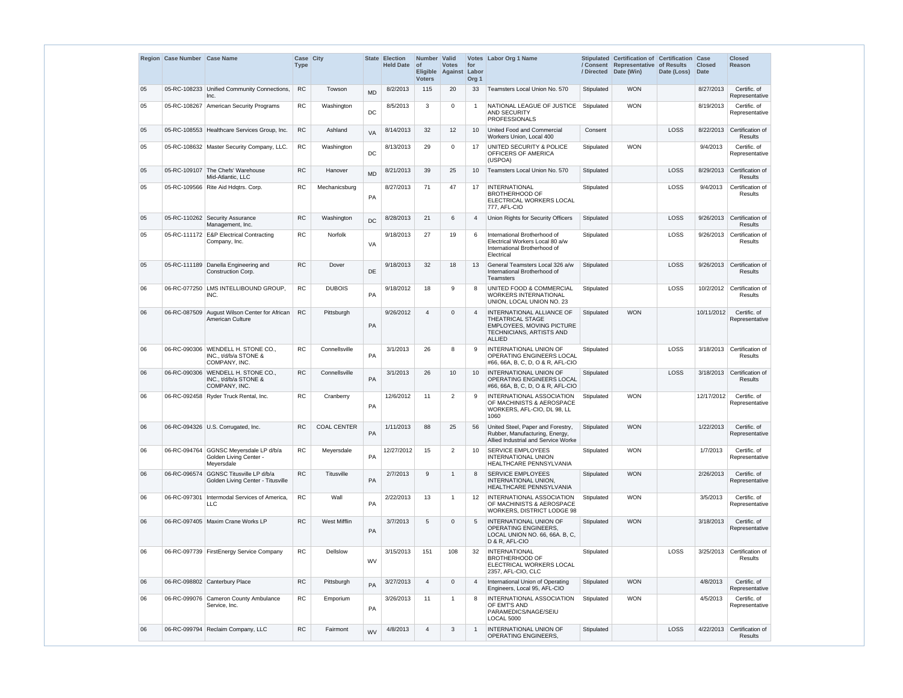| Region | Case Number | Case Name | Case Type | City | State | Election Held Date | Number of Eligible Voters | Valid Votes Against | Votes for Labor Org 1 | Labor Org 1 Name | Stipulated / Consent / Directed | Certification of Representative Date (Win) | Certification of Results Date (Loss) | Case Closed Date | Closed Reason |
|---|---|---|---|---|---|---|---|---|---|---|---|---|---|---|---|
| 05 | 05-RC-108233 | Unified Community Connections, Inc. | RC | Towson | MD | 8/2/2013 | 115 | 20 | 33 | Teamsters Local Union No. 570 | Stipulated | WON | | 8/27/2013 | Certific. of Representative |
| 05 | 05-RC-108267 | American Security Programs | RC | Washington | DC | 8/5/2013 | 3 | 0 | 1 | NATIONAL LEAGUE OF JUSTICE AND SECURITY PROFESSIONALS | Stipulated | WON | | 8/19/2013 | Certific. of Representative |
| 05 | 05-RC-108553 | Healthcare Services Group, Inc. | RC | Ashland | VA | 8/14/2013 | 32 | 12 | 10 | United Food and Commercial Workers Union, Local 400 | Consent | | LOSS | 8/22/2013 | Certification of Results |
| 05 | 05-RC-108632 | Master Security Company, LLC. | RC | Washington | DC | 8/13/2013 | 29 | 0 | 17 | UNITED SECURITY & POLICE OFFICERS OF AMERICA (USPOA) | Stipulated | WON | | 9/4/2013 | Certific. of Representative |
| 05 | 05-RC-109107 | The Chefs' Warehouse Mid-Atlantic, LLC | RC | Hanover | MD | 8/21/2013 | 39 | 25 | 10 | Teamsters Local Union No. 570 | Stipulated | | LOSS | 8/29/2013 | Certification of Results |
| 05 | 05-RC-109566 | Rite Aid Hdqtrs. Corp. | RC | Mechanicsburg | PA | 8/27/2013 | 71 | 47 | 17 | INTERNATIONAL BROTHERHOOD OF ELECTRICAL WORKERS LOCAL 777, AFL-CIO | Stipulated | | LOSS | 9/4/2013 | Certification of Results |
| 05 | 05-RC-110262 | Security Assurance Management, Inc. | RC | Washington | DC | 8/28/2013 | 21 | 6 | 4 | Union Rights for Security Officers | Stipulated | | LOSS | 9/26/2013 | Certification of Results |
| 05 | 05-RC-111172 | E&P Electrical Contracting Company, Inc. | RC | Norfolk | VA | 9/18/2013 | 27 | 19 | 6 | International Brotherhood of Electrical Workers Local 80 a/w International Brotherhood of Electrical | Stipulated | | LOSS | 9/26/2013 | Certification of Results |
| 05 | 05-RC-111189 | Danella Engineering and Construction Corp. | RC | Dover | DE | 9/18/2013 | 32 | 18 | 13 | General Teamsters Local 326 a/w International Brotherhood of Teamsters | Stipulated | | LOSS | 9/26/2013 | Certification of Results |
| 06 | 06-RC-077250 | LMS INTELLIBOUND GROUP, INC. | RC | DUBOIS | PA | 9/18/2012 | 18 | 9 | 8 | UNITED FOOD & COMMERCIAL WORKERS INTERNATIONAL UNION, LOCAL UNION NO. 23 | Stipulated | | LOSS | 10/2/2012 | Certification of Results |
| 06 | 06-RC-087509 | August Wilson Center for African American Culture | RC | Pittsburgh | PA | 9/26/2012 | 4 | 0 | 4 | INTERNATIONAL ALLIANCE OF THEATRICAL STAGE EMPLOYEES, MOVING PICTURE TECHNICIANS, ARTISTS AND ALLIED | Stipulated | WON | | 10/11/2012 | Certific. of Representative |
| 06 | 06-RC-090306 | WENDELL H. STONE CO., INC., t/d/b/a STONE & COMPANY, INC. | RC | Connellsville | PA | 3/1/2013 | 26 | 8 | 9 | INTERNATIONAL UNION OF OPERATING ENGINEERS LOCAL #66, 66A, B, C, D, O & R, AFL-CIO | Stipulated | | LOSS | 3/18/2013 | Certification of Results |
| 06 | 06-RC-090306 | WENDELL H. STONE CO., INC., t/d/b/a STONE & COMPANY, INC. | RC | Connellsville | PA | 3/1/2013 | 26 | 10 | 10 | INTERNATIONAL UNION OF OPERATING ENGINEERS LOCAL #66, 66A, B, C, D, O & R, AFL-CIO | Stipulated | | LOSS | 3/18/2013 | Certification of Results |
| 06 | 06-RC-092458 | Ryder Truck Rental, Inc. | RC | Cranberry | PA | 12/6/2012 | 11 | 2 | 9 | INTERNATIONAL ASSOCIATION OF MACHINISTS & AEROSPACE WORKERS, AFL-CIO, DL 98, LL 1060 | Stipulated | WON | | 12/17/2012 | Certific. of Representative |
| 06 | 06-RC-094326 | U.S. Corrugated, Inc. | RC | COAL CENTER | PA | 1/11/2013 | 88 | 25 | 56 | United Steel, Paper and Forestry, Rubber, Manufacturing, Energy, Allied Industrial and Service Worke | Stipulated | WON | | 1/22/2013 | Certific. of Representative |
| 06 | 06-RC-094764 | GGNSC Meyersdale LP d/b/a Golden Living Center - Meyersdale | RC | Meyersdale | PA | 12/27/2012 | 15 | 2 | 10 | SERVICE EMPLOYEES INTERNATIONAL UNION HEALTHCARE PENNSYLVANIA | Stipulated | WON | | 1/7/2013 | Certific. of Representative |
| 06 | 06-RC-096574 | GGNSC Titusville LP d/b/a Golden Living Center - Titusville | RC | Titusville | PA | 2/7/2013 | 9 | 1 | 8 | SERVICE EMPLOYEES INTERNATIONAL UNION, HEALTHCARE PENNSYLVANIA | Stipulated | WON | | 2/26/2013 | Certific. of Representative |
| 06 | 06-RC-097301 | Intermodal Services of America, LLC | RC | Wall | PA | 2/22/2013 | 13 | 1 | 12 | INTERNATIONAL ASSOCIATION OF MACHINISTS & AEROSPACE WORKERS, DISTRICT LODGE 98 | Stipulated | WON | | 3/5/2013 | Certific. of Representative |
| 06 | 06-RC-097405 | Maxim Crane Works LP | RC | West Mifflin | PA | 3/7/2013 | 5 | 0 | 5 | INTERNATIONAL UNION OF OPERATING ENGINEERS, LOCAL UNION NO. 66, 66A. B, C, D & R, AFL-CIO | Stipulated | WON | | 3/18/2013 | Certific. of Representative |
| 06 | 06-RC-097739 | FirstEnergy Service Company | RC | Dellslow | WV | 3/15/2013 | 151 | 108 | 32 | INTERNATIONAL BROTHERHOOD OF ELECTRICAL WORKERS LOCAL 2357, AFL-CIO, CLC | Stipulated | | LOSS | 3/25/2013 | Certification of Results |
| 06 | 06-RC-098802 | Canterbury Place | RC | Pittsburgh | PA | 3/27/2013 | 4 | 0 | 4 | International Union of Operating Engineers, Local 95, AFL-CIO | Stipulated | WON | | 4/8/2013 | Certific. of Representative |
| 06 | 06-RC-099076 | Cameron County Ambulance Service, Inc. | RC | Emporium | PA | 3/26/2013 | 11 | 1 | 8 | INTERNATIONAL ASSOCIATION OF EMT'S AND PARAMEDICS/NAGE/SEIU LOCAL 5000 | Stipulated | WON | | 4/5/2013 | Certific. of Representative |
| 06 | 06-RC-099794 | Reclaim Company, LLC | RC | Fairmont | WV | 4/8/2013 | 4 | 3 | 1 | INTERNATIONAL UNION OF OPERATING ENGINEERS, | Stipulated | | LOSS | 4/22/2013 | Certification of Results |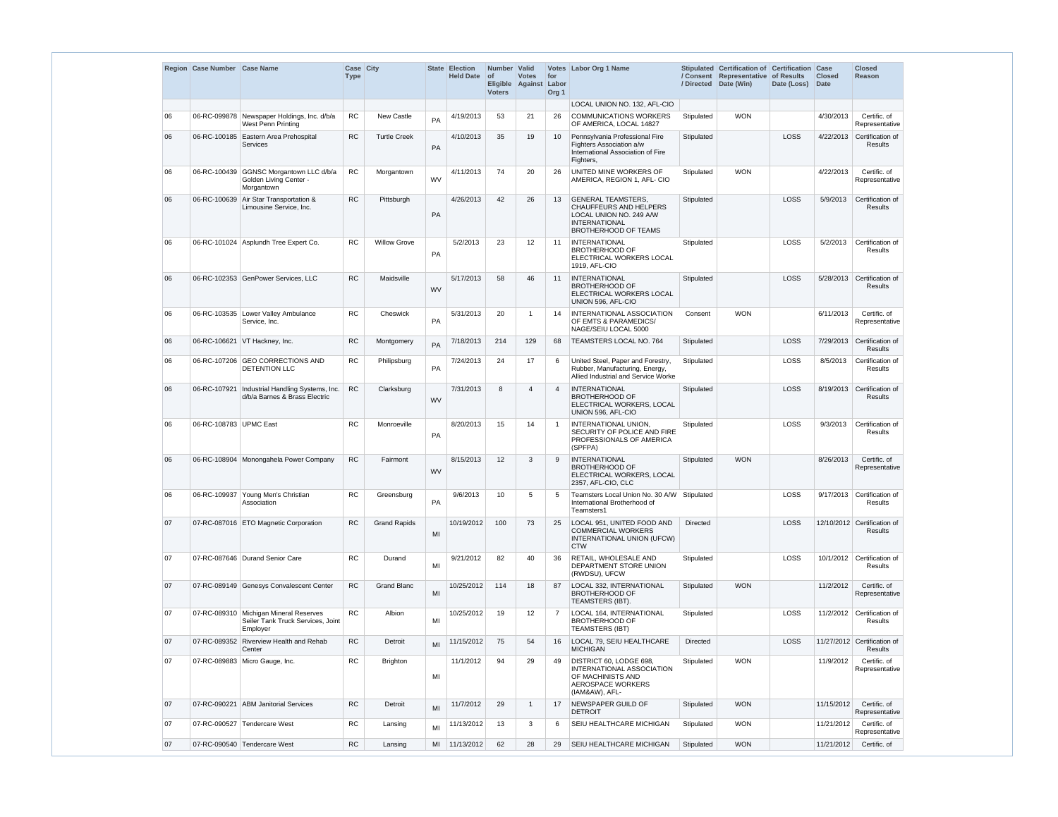| Region | Case Number | Case Name | Case Type | City | State | Election Held Date | Number of Eligible Voters | Valid Votes Against | Votes for Labor Org 1 | Labor Org 1 Name | Stipulated / Consent / Directed | Certification of Representative Date (Win) | Certification of Results Date (Loss) | Case Closed Date | Closed Reason |
|---|---|---|---|---|---|---|---|---|---|---|---|---|---|---|---|
| | | | | | | | | | | LOCAL UNION NO. 132, AFL-CIO | | | | | |
| 06 | 06-RC-099878 | Newspaper Holdings, Inc. d/b/a West Penn Printing | RC | New Castle | PA | 4/19/2013 | 53 | 21 | 26 | COMMUNICATIONS WORKERS OF AMERICA, LOCAL 14827 | Stipulated | WON | | 4/30/2013 | Certific. of Representative |
| 06 | 06-RC-100185 | Eastern Area Prehospital Services | RC | Turtle Creek | PA | 4/10/2013 | 35 | 19 | 10 | Pennsylvania Professional Fire Fighters Association a/w International Association of Fire Fighters, | Stipulated | | LOSS | 4/22/2013 | Certification of Results |
| 06 | 06-RC-100439 | GGNSC Morgantown LLC d/b/a Golden Living Center - Morgantown | RC | Morgantown | WV | 4/11/2013 | 74 | 20 | 26 | UNITED MINE WORKERS OF AMERICA, REGION 1, AFL- CIO | Stipulated | WON | | 4/22/2013 | Certific. of Representative |
| 06 | 06-RC-100639 | Air Star Transportation & Limousine Service, Inc. | RC | Pittsburgh | PA | 4/26/2013 | 42 | 26 | 13 | GENERAL TEAMSTERS, CHAUFFEURS AND HELPERS LOCAL UNION NO. 249 A/W INTERNATIONAL BROTHERHOOD OF TEAMS | Stipulated | | LOSS | 5/9/2013 | Certification of Results |
| 06 | 06-RC-101024 | Asplundh Tree Expert Co. | RC | Willow Grove | PA | 5/2/2013 | 23 | 12 | 11 | INTERNATIONAL BROTHERHOOD OF ELECTRICAL WORKERS LOCAL 1919, AFL-CIO | Stipulated | | LOSS | 5/2/2013 | Certification of Results |
| 06 | 06-RC-102353 | GenPower Services, LLC | RC | Maidsville | WV | 5/17/2013 | 58 | 46 | 11 | INTERNATIONAL BROTHERHOOD OF ELECTRICAL WORKERS LOCAL UNION 596, AFL-CIO | Stipulated | | LOSS | 5/28/2013 | Certification of Results |
| 06 | 06-RC-103535 | Lower Valley Ambulance Service, Inc. | RC | Cheswick | PA | 5/31/2013 | 20 | 1 | 14 | INTERNATIONAL ASSOCIATION OF EMTS & PARAMEDICS/ NAGE/SEIU LOCAL 5000 | Consent | WON | | 6/11/2013 | Certific. of Representative |
| 06 | 06-RC-106621 | VT Hackney, Inc. | RC | Montgomery | PA | 7/18/2013 | 214 | 129 | 68 | TEAMSTERS LOCAL NO. 764 | Stipulated | | LOSS | 7/29/2013 | Certification of Results |
| 06 | 06-RC-107206 | GEO CORRECTIONS AND DETENTION LLC | RC | Philipsburg | PA | 7/24/2013 | 24 | 17 | 6 | United Steel, Paper and Forestry, Rubber, Manufacturing, Energy, Allied Industrial and Service Worke | Stipulated | | LOSS | 8/5/2013 | Certification of Results |
| 06 | 06-RC-107921 | Industrial Handling Systems, Inc. d/b/a Barnes & Brass Electric | RC | Clarksburg | WV | 7/31/2013 | 8 | 4 | 4 | INTERNATIONAL BROTHERHOOD OF ELECTRICAL WORKERS, LOCAL UNION 596, AFL-CIO | Stipulated | | LOSS | 8/19/2013 | Certification of Results |
| 06 | 06-RC-108783 | UPMC East | RC | Monroeville | PA | 8/20/2013 | 15 | 14 | 1 | INTERNATIONAL UNION, SECURITY OF POLICE AND FIRE PROFESSIONALS OF AMERICA (SPFPA) | Stipulated | | LOSS | 9/3/2013 | Certification of Results |
| 06 | 06-RC-108904 | Monongahela Power Company | RC | Fairmont | WV | 8/15/2013 | 12 | 3 | 9 | INTERNATIONAL BROTHERHOOD OF ELECTRICAL WORKERS, LOCAL 2357, AFL-CIO, CLC | Stipulated | WON | | 8/26/2013 | Certific. of Representative |
| 06 | 06-RC-109937 | Young Men's Christian Association | RC | Greensburg | PA | 9/6/2013 | 10 | 5 | 5 | Teamsters Local Union No. 30 A/W International Brotherhood of Teamsters1 | Stipulated | | LOSS | 9/17/2013 | Certification of Results |
| 07 | 07-RC-087016 | ETO Magnetic Corporation | RC | Grand Rapids | MI | 10/19/2012 | 100 | 73 | 25 | LOCAL 951, UNITED FOOD AND COMMERCIAL WORKERS INTERNATIONAL UNION (UFCW) CTW | Directed | | LOSS | 12/10/2012 | Certification of Results |
| 07 | 07-RC-087646 | Durand Senior Care | RC | Durand | MI | 9/21/2012 | 82 | 40 | 36 | RETAIL, WHOLESALE AND DEPARTMENT STORE UNION (RWDSU), UFCW | Stipulated | | LOSS | 10/1/2012 | Certification of Results |
| 07 | 07-RC-089149 | Genesys Convalescent Center | RC | Grand Blanc | MI | 10/25/2012 | 114 | 18 | 87 | LOCAL 332, INTERNATIONAL BROTHERHOOD OF TEAMSTERS (IBT). | Stipulated | WON | | 11/2/2012 | Certific. of Representative |
| 07 | 07-RC-089310 | Michigan Mineral Reserves Seiler Tank Truck Services, Joint Employer | RC | Albion | MI | 10/25/2012 | 19 | 12 | 7 | LOCAL 164, INTERNATIONAL BROTHERHOOD OF TEAMSTERS (IBT) | Stipulated | | LOSS | 11/2/2012 | Certification of Results |
| 07 | 07-RC-089352 | Riverview Health and Rehab Center | RC | Detroit | MI | 11/15/2012 | 75 | 54 | 16 | LOCAL 79, SEIU HEALTHCARE MICHIGAN | Directed | | LOSS | 11/27/2012 | Certification of Results |
| 07 | 07-RC-089883 | Micro Gauge, Inc. | RC | Brighton | MI | 11/1/2012 | 94 | 29 | 49 | DISTRICT 60, LODGE 698, INTERNATIONAL ASSOCIATION OF MACHINISTS AND AEROSPACE WORKERS (IAM&AW), AFL- | Stipulated | WON | | 11/9/2012 | Certific. of Representative |
| 07 | 07-RC-090221 | ABM Janitorial Services | RC | Detroit | MI | 11/7/2012 | 29 | 1 | 17 | NEWSPAPER GUILD OF DETROIT | Stipulated | WON | | 11/15/2012 | Certific. of Representative |
| 07 | 07-RC-090527 | Tendercare West | RC | Lansing | MI | 11/13/2012 | 13 | 3 | 6 | SEIU HEALTHCARE MICHIGAN | Stipulated | WON | | 11/21/2012 | Certific. of Representative |
| 07 | 07-RC-090540 | Tendercare West | RC | Lansing | MI | 11/13/2012 | 62 | 28 | 29 | SEIU HEALTHCARE MICHIGAN | Stipulated | WON | | 11/21/2012 | Certific. of |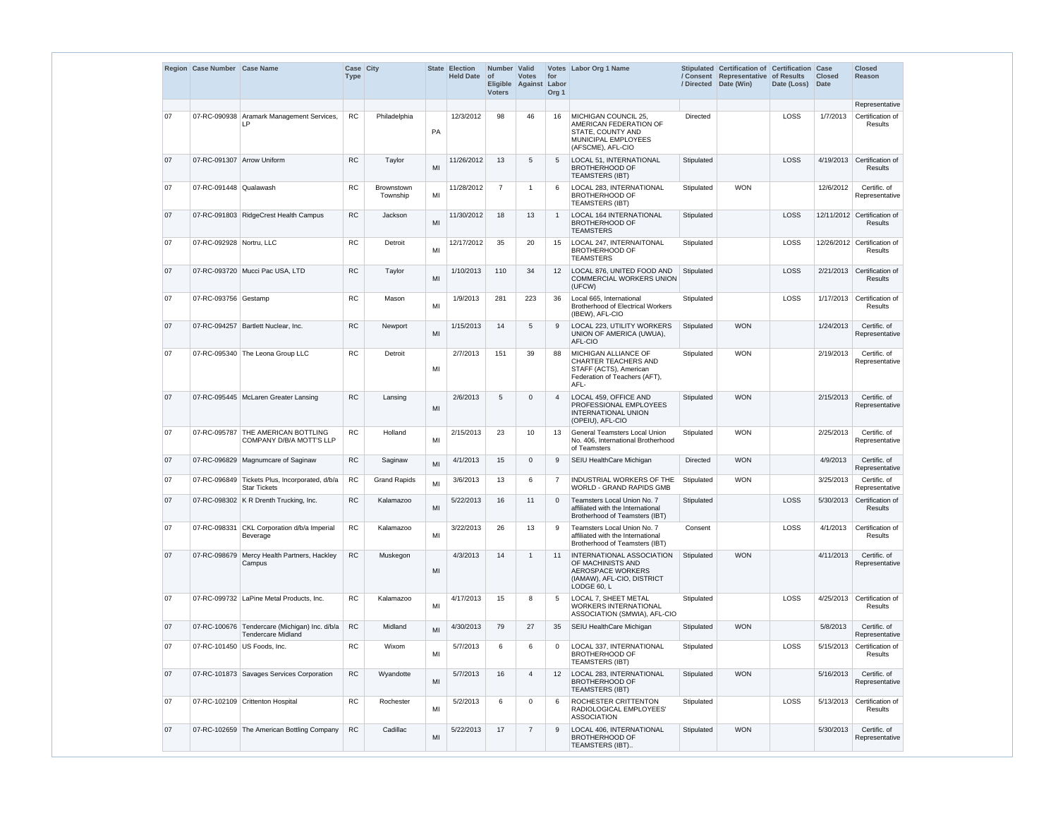| Region | Case Number | Case Name | Case Type | City | State | Election Held Date | Number of Eligible Voters | Valid Votes Against | Votes for Labor Org 1 | Labor Org 1 Name | Stipulated / Consent / Directed | Certification of Representative Date (Win) | Certification of Results Date (Loss) | Case Closed Date | Closed Reason |
|---|---|---|---|---|---|---|---|---|---|---|---|---|---|---|---|
| | | | | | | | | | | | | | | | Representative |
| 07 | 07-RC-090938 | Aramark Management Services, LP | RC | Philadelphia | PA | 12/3/2012 | 98 | 46 | 16 | MICHIGAN COUNCIL 25, AMERICAN FEDERATION OF STATE, COUNTY AND MUNICIPAL EMPLOYEES (AFSCME), AFL-CIO | Directed | | LOSS | 1/7/2013 | Certification of Results |
| 07 | 07-RC-091307 | Arrow Uniform | RC | Taylor | MI | 11/26/2012 | 13 | 5 | 5 | LOCAL 51, INTERNATIONAL BROTHERHOOD OF TEAMSTERS (IBT) | Stipulated | | LOSS | 4/19/2013 | Certification of Results |
| 07 | 07-RC-091448 | Qualawash | RC | Brownstown Township | MI | 11/28/2012 | 7 | 1 | 6 | LOCAL 283, INTERNATIONAL BROTHERHOOD OF TEAMSTERS (IBT) | Stipulated | WON | | 12/6/2012 | Certific. of Representative |
| 07 | 07-RC-091803 | RidgeCrest Health Campus | RC | Jackson | MI | 11/30/2012 | 18 | 13 | 1 | LOCAL 164 INTERNATIONAL BROTHERHOOD OF TEAMSTERS | Stipulated | | LOSS | 12/11/2012 | Certification of Results |
| 07 | 07-RC-092928 | Nortru, LLC | RC | Detroit | MI | 12/17/2012 | 35 | 20 | 15 | LOCAL 247, INTERNAITONAL BROTHERHOOD OF TEAMSTERS | Stipulated | | LOSS | 12/26/2012 | Certification of Results |
| 07 | 07-RC-093720 | Mucci Pac USA, LTD | RC | Taylor | MI | 1/10/2013 | 110 | 34 | 12 | LOCAL 876, UNITED FOOD AND COMMERCIAL WORKERS UNION (UFCW) | Stipulated | | LOSS | 2/21/2013 | Certification of Results |
| 07 | 07-RC-093756 | Gestamp | RC | Mason | MI | 1/9/2013 | 281 | 223 | 36 | Local 665, International Brotherhood of Electrical Workers (IBEW), AFL-CIO | Stipulated | | LOSS | 1/17/2013 | Certification of Results |
| 07 | 07-RC-094257 | Bartlett Nuclear, Inc. | RC | Newport | MI | 1/15/2013 | 14 | 5 | 9 | LOCAL 223, UTILITY WORKERS UNION OF AMERICA (UWUA), AFL-CIO | Stipulated | WON | | 1/24/2013 | Certific. of Representative |
| 07 | 07-RC-095340 | The Leona Group LLC | RC | Detroit | MI | 2/7/2013 | 151 | 39 | 88 | MICHIGAN ALLIANCE OF CHARTER TEACHERS AND STAFF (ACTS), American Federation of Teachers (AFT), AFL- | Stipulated | WON | | 2/19/2013 | Certific. of Representative |
| 07 | 07-RC-095445 | McLaren Greater Lansing | RC | Lansing | MI | 2/6/2013 | 5 | 0 | 4 | LOCAL 459, OFFICE AND PROFESSIONAL EMPLOYEES INTERNATIONAL UNION (OPEIU), AFL-CIO | Stipulated | WON | | 2/15/2013 | Certific. of Representative |
| 07 | 07-RC-095787 | THE AMERICAN BOTTLING COMPANY D/B/A MOTT'S LLP | RC | Holland | MI | 2/15/2013 | 23 | 10 | 13 | General Teamsters Local Union No. 406, International Brotherhood of Teamsters | Stipulated | WON | | 2/25/2013 | Certific. of Representative |
| 07 | 07-RC-096829 | Magnumcare of Saginaw | RC | Saginaw | MI | 4/1/2013 | 15 | 0 | 9 | SEIU HealthCare Michigan | Directed | WON | | 4/9/2013 | Certific. of Representative |
| 07 | 07-RC-096849 | Tickets Plus, Incorporated, d/b/a Star Tickets | RC | Grand Rapids | MI | 3/6/2013 | 13 | 6 | 7 | INDUSTRIAL WORKERS OF THE WORLD - GRAND RAPIDS GMB | Stipulated | WON | | 3/25/2013 | Certific. of Representative |
| 07 | 07-RC-098302 | K R Drenth Trucking, Inc. | RC | Kalamazoo | MI | 5/22/2013 | 16 | 11 | 0 | Teamsters Local Union No. 7 affiliated with the International Brotherhood of Teamsters (IBT) | Stipulated | | LOSS | 5/30/2013 | Certification of Results |
| 07 | 07-RC-098331 | CKL Corporation d/b/a Imperial Beverage | RC | Kalamazoo | MI | 3/22/2013 | 26 | 13 | 9 | Teamsters Local Union No. 7 affiliated with the International Brotherhood of Teamsters (IBT) | Consent | | LOSS | 4/1/2013 | Certification of Results |
| 07 | 07-RC-098679 | Mercy Health Partners, Hackley Campus | RC | Muskegon | MI | 4/3/2013 | 14 | 1 | 11 | INTERNATIONAL ASSOCIATION OF MACHINISTS AND AEROSPACE WORKERS (IAMAW), AFL-CIO, DISTRICT LODGE 60, L | Stipulated | WON | | 4/11/2013 | Certific. of Representative |
| 07 | 07-RC-099732 | LaPine Metal Products, Inc. | RC | Kalamazoo | MI | 4/17/2013 | 15 | 8 | 5 | LOCAL 7, SHEET METAL WORKERS INTERNATIONAL ASSOCIATION (SMWIA), AFL-CIO | Stipulated | | LOSS | 4/25/2013 | Certification of Results |
| 07 | 07-RC-100676 | Tendercare (Michigan) Inc. d/b/a Tendercare Midland | RC | Midland | MI | 4/30/2013 | 79 | 27 | 35 | SEIU HealthCare Michigan | Stipulated | WON | | 5/8/2013 | Certific. of Representative |
| 07 | 07-RC-101450 | US Foods, Inc. | RC | Wixom | MI | 5/7/2013 | 6 | 6 | 0 | LOCAL 337, INTERNATIONAL BROTHERHOOD OF TEAMSTERS (IBT) | Stipulated | | LOSS | 5/15/2013 | Certification of Results |
| 07 | 07-RC-101873 | Savages Services Corporation | RC | Wyandotte | MI | 5/7/2013 | 16 | 4 | 12 | LOCAL 283, INTERNATIONAL BROTHERHOOD OF TEAMSTERS (IBT) | Stipulated | WON | | 5/16/2013 | Certific. of Representative |
| 07 | 07-RC-102109 | Crittenton Hospital | RC | Rochester | MI | 5/2/2013 | 6 | 0 | 6 | ROCHESTER CRITTENTON RADIOLOGICAL EMPLOYEES' ASSOCIATION | Stipulated | | LOSS | 5/13/2013 | Certification of Results |
| 07 | 07-RC-102659 | The American Bottling Company | RC | Cadillac | MI | 5/22/2013 | 17 | 7 | 9 | LOCAL 406, INTERNATIONAL BROTHERHOOD OF TEAMSTERS (IBT).. | Stipulated | WON | | 5/30/2013 | Certific. of Representative |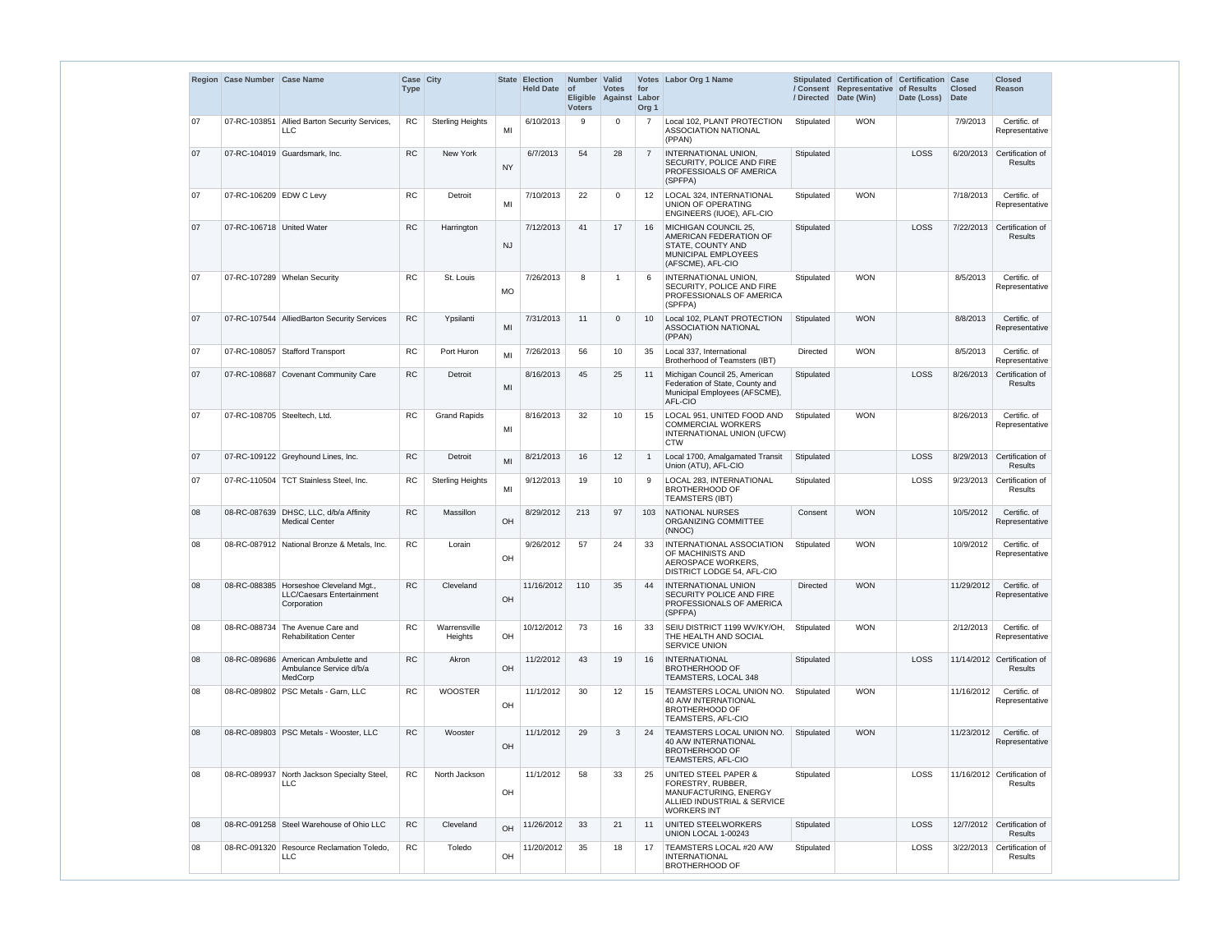| Region | Case Number | Case Name | Case Type | City | State | Election Held Date | Number of Eligible Voters | Valid Votes Against | Votes for Labor Org 1 | Labor Org 1 Name | Stipulated / Consent / Directed | Certification of Representative Date (Win) | Certification of Results Date (Loss) | Case Closed Date | Closed Reason |
|---|---|---|---|---|---|---|---|---|---|---|---|---|---|---|---|
| 07 | 07-RC-103851 | Allied Barton Security Services, LLC | RC | Sterling Heights | MI | 6/10/2013 | 9 | 0 | 7 | Local 102, PLANT PROTECTION ASSOCIATION NATIONAL (PPAN) | Stipulated | WON | | 7/9/2013 | Certific. of Representative |
| 07 | 07-RC-104019 | Guardsmark, Inc. | RC | New York | NY | 6/7/2013 | 54 | 28 | 7 | INTERNATIONAL UNION, SECURITY, POLICE AND FIRE PROFESSIOALS OF AMERICA (SPFPA) | Stipulated | | LOSS | 6/20/2013 | Certification of Results |
| 07 | 07-RC-106209 | EDW C Levy | RC | Detroit | MI | 7/10/2013 | 22 | 0 | 12 | LOCAL 324, INTERNATIONAL UNION OF OPERATING ENGINEERS (IUOE), AFL-CIO | Stipulated | WON | | 7/18/2013 | Certific. of Representative |
| 07 | 07-RC-106718 | United Water | RC | Harrington | NJ | 7/12/2013 | 41 | 17 | 16 | MICHIGAN COUNCIL 25, AMERICAN FEDERATION OF STATE, COUNTY AND MUNICIPAL EMPLOYEES (AFSCME), AFL-CIO | Stipulated | | LOSS | 7/22/2013 | Certification of Results |
| 07 | 07-RC-107289 | Whelan Security | RC | St. Louis | MO | 7/26/2013 | 8 | 1 | 6 | INTERNATIONAL UNION, SECURITY, POLICE AND FIRE PROFESSIONALS OF AMERICA (SPFPA) | Stipulated | WON | | 8/5/2013 | Certific. of Representative |
| 07 | 07-RC-107544 | AlliedBarton Security Services | RC | Ypsilanti | MI | 7/31/2013 | 11 | 0 | 10 | Local 102, PLANT PROTECTION ASSOCIATION NATIONAL (PPAN) | Stipulated | WON | | 8/8/2013 | Certific. of Representative |
| 07 | 07-RC-108057 | Stafford Transport | RC | Port Huron | MI | 7/26/2013 | 56 | 10 | 35 | Local 337, International Brotherhood of Teamsters (IBT) | Directed | WON | | 8/5/2013 | Certific. of Representative |
| 07 | 07-RC-108687 | Covenant Community Care | RC | Detroit | MI | 8/16/2013 | 45 | 25 | 11 | Michigan Council 25, American Federation of State, County and Municipal Employees (AFSCME), AFL-CIO | Stipulated | | LOSS | 8/26/2013 | Certification of Results |
| 07 | 07-RC-108705 | Steeltech, Ltd. | RC | Grand Rapids | MI | 8/16/2013 | 32 | 10 | 15 | LOCAL 951, UNITED FOOD AND COMMERCIAL WORKERS INTERNATIONAL UNION (UFCW) CTW | Stipulated | WON | | 8/26/2013 | Certific. of Representative |
| 07 | 07-RC-109122 | Greyhound Lines, Inc. | RC | Detroit | MI | 8/21/2013 | 16 | 12 | 1 | Local 1700, Amalgamated Transit Union (ATU), AFL-CIO | Stipulated | | LOSS | 8/29/2013 | Certification of Results |
| 07 | 07-RC-110504 | TCT Stainless Steel, Inc. | RC | Sterling Heights | MI | 9/12/2013 | 19 | 10 | 9 | LOCAL 283, INTERNATIONAL BROTHERHOOD OF TEAMSTERS (IBT) | Stipulated | | LOSS | 9/23/2013 | Certification of Results |
| 08 | 08-RC-087639 | DHSC, LLC, d/b/a Affinity Medical Center | RC | Massillon | OH | 8/29/2012 | 213 | 97 | 103 | NATIONAL NURSES ORGANIZING COMMITTEE (NNOC) | Consent | WON | | 10/5/2012 | Certific. of Representative |
| 08 | 08-RC-087912 | National Bronze & Metals, Inc. | RC | Lorain | OH | 9/26/2012 | 57 | 24 | 33 | INTERNATIONAL ASSOCIATION OF MACHINISTS AND AEROSPACE WORKERS, DISTRICT LODGE 54, AFL-CIO | Stipulated | WON | | 10/9/2012 | Certific. of Representative |
| 08 | 08-RC-088385 | Horseshoe Cleveland Mgt., LLC/Caesars Entertainment Corporation | RC | Cleveland | OH | 11/16/2012 | 110 | 35 | 44 | INTERNATIONAL UNION SECURITY POLICE AND FIRE PROFESSIONALS OF AMERICA (SPFPA) | Directed | WON | | 11/29/2012 | Certific. of Representative |
| 08 | 08-RC-088734 | The Avenue Care and Rehabilitation Center | RC | Warrensville Heights | OH | 10/12/2012 | 73 | 16 | 33 | SEIU DISTRICT 1199 WV/KY/OH, THE HEALTH AND SOCIAL SERVICE UNION | Stipulated | WON | | 2/12/2013 | Certific. of Representative |
| 08 | 08-RC-089686 | American Ambulette and Ambulance Service d/b/a MedCorp | RC | Akron | OH | 11/2/2012 | 43 | 19 | 16 | INTERNATIONAL BROTHERHOOD OF TEAMSTERS, LOCAL 348 | Stipulated | | LOSS | 11/14/2012 | Certification of Results |
| 08 | 08-RC-089802 | PSC Metals - Garn, LLC | RC | WOOSTER | OH | 11/1/2012 | 30 | 12 | 15 | TEAMSTERS LOCAL UNION NO. 40 A/W INTERNATIONAL BROTHERHOOD OF TEAMSTERS, AFL-CIO | Stipulated | WON | | 11/16/2012 | Certific. of Representative |
| 08 | 08-RC-089803 | PSC Metals - Wooster, LLC | RC | Wooster | OH | 11/1/2012 | 29 | 3 | 24 | TEAMSTERS LOCAL UNION NO. 40 A/W INTERNATIONAL BROTHERHOOD OF TEAMSTERS, AFL-CIO | Stipulated | WON | | 11/23/2012 | Certific. of Representative |
| 08 | 08-RC-089937 | North Jackson Specialty Steel, LLC | RC | North Jackson | OH | 11/1/2012 | 58 | 33 | 25 | UNITED STEEL PAPER & FORESTRY, RUBBER, MANUFACTURING, ENERGY ALLIED INDUSTRIAL & SERVICE WORKERS INT | Stipulated | | LOSS | 11/16/2012 | Certification of Results |
| 08 | 08-RC-091258 | Steel Warehouse of Ohio LLC | RC | Cleveland | OH | 11/26/2012 | 33 | 21 | 11 | UNITED STEELWORKERS UNION LOCAL 1-00243 | Stipulated | | LOSS | 12/7/2012 | Certification of Results |
| 08 | 08-RC-091320 | Resource Reclamation Toledo, LLC | RC | Toledo | OH | 11/20/2012 | 35 | 18 | 17 | TEAMSTERS LOCAL #20 A/W INTERNATIONAL BROTHERHOOD OF | Stipulated | | LOSS | 3/22/2013 | Certification of Results |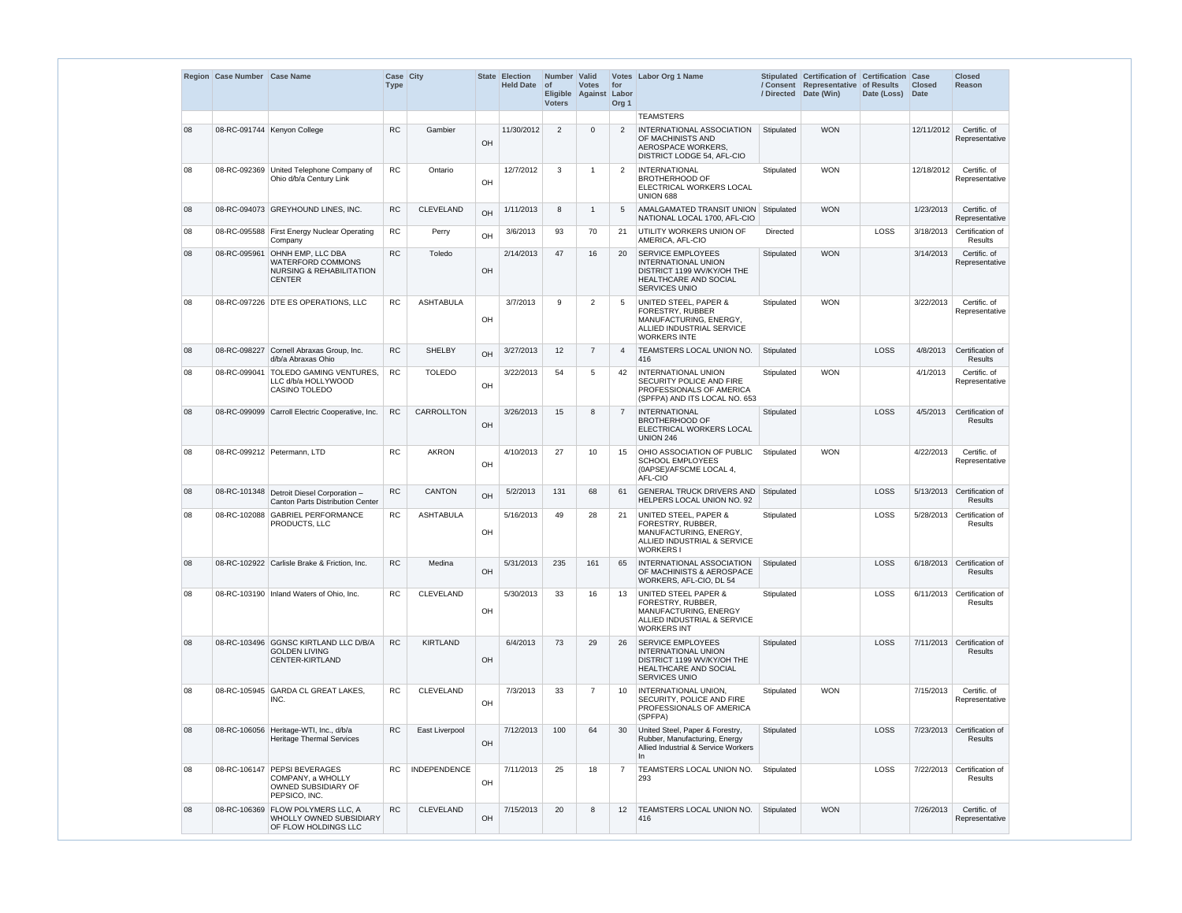| Region | Case Number | Case Name | Case Type | City | State | Election Held Date | Number of Eligible Voters | Valid Votes Against | Votes for Labor Org 1 | Labor Org 1 Name | Stipulated / Consent / Directed | Certification of Representative Date (Win) | Certification of Results Date (Loss) | Case Closed Date | Closed Reason |
|---|---|---|---|---|---|---|---|---|---|---|---|---|---|---|---|
| | | | | | | | | | | TEAMSTERS | | | | | |
| 08 | 08-RC-091744 | Kenyon College | RC | Gambier | OH | 11/30/2012 | 2 | 0 | 2 | INTERNATIONAL ASSOCIATION OF MACHINISTS AND AEROSPACE WORKERS, DISTRICT LODGE 54, AFL-CIO | Stipulated | WON | | 12/11/2012 | Certific. of Representative |
| 08 | 08-RC-092369 | United Telephone Company of Ohio d/b/a Century Link | RC | Ontario | OH | 12/7/2012 | 3 | 1 | 2 | INTERNATIONAL BROTHERHOOD OF ELECTRICAL WORKERS LOCAL UNION 688 | Stipulated | WON | | 12/18/2012 | Certific. of Representative |
| 08 | 08-RC-094073 | GREYHOUND LINES, INC. | RC | CLEVELAND | OH | 1/11/2013 | 8 | 1 | 5 | AMALGAMATED TRANSIT UNION NATIONAL LOCAL 1700, AFL-CIO | Stipulated | WON | | 1/23/2013 | Certific. of Representative |
| 08 | 08-RC-095588 | First Energy Nuclear Operating Company | RC | Perry | OH | 3/6/2013 | 93 | 70 | 21 | UTILITY WORKERS UNION OF AMERICA, AFL-CIO | Directed | | LOSS | 3/18/2013 | Certification of Results |
| 08 | 08-RC-095961 | OHNH EMP, LLC DBA WATERFORD COMMONS NURSING & REHABILITATION CENTER | RC | Toledo | OH | 2/14/2013 | 47 | 16 | 20 | SERVICE EMPLOYEES INTERNATIONAL UNION DISTRICT 1199 WV/KY/OH THE HEALTHCARE AND SOCIAL SERVICES UNIO | Stipulated | WON | | 3/14/2013 | Certific. of Representative |
| 08 | 08-RC-097226 | DTE ES OPERATIONS, LLC | RC | ASHTABULA | OH | 3/7/2013 | 9 | 2 | 5 | UNITED STEEL, PAPER & FORESTRY, RUBBER MANUFACTURING, ENERGY, ALLIED INDUSTRIAL SERVICE WORKERS INTE | Stipulated | WON | | 3/22/2013 | Certific. of Representative |
| 08 | 08-RC-098227 | Cornell Abraxas Group, Inc. d/b/a Abraxas Ohio | RC | SHELBY | OH | 3/27/2013 | 12 | 7 | 4 | TEAMSTERS LOCAL UNION NO. 416 | Stipulated | | LOSS | 4/8/2013 | Certification of Results |
| 08 | 08-RC-099041 | TOLEDO GAMING VENTURES, LLC d/b/a HOLLYWOOD CASINO TOLEDO | RC | TOLEDO | OH | 3/22/2013 | 54 | 5 | 42 | INTERNATIONAL UNION SECURITY POLICE AND FIRE PROFESSIONALS OF AMERICA (SPFPA) AND ITS LOCAL NO. 653 | Stipulated | WON | | 4/1/2013 | Certific. of Representative |
| 08 | 08-RC-099099 | Carroll Electric Cooperative, Inc. | RC | CARROLLTON | OH | 3/26/2013 | 15 | 8 | 7 | INTERNATIONAL BROTHERHOOD OF ELECTRICAL WORKERS LOCAL UNION 246 | Stipulated | | LOSS | 4/5/2013 | Certification of Results |
| 08 | 08-RC-099212 | Petermann, LTD | RC | AKRON | OH | 4/10/2013 | 27 | 10 | 15 | OHIO ASSOCIATION OF PUBLIC SCHOOL EMPLOYEES (0APSE)/AFSCME LOCAL 4, AFL-CIO | Stipulated | WON | | 4/22/2013 | Certific. of Representative |
| 08 | 08-RC-101348 | Detroit Diesel Corporation – Canton Parts Distribution Center | RC | CANTON | OH | 5/2/2013 | 131 | 68 | 61 | GENERAL TRUCK DRIVERS AND HELPERS LOCAL UNION NO. 92 | Stipulated | | LOSS | 5/13/2013 | Certification of Results |
| 08 | 08-RC-102088 | GABRIEL PERFORMANCE PRODUCTS, LLC | RC | ASHTABULA | OH | 5/16/2013 | 49 | 28 | 21 | UNITED STEEL, PAPER & FORESTRY, RUBBER, MANUFACTURING, ENERGY, ALLIED INDUSTRIAL & SERVICE WORKERS I | Stipulated | | LOSS | 5/28/2013 | Certification of Results |
| 08 | 08-RC-102922 | Carlisle Brake & Friction, Inc. | RC | Medina | OH | 5/31/2013 | 235 | 161 | 65 | INTERNATIONAL ASSOCIATION OF MACHINISTS & AEROSPACE WORKERS, AFL-CIO, DL 54 | Stipulated | | LOSS | 6/18/2013 | Certification of Results |
| 08 | 08-RC-103190 | Inland Waters of Ohio, Inc. | RC | CLEVELAND | OH | 5/30/2013 | 33 | 16 | 13 | UNITED STEEL PAPER & FORESTRY, RUBBER, MANUFACTURING, ENERGY ALLIED INDUSTRIAL & SERVICE WORKERS INT | Stipulated | | LOSS | 6/11/2013 | Certification of Results |
| 08 | 08-RC-103496 | GGNSC KIRTLAND LLC D/B/A GOLDEN LIVING CENTER-KIRTLAND | RC | KIRTLAND | OH | 6/4/2013 | 73 | 29 | 26 | SERVICE EMPLOYEES INTERNATIONAL UNION DISTRICT 1199 WV/KY/OH THE HEALTHCARE AND SOCIAL SERVICES UNIO | Stipulated | | LOSS | 7/11/2013 | Certification of Results |
| 08 | 08-RC-105945 | GARDA CL GREAT LAKES, INC. | RC | CLEVELAND | OH | 7/3/2013 | 33 | 7 | 10 | INTERNATIONAL UNION, SECURITY, POLICE AND FIRE PROFESSIONALS OF AMERICA (SPFPA) | Stipulated | WON | | 7/15/2013 | Certific. of Representative |
| 08 | 08-RC-106056 | Heritage-WTI, Inc., d/b/a Heritage Thermal Services | RC | East Liverpool | OH | 7/12/2013 | 100 | 64 | 30 | United Steel, Paper & Forestry, Rubber, Manufacturing, Energy Allied Industrial & Service Workers In | Stipulated | | LOSS | 7/23/2013 | Certification of Results |
| 08 | 08-RC-106147 | PEPSI BEVERAGES COMPANY, a WHOLLY OWNED SUBSIDIARY OF PEPSICO, INC. | RC | INDEPENDENCE | OH | 7/11/2013 | 25 | 18 | 7 | TEAMSTERS LOCAL UNION NO. 293 | Stipulated | | LOSS | 7/22/2013 | Certification of Results |
| 08 | 08-RC-106369 | FLOW POLYMERS LLC, A WHOLLY OWNED SUBSIDIARY OF FLOW HOLDINGS LLC | RC | CLEVELAND | OH | 7/15/2013 | 20 | 8 | 12 | TEAMSTERS LOCAL UNION NO. 416 | Stipulated | WON | | 7/26/2013 | Certific. of Representative |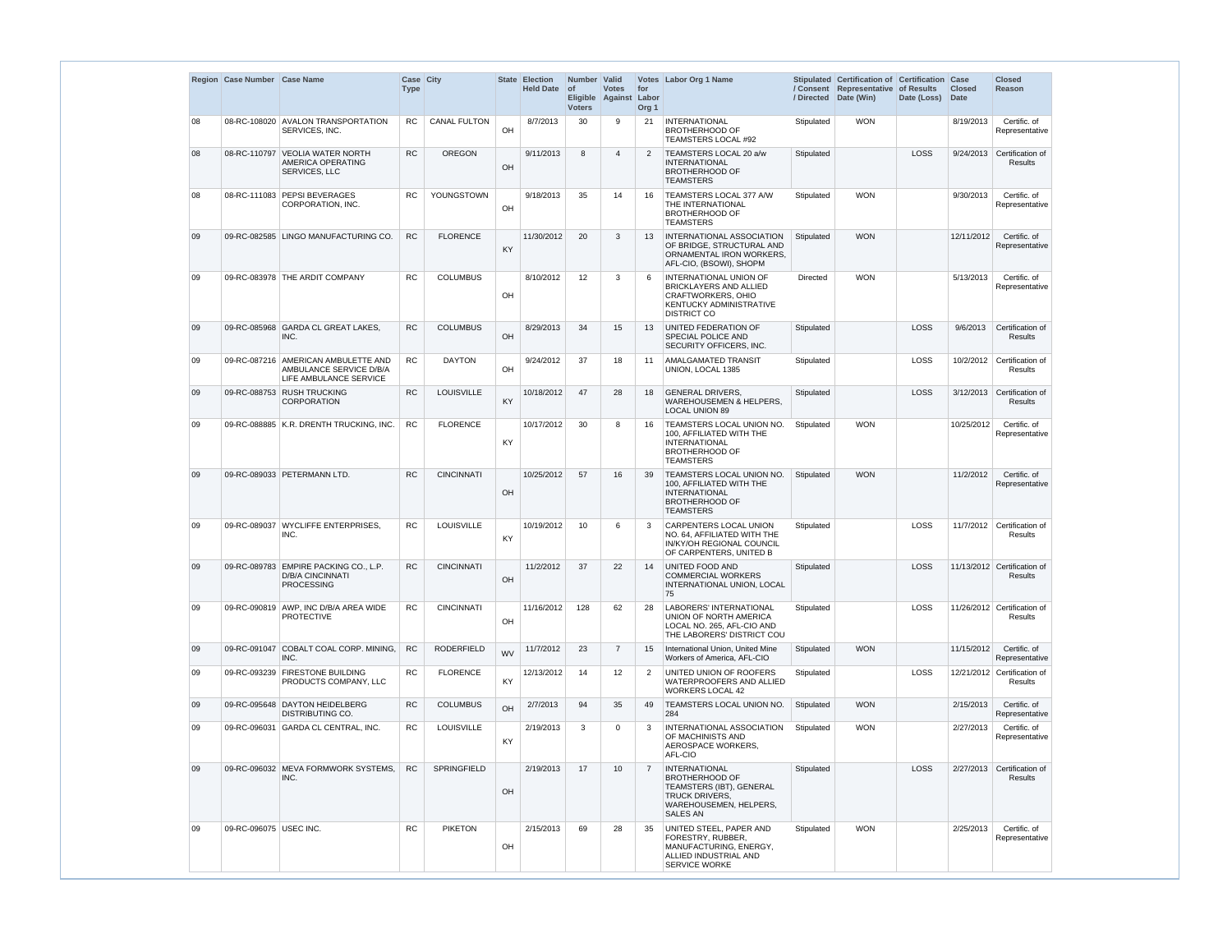| Region | Case Number | Case Name | Case Type | City | State | Election Held Date | Number of Eligible Voters | Valid Votes Against | Votes for Labor Org 1 | Labor Org 1 Name | Stipulated / Consent / Directed | Certification of Representative Date (Win) | Certification of Results Date (Loss) | Case Closed Date | Closed Reason |
|---|---|---|---|---|---|---|---|---|---|---|---|---|---|---|---|
| 08 | 08-RC-108020 | AVALON TRANSPORTATION SERVICES, INC. | RC | CANAL FULTON | OH | 8/7/2013 | 30 | 9 | 21 | INTERNATIONAL BROTHERHOOD OF TEAMSTERS LOCAL #92 | Stipulated | WON | | 8/19/2013 | Certific. of Representative |
| 08 | 08-RC-110797 | VEOLIA WATER NORTH AMERICA OPERATING SERVICES, LLC | RC | OREGON | OH | 9/11/2013 | 8 | 4 | 2 | TEAMSTERS LOCAL 20 a/w INTERNATIONAL BROTHERHOOD OF TEAMSTERS | Stipulated | | LOSS | 9/24/2013 | Certification of Results |
| 08 | 08-RC-111083 | PEPSI BEVERAGES CORPORATION, INC. | RC | YOUNGSTOWN | OH | 9/18/2013 | 35 | 14 | 16 | TEAMSTERS LOCAL 377 A/W THE INTERNATIONAL BROTHERHOOD OF TEAMSTERS | Stipulated | WON | | 9/30/2013 | Certific. of Representative |
| 09 | 09-RC-082585 | LINGO MANUFACTURING CO. | RC | FLORENCE | KY | 11/30/2012 | 20 | 3 | 13 | INTERNATIONAL ASSOCIATION OF BRIDGE, STRUCTURAL AND ORNAMENTAL IRON WORKERS, AFL-CIO, (BSOWI), SHOPM | Stipulated | WON | | 12/11/2012 | Certific. of Representative |
| 09 | 09-RC-083978 | THE ARDIT COMPANY | RC | COLUMBUS | OH | 8/10/2012 | 12 | 3 | 6 | INTERNATIONAL UNION OF BRICKLAYERS AND ALLIED CRAFTWORKERS, OHIO KENTUCKY ADMINISTRATIVE DISTRICT CO | Directed | WON | | 5/13/2013 | Certific. of Representative |
| 09 | 09-RC-085968 | GARDA CL GREAT LAKES, INC. | RC | COLUMBUS | OH | 8/29/2013 | 34 | 15 | 13 | UNITED FEDERATION OF SPECIAL POLICE AND SECURITY OFFICERS, INC. | Stipulated | | LOSS | 9/6/2013 | Certification of Results |
| 09 | 09-RC-087216 | AMERICAN AMBULETTE AND AMBULANCE SERVICE D/B/A LIFE AMBULANCE SERVICE | RC | DAYTON | OH | 9/24/2012 | 37 | 18 | 11 | AMALGAMATED TRANSIT UNION, LOCAL 1385 | Stipulated | | LOSS | 10/2/2012 | Certification of Results |
| 09 | 09-RC-088753 | RUSH TRUCKING CORPORATION | RC | LOUISVILLE | KY | 10/18/2012 | 47 | 28 | 18 | GENERAL DRIVERS, WAREHOUSEMEN & HELPERS, LOCAL UNION 89 | Stipulated | | LOSS | 3/12/2013 | Certification of Results |
| 09 | 09-RC-088885 | K.R. DRENTH TRUCKING, INC. | RC | FLORENCE | KY | 10/17/2012 | 30 | 8 | 16 | TEAMSTERS LOCAL UNION NO. 100, AFFILIATED WITH THE INTERNATIONAL BROTHERHOOD OF TEAMSTERS | Stipulated | WON | | 10/25/2012 | Certific. of Representative |
| 09 | 09-RC-089033 | PETERMANN LTD. | RC | CINCINNATI | OH | 10/25/2012 | 57 | 16 | 39 | TEAMSTERS LOCAL UNION NO. 100, AFFILIATED WITH THE INTERNATIONAL BROTHERHOOD OF TEAMSTERS | Stipulated | WON | | 11/2/2012 | Certific. of Representative |
| 09 | 09-RC-089037 | WYCLIFFE ENTERPRISES, INC. | RC | LOUISVILLE | KY | 10/19/2012 | 10 | 6 | 3 | CARPENTERS LOCAL UNION NO. 64, AFFILIATED WITH THE IN/KY/OH REGIONAL COUNCIL OF CARPENTERS, UNITED B | Stipulated | | LOSS | 11/7/2012 | Certification of Results |
| 09 | 09-RC-089783 | EMPIRE PACKING CO., L.P. D/B/A CINCINNATI PROCESSING | RC | CINCINNATI | OH | 11/2/2012 | 37 | 22 | 14 | UNITED FOOD AND COMMERCIAL WORKERS INTERNATIONAL UNION, LOCAL 75 | Stipulated | | LOSS | 11/13/2012 | Certification of Results |
| 09 | 09-RC-090819 | AWP, INC D/B/A AREA WIDE PROTECTIVE | RC | CINCINNATI | OH | 11/16/2012 | 128 | 62 | 28 | LABORERS' INTERNATIONAL UNION OF NORTH AMERICA LOCAL NO. 265, AFL-CIO AND THE LABORERS' DISTRICT COU | Stipulated | | LOSS | 11/26/2012 | Certification of Results |
| 09 | 09-RC-091047 | COBALT COAL CORP. MINING, INC. | RC | RODERFIELD | WV | 11/7/2012 | 23 | 7 | 15 | International Union, United Mine Workers of America, AFL-CIO | Stipulated | WON | | 11/15/2012 | Certific. of Representative |
| 09 | 09-RC-093239 | FIRESTONE BUILDING PRODUCTS COMPANY, LLC | RC | FLORENCE | KY | 12/13/2012 | 14 | 12 | 2 | UNITED UNION OF ROOFERS WATERPROOFERS AND ALLIED WORKERS LOCAL 42 | Stipulated | | LOSS | 12/21/2012 | Certification of Results |
| 09 | 09-RC-095648 | DAYTON HEIDELBERG DISTRIBUTING CO. | RC | COLUMBUS | OH | 2/7/2013 | 94 | 35 | 49 | TEAMSTERS LOCAL UNION NO. 284 | Stipulated | WON | | 2/15/2013 | Certific. of Representative |
| 09 | 09-RC-096031 | GARDA CL CENTRAL, INC. | RC | LOUISVILLE | KY | 2/19/2013 | 3 | 0 | 3 | INTERNATIONAL ASSOCIATION OF MACHINISTS AND AEROSPACE WORKERS, AFL-CIO | Stipulated | WON | | 2/27/2013 | Certific. of Representative |
| 09 | 09-RC-096032 | MEVA FORMWORK SYSTEMS, INC. | RC | SPRINGFIELD | OH | 2/19/2013 | 17 | 10 | 7 | INTERNATIONAL BROTHERHOOD OF TEAMSTERS (IBT), GENERAL TRUCK DRIVERS, WAREHOUSEMEN, HELPERS, SALES AN | Stipulated | | LOSS | 2/27/2013 | Certification of Results |
| 09 | 09-RC-096075 | USEC INC. | RC | PIKETON | OH | 2/15/2013 | 69 | 28 | 35 | UNITED STEEL, PAPER AND FORESTRY, RUBBER, MANUFACTURING, ENERGY, ALLIED INDUSTRIAL AND SERVICE WORKE | Stipulated | WON | | 2/25/2013 | Certific. of Representative |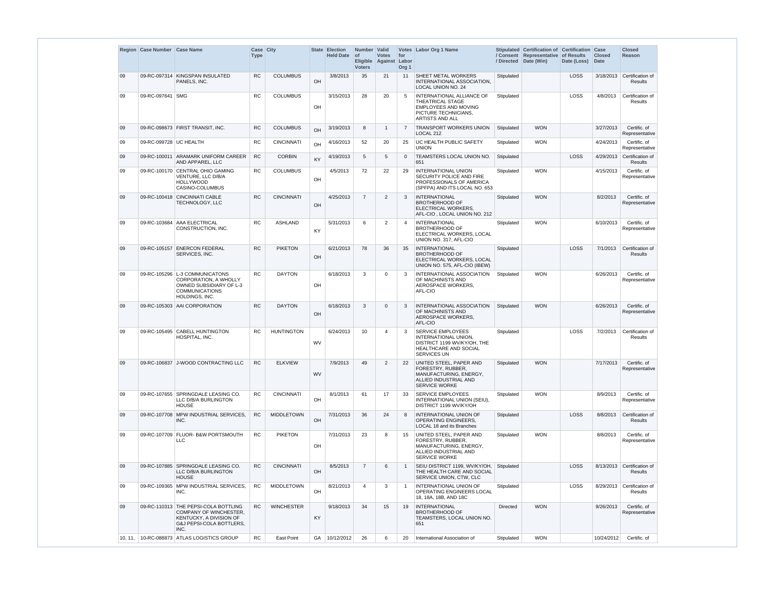| Region | Case Number | Case Name | Case Type | City | State | Election Held Date | Number of Eligible Voters | Valid Votes Against | Votes for Labor Org 1 | Labor Org 1 Name | Stipulated / Consent / Directed | Certification of Representative Date (Win) | Certification of Results Date (Loss) | Case Closed Date | Closed Reason |
|---|---|---|---|---|---|---|---|---|---|---|---|---|---|---|---|
| 09 | 09-RC-097314 | KINGSPAN INSULATED PANELS, INC. | RC | COLUMBUS | OH | 3/8/2013 | 35 | 21 | 11 | SHEET METAL WORKERS INTERNATIONAL ASSOCIATION, LOCAL UNION NO. 24 | Stipulated | | LOSS | 3/18/2013 | Certification of Results |
| 09 | 09-RC-097641 | SMG | RC | COLUMBUS | OH | 3/15/2013 | 28 | 20 | 5 | INTERNATIONAL ALLIANCE OF THEATRICAL STAGE EMPLOYEES AND MOVING PICTURE TECHNICIANS, ARTISTS AND ALL | Stipulated | | LOSS | 4/8/2013 | Certification of Results |
| 09 | 09-RC-098673 | FIRST TRANSIT, INC. | RC | COLUMBUS | OH | 3/19/2013 | 8 | 1 | 7 | TRANSPORT WORKERS UNION LOCAL 212 | Stipulated | WON | | 3/27/2013 | Certific. of Representative |
| 09 | 09-RC-099728 | UC HEALTH | RC | CINCINNATI | OH | 4/16/2013 | 52 | 20 | 25 | UC HEALTH PUBLIC SAFETY UNION | Stipulated | WON | | 4/24/2013 | Certific. of Representative |
| 09 | 09-RC-100011 | ARAMARK UNIFORM CAREER AND APPAREL, LLC | RC | CORBIN | KY | 4/19/2013 | 5 | 5 | 0 | TEAMSTERS LOCAL UNION NO. 651 | Stipulated | | LOSS | 4/29/2013 | Certification of Results |
| 09 | 09-RC-100170 | CENTRAL OHIO GAMING VENTURE, LLC D/B/A HOLLYWOOD CASINO-COLUMBUS | RC | COLUMBUS | OH | 4/5/2013 | 72 | 22 | 29 | INTERNATIONAL UNION SECURITY POLICE AND FIRE PROFESSIONALS OF AMERICA (SPFPA) AND ITS LOCAL NO. 653 | Stipulated | WON | | 4/15/2013 | Certific. of Representative |
| 09 | 09-RC-100418 | CINCINNATI CABLE TECHNOLOGY, LLC | RC | CINCINNATI | OH | 4/25/2013 | 7 | 2 | 3 | INTERNATIONAL BROTHERHOOD OF ELECTRICAL WORKERS, AFL-CIO , LOCAL UNION NO. 212 | Stipulated | WON | | 8/2/2013 | Certific. of Representative |
| 09 | 09-RC-103684 | AAA ELECTRICAL CONSTRUCTION, INC. | RC | ASHLAND | KY | 5/31/2013 | 6 | 2 | 4 | INTERNATIONAL BROTHERHOOD OF ELECTRICAL WORKERS, LOCAL UNION NO. 317, AFL-CIO | Stipulated | WON | | 6/10/2013 | Certific. of Representative |
| 09 | 09-RC-105157 | ENERCON FEDERAL SERVICES, INC. | RC | PIKETON | OH | 6/21/2013 | 78 | 36 | 35 | INTERNATIONAL BROTHERHOOD OF ELECTRICAL WORKERS, LOCAL UNION NO. 575, AFL-CIO (IBEW) | Stipulated | | LOSS | 7/1/2013 | Certification of Results |
| 09 | 09-RC-105296 | L-3 COMMUNICATONS CORPORATION, A WHOLLY OWNED SUBSIDIARY OF L-3 COMMUNICATIONS HOLDINGS, INC. | RC | DAYTON | OH | 6/18/2013 | 3 | 0 | 3 | INTERNATIONAL ASSOCIATION OF MACHINISTS AND AEROSPACE WORKERS, AFL-CIO | Stipulated | WON | | 6/26/2013 | Certific. of Representative |
| 09 | 09-RC-105303 | AAI CORPORATION | RC | DAYTON | OH | 6/18/2013 | 3 | 0 | 3 | INTERNATIONAL ASSOCIATION OF MACHINISTS AND AEROSPACE WORKERS, AFL-CIO | Stipulated | WON | | 6/26/2013 | Certific. of Representative |
| 09 | 09-RC-105495 | CABELL HUNTINGTON HOSPITAL, INC. | RC | HUNTINGTON | WV | 6/24/2013 | 10 | 4 | 3 | SERVICE EMPLOYEES INTERNATIONAL UNION, DISTRICT 1199 WV/KY/OH, THE HEALTHCARE AND SOCIAL SERVICES UN | Stipulated | | LOSS | 7/2/2013 | Certification of Results |
| 09 | 09-RC-106837 | J-WOOD CONTRACTING LLC | RC | ELKVIEW | WV | 7/9/2013 | 49 | 2 | 22 | UNITED STEEL, PAPER AND FORESTRY, RUBBER, MANUFACTURING, ENERGY, ALLIED INDUSTRIAL AND SERVICE WORKE | Stipulated | WON | | 7/17/2013 | Certific. of Representative |
| 09 | 09-RC-107655 | SPRINGDALE LEASING CO. LLC D/B/A BURLINGTON HOUSE | RC | CINCINNATI | OH | 8/1/2013 | 61 | 17 | 33 | SERVICE EMPLOYEES INTERNATIONAL UNION (SEIU), DISTRICT 1199 WV/KY/OH | Stipulated | WON | | 8/9/2013 | Certific. of Representative |
| 09 | 09-RC-107708 | MPW INDUSTRIAL SERVICES, INC. | RC | MIDDLETOWN | OH | 7/31/2013 | 36 | 24 | 8 | INTERNATIONAL UNION OF OPERATING ENGINEERS, LOCAL 18 and its Branches | Stipulated | | LOSS | 8/8/2013 | Certification of Results |
| 09 | 09-RC-107709 | FLUOR- B&W PORTSMOUTH LLC | RC | PIKETON | OH | 7/31/2013 | 23 | 8 | 15 | UNITED STEEL, PAPER AND FORESTRY, RUBBER, MANUFACTURING, ENERGY, ALLIED INDUSTRIAL AND SERVICE WORKE | Stipulated | WON | | 8/8/2013 | Certific. of Representative |
| 09 | 09-RC-107885 | SPRINGDALE LEASING CO. LLC D/B/A BURLINGTON HOUSE | RC | CINCINNATI | OH | 8/5/2013 | 7 | 6 | 1 | SEIU DISTRICT 1199, WV/KY/OH, THE HEALTH CARE AND SOCIAL SERVICE UNION, CTW, CLC | Stipulated | | LOSS | 8/13/2013 | Certification of Results |
| 09 | 09-RC-109365 | MPW INDUSTRIAL SERVICES, INC. | RC | MIDDLETOWN | OH | 8/21/2013 | 4 | 3 | 1 | INTERNATIONAL UNION OF OPERATING ENGINEERS LOCAL 18, 18A, 18B, AND 18C | Stipulated | | LOSS | 8/29/2013 | Certification of Results |
| 09 | 09-RC-110313 | THE PEPSI-COLA BOTTLING COMPANY OF WINCHESTER, KENTUCKY, A DIVISION OF G&J PEPSI-COLA BOTTLERS, INC. | RC | WINCHESTER | KY | 9/18/2013 | 34 | 15 | 19 | INTERNATIONAL BROTHERHOOD OF TEAMSTERS, LOCAL UNION NO. 651 | Directed | WON | | 9/26/2013 | Certific. of Representative |
| 10, 11, | 10-RC-088873 | ATLAS LOGISTICS GROUP | RC | East Point | GA | 10/12/2012 | 26 | 6 | 20 | International Association of | Stipulated | WON | | 10/24/2012 | Certific. of |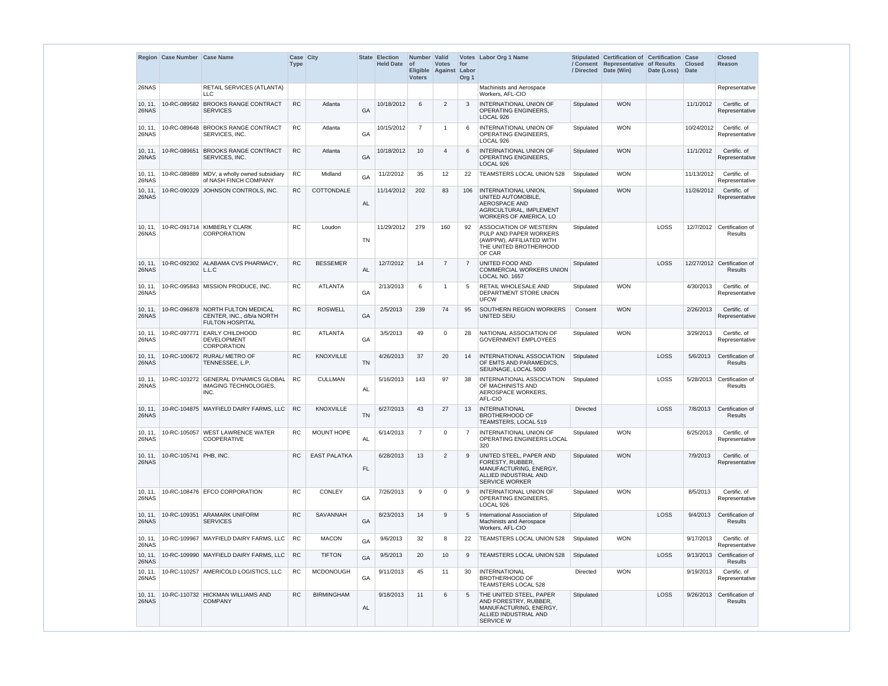| Region | Case Number | Case Name | Case Type | City | State | Election Held Date | Number of Eligible Voters | Valid Votes Against | Votes for Labor Org 1 | Labor Org 1 Name | Stipulated / Consent / Directed | Certification of Representative Date (Win) | Certification of Results Date (Loss) | Case Closed Date | Closed Reason |
|---|---|---|---|---|---|---|---|---|---|---|---|---|---|---|---|
| 26NAS | | RETAIL SERVICES (ATLANTA) LLC | | | | | | | | Machinists and Aerospace Workers, AFL-CIO | | | | | Representative |
| 10, 11, 26NAS | 10-RC-089582 | BROOKS RANGE CONTRACT SERVICES | RC | Atlanta | GA | 10/18/2012 | 6 | 2 | 3 | INTERNATIONAL UNION OF OPERATING ENGINEERS, LOCAL 926 | Stipulated | WON | | 11/1/2012 | Certific. of Representative |
| 10, 11, 26NAS | 10-RC-089648 | BROOKS RANGE CONTRACT SERVICES, INC. | RC | Atlanta | GA | 10/15/2012 | 7 | 1 | 6 | INTERNATIONAL UNION OF OPERATING ENGINEERS, LOCAL 926 | Stipulated | WON | | 10/24/2012 | Certific. of Representative |
| 10, 11, 26NAS | 10-RC-089651 | BROOKS RANGE CONTRACT SERVICES, INC. | RC | Atlanta | GA | 10/18/2012 | 10 | 4 | 6 | INTERNATIONAL UNION OF OPERATING ENGINEERS, LOCAL 926 | Stipulated | WON | | 11/1/2012 | Certific. of Representative |
| 10, 11, 26NAS | 10-RC-089889 | MDV, a wholly owned subsidiary of NASH FINCH COMPANY | RC | Midland | GA | 11/2/2012 | 35 | 12 | 22 | TEAMSTERS LOCAL UNION 528 | Stipulated | WON | | 11/13/2012 | Certific. of Representative |
| 10, 11, 26NAS | 10-RC-090329 | JOHNSON CONTROLS, INC. | RC | COTTONDALE | AL | 11/14/2012 | 202 | 83 | 106 | INTERNATIONAL UNION, UNITED AUTOMOBILE, AEROSPACE AND AGRICULTURAL, IMPLEMENT WORKERS OF AMERICA, LO | Stipulated | WON | | 11/26/2012 | Certific. of Representative |
| 10, 11, 26NAS | 10-RC-091714 | KIMBERLY CLARK CORPORATION | RC | Loudon | TN | 11/29/2012 | 279 | 160 | 92 | ASSOCIATION OF WESTERN PULP AND PAPER WORKERS (AWPPW), AFFILIATED WITH THE UNITED BROTHERHOOD OF CAR | Stipulated | | LOSS | 12/7/2012 | Certification of Results |
| 10, 11, 26NAS | 10-RC-092302 | ALABAMA CVS PHARMACY, L.L.C | RC | BESSEMER | AL | 12/7/2012 | 14 | 7 | 7 | UNITED FOOD AND COMMERCIAL WORKERS UNION LOCAL NO. 1657 | Stipulated | | LOSS | 12/27/2012 | Certification of Results |
| 10, 11, 26NAS | 10-RC-095843 | MISSION PRODUCE, INC. | RC | ATLANTA | GA | 2/13/2013 | 6 | 1 | 5 | RETAIL WHOLESALE AND DEPARTMENT STORE UNION UFCW | Stipulated | WON | | 4/30/2013 | Certific. of Representative |
| 10, 11, 26NAS | 10-RC-096878 | NORTH FULTON MEDICAL CENTER, INC., d/b/a NORTH FULTON HOSPITAL | RC | ROSWELL | GA | 2/5/2013 | 239 | 74 | 95 | SOUTHERN REGION WORKERS UNITED SEIU | Consent | WON | | 2/26/2013 | Certific. of Representative |
| 10, 11, 26NAS | 10-RC-097771 | EARLY CHILDHOOD DEVELOPMENT CORPORATION | RC | ATLANTA | GA | 3/5/2013 | 49 | 0 | 28 | NATIONAL ASSOCIATION OF GOVERNMENT EMPLOYEES | Stipulated | WON | | 3/29/2013 | Certific. of Representative |
| 10, 11, 26NAS | 10-RC-100672 | RURAL/ METRO OF TENNESSEE, L.P. | RC | KNOXVILLE | TN | 4/26/2013 | 37 | 20 | 14 | INTERNATIONAL ASSOCIATION OF EMTS AND PARAMEDICS, SEIU/NAGE, LOCAL 5000 | Stipulated | | LOSS | 5/6/2013 | Certification of Results |
| 10, 11, 26NAS | 10-RC-103272 | GENERAL DYNAMICS GLOBAL IMAGING TECHNOLOGIES, INC. | RC | CULLMAN | AL | 5/16/2013 | 143 | 97 | 38 | INTERNATIONAL ASSOCIATION OF MACHINISTS AND AEROSPACE WORKERS, AFL-CIO | Stipulated | | LOSS | 5/28/2013 | Certification of Results |
| 10, 11, 26NAS | 10-RC-104875 | MAYFIELD DAIRY FARMS, LLC | RC | KNOXVILLE | TN | 6/27/2013 | 43 | 27 | 13 | INTERNATIONAL BROTHERHOOD OF TEAMSTERS, LOCAL 519 | Directed | | LOSS | 7/8/2013 | Certification of Results |
| 10, 11, 26NAS | 10-RC-105057 | WEST LAWRENCE WATER COOPERATIVE | RC | MOUNT HOPE | AL | 6/14/2013 | 7 | 0 | 7 | INTERNATIONAL UNION OF OPERATING ENGINEERS LOCAL 320 | Stipulated | WON | | 6/25/2013 | Certific. of Representative |
| 10, 11, 26NAS | 10-RC-105741 | PHB, INC. | RC | EAST PALATKA | FL | 6/28/2013 | 13 | 2 | 9 | UNITED STEEL, PAPER AND FORESTY, RUBBER, MANUFACTURING, ENERGY, ALLIED INDUSTRIAL AND SERVICE WORKER | Stipulated | WON | | 7/9/2013 | Certific. of Representative |
| 10, 11, 26NAS | 10-RC-108476 | EFCO CORPORATION | RC | CONLEY | GA | 7/26/2013 | 9 | 0 | 9 | INTERNATIONAL UNION OF OPERATING ENGINEERS, LOCAL 926 | Stipulated | WON | | 8/5/2013 | Certific. of Representative |
| 10, 11, 26NAS | 10-RC-109351 | ARAMARK UNIFORM SERVICES | RC | SAVANNAH | GA | 8/23/2013 | 14 | 9 | 5 | International Association of Machinists and Aerospace Workers, AFL-CIO | Stipulated | | LOSS | 9/4/2013 | Certification of Results |
| 10, 11, 26NAS | 10-RC-109967 | MAYFIELD DAIRY FARMS, LLC | RC | MACON | GA | 9/6/2013 | 32 | 8 | 22 | TEAMSTERS LOCAL UNION 528 | Stipulated | WON | | 9/17/2013 | Certific. of Representative |
| 10, 11, 26NAS | 10-RC-109990 | MAYFIELD DAIRY FARMS, LLC | RC | TIFTON | GA | 9/5/2013 | 20 | 10 | 9 | TEAMSTERS LOCAL UNION 528 | Stipulated | | LOSS | 9/13/2013 | Certification of Results |
| 10, 11, 26NAS | 10-RC-110257 | AMERICOLD LOGISTICS, LLC | RC | MCDONOUGH | GA | 9/11/2013 | 45 | 11 | 30 | INTERNATIONAL BROTHERHOOD OF TEAMSTERS LOCAL 528 | Directed | WON | | 9/19/2013 | Certific. of Representative |
| 10, 11, 26NAS | 10-RC-110732 | HICKMAN WILLIAMS AND COMPANY | RC | BIRMINGHAM | AL | 9/18/2013 | 11 | 6 | 5 | THE UNITED STEEL, PAPER AND FORESTRY, RUBBER, MANUFACTURING, ENERGY, ALLIED INDUSTRIAL AND SERVICE W | Stipulated | | LOSS | 9/26/2013 | Certification of Results |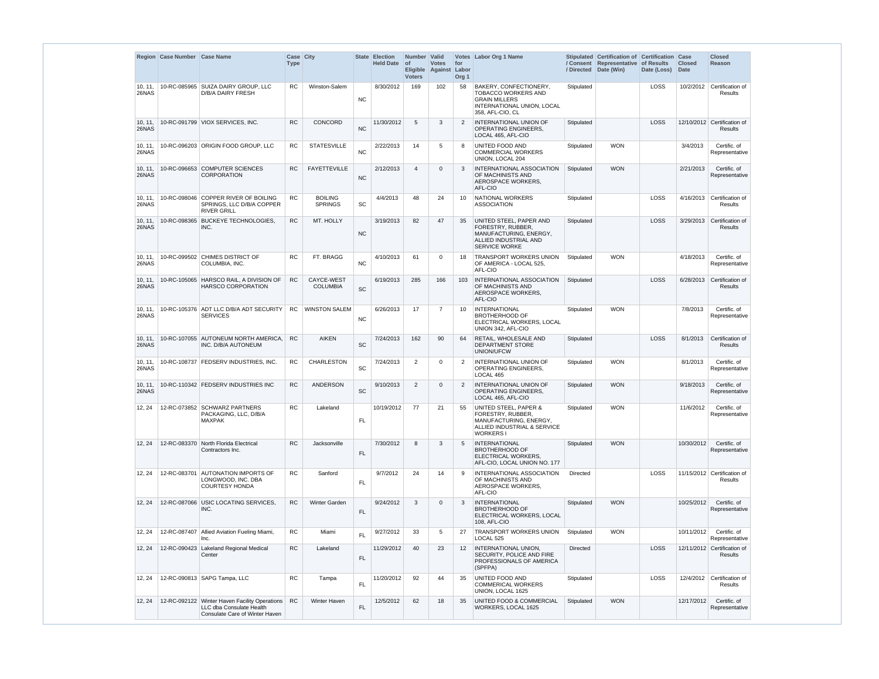| Region | Case Number | Case Name | Case Type | City | State | Election Held Date | Number of Eligible Voters | Valid Votes Against | Votes for Labor Org 1 | Labor Org 1 Name | Stipulated / Consent / Directed | Certification of Representative Date (Win) | Certification of Results Date (Loss) | Case Closed Date | Closed Reason |
|---|---|---|---|---|---|---|---|---|---|---|---|---|---|---|---|
| 10, 11, 26NAS | 10-RC-085965 | SUIZA DAIRY GROUP, LLC D/B/A DAIRY FRESH | RC | Winston-Salem | NC | 8/30/2012 | 169 | 102 | 58 | BAKERY, CONFECTIONERY, TOBACCO WORKERS AND GRAIN MILLERS INTERNATIONAL UNION, LOCAL 358, AFL-CIO, CL | Stipulated | | LOSS | 10/2/2012 | Certification of Results |
| 10, 11, 26NAS | 10-RC-091799 | VIOX SERVICES, INC. | RC | CONCORD | NC | 11/30/2012 | 5 | 3 | 2 | INTERNATIONAL UNION OF OPERATING ENGINEERS, LOCAL 465, AFL-CIO | Stipulated | | LOSS | 12/10/2012 | Certification of Results |
| 10, 11, 26NAS | 10-RC-096203 | ORIGIN FOOD GROUP, LLC | RC | STATESVILLE | NC | 2/22/2013 | 14 | 5 | 8 | UNITED FOOD AND COMMERCIAL WORKERS UNION, LOCAL 204 | Stipulated | WON | | 3/4/2013 | Certific. of Representative |
| 10, 11, 26NAS | 10-RC-096653 | COMPUTER SCIENCES CORPORATION | RC | FAYETTEVILLE | NC | 2/12/2013 | 4 | 0 | 3 | INTERNATIONAL ASSOCIATION OF MACHINISTS AND AEROSPACE WORKERS, AFL-CIO | Stipulated | WON | | 2/21/2013 | Certific. of Representative |
| 10, 11, 26NAS | 10-RC-098046 | COPPER RIVER OF BOILING SPRINGS, LLC D/B/A COPPER RIVER GRILL | RC | BOILING SPRINGS | SC | 4/4/2013 | 48 | 24 | 10 | NATIONAL WORKERS ASSOCIATION | Stipulated | | LOSS | 4/16/2013 | Certification of Results |
| 10, 11, 26NAS | 10-RC-098365 | BUCKEYE TECHNOLOGIES, INC. | RC | MT. HOLLY | NC | 3/19/2013 | 82 | 47 | 35 | UNITED STEEL, PAPER AND FORESTRY, RUBBER, MANUFACTURING, ENERGY, ALLIED INDUSTRIAL AND SERVICE WORKE | Stipulated | | LOSS | 3/29/2013 | Certification of Results |
| 10, 11, 26NAS | 10-RC-099502 | CHIMES DISTRICT OF COLUMBIA, INC. | RC | FT. BRAGG | NC | 4/10/2013 | 61 | 0 | 18 | TRANSPORT WORKERS UNION OF AMERICA - LOCAL 525, AFL-CIO | Stipulated | WON | | 4/18/2013 | Certific. of Representative |
| 10, 11, 26NAS | 10-RC-105065 | HARSCO RAIL, A DIVISION OF HARSCO CORPORATION | RC | CAYCE-WEST COLUMBIA | SC | 6/19/2013 | 285 | 166 | 103 | INTERNATIONAL ASSOCIATION OF MACHINISTS AND AEROSPACE WORKERS, AFL-CIO | Stipulated | | LOSS | 6/28/2013 | Certification of Results |
| 10, 11, 26NAS | 10-RC-105376 | ADT LLC D/B/A ADT SECURITY SERVICES | RC | WINSTON SALEM | NC | 6/26/2013 | 17 | 7 | 10 | INTERNATIONAL BROTHERHOOD OF ELECTRICAL WORKERS, LOCAL UNION 342, AFL-CIO | Stipulated | WON | | 7/8/2013 | Certific. of Representative |
| 10, 11, 26NAS | 10-RC-107055 | AUTONEUM NORTH AMERICA, INC. D/B/A AUTONEUM | RC | AIKEN | SC | 7/24/2013 | 162 | 90 | 64 | RETAIL, WHOLESALE AND DEPARTMENT STORE UNION/UFCW | Stipulated | | LOSS | 8/1/2013 | Certification of Results |
| 10, 11, 26NAS | 10-RC-108737 | FEDSERV INDUSTRIES, INC. | RC | CHARLESTON | SC | 7/24/2013 | 2 | 0 | 2 | INTERNATIONAL UNION OF OPERATING ENGINEERS, LOCAL 465 | Stipulated | WON | | 8/1/2013 | Certific. of Representative |
| 10, 11, 26NAS | 10-RC-110342 | FEDSERV INDUSTRIES INC | RC | ANDERSON | SC | 9/10/2013 | 2 | 0 | 2 | INTERNATIONAL UNION OF OPERATING ENGINEERS, LOCAL 465, AFL-CIO | Stipulated | WON | | 9/18/2013 | Certific. of Representative |
| 12, 24 | 12-RC-073852 | SCHWARZ PARTNERS PACKAGING, LLC, D/B/A MAXPAK | RC | Lakeland | FL | 10/19/2012 | 77 | 21 | 55 | UNITED STEEL, PAPER & FORESTRY, RUBBER, MANUFACTURING, ENERGY, ALLIED INDUSTRIAL & SERVICE WORKERS I | Stipulated | WON | | 11/6/2012 | Certific. of Representative |
| 12, 24 | 12-RC-083370 | North Florida Electrical Contractors Inc. | RC | Jacksonville | FL | 7/30/2012 | 8 | 3 | 5 | INTERNATIONAL BROTHERHOOD OF ELECTRICAL WORKERS, AFL-CIO, LOCAL UNION NO. 177 | Stipulated | WON | | 10/30/2012 | Certific. of Representative |
| 12, 24 | 12-RC-083701 | AUTONATION IMPORTS OF LONGWOOD, INC. DBA COURTESY HONDA | RC | Sanford | FL | 9/7/2012 | 24 | 14 | 9 | INTERNATIONAL ASSOCIATION OF MACHINISTS AND AEROSPACE WORKERS, AFL-CIO | Directed | | LOSS | 11/15/2012 | Certification of Results |
| 12, 24 | 12-RC-087066 | USIC LOCATING SERVICES, INC. | RC | Winter Garden | FL | 9/24/2012 | 3 | 0 | 3 | INTERNATIONAL BROTHERHOOD OF ELECTRICAL WORKERS, LOCAL 108, AFL-CIO | Stipulated | WON | | 10/25/2012 | Certific. of Representative |
| 12, 24 | 12-RC-087407 | Allied Aviation Fueling Miami, Inc. | RC | Miami | FL | 9/27/2012 | 33 | 5 | 27 | TRANSPORT WORKERS UNION LOCAL 525 | Stipulated | WON | | 10/11/2012 | Certific. of Representative |
| 12, 24 | 12-RC-090423 | Lakeland Regional Medical Center | RC | Lakeland | FL | 11/29/2012 | 40 | 23 | 12 | INTERNATIONAL UNION, SECURITY, POLICE AND FIRE PROFESSIONALS OF AMERICA (SPFPA) | Directed | | LOSS | 12/11/2012 | Certification of Results |
| 12, 24 | 12-RC-090813 | SAPG Tampa, LLC | RC | Tampa | FL | 11/20/2012 | 92 | 44 | 35 | UNITED FOOD AND COMMERCIAL WORKERS UNION, LOCAL 1625 | Stipulated | | LOSS | 12/4/2012 | Certification of Results |
| 12, 24 | 12-RC-092122 | Winter Haven Facility Operations LLC dba Consulate Health Consulate Care of Winter Haven | RC | Winter Haven | FL | 12/5/2012 | 62 | 18 | 35 | UNITED FOOD & COMMERCIAL WORKERS, LOCAL 1625 | Stipulated | WON | | 12/17/2012 | Certific. of Representative |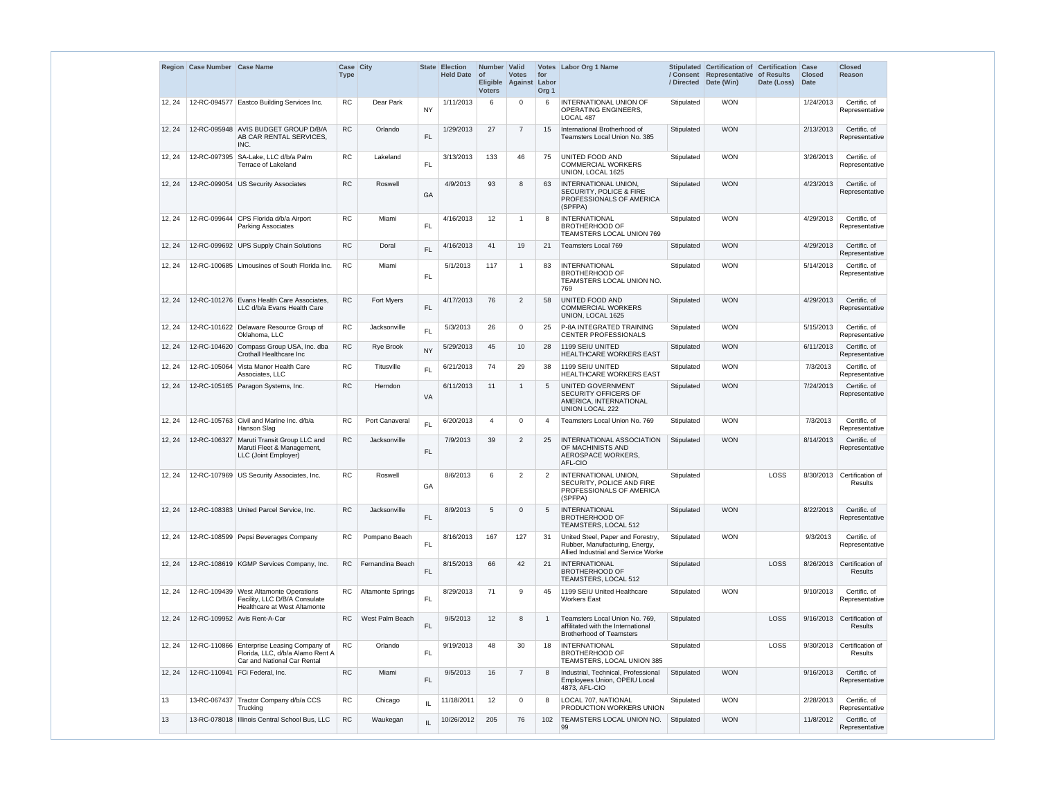| Region | Case Number | Case Name | Case Type | City | State | Election Held Date | Number of Eligible Voters | Valid Votes Against | Votes for Labor Org 1 | Labor Org 1 Name | Stipulated / Consent / Directed | Certification of Representative Date (Win) | Certification of Results Date (Loss) | Case Closed Date | Closed Reason |
|---|---|---|---|---|---|---|---|---|---|---|---|---|---|---|---|
| 12, 24 | 12-RC-094577 | Eastco Building Services Inc. | RC | Dear Park | NY | 1/11/2013 | 6 | 0 | 6 | INTERNATIONAL UNION OF OPERATING ENGINEERS, LOCAL 487 | Stipulated | WON | | 1/24/2013 | Certific. of Representative |
| 12, 24 | 12-RC-095948 | AVIS BUDGET GROUP D/B/A AB CAR RENTAL SERVICES, INC. | RC | Orlando | FL | 1/29/2013 | 27 | 7 | 15 | International Brotherhood of Teamsters Local Union No. 385 | Stipulated | WON | | 2/13/2013 | Certific. of Representative |
| 12, 24 | 12-RC-097395 | SA-Lake, LLC d/b/a Palm Terrace of Lakeland | RC | Lakeland | FL | 3/13/2013 | 133 | 46 | 75 | UNITED FOOD AND COMMERCIAL WORKERS UNION, LOCAL 1625 | Stipulated | WON | | 3/26/2013 | Certific. of Representative |
| 12, 24 | 12-RC-099054 | US Security Associates | RC | Roswell | GA | 4/9/2013 | 93 | 8 | 63 | INTERNATIONAL UNION, SECURITY, POLICE & FIRE PROFESSIONALS OF AMERICA (SPFPA) | Stipulated | WON | | 4/23/2013 | Certific. of Representative |
| 12, 24 | 12-RC-099644 | CPS Florida d/b/a Airport Parking Associates | RC | Miami | FL | 4/16/2013 | 12 | 1 | 8 | INTERNATIONAL BROTHERHOOD OF TEAMSTERS LOCAL UNION 769 | Stipulated | WON | | 4/29/2013 | Certific. of Representative |
| 12, 24 | 12-RC-099692 | UPS Supply Chain Solutions | RC | Doral | FL | 4/16/2013 | 41 | 19 | 21 | Teamsters Local 769 | Stipulated | WON | | 4/29/2013 | Certific. of Representative |
| 12, 24 | 12-RC-100685 | Limousines of South Florida Inc. | RC | Miami | FL | 5/1/2013 | 117 | 1 | 83 | INTERNATIONAL BROTHERHOOD OF TEAMSTERS LOCAL UNION NO. 769 | Stipulated | WON | | 5/14/2013 | Certific. of Representative |
| 12, 24 | 12-RC-101276 | Evans Health Care Associates, LLC d/b/a Evans Health Care | RC | Fort Myers | FL | 4/17/2013 | 76 | 2 | 58 | UNITED FOOD AND COMMERCIAL WORKERS UNION, LOCAL 1625 | Stipulated | WON | | 4/29/2013 | Certific. of Representative |
| 12, 24 | 12-RC-101622 | Delaware Resource Group of Oklahoma, LLC | RC | Jacksonville | FL | 5/3/2013 | 26 | 0 | 25 | P-8A INTEGRATED TRAINING CENTER PROFESSIONALS | Stipulated | WON | | 5/15/2013 | Certific. of Representative |
| 12, 24 | 12-RC-104620 | Compass Group USA, Inc. dba Crothall Healthcare Inc | RC | Rye Brook | NY | 5/29/2013 | 45 | 10 | 28 | 1199 SEIU UNITED HEALTHCARE WORKERS EAST | Stipulated | WON | | 6/11/2013 | Certific. of Representative |
| 12, 24 | 12-RC-105064 | Vista Manor Health Care Associates, LLC | RC | Titusville | FL | 6/21/2013 | 74 | 29 | 38 | 1199 SEIU UNITED HEALTHCARE WORKERS EAST | Stipulated | WON | | 7/3/2013 | Certific. of Representative |
| 12, 24 | 12-RC-105165 | Paragon Systems, Inc. | RC | Herndon | VA | 6/11/2013 | 11 | 1 | 5 | UNITED GOVERNMENT SECURITY OFFICERS OF AMERICA, INTERNATIONAL UNION LOCAL 222 | Stipulated | WON | | 7/24/2013 | Certific. of Representative |
| 12, 24 | 12-RC-105763 | Civil and Marine Inc. d/b/a Hanson Slag | RC | Port Canaveral | FL | 6/20/2013 | 4 | 0 | 4 | Teamsters Local Union No. 769 | Stipulated | WON | | 7/3/2013 | Certific. of Representative |
| 12, 24 | 12-RC-106327 | Maruti Transit Group LLC and Maruti Fleet & Management, LLC (Joint Employer) | RC | Jacksonville | FL | 7/9/2013 | 39 | 2 | 25 | INTERNATIONAL ASSOCIATION OF MACHINISTS AND AEROSPACE WORKERS, AFL-CIO | Stipulated | WON | | 8/14/2013 | Certific. of Representative |
| 12, 24 | 12-RC-107969 | US Security Associates, Inc. | RC | Roswell | GA | 8/6/2013 | 6 | 2 | 2 | INTERNATIONAL UNION, SECURITY, POLICE AND FIRE PROFESSIONALS OF AMERICA (SPFPA) | Stipulated | | LOSS | 8/30/2013 | Certification of Results |
| 12, 24 | 12-RC-108383 | United Parcel Service, Inc. | RC | Jacksonville | FL | 8/9/2013 | 5 | 0 | 5 | INTERNATIONAL BROTHERHOOD OF TEAMSTERS, LOCAL 512 | Stipulated | WON | | 8/22/2013 | Certific. of Representative |
| 12, 24 | 12-RC-108599 | Pepsi Beverages Company | RC | Pompano Beach | FL | 8/16/2013 | 167 | 127 | 31 | United Steel, Paper and Forestry, Rubber, Manufacturing, Energy, Allied Industrial and Service Worke | Stipulated | WON | | 9/3/2013 | Certific. of Representative |
| 12, 24 | 12-RC-108619 | KGMP Services Company, Inc. | RC | Fernandina Beach | FL | 8/15/2013 | 66 | 42 | 21 | INTERNATIONAL BROTHERHOOD OF TEAMSTERS, LOCAL 512 | Stipulated | | LOSS | 8/26/2013 | Certification of Results |
| 12, 24 | 12-RC-109439 | West Altamonte Operations Facility, LLC D/B/A Consulate Healthcare at West Altamonte | RC | Altamonte Springs | FL | 8/29/2013 | 71 | 9 | 45 | 1199 SEIU United Healthcare Workers East | Stipulated | WON | | 9/10/2013 | Certific. of Representative |
| 12, 24 | 12-RC-109952 | Avis Rent-A-Car | RC | West Palm Beach | FL | 9/5/2013 | 12 | 8 | 1 | Teamsters Local Union No. 769, affilitated with the International Brotherhood of Teamsters | Stipulated | | LOSS | 9/16/2013 | Certification of Results |
| 12, 24 | 12-RC-110866 | Enterprise Leasing Company of Florida, LLC, d/b/a Alamo Rent A Car and National Car Rental | RC | Orlando | FL | 9/19/2013 | 48 | 30 | 18 | INTERNATIONAL BROTHERHOOD OF TEAMSTERS, LOCAL UNION 385 | Stipulated | | LOSS | 9/30/2013 | Certification of Results |
| 12, 24 | 12-RC-110941 | FCi Federal, Inc. | RC | Miami | FL | 9/5/2013 | 16 | 7 | 8 | Industrial, Technical, Professional Employees Union, OPEIU Local 4873, AFL-CIO | Stipulated | WON | | 9/16/2013 | Certific. of Representative |
| 13 | 13-RC-067437 | Tractor Company d/b/a CCS Trucking | RC | Chicago | IL | 11/18/2011 | 12 | 0 | 8 | LOCAL 707, NATIONAL PRODUCTION WORKERS UNION | Stipulated | WON | | 2/28/2013 | Certific. of Representative |
| 13 | 13-RC-078018 | Illinois Central School Bus, LLC | RC | Waukegan | IL | 10/26/2012 | 205 | 76 | 102 | TEAMSTERS LOCAL UNION NO. 99 | Stipulated | WON | | 11/8/2012 | Certific. of Representative |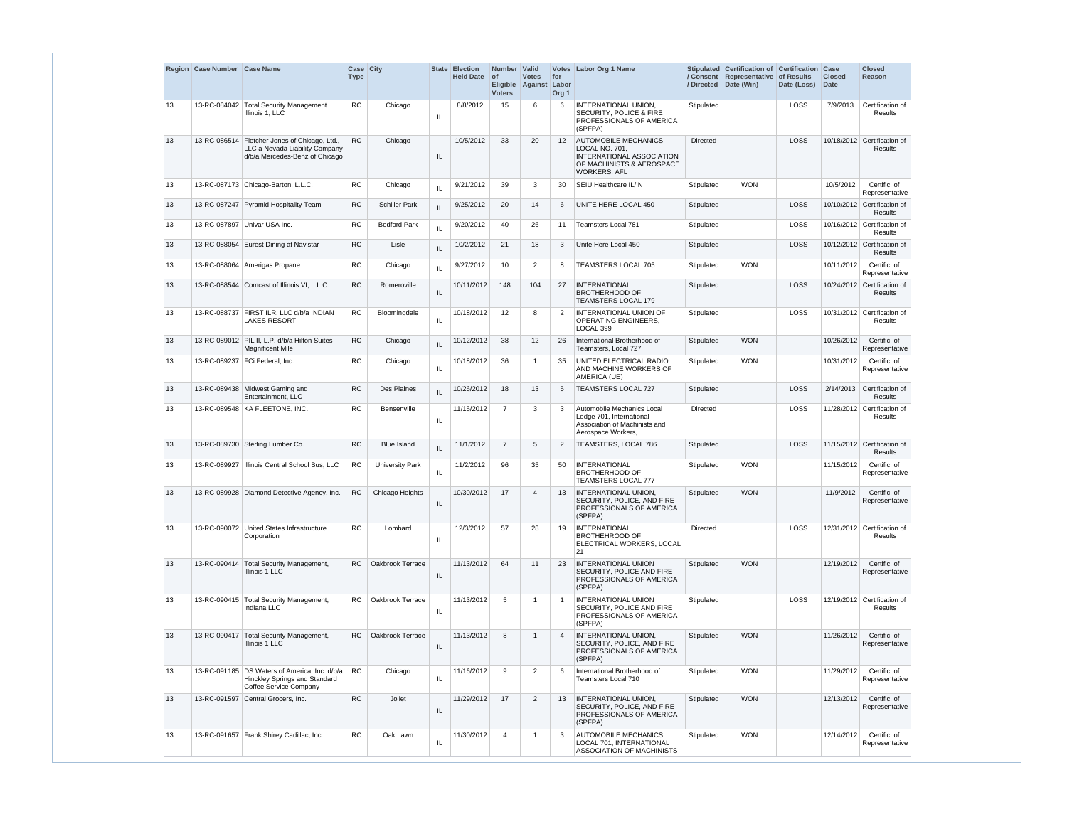| Region | Case Number | Case Name | Case Type | City | State | Election Held Date | Number of Eligible Voters | Valid Votes Against | Votes for Labor Org 1 | Labor Org 1 Name | Stipulated / Consent / Directed | Certification of Representative Date (Win) | Certification of Results Date (Loss) | Case Closed Date | Closed Reason |
|---|---|---|---|---|---|---|---|---|---|---|---|---|---|---|---|
| 13 | 13-RC-084042 | Total Security Management Illinois 1, LLC | RC | Chicago | IL | 8/8/2012 | 15 | 6 | 6 | INTERNATIONAL UNION, SECURITY, POLICE & FIRE PROFESSIONALS OF AMERICA (SPFPA) | Stipulated | | LOSS | 7/9/2013 | Certification of Results |
| 13 | 13-RC-086514 | Fletcher Jones of Chicago, Ltd., LLC a Nevada Liability Company d/b/a Mercedes-Benz of Chicago | RC | Chicago | IL | 10/5/2012 | 33 | 20 | 12 | AUTOMOBILE MECHANICS LOCAL NO. 701, INTERNATIONAL ASSOCIATION OF MACHINISTS & AEROSPACE WORKERS, AFL | Directed | | LOSS | 10/18/2012 | Certification of Results |
| 13 | 13-RC-087173 | Chicago-Barton, L.L.C. | RC | Chicago | IL | 9/21/2012 | 39 | 3 | 30 | SEIU Healthcare IL/IN | Stipulated | WON | | 10/5/2012 | Certific. of Representative |
| 13 | 13-RC-087247 | Pyramid Hospitality Team | RC | Schiller Park | IL | 9/25/2012 | 20 | 14 | 6 | UNITE HERE LOCAL 450 | Stipulated | | LOSS | 10/10/2012 | Certification of Results |
| 13 | 13-RC-087897 | Univar USA Inc. | RC | Bedford Park | IL | 9/20/2012 | 40 | 26 | 11 | Teamsters Local 781 | Stipulated | | LOSS | 10/16/2012 | Certification of Results |
| 13 | 13-RC-088054 | Eurest Dining at Navistar | RC | Lisle | IL | 10/2/2012 | 21 | 18 | 3 | Unite Here Local 450 | Stipulated | | LOSS | 10/12/2012 | Certification of Results |
| 13 | 13-RC-088064 | Amerigas Propane | RC | Chicago | IL | 9/27/2012 | 10 | 2 | 8 | TEAMSTERS LOCAL 705 | Stipulated | WON | | 10/11/2012 | Certific. of Representative |
| 13 | 13-RC-088544 | Comcast of Illinois VI, L.L.C. | RC | Romeroville | IL | 10/11/2012 | 148 | 104 | 27 | INTERNATIONAL BROTHERHOOD OF TEAMSTERS LOCAL 179 | Stipulated | | LOSS | 10/24/2012 | Certification of Results |
| 13 | 13-RC-088737 | FIRST ILR, LLC d/b/a INDIAN LAKES RESORT | RC | Bloomingdale | IL | 10/18/2012 | 12 | 8 | 2 | INTERNATIONAL UNION OF OPERATING ENGINEERS, LOCAL 399 | Stipulated | | LOSS | 10/31/2012 | Certification of Results |
| 13 | 13-RC-089012 | PIL II, L.P. d/b/a Hilton Suites Magnificent Mile | RC | Chicago | IL | 10/12/2012 | 38 | 12 | 26 | International Brotherhood of Teamsters, Local 727 | Stipulated | WON | | 10/26/2012 | Certific. of Representative |
| 13 | 13-RC-089237 | FCi Federal, Inc. | RC | Chicago | IL | 10/18/2012 | 36 | 1 | 35 | UNITED ELECTRICAL RADIO AND MACHINE WORKERS OF AMERICA (UE) | Stipulated | WON | | 10/31/2012 | Certific. of Representative |
| 13 | 13-RC-089438 | Midwest Gaming and Entertainment, LLC | RC | Des Plaines | IL | 10/26/2012 | 18 | 13 | 5 | TEAMSTERS LOCAL 727 | Stipulated | | LOSS | 2/14/2013 | Certification of Results |
| 13 | 13-RC-089548 | KA FLEETONE, INC. | RC | Bensenville | IL | 11/15/2012 | 7 | 3 | 3 | Automobile Mechanics Local Lodge 701, International Association of Machinists and Aerospace Workers, | Directed | | LOSS | 11/28/2012 | Certification of Results |
| 13 | 13-RC-089730 | Sterling Lumber Co. | RC | Blue Island | IL | 11/1/2012 | 7 | 5 | 2 | TEAMSTERS, LOCAL 786 | Stipulated | | LOSS | 11/15/2012 | Certification of Results |
| 13 | 13-RC-089927 | Illinois Central School Bus, LLC | RC | University Park | IL | 11/2/2012 | 96 | 35 | 50 | INTERNATIONAL BROTHERHOOD OF TEAMSTERS LOCAL 777 | Stipulated | WON | | 11/15/2012 | Certific. of Representative |
| 13 | 13-RC-089928 | Diamond Detective Agency, Inc. | RC | Chicago Heights | IL | 10/30/2012 | 17 | 4 | 13 | INTERNATIONAL UNION, SECURITY, POLICE, AND FIRE PROFESSIONALS OF AMERICA (SPFPA) | Stipulated | WON | | 11/9/2012 | Certific. of Representative |
| 13 | 13-RC-090072 | United States Infrastructure Corporation | RC | Lombard | IL | 12/3/2012 | 57 | 28 | 19 | INTERNATIONAL BROTHEHROOD OF ELECTRICAL WORKERS, LOCAL 21 | Directed | | LOSS | 12/31/2012 | Certification of Results |
| 13 | 13-RC-090414 | Total Security Management, Illinois 1 LLC | RC | Oakbrook Terrace | IL | 11/13/2012 | 64 | 11 | 23 | INTERNATIONAL UNION SECURITY, POLICE AND FIRE PROFESSIONALS OF AMERICA (SPFPA) | Stipulated | WON | | 12/19/2012 | Certific. of Representative |
| 13 | 13-RC-090415 | Total Security Management, Indiana LLC | RC | Oakbrook Terrace | IL | 11/13/2012 | 5 | 1 | 1 | INTERNATIONAL UNION SECURITY, POLICE AND FIRE PROFESSIONALS OF AMERICA (SPFPA) | Stipulated | | LOSS | 12/19/2012 | Certification of Results |
| 13 | 13-RC-090417 | Total Security Management, Illinois 1 LLC | RC | Oakbrook Terrace | IL | 11/13/2012 | 8 | 1 | 4 | INTERNATIONAL UNION, SECURITY, POLICE, AND FIRE PROFESSIONALS OF AMERICA (SPFPA) | Stipulated | WON | | 11/26/2012 | Certific. of Representative |
| 13 | 13-RC-091185 | DS Waters of America, Inc. d/b/a Hinckley Springs and Standard Coffee Service Company | RC | Chicago | IL | 11/16/2012 | 9 | 2 | 6 | International Brotherhood of Teamsters Local 710 | Stipulated | WON | | 11/29/2012 | Certific. of Representative |
| 13 | 13-RC-091597 | Central Grocers, Inc. | RC | Joliet | IL | 11/29/2012 | 17 | 2 | 13 | INTERNATIONAL UNION, SECURITY, POLICE, AND FIRE PROFESSIONALS OF AMERICA (SPFPA) | Stipulated | WON | | 12/13/2012 | Certific. of Representative |
| 13 | 13-RC-091657 | Frank Shirey Cadillac, Inc. | RC | Oak Lawn | IL | 11/30/2012 | 4 | 1 | 3 | AUTOMOBILE MECHANICS LOCAL 701, INTERNATIONAL ASSOCIATION OF MACHINISTS | Stipulated | WON | | 12/14/2012 | Certific. of Representative |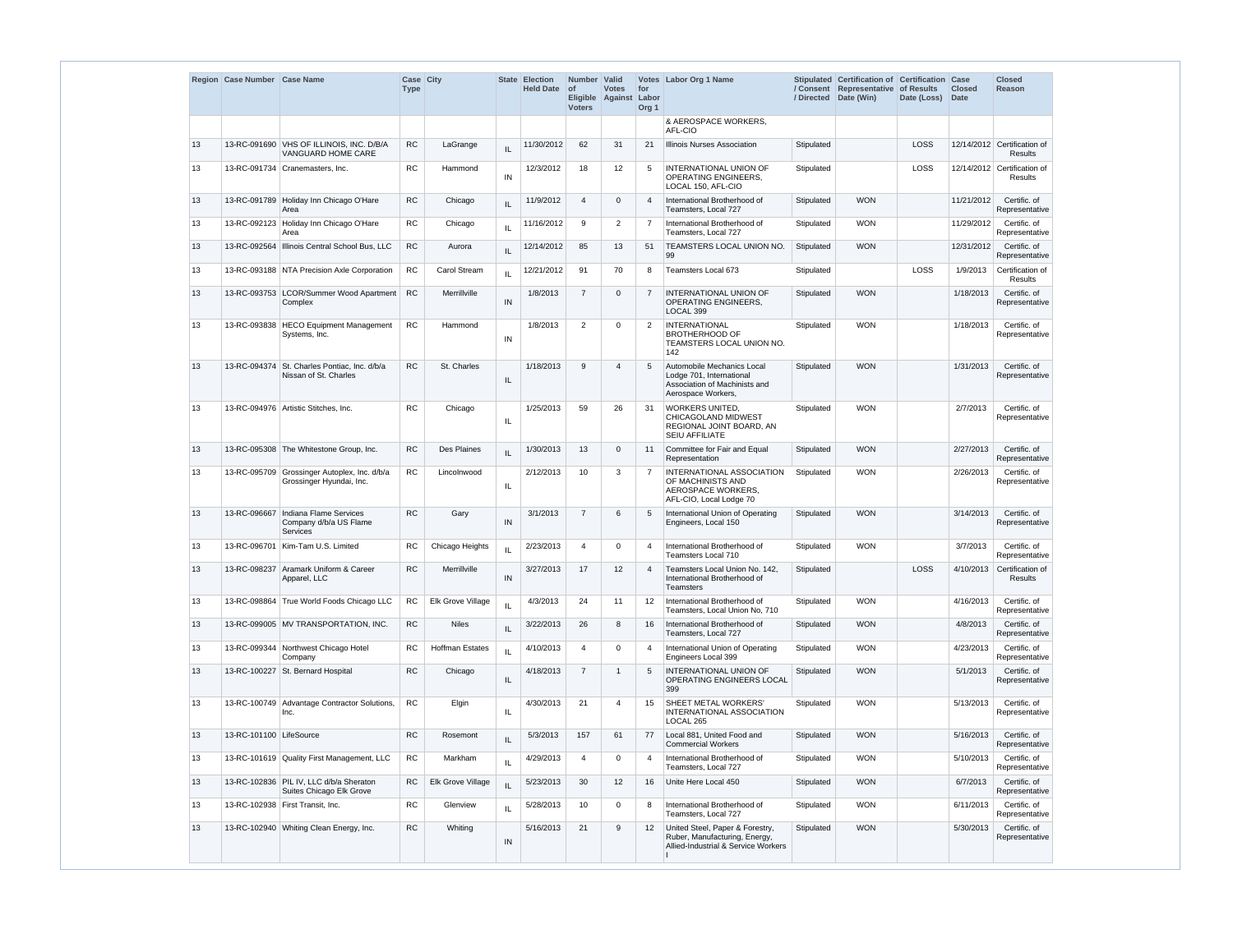| Region | Case Number | Case Name | Case Type | City | State | Election Held Date | Number of Eligible Voters | Valid Votes Against | Votes for Labor Org 1 | Labor Org 1 Name | Stipulated / Consent / Directed | Certification of Representative Date (Win) | Certification of Results Date (Loss) | Case Closed Date | Closed Reason |
|---|---|---|---|---|---|---|---|---|---|---|---|---|---|---|---|
| | | | | | | | | | | & AEROSPACE WORKERS, AFL-CIO | | | | | |
| 13 | 13-RC-091690 | VHS OF ILLINOIS, INC. D/B/A VANGUARD HOME CARE | RC | LaGrange | IL | 11/30/2012 | 62 | 31 | 21 | Illinois Nurses Association | Stipulated | | LOSS | 12/14/2012 | Certification of Results |
| 13 | 13-RC-091734 | Cranemasters, Inc. | RC | Hammond | IN | 12/3/2012 | 18 | 12 | 5 | INTERNATIONAL UNION OF OPERATING ENGINEERS, LOCAL 150, AFL-CIO | Stipulated | | LOSS | 12/14/2012 | Certification of Results |
| 13 | 13-RC-091789 | Holiday Inn Chicago O'Hare Area | RC | Chicago | IL | 11/9/2012 | 4 | 0 | 4 | International Brotherhood of Teamsters, Local 727 | Stipulated | WON | | 11/21/2012 | Certific. of Representative |
| 13 | 13-RC-092123 | Holiday Inn Chicago O'Hare Area | RC | Chicago | IL | 11/16/2012 | 9 | 2 | 7 | International Brotherhood of Teamsters, Local 727 | Stipulated | WON | | 11/29/2012 | Certific. of Representative |
| 13 | 13-RC-092564 | Illinois Central School Bus, LLC | RC | Aurora | IL | 12/14/2012 | 85 | 13 | 51 | TEAMSTERS LOCAL UNION NO. 99 | Stipulated | WON | | 12/31/2012 | Certific. of Representative |
| 13 | 13-RC-093188 | NTA Precision Axle Corporation | RC | Carol Stream | IL | 12/21/2012 | 91 | 70 | 8 | Teamsters Local 673 | Stipulated | | LOSS | 1/9/2013 | Certification of Results |
| 13 | 13-RC-093753 | LCOR/Summer Wood Apartment Complex | RC | Merrillville | IN | 1/8/2013 | 7 | 0 | 7 | INTERNATIONAL UNION OF OPERATING ENGINEERS, LOCAL 399 | Stipulated | WON | | 1/18/2013 | Certific. of Representative |
| 13 | 13-RC-093838 | HECO Equipment Management Systems, Inc. | RC | Hammond | IN | 1/8/2013 | 2 | 0 | 2 | INTERNATIONAL BROTHERHOOD OF TEAMSTERS LOCAL UNION NO. 142 | Stipulated | WON | | 1/18/2013 | Certific. of Representative |
| 13 | 13-RC-094374 | St. Charles Pontiac, Inc. d/b/a Nissan of St. Charles | RC | St. Charles | IL | 1/18/2013 | 9 | 4 | 5 | Automobile Mechanics Local Lodge 701, International Association of Machinists and Aerospace Workers, | Stipulated | WON | | 1/31/2013 | Certific. of Representative |
| 13 | 13-RC-094976 | Artistic Stitches, Inc. | RC | Chicago | IL | 1/25/2013 | 59 | 26 | 31 | WORKERS UNITED, CHICAGOLAND MIDWEST REGIONAL JOINT BOARD, AN SEIU AFFILIATE | Stipulated | WON | | 2/7/2013 | Certific. of Representative |
| 13 | 13-RC-095308 | The Whitestone Group, Inc. | RC | Des Plaines | IL | 1/30/2013 | 13 | 0 | 11 | Committee for Fair and Equal Representation | Stipulated | WON | | 2/27/2013 | Certific. of Representative |
| 13 | 13-RC-095709 | Grossinger Autoplex, Inc. d/b/a Grossinger Hyundai, Inc. | RC | Lincolnwood | IL | 2/12/2013 | 10 | 3 | 7 | INTERNATIONAL ASSOCIATION OF MACHINISTS AND AEROSPACE WORKERS, AFL-CIO, Local Lodge 70 | Stipulated | WON | | 2/26/2013 | Certific. of Representative |
| 13 | 13-RC-096667 | Indiana Flame Services Company d/b/a US Flame Services | RC | Gary | IN | 3/1/2013 | 7 | 6 | 5 | International Union of Operating Engineers, Local 150 | Stipulated | WON | | 3/14/2013 | Certific. of Representative |
| 13 | 13-RC-096701 | Kim-Tam U.S. Limited | RC | Chicago Heights | IL | 2/23/2013 | 4 | 0 | 4 | International Brotherhood of Teamsters Local 710 | Stipulated | WON | | 3/7/2013 | Certific. of Representative |
| 13 | 13-RC-098237 | Aramark Uniform & Career Apparel, LLC | RC | Merrillville | IN | 3/27/2013 | 17 | 12 | 4 | Teamsters Local Union No. 142, International Brotherhood of Teamsters | Stipulated | | LOSS | 4/10/2013 | Certification of Results |
| 13 | 13-RC-098864 | True World Foods Chicago LLC | RC | Elk Grove Village | IL | 4/3/2013 | 24 | 11 | 12 | International Brotherhood of Teamsters, Local Union No, 710 | Stipulated | WON | | 4/16/2013 | Certific. of Representative |
| 13 | 13-RC-099005 | MV TRANSPORTATION, INC. | RC | Niles | IL | 3/22/2013 | 26 | 8 | 16 | International Brotherhood of Teamsters, Local 727 | Stipulated | WON | | 4/8/2013 | Certific. of Representative |
| 13 | 13-RC-099344 | Northwest Chicago Hotel Company | RC | Hoffman Estates | IL | 4/10/2013 | 4 | 0 | 4 | International Union of Operating Engineers Local 399 | Stipulated | WON | | 4/23/2013 | Certific. of Representative |
| 13 | 13-RC-100227 | St. Bernard Hospital | RC | Chicago | IL | 4/18/2013 | 7 | 1 | 5 | INTERNATIONAL UNION OF OPERATING ENGINEERS LOCAL 399 | Stipulated | WON | | 5/1/2013 | Certific. of Representative |
| 13 | 13-RC-100749 | Advantage Contractor Solutions, Inc. | RC | Elgin | IL | 4/30/2013 | 21 | 4 | 15 | SHEET METAL WORKERS' INTERNATIONAL ASSOCIATION LOCAL 265 | Stipulated | WON | | 5/13/2013 | Certific. of Representative |
| 13 | 13-RC-101100 | LifeSource | RC | Rosemont | IL | 5/3/2013 | 157 | 61 | 77 | Local 881, United Food and Commercial Workers | Stipulated | WON | | 5/16/2013 | Certific. of Representative |
| 13 | 13-RC-101619 | Quality First Management, LLC | RC | Markham | IL | 4/29/2013 | 4 | 0 | 4 | International Brotherhood of Teamsters, Local 727 | Stipulated | WON | | 5/10/2013 | Certific. of Representative |
| 13 | 13-RC-102836 | PIL IV, LLC d/b/a Sheraton Suites Chicago Elk Grove | RC | Elk Grove Village | IL | 5/23/2013 | 30 | 12 | 16 | Unite Here Local 450 | Stipulated | WON | | 6/7/2013 | Certific. of Representative |
| 13 | 13-RC-102938 | First Transit, Inc. | RC | Glenview | IL | 5/28/2013 | 10 | 0 | 8 | International Brotherhood of Teamsters, Local 727 | Stipulated | WON | | 6/11/2013 | Certific. of Representative |
| 13 | 13-RC-102940 | Whiting Clean Energy, Inc. | RC | Whiting | IN | 5/16/2013 | 21 | 9 | 12 | United Steel, Paper & Forestry, Ruber, Manufacturing, Energy, Allied-Industrial & Service Workers I | Stipulated | WON | | 5/30/2013 | Certific. of Representative |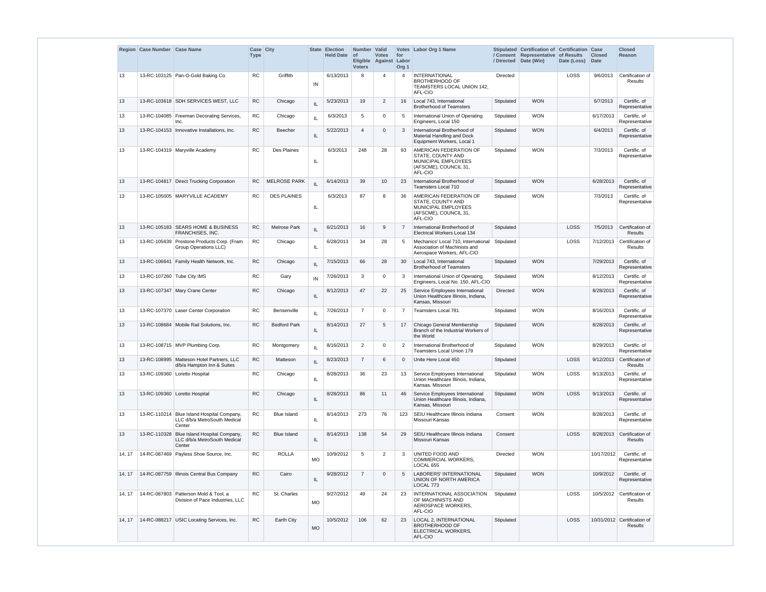| Region | Case Number | Case Name | Case Type | City | State | Election Held Date | Number of Eligible Voters | Valid Votes Against | Votes for Labor Org 1 | Labor Org 1 Name | Stipulated / Consent / Directed | Certification of Representative Date (Win) | Certification of Results Date (Loss) | Case Closed Date | Closed Reason |
|---|---|---|---|---|---|---|---|---|---|---|---|---|---|---|---|
| 13 | 13-RC-103125 | Pan-O-Gold Baking Co. | RC | Griffith | IN | 6/13/2013 | 8 | 4 | 4 | INTERNATIONAL BROTHERHOOD OF TEAMSTERS LOCAL UNION 142, AFL-CIO | Directed | | LOSS | 9/6/2013 | Certification of Results |
| 13 | 13-RC-103618 | SDH SERVICES WEST, LLC | RC | Chicago | IL | 5/23/2013 | 19 | 2 | 16 | Local 743, International Brotherhood of Teamsters | Stipulated | WON | | 6/7/2013 | Certific. of Representative |
| 13 | 13-RC-104085 | Freeman Decorating Services, Inc. | RC | Chicago | IL | 6/3/2013 | 5 | 0 | 5 | International Union of Operating Engineers, Local 150 | Stipulated | WON | | 6/17/2013 | Certific. of Representative |
| 13 | 13-RC-104153 | Innovative Installations, Inc. | RC | Beecher | IL | 5/22/2013 | 4 | 0 | 3 | International Brotherhood of Material Handling and Dock Equipment Workers, Local 1 | Stipulated | WON | | 6/4/2013 | Certific. of Representative |
| 13 | 13-RC-104319 | Maryville Academy | RC | Des Plaines | IL | 6/3/2013 | 248 | 28 | 93 | AMERICAN FEDERATION OF STATE, COUNTY AND MUNICIPAL EMPLOYEES (AFSCME), COUNCIL 31, AFL-CIO | Stipulated | WON | | 7/3/2013 | Certific. of Representative |
| 13 | 13-RC-104817 | Direct Trucking Corporation | RC | MELROSE PARK | IL | 6/14/2013 | 39 | 10 | 23 | International Brotherhood of Teamsters Local 710 | Stipulated | WON | | 6/28/2013 | Certific. of Representative |
| 13 | 13-RC-105005 | MARYVILLE ACADEMY | RC | DES PLAINES | IL | 6/3/2013 | 87 | 8 | 36 | AMERICAN FEDERATION OF STATE, COUNTY AND MUNICIPAL EMPLOYEES (AFSCME), COUNCIL 31, AFL-CIO | Stipulated | WON | | 7/3/2013 | Certific. of Representative |
| 13 | 13-RC-105183 | SEARS HOME & BUSINESS FRANCHISES, INC. | RC | Melrose Park | IL | 6/21/2013 | 16 | 9 | 7 | International Brotherhood of Electrical Workers Local 134 | Stipulated | | LOSS | 7/5/2013 | Certification of Results |
| 13 | 13-RC-105639 | Prestone Products Corp. (Fram Group Operations LLC) | RC | Chicago | IL | 6/28/2013 | 34 | 28 | 5 | Mechanics' Local 710, International Association of Machinists and Aerospace Workers, AFL-CIO | Stipulated | | LOSS | 7/12/2013 | Certification of Results |
| 13 | 13-RC-106641 | Family Health Network, Inc. | RC | Chicago | IL | 7/15/2013 | 66 | 28 | 30 | Local 743, International Brotherhood of Teamsters | Stipulated | WON | | 7/29/2013 | Certific. of Representative |
| 13 | 13-RC-107260 | Tube City IMS | RC | Gary | IN | 7/26/2013 | 3 | 0 | 3 | International Union of Operating Engineers, Local No. 150, AFL-CIO | Stipulated | WON | | 8/12/2013 | Certific. of Representative |
| 13 | 13-RC-107347 | Mary Crane Center | RC | Chicago | IL | 8/12/2013 | 47 | 22 | 25 | Service Employees International Union Healthcare Illinois, Indiana, Kansas, Missouri | Directed | WON | | 8/28/2013 | Certific. of Representative |
| 13 | 13-RC-107370 | Laser Center Corporation | RC | Bensenville | IL | 7/26/2013 | 7 | 0 | 7 | Teamsters Local 781 | Stipulated | WON | | 8/16/2013 | Certific. of Representative |
| 13 | 13-RC-108684 | Mobile Rail Solutions, Inc. | RC | Bedford Park | IL | 8/14/2013 | 27 | 5 | 17 | Chicago General Membership Branch of the Industrial Workers of the World | Stipulated | WON | | 8/28/2013 | Certific. of Representative |
| 13 | 13-RC-108715 | MVP Plumbing Corp. | RC | Montgomery | IL | 8/16/2013 | 2 | 0 | 2 | International Brotherhood of Teamsters Local Union 179 | Stipulated | WON | | 8/29/2013 | Certific. of Representative |
| 13 | 13-RC-108995 | Matteson Hotel Partners, LLC d/b/a Hampton Inn & Suites | RC | Matteson | IL | 8/23/2013 | 7 | 6 | 0 | Unite Here Local 450 | Stipulated | | LOSS | 9/12/2013 | Certification of Results |
| 13 | 13-RC-109360 | Loretto Hospital | RC | Chicago | IL | 8/28/2013 | 36 | 23 | 13 | Service Employees International Union Healthcare Illinois, Indiana, Kansas, Missouri | Stipulated | WON | LOSS | 9/13/2013 | Certific. of Representative |
| 13 | 13-RC-109360 | Loretto Hospital | RC | Chicago | IL | 8/28/2013 | 86 | 11 | 46 | Service Employees International Union Healthcare Illinois, Indiana, Kansas, Missouri | Stipulated | WON | LOSS | 9/13/2013 | Certific. of Representative |
| 13 | 13-RC-110214 | Blue Island Hospital Company, LLC d/b/a MetroSouth Medical Center | RC | Blue Island | IL | 8/14/2013 | 273 | 76 | 123 | SEIU Healthcare Illinois Indiana Missouri Kansas | Consent | WON | | 8/28/2013 | Certific. of Representative |
| 13 | 13-RC-110328 | Blue Island Hospital Company, LLC d/b/a MetroSouth Medical Center | RC | Blue Island | IL | 8/14/2013 | 138 | 54 | 29 | SEIU Healthcare Illinois Indiana Missouri Kansas | Consent | | LOSS | 8/28/2013 | Certification of Results |
| 14, 17 | 14-RC-087469 | Payless Shoe Source, Inc. | RC | ROLLA | MO | 10/9/2012 | 5 | 2 | 3 | UNITED FOOD AND COMMERCIAL WORKERS, LOCAL 655 | Directed | WON | | 10/17/2012 | Certific. of Representative |
| 14, 17 | 14-RC-087759 | Illinois Central Bus Company | RC | Cairo | IL | 9/28/2012 | 7 | 0 | 5 | LABORERS' INTERNATIONAL UNION OF NORTH AMERICA LOCAL 773 | Stipulated | WON | | 10/9/2012 | Certific. of Representative |
| 14, 17 | 14-RC-087803 | Patterson Mold & Tool, a Division of Pace Industries, LLC | RC | St. Charles | MO | 9/27/2012 | 49 | 24 | 23 | INTERNATIONAL ASSOCIATION OF MACHINISTS AND AEROSPACE WORKERS, AFL-CIO | Stipulated | | LOSS | 10/5/2012 | Certification of Results |
| 14, 17 | 14-RC-088217 | USIC Locating Services, Inc. | RC | Earth City | MO | 10/5/2012 | 106 | 62 | 23 | LOCAL 2, INTERNATIONAL BROTHERHOOD OF ELECTRICAL WORKERS, AFL-CIO | Stipulated | | LOSS | 10/31/2012 | Certification of Results |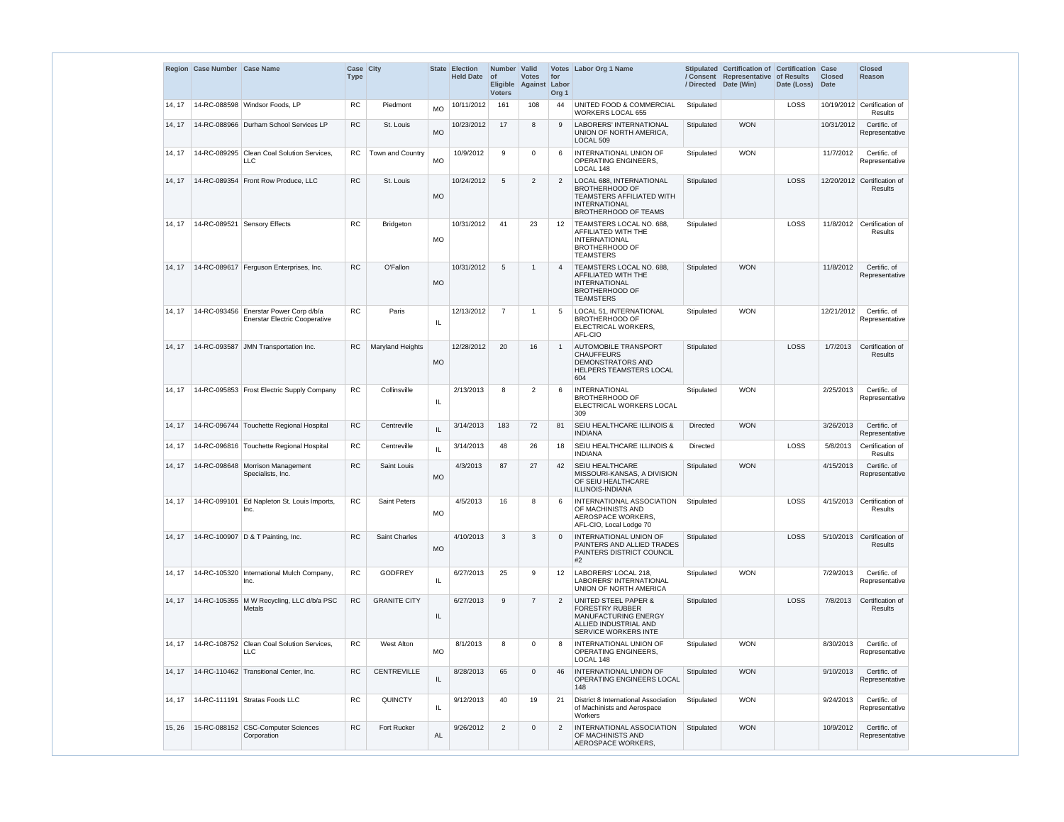| Region | Case Number | Case Name | Case Type | City | State | Election Held Date | Number of Eligible Voters | Valid Votes Against | Votes for Labor Org 1 | Labor Org 1 Name | Stipulated / Consent / Directed | Certification of Representative Date (Win) | Certification of Results Date (Loss) | Case Closed Date | Closed Reason |
|---|---|---|---|---|---|---|---|---|---|---|---|---|---|---|---|
| 14, 17 | 14-RC-088598 | Windsor Foods, LP | RC | Piedmont | MO | 10/11/2012 | 161 | 108 | 44 | UNITED FOOD & COMMERCIAL WORKERS LOCAL 655 | Stipulated | | LOSS | 10/19/2012 | Certification of Results |
| 14, 17 | 14-RC-088966 | Durham School Services LP | RC | St. Louis | MO | 10/23/2012 | 17 | 8 | 9 | LABORERS' INTERNATIONAL UNION OF NORTH AMERICA, LOCAL 509 | Stipulated | WON | | 10/31/2012 | Certific. of Representative |
| 14, 17 | 14-RC-089295 | Clean Coal Solution Services, LLC | RC | Town and Country | MO | 10/9/2012 | 9 | 0 | 6 | INTERNATIONAL UNION OF OPERATING ENGINEERS, LOCAL 148 | Stipulated | WON | | 11/7/2012 | Certific. of Representative |
| 14, 17 | 14-RC-089354 | Front Row Produce, LLC | RC | St. Louis | MO | 10/24/2012 | 5 | 2 | 2 | LOCAL 688, INTERNATIONAL BROTHERHOOD OF TEAMSTERS AFFILIATED WITH INTERNATIONAL BROTHERHOOD OF TEAMS | Stipulated | | LOSS | 12/20/2012 | Certification of Results |
| 14, 17 | 14-RC-089521 | Sensory Effects | RC | Bridgeton | MO | 10/31/2012 | 41 | 23 | 12 | TEAMSTERS LOCAL NO. 688, AFFILIATED WITH THE INTERNATIONAL BROTHERHOOD OF TEAMSTERS | Stipulated | | LOSS | 11/8/2012 | Certification of Results |
| 14, 17 | 14-RC-089617 | Ferguson Enterprises, Inc. | RC | O'Fallon | MO | 10/31/2012 | 5 | 1 | 4 | TEAMSTERS LOCAL NO. 688, AFFILIATED WITH THE INTERNATIONAL BROTHERHOOD OF TEAMSTERS | Stipulated | WON | | 11/8/2012 | Certific. of Representative |
| 14, 17 | 14-RC-093456 | Enerstar Power Corp d/b/a Enerstar Electric Cooperative | RC | Paris | IL | 12/13/2012 | 7 | 1 | 5 | LOCAL 51, INTERNATIONAL BROTHERHOOD OF ELECTRICAL WORKERS, AFL-CIO | Stipulated | WON | | 12/21/2012 | Certific. of Representative |
| 14, 17 | 14-RC-093587 | JMN Transportation Inc. | RC | Maryland Heights | MO | 12/28/2012 | 20 | 16 | 1 | AUTOMOBILE TRANSPORT CHAUFFEURS DEMONSTRATORS AND HELPERS TEAMSTERS LOCAL 604 | Stipulated | | LOSS | 1/7/2013 | Certification of Results |
| 14, 17 | 14-RC-095853 | Frost Electric Supply Company | RC | Collinsville | IL | 2/13/2013 | 8 | 2 | 6 | INTERNATIONAL BROTHERHOOD OF ELECTRICAL WORKERS LOCAL 309 | Stipulated | WON | | 2/25/2013 | Certific. of Representative |
| 14, 17 | 14-RC-096744 | Touchette Regional Hospital | RC | Centreville | IL | 3/14/2013 | 183 | 72 | 81 | SEIU HEALTHCARE ILLINOIS & INDIANA | Directed | WON | | 3/26/2013 | Certific. of Representative |
| 14, 17 | 14-RC-096816 | Touchette Regional Hospital | RC | Centreville | IL | 3/14/2013 | 48 | 26 | 18 | SEIU HEALTHCARE ILLINOIS & INDIANA | Directed | | LOSS | 5/8/2013 | Certification of Results |
| 14, 17 | 14-RC-098648 | Morrison Management Specialists, Inc. | RC | Saint Louis | MO | 4/3/2013 | 87 | 27 | 42 | SEIU HEALTHCARE MISSOURI-KANSAS, A DIVISION OF SEIU HEALTHCARE ILLINOIS-INDIANA | Stipulated | WON | | 4/15/2013 | Certific. of Representative |
| 14, 17 | 14-RC-099101 | Ed Napleton St. Louis Imports, Inc. | RC | Saint Peters | MO | 4/5/2013 | 16 | 8 | 6 | INTERNATIONAL ASSOCIATION OF MACHINISTS AND AEROSPACE WORKERS, AFL-CIO, Local Lodge 70 | Stipulated | | LOSS | 4/15/2013 | Certification of Results |
| 14, 17 | 14-RC-100907 | D & T Painting, Inc. | RC | Saint Charles | MO | 4/10/2013 | 3 | 3 | 0 | INTERNATIONAL UNION OF PAINTERS AND ALLIED TRADES PAINTERS DISTRICT COUNCIL #2 | Stipulated | | LOSS | 5/10/2013 | Certification of Results |
| 14, 17 | 14-RC-105320 | International Mulch Company, Inc. | RC | GODFREY | IL | 6/27/2013 | 25 | 9 | 12 | LABORERS' LOCAL 218, LABORERS' INTERNATIONAL UNION OF NORTH AMERICA | Stipulated | WON | | 7/29/2013 | Certific. of Representative |
| 14, 17 | 14-RC-105355 | M W Recycling, LLC d/b/a PSC Metals | RC | GRANITE CITY | IL | 6/27/2013 | 9 | 7 | 2 | UNITED STEEL PAPER & FORESTRY RUBBER MANUFACTURING ENERGY ALLIED INDUSTRIAL AND SERVICE WORKERS INTE | Stipulated | | LOSS | 7/8/2013 | Certification of Results |
| 14, 17 | 14-RC-108752 | Clean Coal Solution Services, LLC | RC | West Alton | MO | 8/1/2013 | 8 | 0 | 8 | INTERNATIONAL UNION OF OPERATING ENGINEERS, LOCAL 148 | Stipulated | WON | | 8/30/2013 | Certific. of Representative |
| 14, 17 | 14-RC-110462 | Transitional Center, Inc. | RC | CENTREVILLE | IL | 8/28/2013 | 65 | 0 | 46 | INTERNATIONAL UNION OF OPERATING ENGINEERS LOCAL 148 | Stipulated | WON | | 9/10/2013 | Certific. of Representative |
| 14, 17 | 14-RC-111191 | Stratas Foods LLC | RC | QUINCTY | IL | 9/12/2013 | 40 | 19 | 21 | District 8 International Association of Machinists and Aerospace Workers | Stipulated | WON | | 9/24/2013 | Certific. of Representative |
| 15, 26 | 15-RC-088152 | CSC-Computer Sciences Corporation | RC | Fort Rucker | AL | 9/26/2012 | 2 | 0 | 2 | INTERNATIONAL ASSOCIATION OF MACHINISTS AND AEROSPACE WORKERS, | Stipulated | WON | | 10/9/2012 | Certific. of Representative |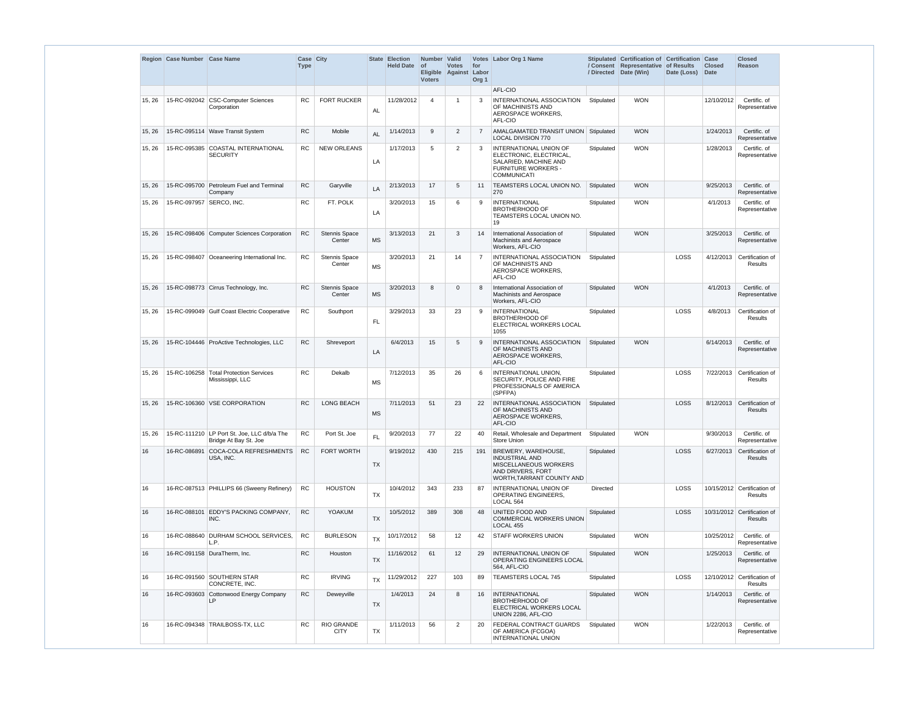| Region | Case Number | Case Name | Case Type | City | State | Election Held Date | Number of Eligible Voters | Valid Votes Against | Votes for Labor Org 1 | Labor Org 1 Name | Stipulated / Consent / Directed | Certification of Representative Date (Win) | Certification of Results Date (Loss) | Case Closed Date | Closed Reason |
|---|---|---|---|---|---|---|---|---|---|---|---|---|---|---|---|
| | | | | | | | | | | AFL-CIO | | | | | |
| 15, 26 | 15-RC-092042 | CSC-Computer Sciences Corporation | RC | FORT RUCKER | AL | 11/28/2012 | 4 | 1 | 3 | INTERNATIONAL ASSOCIATION OF MACHINISTS AND AEROSPACE WORKERS, AFL-CIO | Stipulated | WON | | 12/10/2012 | Certific. of Representative |
| 15, 26 | 15-RC-095114 | Wave Transit System | RC | Mobile | AL | 1/14/2013 | 9 | 2 | 7 | AMALGAMATED TRANSIT UNION LOCAL DIVISION 770 | Stipulated | WON | | 1/24/2013 | Certific. of Representative |
| 15, 26 | 15-RC-095385 | COASTAL INTERNATIONAL SECURITY | RC | NEW ORLEANS | LA | 1/17/2013 | 5 | 2 | 3 | INTERNATIONAL UNION OF ELECTRONIC, ELECTRICAL, SALARIED, MACHINE AND FURNITURE WORKERS - COMMUNICATI | Stipulated | WON | | 1/28/2013 | Certific. of Representative |
| 15, 26 | 15-RC-095700 | Petroleum Fuel and Terminal Company | RC | Garyville | LA | 2/13/2013 | 17 | 5 | 11 | TEAMSTERS LOCAL UNION NO. 270 | Stipulated | WON | | 9/25/2013 | Certific. of Representative |
| 15, 26 | 15-RC-097957 | SERCO, INC. | RC | FT. POLK | LA | 3/20/2013 | 15 | 6 | 9 | INTERNATIONAL BROTHERHOOD OF TEAMSTERS LOCAL UNION NO. 19 | Stipulated | WON | | 4/1/2013 | Certific. of Representative |
| 15, 26 | 15-RC-098406 | Computer Sciences Corporation | RC | Stennis Space Center | MS | 3/13/2013 | 21 | 3 | 14 | International Association of Machinists and Aerospace Workers, AFL-CIO | Stipulated | WON | | 3/25/2013 | Certific. of Representative |
| 15, 26 | 15-RC-098407 | Oceaneering International Inc. | RC | Stennis Space Center | MS | 3/20/2013 | 21 | 14 | 7 | INTERNATIONAL ASSOCIATION OF MACHINISTS AND AEROSPACE WORKERS, AFL-CIO | Stipulated | | LOSS | 4/12/2013 | Certification of Results |
| 15, 26 | 15-RC-098773 | Cirrus Technology, Inc. | RC | Stennis Space Center | MS | 3/20/2013 | 8 | 0 | 8 | International Association of Machinists and Aerospace Workers, AFL-CIO | Stipulated | WON | | 4/1/2013 | Certific. of Representative |
| 15, 26 | 15-RC-099049 | Gulf Coast Electric Cooperative | RC | Southport | FL | 3/29/2013 | 33 | 23 | 9 | INTERNATIONAL BROTHERHOOD OF ELECTRICAL WORKERS LOCAL 1055 | Stipulated | | LOSS | 4/8/2013 | Certification of Results |
| 15, 26 | 15-RC-104446 | ProActive Technologies, LLC | RC | Shreveport | LA | 6/4/2013 | 15 | 5 | 9 | INTERNATIONAL ASSOCIATION OF MACHINISTS AND AEROSPACE WORKERS, AFL-CIO | Stipulated | WON | | 6/14/2013 | Certific. of Representative |
| 15, 26 | 15-RC-106258 | Total Protection Services Mississippi, LLC | RC | Dekalb | MS | 7/12/2013 | 35 | 26 | 6 | INTERNATIONAL UNION, SECURITY, POLICE AND FIRE PROFESSIONALS OF AMERICA (SPFPA) | Stipulated | | LOSS | 7/22/2013 | Certification of Results |
| 15, 26 | 15-RC-106360 | VSE CORPORATION | RC | LONG BEACH | MS | 7/11/2013 | 51 | 23 | 22 | INTERNATIONAL ASSOCIATION OF MACHINISTS AND AEROSPACE WORKERS, AFL-CIO | Stipulated | | LOSS | 8/12/2013 | Certification of Results |
| 15, 26 | 15-RC-111210 | LP Port St. Joe, LLC d/b/a The Bridge At Bay St. Joe | RC | Port St. Joe | FL | 9/20/2013 | 77 | 22 | 40 | Retail, Wholesale and Department Store Union | Stipulated | WON | | 9/30/2013 | Certific. of Representative |
| 16 | 16-RC-086891 | COCA-COLA REFRESHMENTS USA, INC. | RC | FORT WORTH | TX | 9/19/2012 | 430 | 215 | 191 | BREWERY, WAREHOUSE, INDUSTRIAL AND MISCELLANEOUS WORKERS AND DRIVERS, FORT WORTH,TARRANT COUNTY AND | Stipulated | | LOSS | 6/27/2013 | Certification of Results |
| 16 | 16-RC-087513 | PHILLIPS 66 (Sweeny Refinery) | RC | HOUSTON | TX | 10/4/2012 | 343 | 233 | 87 | INTERNATIONAL UNION OF OPERATING ENGINEERS, LOCAL 564 | Directed | | LOSS | 10/15/2012 | Certification of Results |
| 16 | 16-RC-088101 | EDDY'S PACKING COMPANY, INC. | RC | YOAKUM | TX | 10/5/2012 | 389 | 308 | 48 | UNITED FOOD AND COMMERCIAL WORKERS UNION LOCAL 455 | Stipulated | | LOSS | 10/31/2012 | Certification of Results |
| 16 | 16-RC-088640 | DURHAM SCHOOL SERVICES, L.P. | RC | BURLESON | TX | 10/17/2012 | 58 | 12 | 42 | STAFF WORKERS UNION | Stipulated | WON | | 10/25/2012 | Certific. of Representative |
| 16 | 16-RC-091158 | DuraTherm, Inc. | RC | Houston | TX | 11/16/2012 | 61 | 12 | 29 | INTERNATIONAL UNION OF OPERATING ENGINEERS LOCAL 564, AFL-CIO | Stipulated | WON | | 1/25/2013 | Certific. of Representative |
| 16 | 16-RC-091560 | SOUTHERN STAR CONCRETE, INC. | RC | IRVING | TX | 11/29/2012 | 227 | 103 | 89 | TEAMSTERS LOCAL 745 | Stipulated | | LOSS | 12/10/2012 | Certification of Results |
| 16 | 16-RC-093603 | Cottonwood Energy Company LP | RC | Deweyville | TX | 1/4/2013 | 24 | 8 | 16 | INTERNATIONAL BROTHERHOOD OF ELECTRICAL WORKERS LOCAL UNION 2286, AFL-CIO | Stipulated | WON | | 1/14/2013 | Certific. of Representative |
| 16 | 16-RC-094348 | TRAILBOSS-TX, LLC | RC | RIO GRANDE CITY | TX | 1/11/2013 | 56 | 2 | 20 | FEDERAL CONTRACT GUARDS OF AMERICA (FCGOA) INTERNATIONAL UNION | Stipulated | WON | | 1/22/2013 | Certific. of Representative |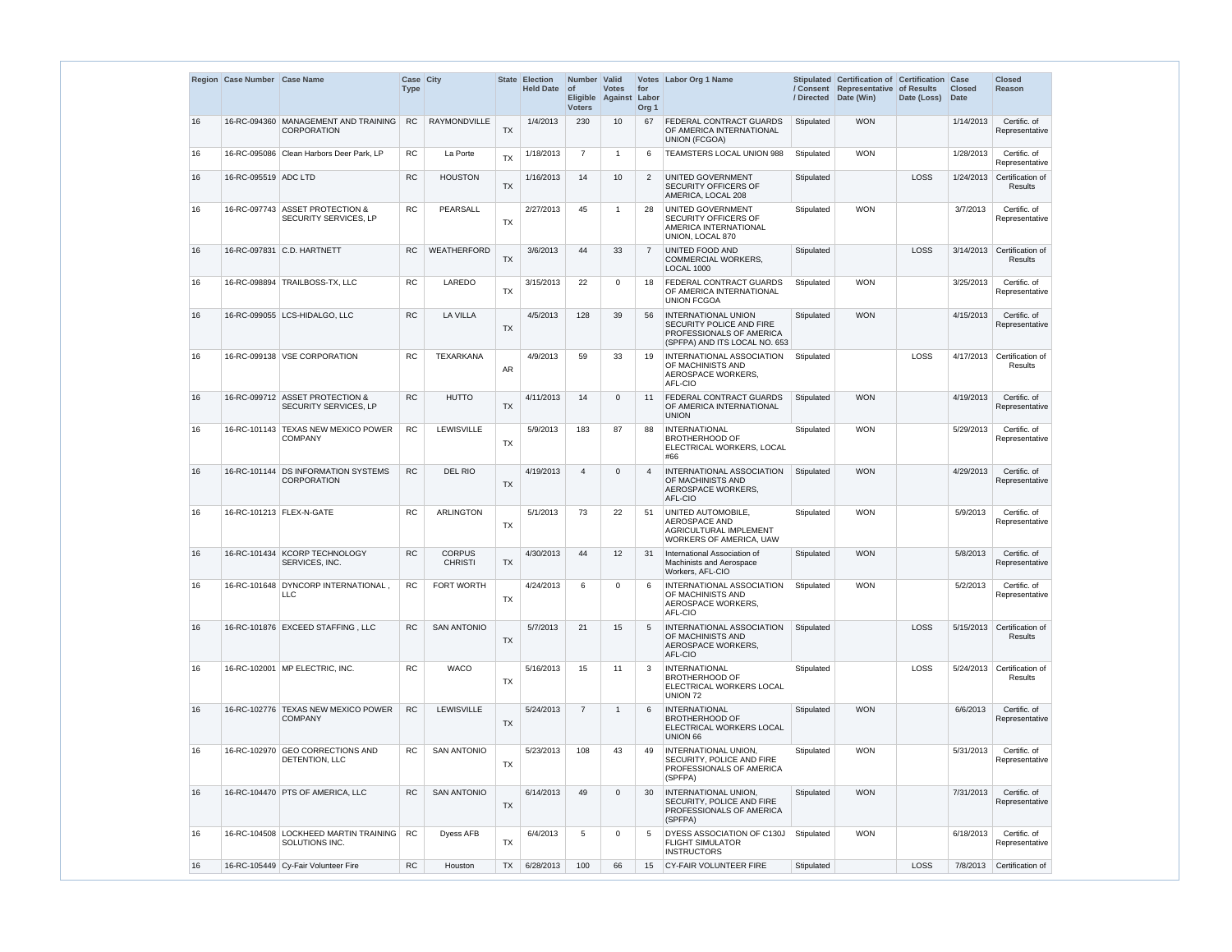| Region | Case Number | Case Name | Case Type | City | State | Election Held Date | Number of Eligible Voters | Valid Votes Against | Votes for Labor Org 1 | Labor Org 1 Name | Stipulated / Consent / Directed | Certification of Representative Date (Win) | Certification of Results Date (Loss) | Case Closed Date | Closed Reason |
|---|---|---|---|---|---|---|---|---|---|---|---|---|---|---|---|
| 16 | 16-RC-094360 | MANAGEMENT AND TRAINING CORPORATION | RC | RAYMONDVILLE | TX | 1/4/2013 | 230 | 10 | 67 | FEDERAL CONTRACT GUARDS OF AMERICA INTERNATIONAL UNION (FCGOA) | Stipulated | WON | | 1/14/2013 | Certific. of Representative |
| 16 | 16-RC-095086 | Clean Harbors Deer Park, LP | RC | La Porte | TX | 1/18/2013 | 7 | 1 | 6 | TEAMSTERS LOCAL UNION 988 | Stipulated | WON | | 1/28/2013 | Certific. of Representative |
| 16 | 16-RC-095519 | ADC LTD | RC | HOUSTON | TX | 1/16/2013 | 14 | 10 | 2 | UNITED GOVERNMENT SECURITY OFFICERS OF AMERICA, LOCAL 208 | Stipulated | | LOSS | 1/24/2013 | Certification of Results |
| 16 | 16-RC-097743 | ASSET PROTECTION & SECURITY SERVICES, LP | RC | PEARSALL | TX | 2/27/2013 | 45 | 1 | 28 | UNITED GOVERNMENT SECURITY OFFICERS OF AMERICA INTERNATIONAL UNION, LOCAL 870 | Stipulated | WON | | 3/7/2013 | Certific. of Representative |
| 16 | 16-RC-097831 | C.D. HARTNETT | RC | WEATHERFORD | TX | 3/6/2013 | 44 | 33 | 7 | UNITED FOOD AND COMMERCIAL WORKERS, LOCAL 1000 | Stipulated | | LOSS | 3/14/2013 | Certification of Results |
| 16 | 16-RC-098894 | TRAILBOSS-TX, LLC | RC | LAREDO | TX | 3/15/2013 | 22 | 0 | 18 | FEDERAL CONTRACT GUARDS OF AMERICA INTERNATIONAL UNION FCGOA | Stipulated | WON | | 3/25/2013 | Certific. of Representative |
| 16 | 16-RC-099055 | LCS-HIDALGO, LLC | RC | LA VILLA | TX | 4/5/2013 | 128 | 39 | 56 | INTERNATIONAL UNION SECURITY POLICE AND FIRE PROFESSIONALS OF AMERICA (SPFPA) AND ITS LOCAL NO. 653 | Stipulated | WON | | 4/15/2013 | Certific. of Representative |
| 16 | 16-RC-099138 | VSE CORPORATION | RC | TEXARKANA | AR | 4/9/2013 | 59 | 33 | 19 | INTERNATIONAL ASSOCIATION OF MACHINISTS AND AEROSPACE WORKERS, AFL-CIO | Stipulated | | LOSS | 4/17/2013 | Certification of Results |
| 16 | 16-RC-099712 | ASSET PROTECTION & SECURITY SERVICES, LP | RC | HUTTO | TX | 4/11/2013 | 14 | 0 | 11 | FEDERAL CONTRACT GUARDS OF AMERICA INTERNATIONAL UNION | Stipulated | WON | | 4/19/2013 | Certific. of Representative |
| 16 | 16-RC-101143 | TEXAS NEW MEXICO POWER COMPANY | RC | LEWISVILLE | TX | 5/9/2013 | 183 | 87 | 88 | INTERNATIONAL BROTHERHOOD OF ELECTRICAL WORKERS, LOCAL #66 | Stipulated | WON | | 5/29/2013 | Certific. of Representative |
| 16 | 16-RC-101144 | DS INFORMATION SYSTEMS CORPORATION | RC | DEL RIO | TX | 4/19/2013 | 4 | 0 | 4 | INTERNATIONAL ASSOCIATION OF MACHINISTS AND AEROSPACE WORKERS, AFL-CIO | Stipulated | WON | | 4/29/2013 | Certific. of Representative |
| 16 | 16-RC-101213 | FLEX-N-GATE | RC | ARLINGTON | TX | 5/1/2013 | 73 | 22 | 51 | UNITED AUTOMOBILE, AEROSPACE AND AGRICULTURAL IMPLEMENT WORKERS OF AMERICA, UAW | Stipulated | WON | | 5/9/2013 | Certific. of Representative |
| 16 | 16-RC-101434 | KCORP TECHNOLOGY SERVICES, INC. | RC | CORPUS CHRISTI | TX | 4/30/2013 | 44 | 12 | 31 | International Association of Machinists and Aerospace Workers, AFL-CIO | Stipulated | WON | | 5/8/2013 | Certific. of Representative |
| 16 | 16-RC-101648 | DYNCORP INTERNATIONAL , LLC | RC | FORT WORTH | TX | 4/24/2013 | 6 | 0 | 6 | INTERNATIONAL ASSOCIATION OF MACHINISTS AND AEROSPACE WORKERS, AFL-CIO | Stipulated | WON | | 5/2/2013 | Certific. of Representative |
| 16 | 16-RC-101876 | EXCEED STAFFING , LLC | RC | SAN ANTONIO | TX | 5/7/2013 | 21 | 15 | 5 | INTERNATIONAL ASSOCIATION OF MACHINISTS AND AEROSPACE WORKERS, AFL-CIO | Stipulated | | LOSS | 5/15/2013 | Certification of Results |
| 16 | 16-RC-102001 | MP ELECTRIC, INC. | RC | WACO | TX | 5/16/2013 | 15 | 11 | 3 | INTERNATIONAL BROTHERHOOD OF ELECTRICAL WORKERS LOCAL UNION 72 | Stipulated | | LOSS | 5/24/2013 | Certification of Results |
| 16 | 16-RC-102776 | TEXAS NEW MEXICO POWER COMPANY | RC | LEWISVILLE | TX | 5/24/2013 | 7 | 1 | 6 | INTERNATIONAL BROTHERHOOD OF ELECTRICAL WORKERS LOCAL UNION 66 | Stipulated | WON | | 6/6/2013 | Certific. of Representative |
| 16 | 16-RC-102970 | GEO CORRECTIONS AND DETENTION, LLC | RC | SAN ANTONIO | TX | 5/23/2013 | 108 | 43 | 49 | INTERNATIONAL UNION, SECURITY, POLICE AND FIRE PROFESSIONALS OF AMERICA (SPFPA) | Stipulated | WON | | 5/31/2013 | Certific. of Representative |
| 16 | 16-RC-104470 | PTS OF AMERICA, LLC | RC | SAN ANTONIO | TX | 6/14/2013 | 49 | 0 | 30 | INTERNATIONAL UNION, SECURITY, POLICE AND FIRE PROFESSIONALS OF AMERICA (SPFPA) | Stipulated | WON | | 7/31/2013 | Certific. of Representative |
| 16 | 16-RC-104508 | LOCKHEED MARTIN TRAINING SOLUTIONS INC. | RC | Dyess AFB | TX | 6/4/2013 | 5 | 0 | 5 | DYESS ASSOCIATION OF C130J FLIGHT SIMULATOR INSTRUCTORS | Stipulated | WON | | 6/18/2013 | Certific. of Representative |
| 16 | 16-RC-105449 | Cy-Fair Volunteer Fire | RC | Houston | TX | 6/28/2013 | 100 | 66 | 15 | CY-FAIR VOLUNTEER FIRE | Stipulated | | LOSS | 7/8/2013 | Certification of |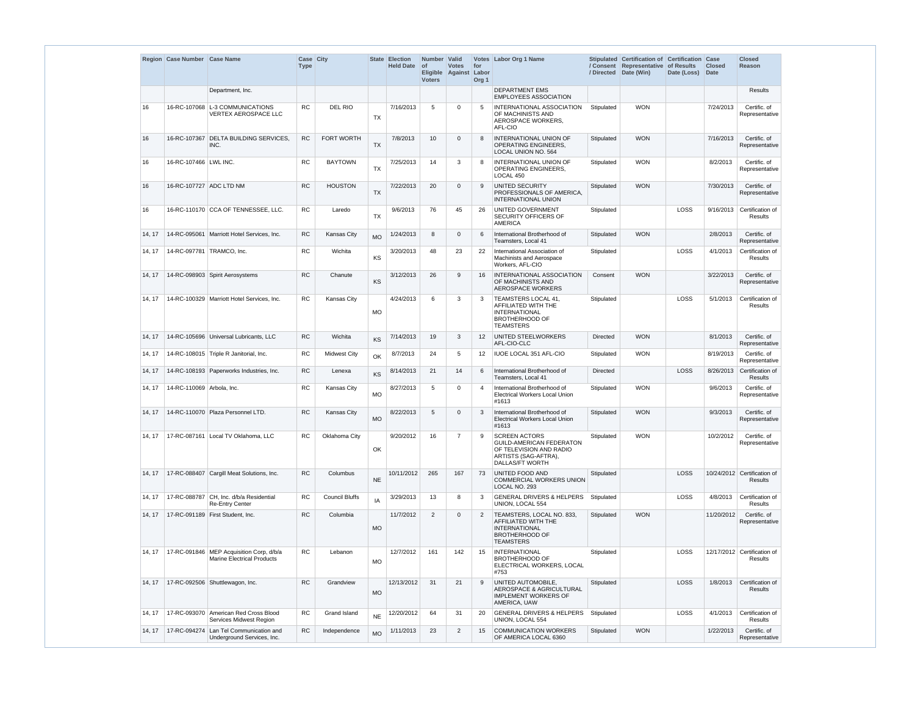| Region | Case Number | Case Name | Case Type | City | State | Election Held Date | Number of Eligible Voters | Valid Votes Against | Votes for Labor Org 1 | Labor Org 1 Name | Stipulated / Consent / Directed | Certification of Representative Date (Win) | Certification of Results Date (Loss) | Case Closed Date | Closed Reason |
|---|---|---|---|---|---|---|---|---|---|---|---|---|---|---|---|
| | | Department, Inc. | | | | | | | | DEPARTMENT EMS EMPLOYEES ASSOCIATION | | | | | Results |
| 16 | 16-RC-107068 | L-3 COMMUNICATIONS VERTEX AEROSPACE LLC | RC | DEL RIO | TX | 7/16/2013 | 5 | 0 | 5 | INTERNATIONAL ASSOCIATION OF MACHINISTS AND AEROSPACE WORKERS, AFL-CIO | Stipulated | WON | | 7/24/2013 | Certific. of Representative |
| 16 | 16-RC-107367 | DELTA BUILDING SERVICES, INC. | RC | FORT WORTH | TX | 7/8/2013 | 10 | 0 | 8 | INTERNATIONAL UNION OF OPERATING ENGINEERS, LOCAL UNION NO. 564 | Stipulated | WON | | 7/16/2013 | Certific. of Representative |
| 16 | 16-RC-107466 | LWL INC. | RC | BAYTOWN | TX | 7/25/2013 | 14 | 3 | 8 | INTERNATIONAL UNION OF OPERATING ENGINEERS, LOCAL 450 | Stipulated | WON | | 8/2/2013 | Certific. of Representative |
| 16 | 16-RC-107727 | ADC LTD NM | RC | HOUSTON | TX | 7/22/2013 | 20 | 0 | 9 | UNITED SECURITY PROFESSIONALS OF AMERICA, INTERNATIONAL UNION | Stipulated | WON | | 7/30/2013 | Certific. of Representative |
| 16 | 16-RC-110170 | CCA OF TENNESSEE, LLC. | RC | Laredo | TX | 9/6/2013 | 76 | 45 | 26 | UNITED GOVERNMENT SECURITY OFFICERS OF AMERICA | Stipulated | | LOSS | 9/16/2013 | Certification of Results |
| 14, 17 | 14-RC-095061 | Marriott Hotel Services, Inc. | RC | Kansas City | MO | 1/24/2013 | 8 | 0 | 6 | International Brotherhood of Teamsters, Local 41 | Stipulated | WON | | 2/8/2013 | Certific. of Representative |
| 14, 17 | 14-RC-097781 | TRAMCO, Inc. | RC | Wichita | KS | 3/20/2013 | 48 | 23 | 22 | International Association of Machinists and Aerospace Workers, AFL-CIO | Stipulated | | LOSS | 4/1/2013 | Certification of Results |
| 14, 17 | 14-RC-098903 | Spirit Aerosystems | RC | Chanute | KS | 3/12/2013 | 26 | 9 | 16 | INTERNATIONAL ASSOCIATION OF MACHINISTS AND AEROSPACE WORKERS | Consent | WON | | 3/22/2013 | Certific. of Representative |
| 14, 17 | 14-RC-100329 | Marriott Hotel Services, Inc. | RC | Kansas City | MO | 4/24/2013 | 6 | 3 | 3 | TEAMSTERS LOCAL 41, AFFILIATED WITH THE INTERNATIONAL BROTHERHOOD OF TEAMSTERS | Stipulated | | LOSS | 5/1/2013 | Certification of Results |
| 14, 17 | 14-RC-105696 | Universal Lubricants, LLC | RC | Wichita | KS | 7/14/2013 | 19 | 3 | 12 | UNITED STEELWORKERS AFL-CIO-CLC | Directed | WON | | 8/1/2013 | Certific. of Representative |
| 14, 17 | 14-RC-108015 | Triple R Janitorial, Inc. | RC | Midwest City | OK | 8/7/2013 | 24 | 5 | 12 | IUOE LOCAL 351 AFL-CIO | Stipulated | WON | | 8/19/2013 | Certific. of Representative |
| 14, 17 | 14-RC-108193 | Paperworks Industries, Inc. | RC | Lenexa | KS | 8/14/2013 | 21 | 14 | 6 | International Brotherhood of Teamsters, Local 41 | Directed | | LOSS | 8/26/2013 | Certification of Results |
| 14, 17 | 14-RC-110069 | Arbola, Inc. | RC | Kansas City | MO | 8/27/2013 | 5 | 0 | 4 | International Brotherhood of Electrical Workers Local Union #1613 | Stipulated | WON | | 9/6/2013 | Certific. of Representative |
| 14, 17 | 14-RC-110070 | Plaza Personnel LTD. | RC | Kansas City | MO | 8/22/2013 | 5 | 0 | 3 | International Brotherhood of Electrical Workers Local Union #1613 | Stipulated | WON | | 9/3/2013 | Certific. of Representative |
| 14, 17 | 17-RC-087161 | Local TV Oklahoma, LLC | RC | Oklahoma City | OK | 9/20/2012 | 16 | 7 | 9 | SCREEN ACTORS GUILD-AMERICAN FEDERATON OF TELEVISION AND RADIO ARTISTS (SAG-AFTRA), DALLAS/FT WORTH | Stipulated | WON | | 10/2/2012 | Certific. of Representative |
| 14, 17 | 17-RC-088407 | Cargill Meat Solutions, Inc. | RC | Columbus | NE | 10/11/2012 | 265 | 167 | 73 | UNITED FOOD AND COMMERCIAL WORKERS UNION LOCAL NO. 293 | Stipulated | | LOSS | 10/24/2012 | Certification of Results |
| 14, 17 | 17-RC-088787 | CH, Inc. d/b/a Residential Re-Entry Center | RC | Council Bluffs | IA | 3/29/2013 | 13 | 8 | 3 | GENERAL DRIVERS & HELPERS UNION, LOCAL 554 | Stipulated | | LOSS | 4/8/2013 | Certification of Results |
| 14, 17 | 17-RC-091189 | First Student, Inc. | RC | Columbia | MO | 11/7/2012 | 2 | 0 | 2 | TEAMSTERS, LOCAL NO. 833, AFFILIATED WITH THE INTERNATIONAL BROTHERHOOD OF TEAMSTERS | Stipulated | WON | | 11/20/2012 | Certific. of Representative |
| 14, 17 | 17-RC-091846 | MEP Acquisition Corp, d/b/a Marine Electrical Products | RC | Lebanon | MO | 12/7/2012 | 161 | 142 | 15 | INTERNATIONAL BROTHERHOOD OF ELECTRICAL WORKERS, LOCAL #753 | Stipulated | | LOSS | 12/17/2012 | Certification of Results |
| 14, 17 | 17-RC-092506 | Shuttlewagon, Inc. | RC | Grandview | MO | 12/13/2012 | 31 | 21 | 9 | UNITED AUTOMOBILE, AEROSPACE & AGRICULTURAL IMPLEMENT WORKERS OF AMERICA, UAW | Stipulated | | LOSS | 1/8/2013 | Certification of Results |
| 14, 17 | 17-RC-093070 | American Red Cross Blood Services Midwest Region | RC | Grand Island | NE | 12/20/2012 | 64 | 31 | 20 | GENERAL DRIVERS & HELPERS UNION, LOCAL 554 | Stipulated | | LOSS | 4/1/2013 | Certification of Results |
| 14, 17 | 17-RC-094274 | Lan Tel Communication and Underground Services, Inc. | RC | Independence | MO | 1/11/2013 | 23 | 2 | 15 | COMMUNICATION WORKERS OF AMERICA LOCAL 6360 | Stipulated | WON | | 1/22/2013 | Certific. of Representative |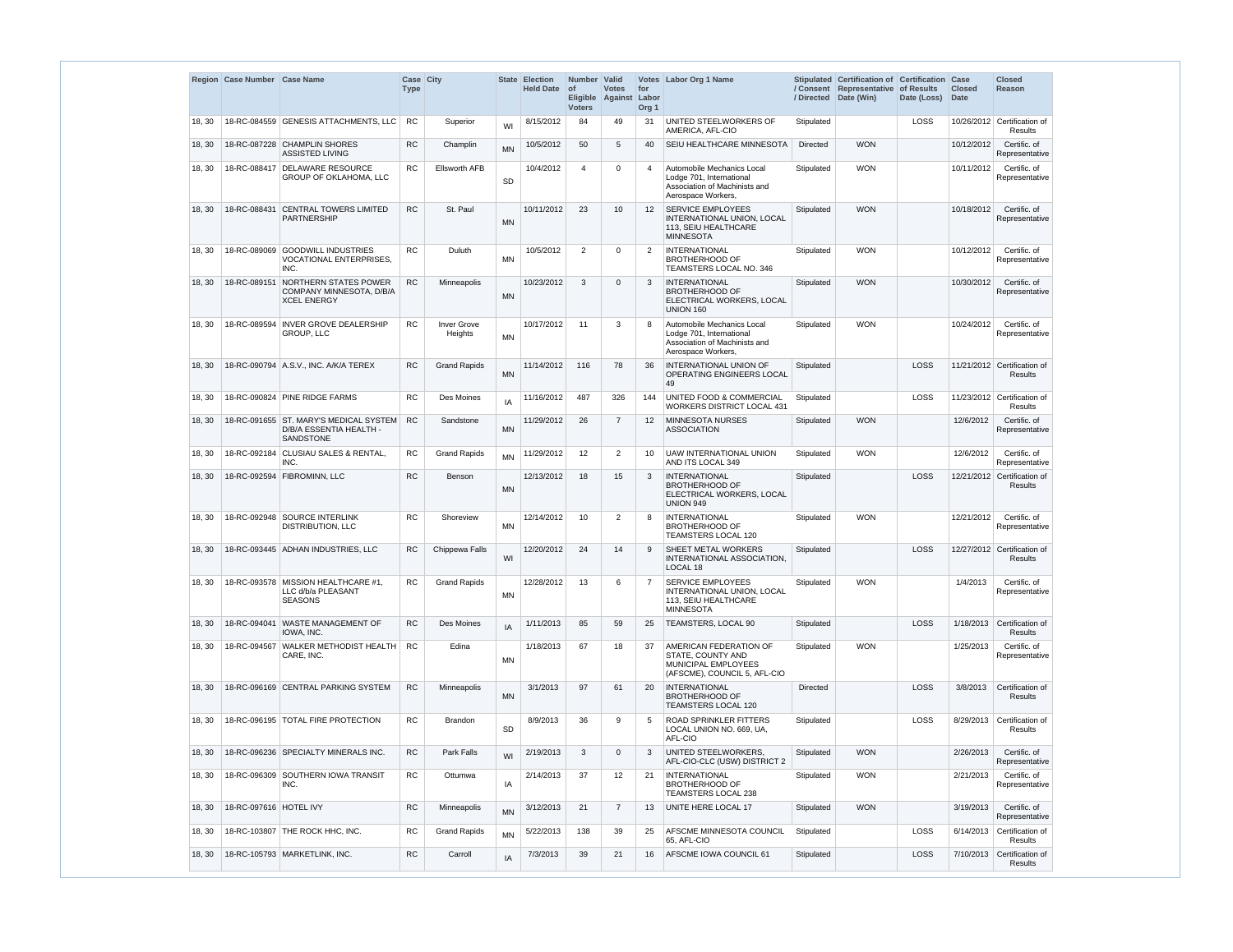| Region | Case Number | Case Name | Case Type | City | State | Election Held Date | Number of Eligible Voters | Valid Votes Against | Votes for Labor Org 1 | Labor Org 1 Name | Stipulated / Consent / Directed | Certification of Representative Date (Win) | Certification of Results Date (Loss) | Case Closed Date | Closed Reason |
|---|---|---|---|---|---|---|---|---|---|---|---|---|---|---|---|
| 18, 30 | 18-RC-084559 | GENESIS ATTACHMENTS, LLC | RC | Superior | WI | 8/15/2012 | 84 | 49 | 31 | UNITED STEELWORKERS OF AMERICA, AFL-CIO | Stipulated | | LOSS | 10/26/2012 | Certification of Results |
| 18, 30 | 18-RC-087228 | CHAMPLIN SHORES ASSISTED LIVING | RC | Champlin | MN | 10/5/2012 | 50 | 5 | 40 | SEIU HEALTHCARE MINNESOTA | Directed | WON | | 10/12/2012 | Certific. of Representative |
| 18, 30 | 18-RC-088417 | DELAWARE RESOURCE GROUP OF OKLAHOMA, LLC | RC | Ellsworth AFB | SD | 10/4/2012 | 4 | 0 | 4 | Automobile Mechanics Local Lodge 701, International Association of Machinists and Aerospace Workers, | Stipulated | WON | | 10/11/2012 | Certific. of Representative |
| 18, 30 | 18-RC-088431 | CENTRAL TOWERS LIMITED PARTNERSHIP | RC | St. Paul | MN | 10/11/2012 | 23 | 10 | 12 | SERVICE EMPLOYEES INTERNATIONAL UNION, LOCAL 113, SEIU HEALTHCARE MINNESOTA | Stipulated | WON | | 10/18/2012 | Certific. of Representative |
| 18, 30 | 18-RC-089069 | GOODWILL INDUSTRIES VOCATIONAL ENTERPRISES, INC. | RC | Duluth | MN | 10/5/2012 | 2 | 0 | 2 | INTERNATIONAL BROTHERHOOD OF TEAMSTERS LOCAL NO. 346 | Stipulated | WON | | 10/12/2012 | Certific. of Representative |
| 18, 30 | 18-RC-089151 | NORTHERN STATES POWER COMPANY MINNESOTA, D/B/A XCEL ENERGY | RC | Minneapolis | MN | 10/23/2012 | 3 | 0 | 3 | INTERNATIONAL BROTHERHOOD OF ELECTRICAL WORKERS, LOCAL UNION 160 | Stipulated | WON | | 10/30/2012 | Certific. of Representative |
| 18, 30 | 18-RC-089594 | INVER GROVE DEALERSHIP GROUP, LLC | RC | Inver Grove Heights | MN | 10/17/2012 | 11 | 3 | 8 | Automobile Mechanics Local Lodge 701, International Association of Machinists and Aerospace Workers, | Stipulated | WON | | 10/24/2012 | Certific. of Representative |
| 18, 30 | 18-RC-090794 | A.S.V., INC. A/K/A TEREX | RC | Grand Rapids | MN | 11/14/2012 | 116 | 78 | 36 | INTERNATIONAL UNION OF OPERATING ENGINEERS LOCAL 49 | Stipulated | | LOSS | 11/21/2012 | Certification of Results |
| 18, 30 | 18-RC-090824 | PINE RIDGE FARMS | RC | Des Moines | IA | 11/16/2012 | 487 | 326 | 144 | UNITED FOOD & COMMERCIAL WORKERS DISTRICT LOCAL 431 | Stipulated | | LOSS | 11/23/2012 | Certification of Results |
| 18, 30 | 18-RC-091655 | ST. MARY'S MEDICAL SYSTEM D/B/A ESSENTIA HEALTH - SANDSTONE | RC | Sandstone | MN | 11/29/2012 | 26 | 7 | 12 | MINNESOTA NURSES ASSOCIATION | Stipulated | WON | | 12/6/2012 | Certific. of Representative |
| 18, 30 | 18-RC-092184 | CLUSIAU SALES & RENTAL, INC. | RC | Grand Rapids | MN | 11/29/2012 | 12 | 2 | 10 | UAW INTERNATIONAL UNION AND ITS LOCAL 349 | Stipulated | WON | | 12/6/2012 | Certific. of Representative |
| 18, 30 | 18-RC-092594 | FIBROMINN, LLC | RC | Benson | MN | 12/13/2012 | 18 | 15 | 3 | INTERNATIONAL BROTHERHOOD OF ELECTRICAL WORKERS, LOCAL UNION 949 | Stipulated | | LOSS | 12/21/2012 | Certification of Results |
| 18, 30 | 18-RC-092948 | SOURCE INTERLINK DISTRIBUTION, LLC | RC | Shoreview | MN | 12/14/2012 | 10 | 2 | 8 | INTERNATIONAL BROTHERHOOD OF TEAMSTERS LOCAL 120 | Stipulated | WON | | 12/21/2012 | Certific. of Representative |
| 18, 30 | 18-RC-093445 | ADHAN INDUSTRIES, LLC | RC | Chippewa Falls | WI | 12/20/2012 | 24 | 14 | 9 | SHEET METAL WORKERS INTERNATIONAL ASSOCIATION, LOCAL 18 | Stipulated | | LOSS | 12/27/2012 | Certification of Results |
| 18, 30 | 18-RC-093578 | MISSION HEALTHCARE #1, LLC d/b/a PLEASANT SEASONS | RC | Grand Rapids | MN | 12/28/2012 | 13 | 6 | 7 | SERVICE EMPLOYEES INTERNATIONAL UNION, LOCAL 113, SEIU HEALTHCARE MINNESOTA | Stipulated | WON | | 1/4/2013 | Certific. of Representative |
| 18, 30 | 18-RC-094041 | WASTE MANAGEMENT OF IOWA, INC. | RC | Des Moines | IA | 1/11/2013 | 85 | 59 | 25 | TEAMSTERS, LOCAL 90 | Stipulated | | LOSS | 1/18/2013 | Certification of Results |
| 18, 30 | 18-RC-094567 | WALKER METHODIST HEALTH CARE, INC. | RC | Edina | MN | 1/18/2013 | 67 | 18 | 37 | AMERICAN FEDERATION OF STATE, COUNTY AND MUNICIPAL EMPLOYEES (AFSCME), COUNCIL 5, AFL-CIO | Stipulated | WON | | 1/25/2013 | Certific. of Representative |
| 18, 30 | 18-RC-096169 | CENTRAL PARKING SYSTEM | RC | Minneapolis | MN | 3/1/2013 | 97 | 61 | 20 | INTERNATIONAL BROTHERHOOD OF TEAMSTERS LOCAL 120 | Directed | | LOSS | 3/8/2013 | Certification of Results |
| 18, 30 | 18-RC-096195 | TOTAL FIRE PROTECTION | RC | Brandon | SD | 8/9/2013 | 36 | 9 | 5 | ROAD SPRINKLER FITTERS LOCAL UNION NO. 669, UA, AFL-CIO | Stipulated | | LOSS | 8/29/2013 | Certification of Results |
| 18, 30 | 18-RC-096236 | SPECIALTY MINERALS INC. | RC | Park Falls | WI | 2/19/2013 | 3 | 0 | 3 | UNITED STEELWORKERS, AFL-CIO-CLC (USW) DISTRICT 2 | Stipulated | WON | | 2/26/2013 | Certific. of Representative |
| 18, 30 | 18-RC-096309 | SOUTHERN IOWA TRANSIT INC. | RC | Ottumwa | IA | 2/14/2013 | 37 | 12 | 21 | INTERNATIONAL BROTHERHOOD OF TEAMSTERS LOCAL 238 | Stipulated | WON | | 2/21/2013 | Certific. of Representative |
| 18, 30 | 18-RC-097616 | HOTEL IVY | RC | Minneapolis | MN | 3/12/2013 | 21 | 7 | 13 | UNITE HERE LOCAL 17 | Stipulated | WON | | 3/19/2013 | Certific. of Representative |
| 18, 30 | 18-RC-103807 | THE ROCK HHC, INC. | RC | Grand Rapids | MN | 5/22/2013 | 138 | 39 | 25 | AFSCME MINNESOTA COUNCIL 65, AFL-CIO | Stipulated | | LOSS | 6/14/2013 | Certification of Results |
| 18, 30 | 18-RC-105793 | MARKETLINK, INC. | RC | Carroll | IA | 7/3/2013 | 39 | 21 | 16 | AFSCME IOWA COUNCIL 61 | Stipulated | | LOSS | 7/10/2013 | Certification of Results |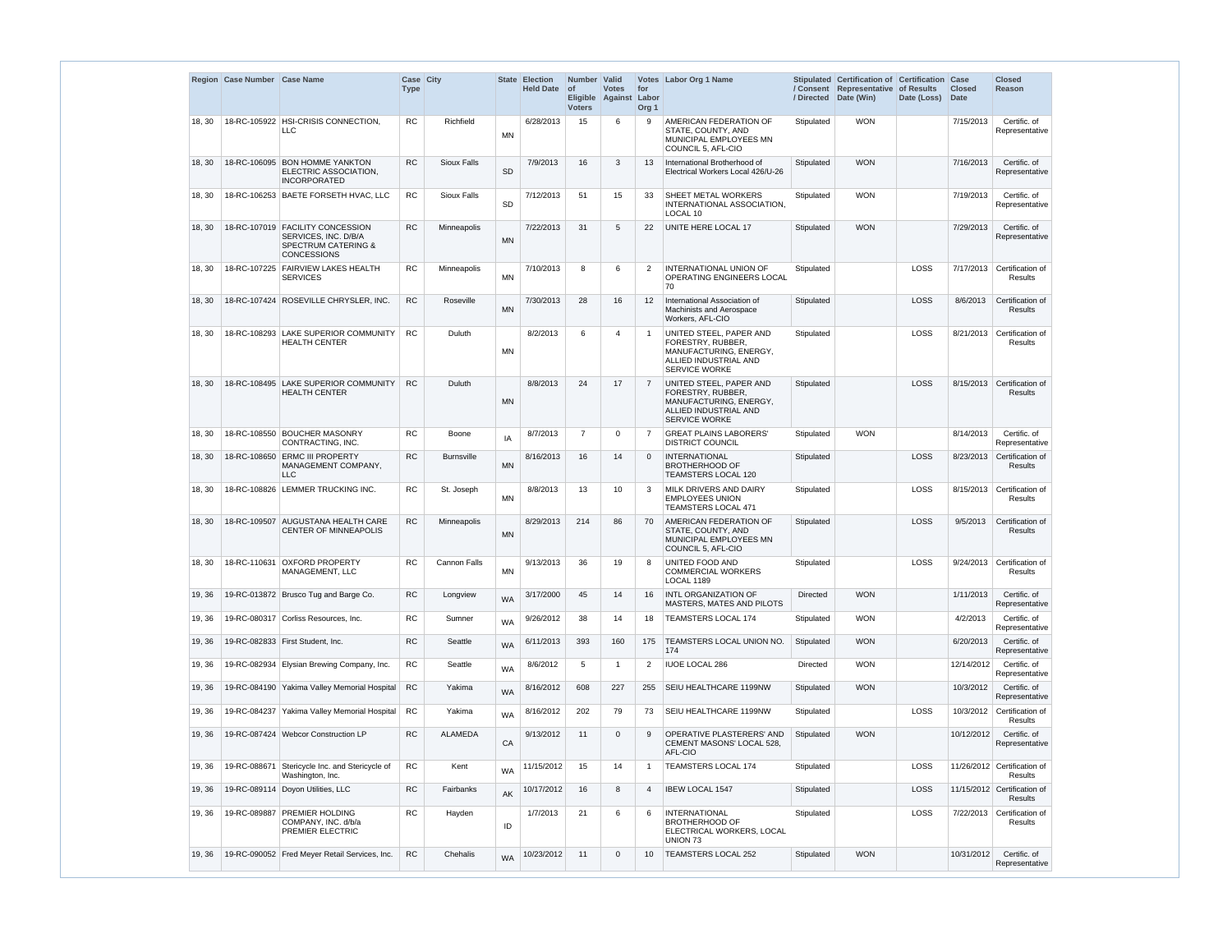| Region | Case Number | Case Name | Case Type | City | State | Election Held Date | Number of Eligible Voters | Valid Votes Against | Votes for Labor Org 1 | Labor Org 1 Name | Stipulated / Consent / Directed | Certification of Representative Date (Win) | Certification of Results Date (Loss) | Case Closed Date | Closed Reason |
|---|---|---|---|---|---|---|---|---|---|---|---|---|---|---|---|
| 18, 30 | 18-RC-105922 | HSI-CRISIS CONNECTION, LLC | RC | Richfield | MN | 6/28/2013 | 15 | 6 | 9 | AMERICAN FEDERATION OF STATE, COUNTY, AND MUNICIPAL EMPLOYEES MN COUNCIL 5, AFL-CIO | Stipulated | WON | | 7/15/2013 | Certific. of Representative |
| 18, 30 | 18-RC-106095 | BON HOMME YANKTON ELECTRIC ASSOCIATION, INCORPORATED | RC | Sioux Falls | SD | 7/9/2013 | 16 | 3 | 13 | International Brotherhood of Electrical Workers Local 426/U-26 | Stipulated | WON | | 7/16/2013 | Certific. of Representative |
| 18, 30 | 18-RC-106253 | BAETE FORSETH HVAC, LLC | RC | Sioux Falls | SD | 7/12/2013 | 51 | 15 | 33 | SHEET METAL WORKERS INTERNATIONAL ASSOCIATION, LOCAL 10 | Stipulated | WON | | 7/19/2013 | Certific. of Representative |
| 18, 30 | 18-RC-107019 | FACILITY CONCESSION SERVICES, INC. D/B/A SPECTRUM CATERING & CONCESSIONS | RC | Minneapolis | MN | 7/22/2013 | 31 | 5 | 22 | UNITE HERE LOCAL 17 | Stipulated | WON | | 7/29/2013 | Certific. of Representative |
| 18, 30 | 18-RC-107225 | FAIRVIEW LAKES HEALTH SERVICES | RC | Minneapolis | MN | 7/10/2013 | 8 | 6 | 2 | INTERNATIONAL UNION OF OPERATING ENGINEERS LOCAL 70 | Stipulated | | LOSS | 7/17/2013 | Certification of Results |
| 18, 30 | 18-RC-107424 | ROSEVILLE CHRYSLER, INC. | RC | Roseville | MN | 7/30/2013 | 28 | 16 | 12 | International Association of Machinists and Aerospace Workers, AFL-CIO | Stipulated | | LOSS | 8/6/2013 | Certification of Results |
| 18, 30 | 18-RC-108293 | LAKE SUPERIOR COMMUNITY HEALTH CENTER | RC | Duluth | MN | 8/2/2013 | 6 | 4 | 1 | UNITED STEEL, PAPER AND FORESTRY, RUBBER, MANUFACTURING, ENERGY, ALLIED INDUSTRIAL AND SERVICE WORKE | Stipulated | | LOSS | 8/21/2013 | Certification of Results |
| 18, 30 | 18-RC-108495 | LAKE SUPERIOR COMMUNITY HEALTH CENTER | RC | Duluth | MN | 8/8/2013 | 24 | 17 | 7 | UNITED STEEL, PAPER AND FORESTRY, RUBBER, MANUFACTURING, ENERGY, ALLIED INDUSTRIAL AND SERVICE WORKE | Stipulated | | LOSS | 8/15/2013 | Certification of Results |
| 18, 30 | 18-RC-108550 | BOUCHER MASONRY CONTRACTING, INC. | RC | Boone | IA | 8/7/2013 | 7 | 0 | 7 | GREAT PLAINS LABORERS' DISTRICT COUNCIL | Stipulated | WON | | 8/14/2013 | Certific. of Representative |
| 18, 30 | 18-RC-108650 | ERMC III PROPERTY MANAGEMENT COMPANY, LLC | RC | Burnsville | MN | 8/16/2013 | 16 | 14 | 0 | INTERNATIONAL BROTHERHOOD OF TEAMSTERS LOCAL 120 | Stipulated | | LOSS | 8/23/2013 | Certification of Results |
| 18, 30 | 18-RC-108826 | LEMMER TRUCKING INC. | RC | St. Joseph | MN | 8/8/2013 | 13 | 10 | 3 | MILK DRIVERS AND DAIRY EMPLOYEES UNION TEAMSTERS LOCAL 471 | Stipulated | | LOSS | 8/15/2013 | Certification of Results |
| 18, 30 | 18-RC-109507 | AUGUSTANA HEALTH CARE CENTER OF MINNEAPOLIS | RC | Minneapolis | MN | 8/29/2013 | 214 | 86 | 70 | AMERICAN FEDERATION OF STATE, COUNTY, AND MUNICIPAL EMPLOYEES MN COUNCIL 5, AFL-CIO | Stipulated | | LOSS | 9/5/2013 | Certification of Results |
| 18, 30 | 18-RC-110631 | OXFORD PROPERTY MANAGEMENT, LLC | RC | Cannon Falls | MN | 9/13/2013 | 36 | 19 | 8 | UNITED FOOD AND COMMERCIAL WORKERS LOCAL 1189 | Stipulated | | LOSS | 9/24/2013 | Certification of Results |
| 19, 36 | 19-RC-013872 | Brusco Tug and Barge Co. | RC | Longview | WA | 3/17/2000 | 45 | 14 | 16 | INTL ORGANIZATION OF MASTERS, MATES AND PILOTS | Directed | WON | | 1/11/2013 | Certific. of Representative |
| 19, 36 | 19-RC-080317 | Corliss Resources, Inc. | RC | Sumner | WA | 9/26/2012 | 38 | 14 | 18 | TEAMSTERS LOCAL 174 | Stipulated | WON | | 4/2/2013 | Certific. of Representative |
| 19, 36 | 19-RC-082833 | First Student, Inc. | RC | Seattle | WA | 6/11/2013 | 393 | 160 | 175 | TEAMSTERS LOCAL UNION NO. 174 | Stipulated | WON | | 6/20/2013 | Certific. of Representative |
| 19, 36 | 19-RC-082934 | Elysian Brewing Company, Inc. | RC | Seattle | WA | 8/6/2012 | 5 | 1 | 2 | IUOE LOCAL 286 | Directed | WON | | 12/14/2012 | Certific. of Representative |
| 19, 36 | 19-RC-084190 | Yakima Valley Memorial Hospital | RC | Yakima | WA | 8/16/2012 | 608 | 227 | 255 | SEIU HEALTHCARE 1199NW | Stipulated | WON | | 10/3/2012 | Certific. of Representative |
| 19, 36 | 19-RC-084237 | Yakima Valley Memorial Hospital | RC | Yakima | WA | 8/16/2012 | 202 | 79 | 73 | SEIU HEALTHCARE 1199NW | Stipulated | | LOSS | 10/3/2012 | Certification of Results |
| 19, 36 | 19-RC-087424 | Webcor Construction LP | RC | ALAMEDA | CA | 9/13/2012 | 11 | 0 | 9 | OPERATIVE PLASTERERS' AND CEMENT MASONS' LOCAL 528, AFL-CIO | Stipulated | WON | | 10/12/2012 | Certific. of Representative |
| 19, 36 | 19-RC-088671 | Stericycle Inc. and Stericycle of Washington, Inc. | RC | Kent | WA | 11/15/2012 | 15 | 14 | 1 | TEAMSTERS LOCAL 174 | Stipulated | | LOSS | 11/26/2012 | Certification of Results |
| 19, 36 | 19-RC-089114 | Doyon Utilities, LLC | RC | Fairbanks | AK | 10/17/2012 | 16 | 8 | 4 | IBEW LOCAL 1547 | Stipulated | | LOSS | 11/15/2012 | Certification of Results |
| 19, 36 | 19-RC-089887 | PREMIER HOLDING COMPANY, INC. d/b/a PREMIER ELECTRIC | RC | Hayden | ID | 1/7/2013 | 21 | 6 | 6 | INTERNATIONAL BROTHERHOOD OF ELECTRICAL WORKERS, LOCAL UNION 73 | Stipulated | | LOSS | 7/22/2013 | Certification of Results |
| 19, 36 | 19-RC-090052 | Fred Meyer Retail Services, Inc. | RC | Chehalis | WA | 10/23/2012 | 11 | 0 | 10 | TEAMSTERS LOCAL 252 | Stipulated | WON | | 10/31/2012 | Certific. of Representative |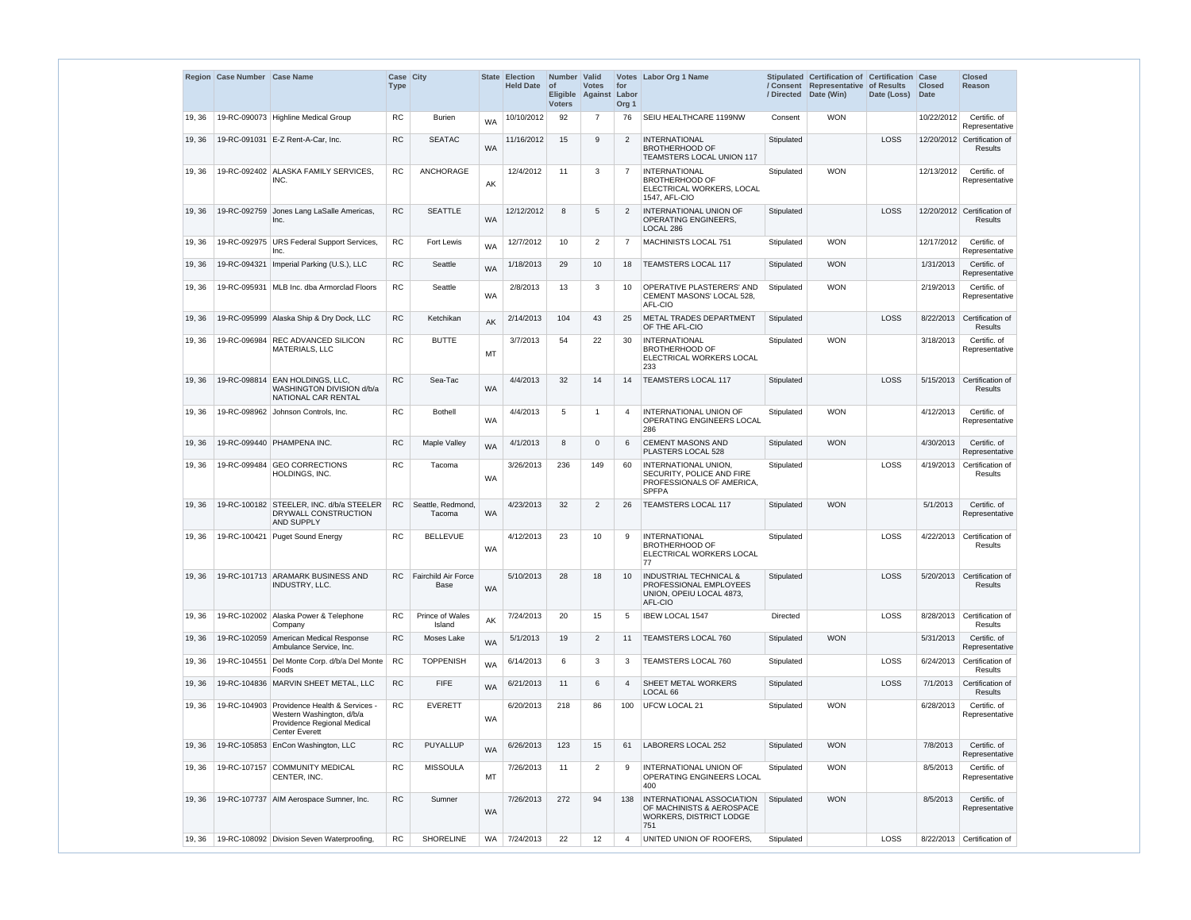| Region | Case Number | Case Name | Case Type | City | State | Election Held Date | Number of Eligible Voters | Valid Votes Against | Votes for Labor Org 1 | Labor Org 1 Name | Stipulated / Consent / Directed | Certification of Representative Date (Win) | Certification of Results Date (Loss) | Case Closed Date | Closed Reason |
|---|---|---|---|---|---|---|---|---|---|---|---|---|---|---|---|
| 19, 36 | 19-RC-090073 | Highline Medical Group | RC | Burien | WA | 10/10/2012 | 92 | 7 | 76 | SEIU HEALTHCARE 1199NW | Consent | WON | | 10/22/2012 | Certific. of Representative |
| 19, 36 | 19-RC-091031 | E-Z Rent-A-Car, Inc. | RC | SEATAC | WA | 11/16/2012 | 15 | 9 | 2 | INTERNATIONAL BROTHERHOOD OF TEAMSTERS LOCAL UNION 117 | Stipulated | | LOSS | 12/20/2012 | Certification of Results |
| 19, 36 | 19-RC-092402 | ALASKA FAMILY SERVICES, INC. | RC | ANCHORAGE | AK | 12/4/2012 | 11 | 3 | 7 | INTERNATIONAL BROTHERHOOD OF ELECTRICAL WORKERS, LOCAL 1547, AFL-CIO | Stipulated | WON | | 12/13/2012 | Certific. of Representative |
| 19, 36 | 19-RC-092759 | Jones Lang LaSalle Americas, Inc. | RC | SEATTLE | WA | 12/12/2012 | 8 | 5 | 2 | INTERNATIONAL UNION OF OPERATING ENGINEERS, LOCAL 286 | Stipulated | | LOSS | 12/20/2012 | Certification of Results |
| 19, 36 | 19-RC-092975 | URS Federal Support Services, Inc. | RC | Fort Lewis | WA | 12/7/2012 | 10 | 2 | 7 | MACHINISTS LOCAL 751 | Stipulated | WON | | 12/17/2012 | Certific. of Representative |
| 19, 36 | 19-RC-094321 | Imperial Parking (U.S.), LLC | RC | Seattle | WA | 1/18/2013 | 29 | 10 | 18 | TEAMSTERS LOCAL 117 | Stipulated | WON | | 1/31/2013 | Certific. of Representative |
| 19, 36 | 19-RC-095931 | MLB Inc. dba Armorclad Floors | RC | Seattle | WA | 2/8/2013 | 13 | 3 | 10 | OPERATIVE PLASTERERS' AND CEMENT MASONS' LOCAL 528, AFL-CIO | Stipulated | WON | | 2/19/2013 | Certific. of Representative |
| 19, 36 | 19-RC-095999 | Alaska Ship & Dry Dock, LLC | RC | Ketchikan | AK | 2/14/2013 | 104 | 43 | 25 | METAL TRADES DEPARTMENT OF THE AFL-CIO | Stipulated | | LOSS | 8/22/2013 | Certification of Results |
| 19, 36 | 19-RC-096984 | REC ADVANCED SILICON MATERIALS, LLC | RC | BUTTE | MT | 3/7/2013 | 54 | 22 | 30 | INTERNATIONAL BROTHERHOOD OF ELECTRICAL WORKERS LOCAL 233 | Stipulated | WON | | 3/18/2013 | Certific. of Representative |
| 19, 36 | 19-RC-098814 | EAN HOLDINGS, LLC, WASHINGTON DIVISION d/b/a NATIONAL CAR RENTAL | RC | Sea-Tac | WA | 4/4/2013 | 32 | 14 | 14 | TEAMSTERS LOCAL 117 | Stipulated | | LOSS | 5/15/2013 | Certification of Results |
| 19, 36 | 19-RC-098962 | Johnson Controls, Inc. | RC | Bothell | WA | 4/4/2013 | 5 | 1 | 4 | INTERNATIONAL UNION OF OPERATING ENGINEERS LOCAL 286 | Stipulated | WON | | 4/12/2013 | Certific. of Representative |
| 19, 36 | 19-RC-099440 | PHAMPENA INC. | RC | Maple Valley | WA | 4/1/2013 | 8 | 0 | 6 | CEMENT MASONS AND PLASTERS LOCAL 528 | Stipulated | WON | | 4/30/2013 | Certific. of Representative |
| 19, 36 | 19-RC-099484 | GEO CORRECTIONS HOLDINGS, INC. | RC | Tacoma | WA | 3/26/2013 | 236 | 149 | 60 | INTERNATIONAL UNION, SECURITY, POLICE AND FIRE PROFESSIONALS OF AMERICA, SPFPA | Stipulated | | LOSS | 4/19/2013 | Certification of Results |
| 19, 36 | 19-RC-100182 | STEELER, INC. d/b/a STEELER DRYWALL CONSTRUCTION AND SUPPLY | RC | Seattle, Redmond, Tacoma | WA | 4/23/2013 | 32 | 2 | 26 | TEAMSTERS LOCAL 117 | Stipulated | WON | | 5/1/2013 | Certific. of Representative |
| 19, 36 | 19-RC-100421 | Puget Sound Energy | RC | BELLEVUE | WA | 4/12/2013 | 23 | 10 | 9 | INTERNATIONAL BROTHERHOOD OF ELECTRICAL WORKERS LOCAL 77 | Stipulated | | LOSS | 4/22/2013 | Certification of Results |
| 19, 36 | 19-RC-101713 | ARAMARK BUSINESS AND INDUSTRY, LLC. | RC | Fairchild Air Force Base | WA | 5/10/2013 | 28 | 18 | 10 | INDUSTRIAL TECHNICAL & PROFESSIONAL EMPLOYEES UNION, OPEIU LOCAL 4873, AFL-CIO | Stipulated | | LOSS | 5/20/2013 | Certification of Results |
| 19, 36 | 19-RC-102002 | Alaska Power & Telephone Company | RC | Prince of Wales Island | AK | 7/24/2013 | 20 | 15 | 5 | IBEW LOCAL 1547 | Directed | | LOSS | 8/28/2013 | Certification of Results |
| 19, 36 | 19-RC-102059 | American Medical Response Ambulance Service, Inc. | RC | Moses Lake | WA | 5/1/2013 | 19 | 2 | 11 | TEAMSTERS LOCAL 760 | Stipulated | WON | | 5/31/2013 | Certific. of Representative |
| 19, 36 | 19-RC-104551 | Del Monte Corp. d/b/a Del Monte Foods | RC | TOPPENISH | WA | 6/14/2013 | 6 | 3 | 3 | TEAMSTERS LOCAL 760 | Stipulated | | LOSS | 6/24/2013 | Certification of Results |
| 19, 36 | 19-RC-104836 | MARVIN SHEET METAL, LLC | RC | FIFE | WA | 6/21/2013 | 11 | 6 | 4 | SHEET METAL WORKERS LOCAL 66 | Stipulated | | LOSS | 7/1/2013 | Certification of Results |
| 19, 36 | 19-RC-104903 | Providence Health & Services - Western Washington, d/b/a Providence Regional Medical Center Everett | RC | EVERETT | WA | 6/20/2013 | 218 | 86 | 100 | UFCW LOCAL 21 | Stipulated | WON | | 6/28/2013 | Certific. of Representative |
| 19, 36 | 19-RC-105853 | EnCon Washington, LLC | RC | PUYALLUP | WA | 6/26/2013 | 123 | 15 | 61 | LABORERS LOCAL 252 | Stipulated | WON | | 7/8/2013 | Certific. of Representative |
| 19, 36 | 19-RC-107157 | COMMUNITY MEDICAL CENTER, INC. | RC | MISSOULA | MT | 7/26/2013 | 11 | 2 | 9 | INTERNATIONAL UNION OF OPERATING ENGINEERS LOCAL 400 | Stipulated | WON | | 8/5/2013 | Certific. of Representative |
| 19, 36 | 19-RC-107737 | AIM Aerospace Sumner, Inc. | RC | Sumner | WA | 7/26/2013 | 272 | 94 | 138 | INTERNATIONAL ASSOCIATION OF MACHINISTS & AEROSPACE WORKERS, DISTRICT LODGE 751 | Stipulated | WON | | 8/5/2013 | Certific. of Representative |
| 19, 36 | 19-RC-108092 | Division Seven Waterproofing, | RC | SHORELINE | WA | 7/24/2013 | 22 | 12 | 4 | UNITED UNION OF ROOFERS, | Stipulated | | LOSS | 8/22/2013 | Certification of |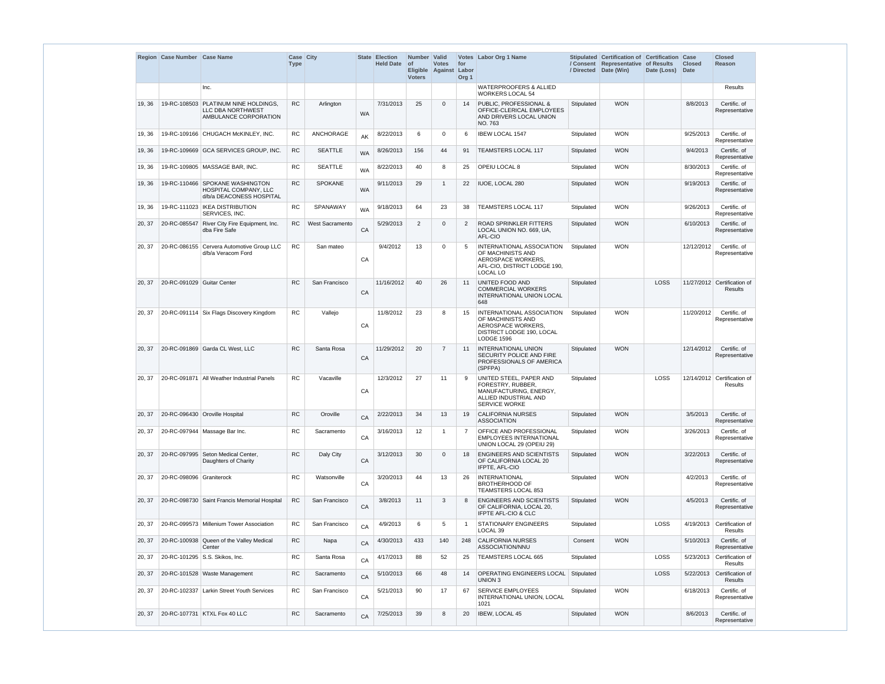| Region | Case Number | Case Name | Case Type | City | State | Election Held Date | Number of Eligible Voters | Valid Votes Against | Votes for Labor Org 1 | Labor Org 1 Name | Stipulated / Consent / Directed | Certification of Representative Date (Win) | Certification of Results Date (Loss) | Case Closed Date | Closed Reason |
|---|---|---|---|---|---|---|---|---|---|---|---|---|---|---|---|
| | | Inc. | | | | | | | | WATERPROOFERS & ALLIED WORKERS LOCAL 54 | | | | | Results |
| 19, 36 | 19-RC-108503 | PLATINUM NINE HOLDINGS, LLC DBA NORTHWEST AMBULANCE CORPORATION | RC | Arlington | WA | 7/31/2013 | 25 | 0 | 14 | PUBLIC, PROFESSIONAL & OFFICE-CLERICAL EMPLOYEES AND DRIVERS LOCAL UNION NO. 763 | Stipulated | WON | | 8/8/2013 | Certific. of Representative |
| 19, 36 | 19-RC-109166 | CHUGACH McKINLEY, INC. | RC | ANCHORAGE | AK | 8/22/2013 | 6 | 0 | 6 | IBEW LOCAL 1547 | Stipulated | WON | | 9/25/2013 | Certific. of Representative |
| 19, 36 | 19-RC-109669 | GCA SERVICES GROUP, INC. | RC | SEATTLE | WA | 8/26/2013 | 156 | 44 | 91 | TEAMSTERS LOCAL 117 | Stipulated | WON | | 9/4/2013 | Certific. of Representative |
| 19, 36 | 19-RC-109805 | MASSAGE BAR, INC. | RC | SEATTLE | WA | 8/22/2013 | 40 | 8 | 25 | OPEIU LOCAL 8 | Stipulated | WON | | 8/30/2013 | Certific. of Representative |
| 19, 36 | 19-RC-110466 | SPOKANE WASHINGTON HOSPITAL COMPANY, LLC d/b/a DEACONESS HOSPITAL | RC | SPOKANE | WA | 9/11/2013 | 29 | 1 | 22 | IUOE, LOCAL 280 | Stipulated | WON | | 9/19/2013 | Certific. of Representative |
| 19, 36 | 19-RC-111023 | IKEA DISTRIBUTION SERVICES, INC. | RC | SPANAWAY | WA | 9/18/2013 | 64 | 23 | 38 | TEAMSTERS LOCAL 117 | Stipulated | WON | | 9/26/2013 | Certific. of Representative |
| 20, 37 | 20-RC-085547 | River City Fire Equipment, Inc. dba Fire Safe | RC | West Sacramento | CA | 5/29/2013 | 2 | 0 | 2 | ROAD SPRINKLER FITTERS LOCAL UNION NO. 669, UA, AFL-CIO | Stipulated | WON | | 6/10/2013 | Certific. of Representative |
| 20, 37 | 20-RC-086155 | Cervera Automotive Group LLC d/b/a Veracom Ford | RC | San mateo | CA | 9/4/2012 | 13 | 0 | 5 | INTERNATIONAL ASSOCIATION OF MACHINISTS AND AEROSPACE WORKERS, AFL-CIO, DISTRICT LODGE 190, LOCAL LO | Stipulated | WON | | 12/12/2012 | Certific. of Representative |
| 20, 37 | 20-RC-091029 | Guitar Center | RC | San Francisco | CA | 11/16/2012 | 40 | 26 | 11 | UNITED FOOD AND COMMERCIAL WORKERS INTERNATIONAL UNION LOCAL 648 | Stipulated | | LOSS | 11/27/2012 | Certification of Results |
| 20, 37 | 20-RC-091114 | Six Flags Discovery Kingdom | RC | Vallejo | CA | 11/8/2012 | 23 | 8 | 15 | INTERNATIONAL ASSOCIATION OF MACHINISTS AND AEROSPACE WORKERS, DISTRICT LODGE 190, LOCAL LODGE 1596 | Stipulated | WON | | 11/20/2012 | Certific. of Representative |
| 20, 37 | 20-RC-091869 | Garda CL West, LLC | RC | Santa Rosa | CA | 11/29/2012 | 20 | 7 | 11 | INTERNATIONAL UNION SECURITY POLICE AND FIRE PROFESSIONALS OF AMERICA (SPFPA) | Stipulated | WON | | 12/14/2012 | Certific. of Representative |
| 20, 37 | 20-RC-091871 | All Weather Industrial Panels | RC | Vacaville | CA | 12/3/2012 | 27 | 11 | 9 | UNITED STEEL, PAPER AND FORESTRY, RUBBER, MANUFACTURING, ENERGY, ALLIED INDUSTRIAL AND SERVICE WORKE | Stipulated | | LOSS | 12/14/2012 | Certification of Results |
| 20, 37 | 20-RC-096430 | Oroville Hospital | RC | Oroville | CA | 2/22/2013 | 34 | 13 | 19 | CALIFORNIA NURSES ASSOCIATION | Stipulated | WON | | 3/5/2013 | Certific. of Representative |
| 20, 37 | 20-RC-097944 | Massage Bar Inc. | RC | Sacramento | CA | 3/16/2013 | 12 | 1 | 7 | OFFICE AND PROFESSIONAL EMPLOYEES INTERNATIONAL UNION LOCAL 29 (OPEIU 29) | Stipulated | WON | | 3/26/2013 | Certific. of Representative |
| 20, 37 | 20-RC-097995 | Seton Medical Center, Daughters of Charity | RC | Daly City | CA | 3/12/2013 | 30 | 0 | 18 | ENGINEERS AND SCIENTISTS OF CALIFORNIA LOCAL 20 IFPTE, AFL-CIO | Stipulated | WON | | 3/22/2013 | Certific. of Representative |
| 20, 37 | 20-RC-098096 | Graniterock | RC | Watsonville | CA | 3/20/2013 | 44 | 13 | 26 | INTERNATIONAL BROTHERHOOD OF TEAMSTERS LOCAL 853 | Stipulated | WON | | 4/2/2013 | Certific. of Representative |
| 20, 37 | 20-RC-098730 | Saint Francis Memorial Hospital | RC | San Francisco | CA | 3/8/2013 | 11 | 3 | 8 | ENGINEERS AND SCIENTISTS OF CALIFORNIA, LOCAL 20, IFPTE AFL-CIO & CLC | Stipulated | WON | | 4/5/2013 | Certific. of Representative |
| 20, 37 | 20-RC-099573 | Millenium Tower Association | RC | San Francisco | CA | 4/9/2013 | 6 | 5 | 1 | STATIONARY ENGINEERS LOCAL 39 | Stipulated | | LOSS | 4/19/2013 | Certification of Results |
| 20, 37 | 20-RC-100938 | Queen of the Valley Medical Center | RC | Napa | CA | 4/30/2013 | 433 | 140 | 248 | CALIFORNIA NURSES ASSOCIATION/NNU | Consent | WON | | 5/10/2013 | Certific. of Representative |
| 20, 37 | 20-RC-101295 | S.S. Skikos, Inc. | RC | Santa Rosa | CA | 4/17/2013 | 88 | 52 | 25 | TEAMSTERS LOCAL 665 | Stipulated | | LOSS | 5/23/2013 | Certification of Results |
| 20, 37 | 20-RC-101528 | Waste Management | RC | Sacramento | CA | 5/10/2013 | 66 | 48 | 14 | OPERATING ENGINEERS LOCAL UNION 3 | Stipulated | | LOSS | 5/22/2013 | Certification of Results |
| 20, 37 | 20-RC-102337 | Larkin Street Youth Services | RC | San Francisco | CA | 5/21/2013 | 90 | 17 | 67 | SERVICE EMPLOYEES INTERNATIONAL UNION, LOCAL 1021 | Stipulated | WON | | 6/18/2013 | Certific. of Representative |
| 20, 37 | 20-RC-107731 | KTXL Fox 40 LLC | RC | Sacramento | CA | 7/25/2013 | 39 | 8 | 20 | IBEW, LOCAL 45 | Stipulated | WON | | 8/6/2013 | Certific. of Representative |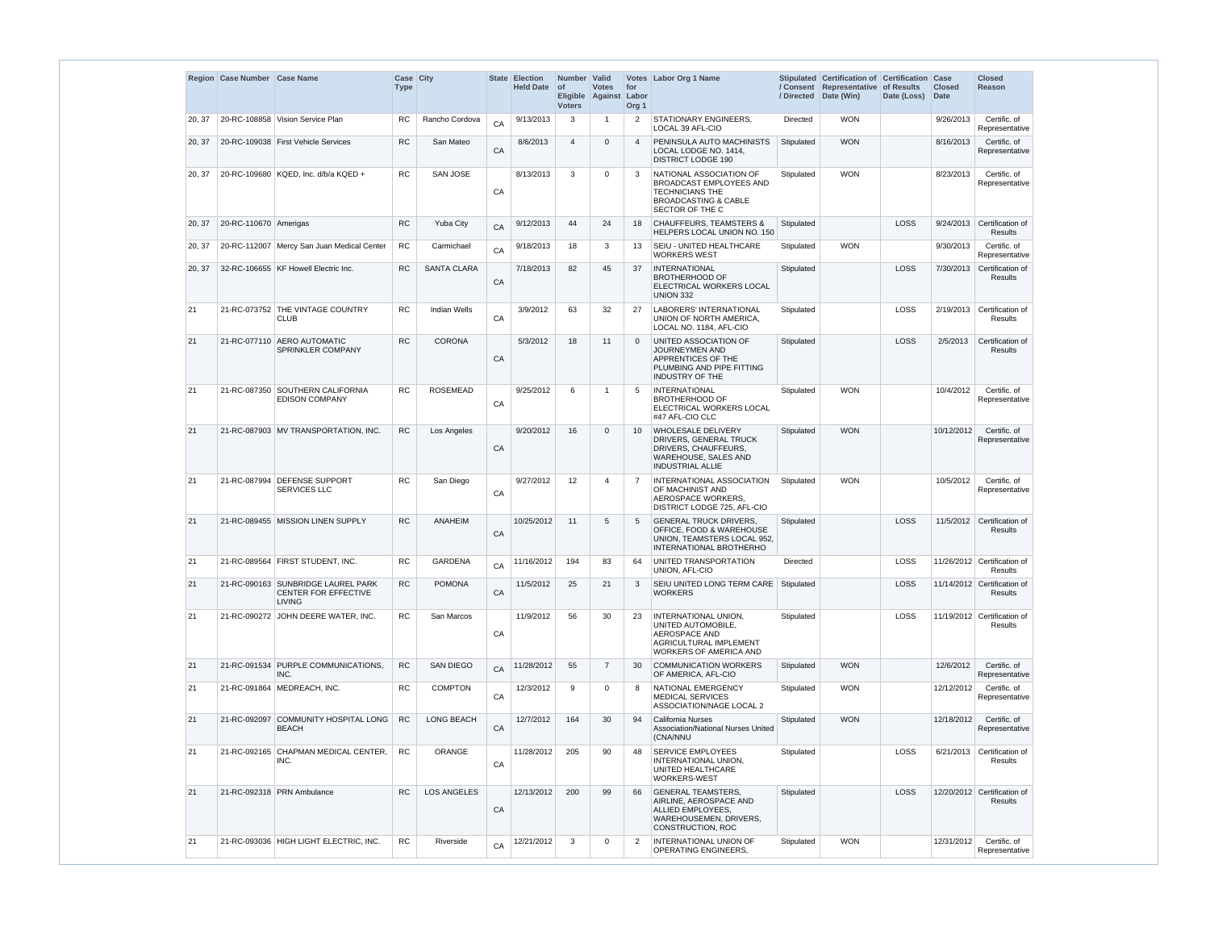| Region | Case Number | Case Name | Case Type | City | State | Election Held Date | Number of Eligible Voters | Valid Votes Against | Votes for Labor Org 1 | Labor Org 1 Name | Stipulated / Consent / Directed | Certification of Representative Date (Win) | Certification of Results Date (Loss) | Case Closed Date | Closed Reason |
|---|---|---|---|---|---|---|---|---|---|---|---|---|---|---|---|
| 20, 37 | 20-RC-108858 | Vision Service Plan | RC | Rancho Cordova | CA | 9/13/2013 | 3 | 1 | 2 | STATIONARY ENGINEERS, LOCAL 39 AFL-CIO | Directed | WON | | 9/26/2013 | Certific. of Representative |
| 20, 37 | 20-RC-109038 | First Vehicle Services | RC | San Mateo | CA | 8/6/2013 | 4 | 0 | 4 | PENINSULA AUTO MACHINISTS LOCAL LODGE NO. 1414, DISTRICT LODGE 190 | Stipulated | WON | | 8/16/2013 | Certific. of Representative |
| 20, 37 | 20-RC-109680 | KQED, Inc. d/b/a KQED + | RC | SAN JOSE | CA | 8/13/2013 | 3 | 0 | 3 | NATIONAL ASSOCIATION OF BROADCAST EMPLOYEES AND TECHNICIANS THE BROADCASTING & CABLE SECTOR OF THE C | Stipulated | WON | | 8/23/2013 | Certific. of Representative |
| 20, 37 | 20-RC-110670 | Amerigas | RC | Yuba City | CA | 9/12/2013 | 44 | 24 | 18 | CHAUFFEURS, TEAMSTERS & HELPERS LOCAL UNION NO. 150 | Stipulated | | LOSS | 9/24/2013 | Certification of Results |
| 20, 37 | 20-RC-112007 | Mercy San Juan Medical Center | RC | Carmichael | CA | 9/18/2013 | 18 | 3 | 13 | SEIU - UNITED HEALTHCARE WORKERS WEST | Stipulated | WON | | 9/30/2013 | Certific. of Representative |
| 20, 37 | 32-RC-106655 | KF Howell Electric Inc. | RC | SANTA CLARA | CA | 7/18/2013 | 82 | 45 | 37 | INTERNATIONAL BROTHERHOOD OF ELECTRICAL WORKERS LOCAL UNION 332 | Stipulated | | LOSS | 7/30/2013 | Certification of Results |
| 21 | 21-RC-073752 | THE VINTAGE COUNTRY CLUB | RC | Indian Wells | CA | 3/9/2012 | 63 | 32 | 27 | LABORERS' INTERNATIONAL UNION OF NORTH AMERICA, LOCAL NO. 1184, AFL-CIO | Stipulated | | LOSS | 2/19/2013 | Certification of Results |
| 21 | 21-RC-077110 | AERO AUTOMATIC SPRINKLER COMPANY | RC | CORONA | CA | 5/3/2012 | 18 | 11 | 0 | UNITED ASSOCIATION OF JOURNEYMEN AND APPRENTICES OF THE PLUMBING AND PIPE FITTING INDUSTRY OF THE | Stipulated | | LOSS | 2/5/2013 | Certification of Results |
| 21 | 21-RC-087350 | SOUTHERN CALIFORNIA EDISON COMPANY | RC | ROSEMEAD | CA | 9/25/2012 | 6 | 1 | 5 | INTERNATIONAL BROTHERHOOD OF ELECTRICAL WORKERS LOCAL #47 AFL-CIO CLC | Stipulated | WON | | 10/4/2012 | Certific. of Representative |
| 21 | 21-RC-087903 | MV TRANSPORTATION, INC. | RC | Los Angeles | CA | 9/20/2012 | 16 | 0 | 10 | WHOLESALE DELIVERY DRIVERS, GENERAL TRUCK DRIVERS, CHAUFFEURS, WAREHOUSE, SALES AND INDUSTRIAL ALLIE | Stipulated | WON | | 10/12/2012 | Certific. of Representative |
| 21 | 21-RC-087994 | DEFENSE SUPPORT SERVICES LLC | RC | San Diego | CA | 9/27/2012 | 12 | 4 | 7 | INTERNATIONAL ASSOCIATION OF MACHINIST AND AEROSPACE WORKERS, DISTRICT LODGE 725, AFL-CIO | Stipulated | WON | | 10/5/2012 | Certific. of Representative |
| 21 | 21-RC-089455 | MISSION LINEN SUPPLY | RC | ANAHEIM | CA | 10/25/2012 | 11 | 5 | 5 | GENERAL TRUCK DRIVERS, OFFICE, FOOD & WAREHOUSE UNION, TEAMSTERS LOCAL 952, INTERNATIONAL BROTHERHO | Stipulated | | LOSS | 11/5/2012 | Certification of Results |
| 21 | 21-RC-089564 | FIRST STUDENT, INC. | RC | GARDENA | CA | 11/16/2012 | 194 | 83 | 64 | UNITED TRANSPORTATION UNION, AFL-CIO | Directed | | LOSS | 11/26/2012 | Certification of Results |
| 21 | 21-RC-090163 | SUNBRIDGE LAUREL PARK CENTER FOR EFFECTIVE LIVING | RC | POMONA | CA | 11/5/2012 | 25 | 21 | 3 | SEIU UNITED LONG TERM CARE WORKERS | Stipulated | | LOSS | 11/14/2012 | Certification of Results |
| 21 | 21-RC-090272 | JOHN DEERE WATER, INC. | RC | San Marcos | CA | 11/9/2012 | 56 | 30 | 23 | INTERNATIONAL UNION, UNITED AUTOMOBILE, AEROSPACE AND AGRICULTURAL IMPLEMENT WORKERS OF AMERICA AND | Stipulated | | LOSS | 11/19/2012 | Certification of Results |
| 21 | 21-RC-091534 | PURPLE COMMUNICATIONS, INC. | RC | SAN DIEGO | CA | 11/28/2012 | 55 | 7 | 30 | COMMUNICATION WORKERS OF AMERICA, AFL-CIO | Stipulated | WON | | 12/6/2012 | Certific. of Representative |
| 21 | 21-RC-091864 | MEDREACH, INC. | RC | COMPTON | CA | 12/3/2012 | 9 | 0 | 8 | NATIONAL EMERGENCY MEDICAL SERVICES ASSOCIATION/NAGE LOCAL 2 | Stipulated | WON | | 12/12/2012 | Certific. of Representative |
| 21 | 21-RC-092097 | COMMUNITY HOSPITAL LONG BEACH | RC | LONG BEACH | CA | 12/7/2012 | 164 | 30 | 94 | California Nurses Association/National Nurses United (CNA/NNU | Stipulated | WON | | 12/18/2012 | Certific. of Representative |
| 21 | 21-RC-092165 | CHAPMAN MEDICAL CENTER, INC. | RC | ORANGE | CA | 11/28/2012 | 205 | 90 | 48 | SERVICE EMPLOYEES INTERNATIONAL UNION, UNITED HEALTHCARE WORKERS-WEST | Stipulated | | LOSS | 6/21/2013 | Certification of Results |
| 21 | 21-RC-092318 | PRN Ambulance | RC | LOS ANGELES | CA | 12/13/2012 | 200 | 99 | 66 | GENERAL TEAMSTERS, AIRLINE, AEROSPACE AND ALLIED EMPLOYEES, WAREHOUSEMEN, DRIVERS, CONSTRUCTION, ROC | Stipulated | | LOSS | 12/20/2012 | Certification of Results |
| 21 | 21-RC-093036 | HIGH LIGHT ELECTRIC, INC. | RC | Riverside | CA | 12/21/2012 | 3 | 0 | 2 | INTERNATIONAL UNION OF OPERATING ENGINEERS, | Stipulated | WON | | 12/31/2012 | Certific. of Representative |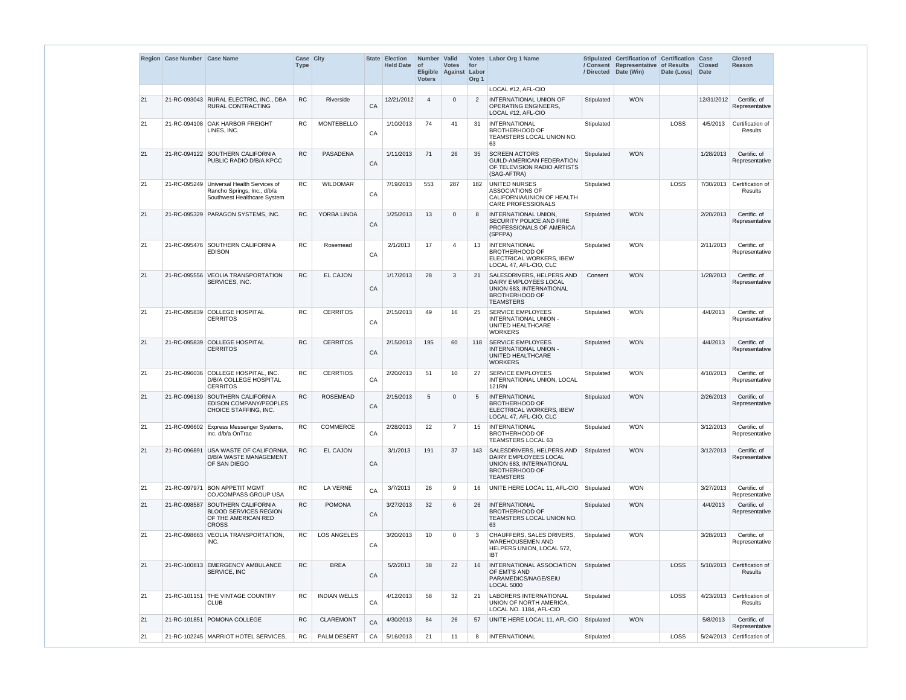| Region | Case Number | Case Name | Case Type | City | State | Election Held Date | Number of Eligible Voters | Valid Votes Against | Votes for Labor Org 1 | Labor Org 1 Name | Stipulated / Consent / Directed | Certification of Representative Date (Win) | Certification of Results Date (Loss) | Case Closed Date | Closed Reason |
|---|---|---|---|---|---|---|---|---|---|---|---|---|---|---|---|
| | | | | | | | | | | LOCAL #12, AFL-CIO | | | | | |
| 21 | 21-RC-093043 | RURAL ELECTRIC, INC., DBA RURAL CONTRACTING | RC | Riverside | CA | 12/21/2012 | 4 | 0 | 2 | INTERNATIONAL UNION OF OPERATING ENGINEERS, LOCAL #12, AFL-CIO | Stipulated | WON | | 12/31/2012 | Certific. of Representative |
| 21 | 21-RC-094108 | OAK HARBOR FREIGHT LINES, INC. | RC | MONTEBELLO | CA | 1/10/2013 | 74 | 41 | 31 | INTERNATIONAL BROTHERHOOD OF TEAMSTERS LOCAL UNION NO. 63 | Stipulated | | LOSS | 4/5/2013 | Certification of Results |
| 21 | 21-RC-094122 | SOUTHERN CALIFORNIA PUBLIC RADIO D/B/A KPCC | RC | PASADENA | CA | 1/11/2013 | 71 | 26 | 35 | SCREEN ACTORS GUILD-AMERICAN FEDERATION OF TELEVISION RADIO ARTISTS (SAG-AFTRA) | Stipulated | WON | | 1/28/2013 | Certific. of Representative |
| 21 | 21-RC-095249 | Universal Health Services of Rancho Springs, Inc., d/b/a Southwest Healthcare System | RC | WILDOMAR | CA | 7/19/2013 | 553 | 287 | 182 | UNITED NURSES ASSOCIATIONS OF CALIFORNIA/UNION OF HEALTH CARE PROFESSIONALS | Stipulated | | LOSS | 7/30/2013 | Certification of Results |
| 21 | 21-RC-095329 | PARAGON SYSTEMS, INC. | RC | YORBA LINDA | CA | 1/25/2013 | 13 | 0 | 8 | INTERNATIONAL UNION, SECURITY POLICE AND FIRE PROFESSIONALS OF AMERICA (SPFPA) | Stipulated | WON | | 2/20/2013 | Certific. of Representative |
| 21 | 21-RC-095476 | SOUTHERN CALIFORNIA EDISON | RC | Rosemead | CA | 2/1/2013 | 17 | 4 | 13 | INTERNATIONAL BROTHERHOOD OF ELECTRICAL WORKERS, IBEW LOCAL 47, AFL-CIO, CLC | Stipulated | WON | | 2/11/2013 | Certific. of Representative |
| 21 | 21-RC-095556 | VEOLIA TRANSPORTATION SERVICES, INC. | RC | EL CAJON | CA | 1/17/2013 | 28 | 3 | 21 | SALESDRIVERS, HELPERS AND DAIRY EMPLOYEES LOCAL UNION 683, INTERNATIONAL BROTHERHOOD OF TEAMSTERS | Consent | WON | | 1/28/2013 | Certific. of Representative |
| 21 | 21-RC-095839 | COLLEGE HOSPITAL CERRITOS | RC | CERRITOS | CA | 2/15/2013 | 49 | 16 | 25 | SERVICE EMPLOYEES INTERNATIONAL UNION - UNITED HEALTHCARE WORKERS | Stipulated | WON | | 4/4/2013 | Certific. of Representative |
| 21 | 21-RC-095839 | COLLEGE HOSPITAL CERRITOS | RC | CERRITOS | CA | 2/15/2013 | 195 | 60 | 118 | SERVICE EMPLOYEES INTERNATIONAL UNION - UNITED HEALTHCARE WORKERS | Stipulated | WON | | 4/4/2013 | Certific. of Representative |
| 21 | 21-RC-096036 | COLLEGE HOSPITAL, INC. D/B/A COLLEGE HOSPITAL CERRITOS | RC | CERRTIOS | CA | 2/20/2013 | 51 | 10 | 27 | SERVICE EMPLOYEES INTERNATIONAL UNION, LOCAL 121RN | Stipulated | WON | | 4/10/2013 | Certific. of Representative |
| 21 | 21-RC-096139 | SOUTHERN CALIFORNIA EDISON COMPANY/PEOPLES CHOICE STAFFING, INC. | RC | ROSEMEAD | CA | 2/15/2013 | 5 | 0 | 5 | INTERNATIONAL BROTHERHOOD OF ELECTRICAL WORKERS, IBEW LOCAL 47, AFL-CIO, CLC | Stipulated | WON | | 2/26/2013 | Certific. of Representative |
| 21 | 21-RC-096602 | Express Messenger Systems, Inc. d/b/a OnTrac | RC | COMMERCE | CA | 2/28/2013 | 22 | 7 | 15 | INTERNATIONAL BROTHERHOOD OF TEAMSTERS LOCAL 63 | Stipulated | WON | | 3/12/2013 | Certific. of Representative |
| 21 | 21-RC-096891 | USA WASTE OF CALIFORNIA, D/B/A WASTE MANAGEMENT OF SAN DIEGO | RC | EL CAJON | CA | 3/1/2013 | 191 | 37 | 143 | SALESDRIVERS, HELPERS AND DAIRY EMPLOYEES LOCAL UNION 683, INTERNATIONAL BROTHERHOOD OF TEAMSTERS | Stipulated | WON | | 3/12/2013 | Certific. of Representative |
| 21 | 21-RC-097971 | BON APPETIT MGMT CO./COMPASS GROUP USA | RC | LA VERNE | CA | 3/7/2013 | 26 | 9 | 16 | UNITE HERE LOCAL 11, AFL-CIO | Stipulated | WON | | 3/27/2013 | Certific. of Representative |
| 21 | 21-RC-098587 | SOUTHERN CALIFORNIA BLOOD SERVICES REGION OF THE AMERICAN RED CROSS | RC | POMONA | CA | 3/27/2013 | 32 | 6 | 26 | INTERNATIONAL BROTHERHOOD OF TEAMSTERS LOCAL UNION NO. 63 | Stipulated | WON | | 4/4/2013 | Certific. of Representative |
| 21 | 21-RC-098663 | VEOLIA TRANSPORTATION, INC. | RC | LOS ANGELES | CA | 3/20/2013 | 10 | 0 | 3 | CHAUFFERS, SALES DRIVERS, WAREHOUSEMEN AND HELPERS UNION, LOCAL 572, IBT | Stipulated | WON | | 3/28/2013 | Certific. of Representative |
| 21 | 21-RC-100813 | EMERGENCY AMBULANCE SERVICE, INC | RC | BREA | CA | 5/2/2013 | 38 | 22 | 16 | INTERNATIONAL ASSOCIATION OF EMT'S AND PARAMEDICS/NAGE/SEIU LOCAL 5000 | Stipulated | | LOSS | 5/10/2013 | Certification of Results |
| 21 | 21-RC-101151 | THE VINTAGE COUNTRY CLUB | RC | INDIAN WELLS | CA | 4/12/2013 | 58 | 32 | 21 | LABORERS INTERNATIONAL UNION OF NORTH AMERICA, LOCAL NO. 1184, AFL-CIO | Stipulated | | LOSS | 4/23/2013 | Certification of Results |
| 21 | 21-RC-101851 | POMONA COLLEGE | RC | CLAREMONT | CA | 4/30/2013 | 84 | 26 | 57 | UNITE HERE LOCAL 11, AFL-CIO | Stipulated | WON | | 5/8/2013 | Certific. of Representative |
| 21 | 21-RC-102245 | MARRIOT HOTEL SERVICES, | RC | PALM DESERT | CA | 5/16/2013 | 21 | 11 | 8 | INTERNATIONAL | Stipulated | | LOSS | 5/24/2013 | Certification of |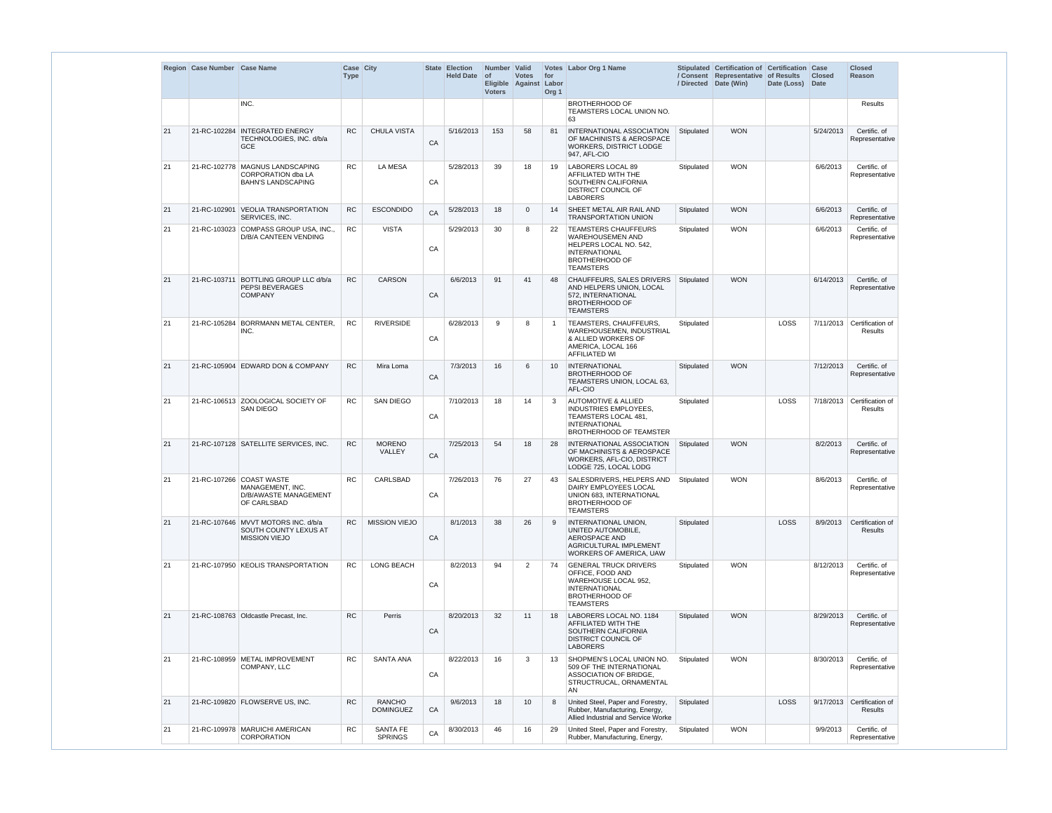| Region | Case Number | Case Name | Case Type | City | State | Election Held Date | Number of Eligible Voters | Valid Votes Against | Votes for Labor Org 1 | Labor Org 1 Name | Stipulated / Consent / Directed | Certification of Representative Date (Win) | Certification of Results Date (Loss) | Case Closed Date | Closed Reason |
|---|---|---|---|---|---|---|---|---|---|---|---|---|---|---|---|
| | | INC. | | | | | | | | BROTHERHOOD OF TEAMSTERS LOCAL UNION NO. 63 | | | | | Results |
| 21 | 21-RC-102284 | INTEGRATED ENERGY TECHNOLOGIES, INC. d/b/a GCE | RC | CHULA VISTA | CA | 5/16/2013 | 153 | 58 | 81 | INTERNATIONAL ASSOCIATION OF MACHINISTS & AEROSPACE WORKERS, DISTRICT LODGE 947, AFL-CIO | Stipulated | WON | | 5/24/2013 | Certific. of Representative |
| 21 | 21-RC-102778 | MAGNUS LANDSCAPING CORPORATION dba LA BAHN'S LANDSCAPING | RC | LA MESA | CA | 5/28/2013 | 39 | 18 | 19 | LABORERS LOCAL 89 AFFILIATED WITH THE SOUTHERN CALIFORNIA DISTRICT COUNCIL OF LABORERS | Stipulated | WON | | 6/6/2013 | Certific. of Representative |
| 21 | 21-RC-102901 | VEOLIA TRANSPORTATION SERVICES, INC. | RC | ESCONDIDO | CA | 5/28/2013 | 18 | 0 | 14 | SHEET METAL AIR RAIL AND TRANSPORTATION UNION | Stipulated | WON | | 6/6/2013 | Certific. of Representative |
| 21 | 21-RC-103023 | COMPASS GROUP USA, INC., D/B/A CANTEEN VENDING | RC | VISTA | CA | 5/29/2013 | 30 | 8 | 22 | TEAMSTERS CHAUFFEURS WAREHOUSEMEN AND HELPERS LOCAL NO. 542, INTERNATIONAL BROTHERHOOD OF TEAMSTERS | Stipulated | WON | | 6/6/2013 | Certific. of Representative |
| 21 | 21-RC-103711 | BOTTLING GROUP LLC d/b/a PEPSI BEVERAGES COMPANY | RC | CARSON | CA | 6/6/2013 | 91 | 41 | 48 | CHAUFFEURS, SALES DRIVERS AND HELPERS UNION, LOCAL 572, INTERNATIONAL BROTHERHOOD OF TEAMSTERS | Stipulated | WON | | 6/14/2013 | Certific. of Representative |
| 21 | 21-RC-105284 | BORRMANN METAL CENTER, INC. | RC | RIVERSIDE | CA | 6/28/2013 | 9 | 8 | 1 | TEAMSTERS, CHAUFFEURS, WAREHOUSEMEN, INDUSTRIAL & ALLIED WORKERS OF AMERICA, LOCAL 166 AFFILIATED WI | Stipulated | | LOSS | 7/11/2013 | Certification of Results |
| 21 | 21-RC-105904 | EDWARD DON & COMPANY | RC | Mira Loma | CA | 7/3/2013 | 16 | 6 | 10 | INTERNATIONAL BROTHERHOOD OF TEAMSTERS UNION, LOCAL 63, AFL-CIO | Stipulated | WON | | 7/12/2013 | Certific. of Representative |
| 21 | 21-RC-106513 | ZOOLOGICAL SOCIETY OF SAN DIEGO | RC | SAN DIEGO | CA | 7/10/2013 | 18 | 14 | 3 | AUTOMOTIVE & ALLIED INDUSTRIES EMPLOYEES, TEAMSTERS LOCAL 481, INTERNATIONAL BROTHERHOOD OF TEAMSTER | Stipulated | | LOSS | 7/18/2013 | Certification of Results |
| 21 | 21-RC-107128 | SATELLITE SERVICES, INC. | RC | MORENO VALLEY | CA | 7/25/2013 | 54 | 18 | 28 | INTERNATIONAL ASSOCIATION OF MACHINISTS & AEROSPACE WORKERS, AFL-CIO, DISTRICT LODGE 725, LOCAL LODG | Stipulated | WON | | 8/2/2013 | Certific. of Representative |
| 21 | 21-RC-107266 | COAST WASTE MANAGEMENT, INC. D/B/AWASTE MANAGEMENT OF CARLSBAD | RC | CARLSBAD | CA | 7/26/2013 | 76 | 27 | 43 | SALESDRIVERS, HELPERS AND DAIRY EMPLOYEES LOCAL UNION 683, INTERNATIONAL BROTHERHOOD OF TEAMSTERS | Stipulated | WON | | 8/6/2013 | Certific. of Representative |
| 21 | 21-RC-107646 | MVVT MOTORS INC. d/b/a SOUTH COUNTY LEXUS AT MISSION VIEJO | RC | MISSION VIEJO | CA | 8/1/2013 | 38 | 26 | 9 | INTERNATIONAL UNION, UNITED AUTOMOBILE, AEROSPACE AND AGRICULTURAL IMPLEMENT WORKERS OF AMERICA, UAW | Stipulated | | LOSS | 8/9/2013 | Certification of Results |
| 21 | 21-RC-107950 | KEOLIS TRANSPORTATION | RC | LONG BEACH | CA | 8/2/2013 | 94 | 2 | 74 | GENERAL TRUCK DRIVERS OFFICE, FOOD AND WAREHOUSE LOCAL 952, INTERNATIONAL BROTHERHOOD OF TEAMSTERS | Stipulated | WON | | 8/12/2013 | Certific. of Representative |
| 21 | 21-RC-108763 | Oldcastle Precast, Inc. | RC | Perris | CA | 8/20/2013 | 32 | 11 | 18 | LABORERS LOCAL NO. 1184 AFFILIATED WITH THE SOUTHERN CALIFORNIA DISTRICT COUNCIL OF LABORERS | Stipulated | WON | | 8/29/2013 | Certific. of Representative |
| 21 | 21-RC-108959 | METAL IMPROVEMENT COMPANY, LLC | RC | SANTA ANA | CA | 8/22/2013 | 16 | 3 | 13 | SHOPMEN'S LOCAL UNION NO. 509 OF THE INTERNATIONAL ASSOCIATION OF BRIDGE, STRUCTRUCAL, ORNAMENTAL AN | Stipulated | WON | | 8/30/2013 | Certific. of Representative |
| 21 | 21-RC-109820 | FLOWSERVE US, INC. | RC | RANCHO DOMINGUEZ | CA | 9/6/2013 | 18 | 10 | 8 | United Steel, Paper and Forestry, Rubber, Manufacturing, Energy, Allied Industrial and Service Worke | Stipulated | | LOSS | 9/17/2013 | Certification of Results |
| 21 | 21-RC-109978 | MARUICHI AMERICAN CORPORATION | RC | SANTA FE SPRINGS | CA | 8/30/2013 | 46 | 16 | 29 | United Steel, Paper and Forestry, Rubber, Manufacturing, Energy, | Stipulated | WON | | 9/9/2013 | Certific. of Representative |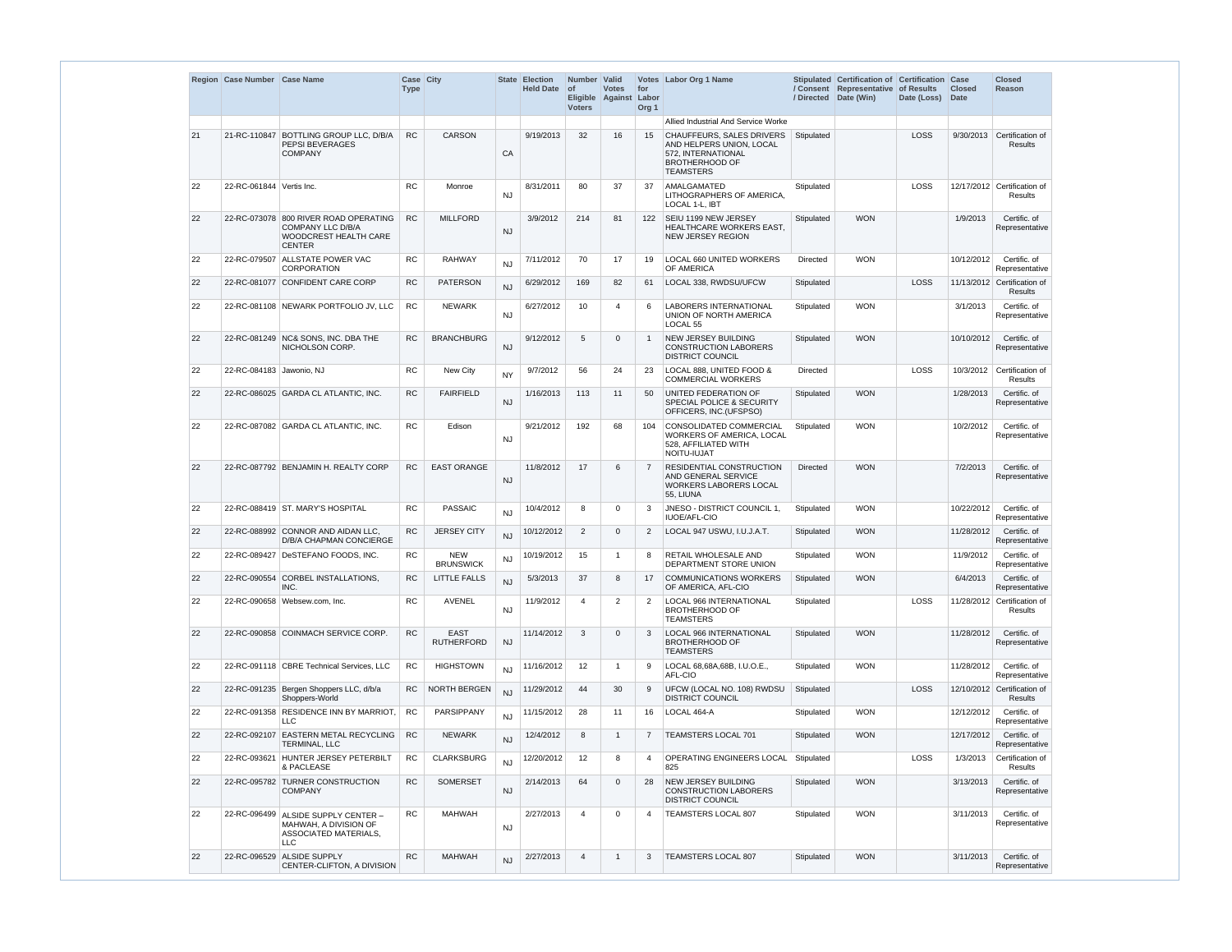| Region | Case Number | Case Name | Case Type | City | State | Election Held Date | Number of Eligible Voters | Valid Votes Against | Votes for Labor Org 1 | Labor Org 1 Name | Stipulated / Consent / Directed | Certification of Representative Date (Win) | Certification of Results Date (Loss) | Case Closed Date | Closed Reason |
|---|---|---|---|---|---|---|---|---|---|---|---|---|---|---|---|
| | | | | | | | | | | Allied Industrial And Service Worke | | | | | |
| 21 | 21-RC-110847 | BOTTLING GROUP LLC, D/B/A PEPSI BEVERAGES COMPANY | RC | CARSON | CA | 9/19/2013 | 32 | 16 | 15 | CHAUFFEURS, SALES DRIVERS AND HELPERS UNION, LOCAL 572, INTERNATIONAL BROTHERHOOD OF TEAMSTERS | Stipulated | | LOSS | 9/30/2013 | Certification of Results |
| 22 | 22-RC-061844 | Vertis Inc. | RC | Monroe | NJ | 8/31/2011 | 80 | 37 | 37 | AMALGAMATED LITHOGRAPHERS OF AMERICA, LOCAL 1-L, IBT | Stipulated | | LOSS | 12/17/2012 | Certification of Results |
| 22 | 22-RC-073078 | 800 RIVER ROAD OPERATING COMPANY LLC D/B/A WOODCREST HEALTH CARE CENTER | RC | MILLFORD | NJ | 3/9/2012 | 214 | 81 | 122 | SEIU 1199 NEW JERSEY HEALTHCARE WORKERS EAST, NEW JERSEY REGION | Stipulated | WON | | 1/9/2013 | Certific. of Representative |
| 22 | 22-RC-079507 | ALLSTATE POWER VAC CORPORATION | RC | RAHWAY | NJ | 7/11/2012 | 70 | 17 | 19 | LOCAL 660 UNITED WORKERS OF AMERICA | Directed | WON | | 10/12/2012 | Certific. of Representative |
| 22 | 22-RC-081077 | CONFIDENT CARE CORP | RC | PATERSON | NJ | 6/29/2012 | 169 | 82 | 61 | LOCAL 338, RWDSU/UFCW | Stipulated | | LOSS | 11/13/2012 | Certification of Results |
| 22 | 22-RC-081108 | NEWARK PORTFOLIO JV, LLC | RC | NEWARK | NJ | 6/27/2012 | 10 | 4 | 6 | LABORERS INTERNATIONAL UNION OF NORTH AMERICA LOCAL 55 | Stipulated | WON | | 3/1/2013 | Certific. of Representative |
| 22 | 22-RC-081249 | NC& SONS, INC. DBA THE NICHOLSON CORP. | RC | BRANCHBURG | NJ | 9/12/2012 | 5 | 0 | 1 | NEW JERSEY BUILDING CONSTRUCTION LABORERS DISTRICT COUNCIL | Stipulated | WON | | 10/10/2012 | Certific. of Representative |
| 22 | 22-RC-084183 | Jawonio, NJ | RC | New City | NY | 9/7/2012 | 56 | 24 | 23 | LOCAL 888, UNITED FOOD & COMMERCIAL WORKERS | Directed | | LOSS | 10/3/2012 | Certification of Results |
| 22 | 22-RC-086025 | GARDA CL ATLANTIC, INC. | RC | FAIRFIELD | NJ | 1/16/2013 | 113 | 11 | 50 | UNITED FEDERATION OF SPECIAL POLICE & SECURITY OFFICERS, INC.(UFSPSO) | Stipulated | WON | | 1/28/2013 | Certific. of Representative |
| 22 | 22-RC-087082 | GARDA CL ATLANTIC, INC. | RC | Edison | NJ | 9/21/2012 | 192 | 68 | 104 | CONSOLIDATED COMMERCIAL WORKERS OF AMERICA, LOCAL 528, AFFILIATED WITH NOITU-IUJAT | Stipulated | WON | | 10/2/2012 | Certific. of Representative |
| 22 | 22-RC-087792 | BENJAMIN H. REALTY CORP | RC | EAST ORANGE | NJ | 11/8/2012 | 17 | 6 | 7 | RESIDENTIAL CONSTRUCTION AND GENERAL SERVICE WORKERS LABORERS LOCAL 55, LIUNA | Directed | WON | | 7/2/2013 | Certific. of Representative |
| 22 | 22-RC-088419 | ST. MARY'S HOSPITAL | RC | PASSAIC | NJ | 10/4/2012 | 8 | 0 | 3 | JNESO - DISTRICT COUNCIL 1, IUOE/AFL-CIO | Stipulated | WON | | 10/22/2012 | Certific. of Representative |
| 22 | 22-RC-088992 | CONNOR AND AIDAN LLC, D/B/A CHAPMAN CONCIERGE | RC | JERSEY CITY | NJ | 10/12/2012 | 2 | 0 | 2 | LOCAL 947 USWU, I.U.J.A.T. | Stipulated | WON | | 11/28/2012 | Certific. of Representative |
| 22 | 22-RC-089427 | DeSTEFANO FOODS, INC. | RC | NEW BRUNSWICK | NJ | 10/19/2012 | 15 | 1 | 8 | RETAIL WHOLESALE AND DEPARTMENT STORE UNION | Stipulated | WON | | 11/9/2012 | Certific. of Representative |
| 22 | 22-RC-090554 | CORBEL INSTALLATIONS, INC. | RC | LITTLE FALLS | NJ | 5/3/2013 | 37 | 8 | 17 | COMMUNICATIONS WORKERS OF AMERICA, AFL-CIO | Stipulated | WON | | 6/4/2013 | Certific. of Representative |
| 22 | 22-RC-090658 | Websew.com, Inc. | RC | AVENEL | NJ | 11/9/2012 | 4 | 2 | 2 | LOCAL 966 INTERNATIONAL BROTHERHOOD OF TEAMSTERS | Stipulated | | LOSS | 11/28/2012 | Certification of Results |
| 22 | 22-RC-090858 | COINMACH SERVICE CORP. | RC | EAST RUTHERFORD | NJ | 11/14/2012 | 3 | 0 | 3 | LOCAL 966 INTERNATIONAL BROTHERHOOD OF TEAMSTERS | Stipulated | WON | | 11/28/2012 | Certific. of Representative |
| 22 | 22-RC-091118 | CBRE Technical Services, LLC | RC | HIGHSTOWN | NJ | 11/16/2012 | 12 | 1 | 9 | LOCAL 68,68A,68B, I.U.O.E., AFL-CIO | Stipulated | WON | | 11/28/2012 | Certific. of Representative |
| 22 | 22-RC-091235 | Bergen Shoppers LLC, d/b/a Shoppers-World | RC | NORTH BERGEN | NJ | 11/29/2012 | 44 | 30 | 9 | UFCW (LOCAL NO. 108) RWDSU DISTRICT COUNCIL | Stipulated | | LOSS | 12/10/2012 | Certification of Results |
| 22 | 22-RC-091358 | RESIDENCE INN BY MARRIOT, LLC | RC | PARSIPPANY | NJ | 11/15/2012 | 28 | 11 | 16 | LOCAL 464-A | Stipulated | WON | | 12/12/2012 | Certific. of Representative |
| 22 | 22-RC-092107 | EASTERN METAL RECYCLING TERMINAL, LLC | RC | NEWARK | NJ | 12/4/2012 | 8 | 1 | 7 | TEAMSTERS LOCAL 701 | Stipulated | WON | | 12/17/2012 | Certific. of Representative |
| 22 | 22-RC-093621 | HUNTER JERSEY PETERBILT & PACLEASE | RC | CLARKSBURG | NJ | 12/20/2012 | 12 | 8 | 4 | OPERATING ENGINEERS LOCAL 825 | Stipulated | | LOSS | 1/3/2013 | Certification of Results |
| 22 | 22-RC-095782 | TURNER CONSTRUCTION COMPANY | RC | SOMERSET | NJ | 2/14/2013 | 64 | 0 | 28 | NEW JERSEY BUILDING CONSTRUCTION LABORERS DISTRICT COUNCIL | Stipulated | WON | | 3/13/2013 | Certific. of Representative |
| 22 | 22-RC-096499 | ALSIDE SUPPLY CENTER – MAHWAH, A DIVISION OF ASSOCIATED MATERIALS, LLC | RC | MAHWAH | NJ | 2/27/2013 | 4 | 0 | 4 | TEAMSTERS LOCAL 807 | Stipulated | WON | | 3/11/2013 | Certific. of Representative |
| 22 | 22-RC-096529 | ALSIDE SUPPLY CENTER-CLIFTON, A DIVISION | RC | MAHWAH | NJ | 2/27/2013 | 4 | 1 | 3 | TEAMSTERS LOCAL 807 | Stipulated | WON | | 3/11/2013 | Certific. of Representative |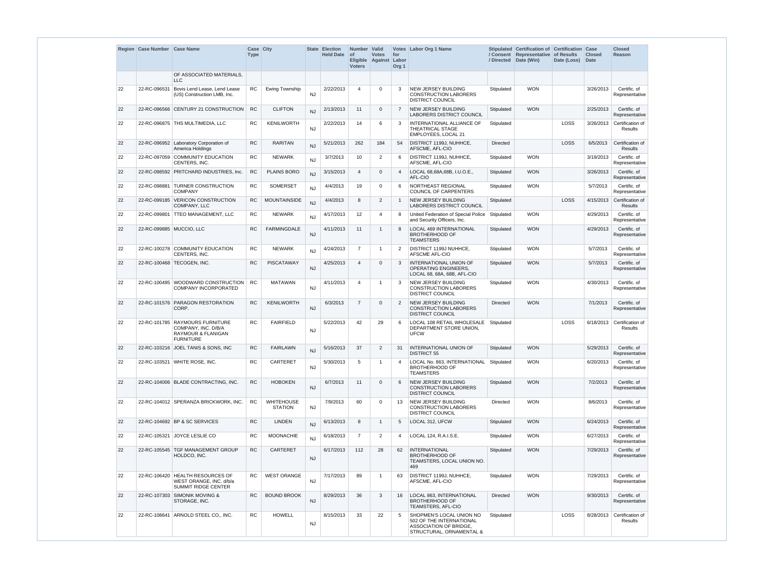| Region | Case Number | Case Name | Case Type | City | State | Election Held Date | Number of Eligible Voters | Valid Votes Against | Votes for Labor Org 1 | Labor Org 1 Name | Stipulated / Consent / Directed | Certification of Representative Date (Win) | Certification of Results Date (Loss) | Case Closed Date | Closed Reason |
|---|---|---|---|---|---|---|---|---|---|---|---|---|---|---|---|
| | | OF ASSOCIATED MATERIALS, LLC | | | | | | | | | | | | | |
| 22 | 22-RC-096531 | Bovis Lend Lease, Lend Lease (US) Construction LMB, Inc. | RC | Ewing Township | NJ | 2/22/2013 | 4 | 0 | 3 | NEW JERSEY BUILDING CONSTRUCTION LABORERS DISTRICT COUNCIL | Stipulated | WON | | 3/26/2013 | Certific. of Representative |
| 22 | 22-RC-096566 | CENTURY 21 CONSTRUCTION | RC | CLIFTON | NJ | 2/13/2013 | 11 | 0 | 7 | NEW JERSEY BUILDING LABORERS DISTRICT COUNCIL | Stipulated | WON | | 2/25/2013 | Certific. of Representative |
| 22 | 22-RC-096875 | THS MULTIMEDIA, LLC | RC | KENILWORTH | NJ | 2/22/2013 | 14 | 6 | 3 | INTERNATIONAL ALLIANCE OF THEATRICAL STAGE EMPLOYEES, LOCAL 21 | Stipulated | | LOSS | 3/26/2013 | Certification of Results |
| 22 | 22-RC-096952 | Laboratory Corporation of America Holdings | RC | RARITAN | NJ | 5/21/2013 | 262 | 184 | 54 | DISTRICT 1199J, NUHHCE, AFSCME, AFL-CIO | Directed | | LOSS | 6/5/2013 | Certification of Results |
| 22 | 22-RC-097059 | COMMUNITY EDUCATION CENTERS, INC. | RC | NEWARK | NJ | 3/7/2013 | 10 | 2 | 6 | DISTRICT 1199J, NUHHCE, AFSCME, AFL-CIO | Stipulated | WON | | 3/19/2013 | Certific. of Representative |
| 22 | 22-RC-098592 | PRITCHARD INDUSTRIES, Inc. | RC | PLAINS BORO | NJ | 3/15/2013 | 4 | 0 | 4 | LOCAL 68,68A,68B, I.U.O.E., AFL-CIO | Stipulated | WON | | 3/26/2013 | Certific. of Representative |
| 22 | 22-RC-098881 | TURNER CONSTRUCTION COMPANY | RC | SOMERSET | NJ | 4/4/2013 | 19 | 0 | 6 | NORTHEAST REGIONAL COUNCIL OF CARPENTERS | Stipulated | WON | | 5/7/2013 | Certific. of Representative |
| 22 | 22-RC-099185 | VERICON CONSTRUCTION COMPANY, LLC | RC | MOUNTAINSIDE | NJ | 4/4/2013 | 8 | 2 | 1 | NEW JERSEY BUILDING LABORERS DISTRICT COUNCIL | Stipulated | | LOSS | 4/15/2013 | Certification of Results |
| 22 | 22-RC-099801 | TTEO MANAGEMENT, LLC | RC | NEWARK | NJ | 4/17/2013 | 12 | 4 | 8 | United Federation of Special Police and Security Officers, Inc. | Stipulated | WON | | 4/29/2013 | Certific. of Representative |
| 22 | 22-RC-099885 | MUCCIO, LLC | RC | FARMINGDALE | NJ | 4/11/2013 | 11 | 1 | 8 | LOCAL 469 INTERNATIONAL BROTHERHOOD OF TEAMSTERS | Stipulated | WON | | 4/29/2013 | Certific. of Representative |
| 22 | 22-RC-100278 | COMMUNITY EDUCATION CENTERS, INC. | RC | NEWARK | NJ | 4/24/2013 | 7 | 1 | 2 | DISTRICT 1199J NUHHCE, AFSCME AFL-CIO | Stipulated | WON | | 5/7/2013 | Certific. of Representative |
| 22 | 22-RC-100468 | TECOGEN, INC. | RC | PISCATAWAY | NJ | 4/25/2013 | 4 | 0 | 3 | INTERNATIONAL UNION OF OPERATING ENGINEERS, LOCAL 68, 68A, 68B, AFL-CIO | Stipulated | WON | | 5/7/2013 | Certific. of Representative |
| 22 | 22-RC-100495 | WOODWARD CONSTRUCTION COMPANY INCORPORATED | RC | MATAWAN | NJ | 4/11/2013 | 4 | 1 | 3 | NEW JERSEY BUILDING CONSTRUCTION LABORERS DISTRICT COUNCIL | Stipulated | WON | | 4/30/2013 | Certific. of Representative |
| 22 | 22-RC-101576 | PARAGON RESTORATION CORP. | RC | KENILWORTH | NJ | 6/3/2013 | 7 | 0 | 2 | NEW JERSEY BUILDING CONSTRUCTION LABORERS DISTRICT COUNCIL | Directed | WON | | 7/1/2013 | Certific. of Representative |
| 22 | 22-RC-101785 | RAYMOURS FURNITURE COMPANY, INC. D/B/A RAYMOUR & FLANIGAN FURNITURE | RC | FAIRFIELD | NJ | 5/22/2013 | 42 | 29 | 6 | LOCAL 108 RETAIL WHOLESALE DEPARTMENT STORE UNION, UFCW | Stipulated | | LOSS | 6/18/2013 | Certification of Results |
| 22 | 22-RC-103216 | JOEL TANIS & SONS, INC | RC | FAIRLAWN | NJ | 5/16/2013 | 37 | 2 | 31 | INTERNATIONAL UNION OF DISTRICT 55 | Stipulated | WON | | 5/29/2013 | Certific. of Representative |
| 22 | 22-RC-103521 | WHITE ROSE, INC. | RC | CARTERET | NJ | 5/30/2013 | 5 | 1 | 4 | LOCAL No. 863, INTERNATIONAL BROTHERHOOD OF TEAMSTERS | Stipulated | WON | | 6/20/2013 | Certific. of Representative |
| 22 | 22-RC-104006 | BLADE CONTRACTING, INC. | RC | HOBOKEN | NJ | 6/7/2013 | 11 | 0 | 6 | NEW JERSEY BUILDING CONSTRUCTION LABORERS DISTRICT COUNCIL | Stipulated | WON | | 7/2/2013 | Certific. of Representative |
| 22 | 22-RC-104012 | SPERANZA BRICKWORK, INC. | RC | WHITEHOUSE STATION | NJ | 7/9/2013 | 60 | 0 | 13 | NEW JERSEY BUILDING CONSTRUCTION LABORERS DISTRICT COUNCIL | Directed | WON | | 8/6/2013 | Certific. of Representative |
| 22 | 22-RC-104692 | BP & SC SERVICES | RC | LINDEN | NJ | 6/13/2013 | 8 | 1 | 5 | LOCAL 312, UFCW | Stipulated | WON | | 6/24/2013 | Certific. of Representative |
| 22 | 22-RC-105321 | JOYCE LESLIE CO | RC | MOONACHIE | NJ | 6/18/2013 | 7 | 2 | 4 | LOCAL 124, R.A.I.S.E. | Stipulated | WON | | 6/27/2013 | Certific. of Representative |
| 22 | 22-RC-105545 | TGF MANAGEMENT GROUP HOLDCO, INC. | RC | CARTERET | NJ | 6/17/2013 | 112 | 28 | 62 | INTERNATIONAL BROTHERHOOD OF TEAMSTERS, LOCAL UNION NO. 469 | Stipulated | WON | | 7/29/2013 | Certific. of Representative |
| 22 | 22-RC-106420 | HEALTH RESOURCES OF WEST ORANGE, INC. d/b/a SUMMIT RIDGE CENTER | RC | WEST ORANGE | NJ | 7/17/2013 | 89 | 1 | 63 | DISTRICT 1199J, NUHHCE, AFSCME, AFL-CIO | Stipulated | WON | | 7/29/2013 | Certific. of Representative |
| 22 | 22-RC-107303 | SIMONIK MOVING & STORAGE, INC. | RC | BOUND BROOK | NJ | 8/29/2013 | 36 | 3 | 16 | LOCAL 863, INTERNATIONAL BROTHERHOOD OF TEAMSTERS, AFL-CIO | Directed | WON | | 9/30/2013 | Certific. of Representative |
| 22 | 22-RC-108641 | ARNOLD STEEL CO., INC. | RC | HOWELL | NJ | 8/15/2013 | 33 | 22 | 5 | SHOPMEN'S LOCAL UNION NO 502 OF THE INTERNATIONAL ASSOCIATION OF BRIDGE, STRUCTURAL, ORNAMENTAL & | Stipulated | | LOSS | 8/28/2013 | Certification of Results |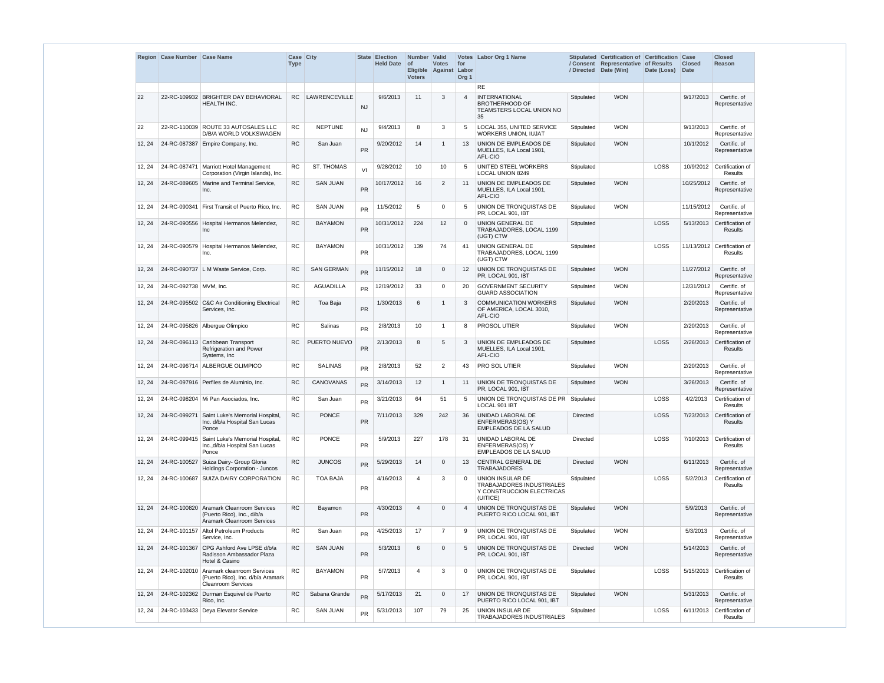| Region | Case Number | Case Name | Case Type | City | State | Election Held Date | Number of Eligible Voters | Valid Votes Against | Votes for Labor Org 1 | Labor Org 1 Name | Stipulated / Consent / Directed | Certification of Representative Date (Win) | Certification of Results Date (Loss) | Case Closed Date | Closed Reason |
|---|---|---|---|---|---|---|---|---|---|---|---|---|---|---|---|
| | | | | | | | | | | RE | | | | | |
| 22 | 22-RC-109932 | BRIGHTER DAY BEHAVIORAL HEALTH INC. | RC | LAWRENCEVILLE | NJ | 9/6/2013 | 11 | 3 | 4 | INTERNATIONAL BROTHERHOOD OF TEAMSTERS LOCAL UNION NO 35 | Stipulated | WON | | 9/17/2013 | Certific. of Representative |
| 22 | 22-RC-110039 | ROUTE 33 AUTOSALES LLC D/B/A WORLD VOLKSWAGEN | RC | NEPTUNE | NJ | 9/4/2013 | 8 | 3 | 5 | LOCAL 355, UNITED SERVICE WORKERS UNION, IUJAT | Stipulated | WON | | 9/13/2013 | Certific. of Representative |
| 12, 24 | 24-RC-087387 | Empire Company, Inc. | RC | San Juan | PR | 9/20/2012 | 14 | 1 | 13 | UNION DE EMPLEADOS DE MUELLES, ILA Local 1901, AFL-CIO | Stipulated | WON | | 10/1/2012 | Certific. of Representative |
| 12, 24 | 24-RC-087471 | Marriott Hotel Management Corporation (Virgin Islands), Inc. | RC | ST. THOMAS | VI | 9/28/2012 | 10 | 10 | 5 | UNITED STEEL WORKERS LOCAL UNION 8249 | Stipulated | | LOSS | 10/9/2012 | Certification of Results |
| 12, 24 | 24-RC-089605 | Marine and Terminal Service, Inc. | RC | SAN JUAN | PR | 10/17/2012 | 16 | 2 | 11 | UNION DE EMPLEADOS DE MUELLES, ILA Local 1901, AFL-CIO | Stipulated | WON | | 10/25/2012 | Certific. of Representative |
| 12, 24 | 24-RC-090341 | First Transit of Puerto Rico, Inc. | RC | SAN JUAN | PR | 11/5/2012 | 5 | 0 | 5 | UNION DE TRONQUISTAS DE PR, LOCAL 901, IBT | Stipulated | WON | | 11/15/2012 | Certific. of Representative |
| 12, 24 | 24-RC-090556 | Hospital Hermanos Melendez, Inc | RC | BAYAMON | PR | 10/31/2012 | 224 | 12 | 0 | UNION GENERAL DE TRABAJADORES, LOCAL 1199 (UGT) CTW | Stipulated | | LOSS | 5/13/2013 | Certification of Results |
| 12, 24 | 24-RC-090579 | Hospital Hermanos Melendez, Inc. | RC | BAYAMON | PR | 10/31/2012 | 139 | 74 | 41 | UNION GENERAL DE TRABAJADORES, LOCAL 1199 (UGT) CTW | Stipulated | | LOSS | 11/13/2012 | Certification of Results |
| 12, 24 | 24-RC-090737 | L M Waste Service, Corp. | RC | SAN GERMAN | PR | 11/15/2012 | 18 | 0 | 12 | UNION DE TRONQUISTAS DE PR, LOCAL 901, IBT | Stipulated | WON | | 11/27/2012 | Certific. of Representative |
| 12, 24 | 24-RC-092738 | MVM, Inc. | RC | AGUADILLA | PR | 12/19/2012 | 33 | 0 | 20 | GOVERNMENT SECURITY GUARD ASSOCIATION | Stipulated | WON | | 12/31/2012 | Certific. of Representative |
| 12, 24 | 24-RC-095502 | C&C Air Conditioning Electrical Services, Inc. | RC | Toa Baja | PR | 1/30/2013 | 6 | 1 | 3 | COMMUNICATION WORKERS OF AMERICA, LOCAL 3010, AFL-CIO | Stipulated | WON | | 2/20/2013 | Certific. of Representative |
| 12, 24 | 24-RC-095826 | Albergue Olimpico | RC | Salinas | PR | 2/8/2013 | 10 | 1 | 8 | PROSOL UTIER | Stipulated | WON | | 2/20/2013 | Certific. of Representative |
| 12, 24 | 24-RC-096113 | Caribbean Transport Refrigeration and Power Systems, Inc | RC | PUERTO NUEVO | PR | 2/13/2013 | 8 | 5 | 3 | UNION DE EMPLEADOS DE MUELLES, ILA Local 1901, AFL-CIO | Stipulated | | LOSS | 2/26/2013 | Certification of Results |
| 12, 24 | 24-RC-096714 | ALBERGUE OLIMPICO | RC | SALINAS | PR | 2/8/2013 | 52 | 2 | 43 | PRO SOL UTIER | Stipulated | WON | | 2/20/2013 | Certific. of Representative |
| 12, 24 | 24-RC-097916 | Perfiles de Aluminio, Inc. | RC | CANOVANAS | PR | 3/14/2013 | 12 | 1 | 11 | UNION DE TRONQUISTAS DE PR, LOCAL 901, IBT | Stipulated | WON | | 3/26/2013 | Certific. of Representative |
| 12, 24 | 24-RC-098204 | Mi Pan Asociados, Inc. | RC | San Juan | PR | 3/21/2013 | 64 | 51 | 5 | UNION DE TRONQUISTAS DE PR LOCAL 901 IBT | Stipulated | | LOSS | 4/2/2013 | Certification of Results |
| 12, 24 | 24-RC-099271 | Saint Luke's Memorial Hospital, Inc. d/b/a Hospital San Lucas Ponce | RC | PONCE | PR | 7/11/2013 | 329 | 242 | 36 | UNIDAD LABORAL DE ENFERMERAS(OS) Y EMPLEADOS DE LA SALUD | Directed | | LOSS | 7/23/2013 | Certification of Results |
| 12, 24 | 24-RC-099415 | Saint Luke's Memorial Hospital, Inc.,d/b/a Hospital San Lucas Ponce | RC | PONCE | PR | 5/9/2013 | 227 | 178 | 31 | UNIDAD LABORAL DE ENFERMERAS(OS) Y EMPLEADOS DE LA SALUD | Directed | | LOSS | 7/10/2013 | Certification of Results |
| 12, 24 | 24-RC-100527 | Suiza Dairy- Group Gloria Holdings Corporation - Juncos | RC | JUNCOS | PR | 5/29/2013 | 14 | 0 | 13 | CENTRAL GENERAL DE TRABAJADORES | Directed | WON | | 6/11/2013 | Certific. of Representative |
| 12, 24 | 24-RC-100687 | SUIZA DAIRY CORPORATION | RC | TOA BAJA | PR | 4/16/2013 | 4 | 3 | 0 | UNION INSULAR DE TRABAJADORES INDUSTRIALES Y CONSTRUCCION ELECTRICAS (UITICE) | Stipulated | | LOSS | 5/2/2013 | Certification of Results |
| 12, 24 | 24-RC-100820 | Aramark Cleanroom Services (Puerto Rico), Inc., d/b/a Aramark Cleanroom Services | RC | Bayamon | PR | 4/30/2013 | 4 | 0 | 4 | UNION DE TRONQUISTAS DE PUERTO RICO LOCAL 901, IBT | Stipulated | WON | | 5/9/2013 | Certific. of Representative |
| 12, 24 | 24-RC-101157 | Altol Petroleum Products Service, Inc. | RC | San Juan | PR | 4/25/2013 | 17 | 7 | 9 | UNION DE TRONQUISTAS DE PR, LOCAL 901, IBT | Stipulated | WON | | 5/3/2013 | Certific. of Representative |
| 12, 24 | 24-RC-101367 | CPG Ashford Ave LPSE d/b/a Radisson Ambassador Plaza Hotel & Casino | RC | SAN JUAN | PR | 5/3/2013 | 6 | 0 | 5 | UNION DE TRONQUISTAS DE PR, LOCAL 901, IBT | Directed | WON | | 5/14/2013 | Certific. of Representative |
| 12, 24 | 24-RC-102010 | Aramark cleanroom Services (Puerto Rico), Inc. d/b/a Aramark Cleanroom Services | RC | BAYAMON | PR | 5/7/2013 | 4 | 3 | 0 | UNION DE TRONQUISTAS DE PR, LOCAL 901, IBT | Stipulated | | LOSS | 5/15/2013 | Certification of Results |
| 12, 24 | 24-RC-102362 | Durman Esquivel de Puerto Rico, Inc. | RC | Sabana Grande | PR | 5/17/2013 | 21 | 0 | 17 | UNION DE TRONQUISTAS DE PUERTO RICO LOCAL 901, IBT | Stipulated | WON | | 5/31/2013 | Certific. of Representative |
| 12, 24 | 24-RC-103433 | Deya Elevator Service | RC | SAN JUAN | PR | 5/31/2013 | 107 | 79 | 25 | UNION INSULAR DE TRABAJADORES INDUSTRIALES | Stipulated | | LOSS | 6/11/2013 | Certification of Results |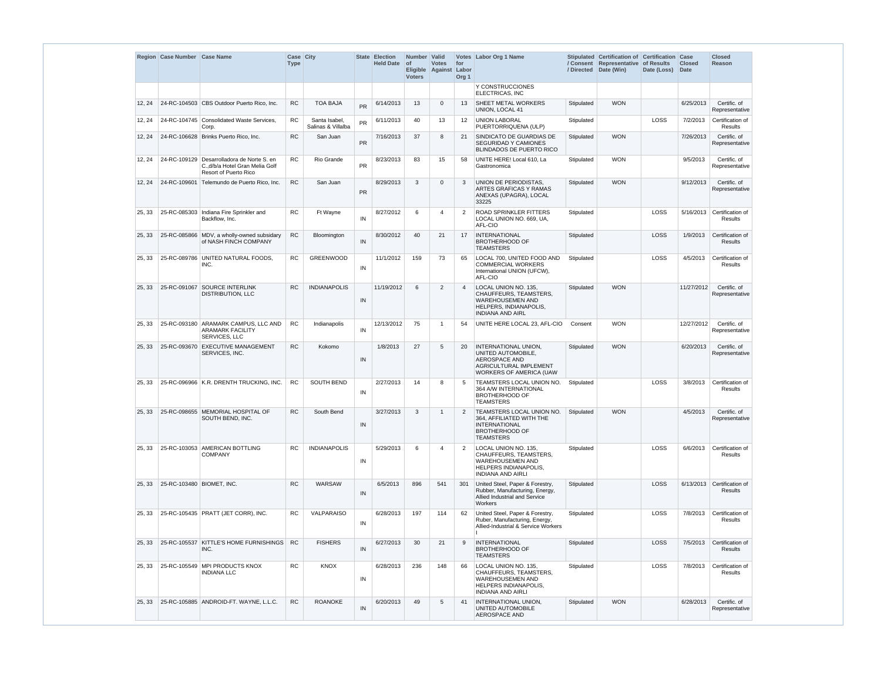| Region | Case Number | Case Name | Case Type | City | State | Election Held Date | Number of Eligible Voters | Valid Votes Against | Votes for Labor Org 1 | Labor Org 1 Name | Stipulated / Consent / Directed | Certification of Representative Date (Win) | Certification of Results Date (Loss) | Case Closed Date | Closed Reason |
|---|---|---|---|---|---|---|---|---|---|---|---|---|---|---|---|
| | | | | | | | | | | Y CONSTRUCCIONES ELECTRICAS, INC | | | | | |
| 12, 24 | 24-RC-104503 | CBS Outdoor Puerto Rico, Inc. | RC | TOA BAJA | PR | 6/14/2013 | 13 | 0 | 13 | SHEET METAL WORKERS UNION, LOCAL 41 | Stipulated | WON | | 6/25/2013 | Certific. of Representative |
| 12, 24 | 24-RC-104745 | Consolidated Waste Services, Corp. | RC | Santa Isabel, Salinas & Villalba | PR | 6/11/2013 | 40 | 13 | 12 | UNION LABORAL PUERTORRIQUENA (ULP) | Stipulated | | LOSS | 7/2/2013 | Certification of Results |
| 12, 24 | 24-RC-106628 | Brinks Puerto Rico, Inc. | RC | San Juan | PR | 7/16/2013 | 37 | 8 | 21 | SINDICATO DE GUARDIAS DE SEGURIDAD Y CAMIONES BLINDADOS DE PUERTO RICO | Stipulated | WON | | 7/26/2013 | Certific. of Representative |
| 12, 24 | 24-RC-109129 | Desarrolladora de Norte S. en C.,d/b/a Hotel Gran Melia Golf Resort of Puerto Rico | RC | Rio Grande | PR | 8/23/2013 | 83 | 15 | 58 | UNITE HERE! Local 610, La Gastronomica | Stipulated | WON | | 9/5/2013 | Certific. of Representative |
| 12, 24 | 24-RC-109601 | Telemundo de Puerto Rico, Inc. | RC | San Juan | PR | 8/29/2013 | 3 | 0 | 3 | UNION DE PERIODISTAS, ARTES GRAFICAS Y RAMAS ANEXAS (UPAGRA), LOCAL 33225 | Stipulated | WON | | 9/12/2013 | Certific. of Representative |
| 25, 33 | 25-RC-085303 | Indiana Fire Sprinkler and Backflow, Inc. | RC | Ft Wayne | IN | 8/27/2012 | 6 | 4 | 2 | ROAD SPRINKLER FITTERS LOCAL UNION NO. 669, UA, AFL-CIO | Stipulated | | LOSS | 5/16/2013 | Certification of Results |
| 25, 33 | 25-RC-085866 | MDV, a wholly-owned subsidary of NASH FINCH COMPANY | RC | Bloomington | IN | 8/30/2012 | 40 | 21 | 17 | INTERNATIONAL BROTHERHOOD OF TEAMSTERS | Stipulated | | LOSS | 1/9/2013 | Certification of Results |
| 25, 33 | 25-RC-089786 | UNITED NATURAL FOODS, INC. | RC | GREENWOOD | IN | 11/1/2012 | 159 | 73 | 65 | LOCAL 700, UNITED FOOD AND COMMERCIAL WORKERS International UNION (UFCW), AFL-CIO | Stipulated | | LOSS | 4/5/2013 | Certification of Results |
| 25, 33 | 25-RC-091067 | SOURCE INTERLINK DISTRIBUTION, LLC | RC | INDIANAPOLIS | IN | 11/19/2012 | 6 | 2 | 4 | LOCAL UNION NO. 135, CHAUFFEURS, TEAMSTERS, WAREHOUSEMEN AND HELPERS, INDIANAPOLIS, INDIANA AND AIRL | Stipulated | WON | | 11/27/2012 | Certific. of Representative |
| 25, 33 | 25-RC-093180 | ARAMARK CAMPUS, LLC AND ARAMARK FACILITY SERVICES, LLC | RC | Indianapolis | IN | 12/13/2012 | 75 | 1 | 54 | UNITE HERE LOCAL 23, AFL-CIO | Consent | WON | | 12/27/2012 | Certific. of Representative |
| 25, 33 | 25-RC-093670 | EXECUTIVE MANAGEMENT SERVICES, INC. | RC | Kokomo | IN | 1/8/2013 | 27 | 5 | 20 | INTERNATIONAL UNION, UNITED AUTOMOBILE, AEROSPACE AND AGRICULTURAL IMPLEMENT WORKERS OF AMERICA (UAW | Stipulated | WON | | 6/20/2013 | Certific. of Representative |
| 25, 33 | 25-RC-096966 | K.R. DRENTH TRUCKING, INC. | RC | SOUTH BEND | IN | 2/27/2013 | 14 | 8 | 5 | TEAMSTERS LOCAL UNION NO. 364 A/W INTERNATIONAL BROTHERHOOD OF TEAMSTERS | Stipulated | | LOSS | 3/8/2013 | Certification of Results |
| 25, 33 | 25-RC-098655 | MEMORIAL HOSPITAL OF SOUTH BEND, INC. | RC | South Bend | IN | 3/27/2013 | 3 | 1 | 2 | TEAMSTERS LOCAL UNION NO. 364, AFFILIATED WITH THE INTERNATIONAL BROTHERHOOD OF TEAMSTERS | Stipulated | WON | | 4/5/2013 | Certific. of Representative |
| 25, 33 | 25-RC-103053 | AMERICAN BOTTLING COMPANY | RC | INDIANAPOLIS | IN | 5/29/2013 | 6 | 4 | 2 | LOCAL UNION NO. 135, CHAUFFEURS, TEAMSTERS, WAREHOUSEMEN AND HELPERS INDIANAPOLIS, INDIANA AND AIRLI | Stipulated | | LOSS | 6/6/2013 | Certification of Results |
| 25, 33 | 25-RC-103480 | BIOMET, INC. | RC | WARSAW | IN | 6/5/2013 | 896 | 541 | 301 | United Steel, Paper & Forestry, Rubber, Manufacturing, Energy, Allied Industrial and Service Workers | Stipulated | | LOSS | 6/13/2013 | Certification of Results |
| 25, 33 | 25-RC-105435 | PRATT (JET CORR), INC. | RC | VALPARAISO | IN | 6/28/2013 | 197 | 114 | 62 | United Steel, Paper & Forestry, Ruber, Manufacturing, Energy, Allied-Industrial & Service Workers I | Stipulated | | LOSS | 7/8/2013 | Certification of Results |
| 25, 33 | 25-RC-105537 | KITTLE'S HOME FURNISHINGS INC. | RC | FISHERS | IN | 6/27/2013 | 30 | 21 | 9 | INTERNATIONAL BROTHERHOOD OF TEAMSTERS | Stipulated | | LOSS | 7/5/2013 | Certification of Results |
| 25, 33 | 25-RC-105549 | MPI PRODUCTS KNOX INDIANA LLC | RC | KNOX | IN | 6/28/2013 | 236 | 148 | 66 | LOCAL UNION NO. 135, CHAUFFEURS, TEAMSTERS, WAREHOUSEMEN AND HELPERS INDIANAPOLIS, INDIANA AND AIRLI | Stipulated | | LOSS | 7/8/2013 | Certification of Results |
| 25, 33 | 25-RC-105885 | ANDROID-FT. WAYNE, L.L.C. | RC | ROANOKE | IN | 6/20/2013 | 49 | 5 | 41 | INTERNATIONAL UNION, UNITED AUTOMOBILE AEROSPACE AND | Stipulated | WON | | 6/28/2013 | Certific. of Representative |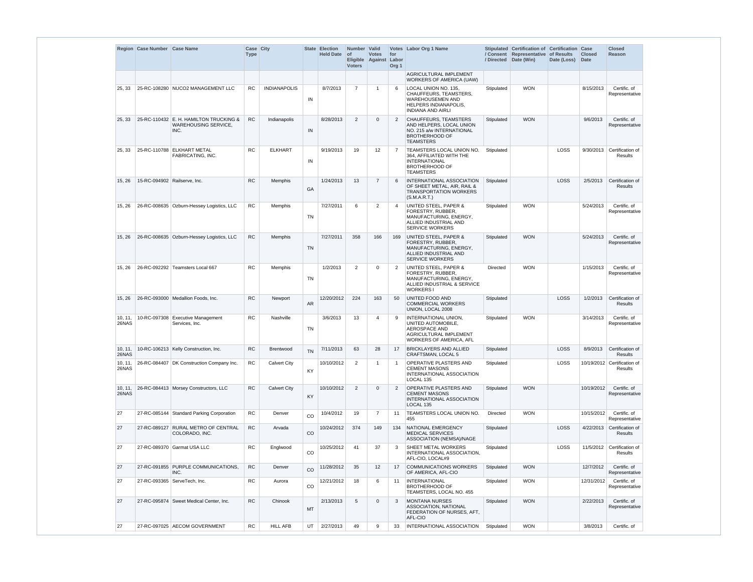| Region | Case Number | Case Name | Case Type | City | State | Election Held Date | Number of Eligible Voters | Valid Votes Against | Votes for Labor Org 1 | Labor Org 1 Name | Stipulated / Consent / Directed | Certification of Representative Date (Win) | Certification of Results Date (Loss) | Case Closed Date | Closed Reason |
|---|---|---|---|---|---|---|---|---|---|---|---|---|---|---|---|
| | | | | | | | | | | AGRICULTURAL IMPLEMENT WORKERS OF AMERICA (UAW) | | | | | |
| 25, 33 | 25-RC-108280 | NUCO2 MANAGEMENT LLC | RC | INDIANAPOLIS | IN | 8/7/2013 | 7 | 1 | 6 | LOCAL UNION NO. 135, CHAUFFEURS, TEAMSTERS, WAREHOUSEMEN AND HELPERS INDIANAPOLIS, INDIANA AND AIRLI | Stipulated | WON | | 8/15/2013 | Certific. of Representative |
| 25, 33 | 25-RC-110432 | E. H. HAMILTON TRUCKING & WAREHOUSING SERVICE, INC. | RC | Indianapolis | IN | 8/28/2013 | 2 | 0 | 2 | CHAUFFEURS, TEAMSTERS AND HELPERS, LOCAL UNION NO. 215 a/w INTERNATIONAL BROTHERHOOD OF TEAMSTERS | Stipulated | WON | | 9/6/2013 | Certific. of Representative |
| 25, 33 | 25-RC-110788 | ELKHART METAL FABRICATING, INC. | RC | ELKHART | IN | 9/19/2013 | 19 | 12 | 7 | TEAMSTERS LOCAL UNION NO. 364, AFFILIATED WITH THE INTERNATIONAL BROTHERHOOD OF TEAMSTERS | Stipulated | | LOSS | 9/30/2013 | Certification of Results |
| 15, 26 | 15-RC-094902 | Railserve, Inc. | RC | Memphis | GA | 1/24/2013 | 13 | 7 | 6 | INTERNATIONAL ASSOCIATION OF SHEET METAL, AIR, RAIL & TRANSPORTATION WORKERS (S.M.A.R.T.) | Stipulated | | LOSS | 2/5/2013 | Certification of Results |
| 15, 26 | 26-RC-008635 | Ozburn-Hessey Logistics, LLC | RC | Memphis | TN | 7/27/2011 | 6 | 2 | 4 | UNITED STEEL, PAPER & FORESTRY, RUBBER, MANUFACTURING, ENERGY, ALLIED INDUSTRIAL AND SERVICE WORKERS | Stipulated | WON | | 5/24/2013 | Certific. of Representative |
| 15, 26 | 26-RC-008635 | Ozburn-Hessey Logistics, LLC | RC | Memphis | TN | 7/27/2011 | 358 | 166 | 169 | UNITED STEEL, PAPER & FORESTRY, RUBBER, MANUFACTURING, ENERGY, ALLIED INDUSTRIAL AND SERVICE WORKERS | Stipulated | WON | | 5/24/2013 | Certific. of Representative |
| 15, 26 | 26-RC-092292 | Teamsters Local 667 | RC | Memphis | TN | 1/2/2013 | 2 | 0 | 2 | UNITED STEEL, PAPER & FORESTRY, RUBBER, MANUFACTURING, ENERGY, ALLIED INDUSTRIAL & SERVICE WORKERS I | Directed | WON | | 1/15/2013 | Certific. of Representative |
| 15, 26 | 26-RC-093000 | Medallion Foods, Inc. | RC | Newport | AR | 12/20/2012 | 224 | 163 | 50 | UNITED FOOD AND COMMERCIAL WORKERS UNION, LOCAL 2008 | Stipulated | | LOSS | 1/2/2013 | Certification of Results |
| 10, 11, 26NAS | 10-RC-097308 | Executive Management Services, Inc. | RC | Nashville | TN | 3/6/2013 | 13 | 4 | 9 | INTERNATIONAL UNION, UNITED AUTOMOBILE, AEROSPACE AND AGRICULTURAL IMPLEMENT WORKERS OF AMERICA, AFL | Stipulated | WON | | 3/14/2013 | Certific. of Representative |
| 10, 11, 26NAS | 10-RC-106213 | Kelly Construction, Inc. | RC | Brentwood | TN | 7/11/2013 | 63 | 28 | 17 | BRICKLAYERS AND ALLIED CRAFTSMAN, LOCAL 5 | Stipulated | | LOSS | 8/9/2013 | Certification of Results |
| 10, 11, 26NAS | 26-RC-084407 | DK Construction Company Inc. | RC | Calvert City | KY | 10/10/2012 | 2 | 1 | 1 | OPERATIVE PLASTERS AND CEMENT MASONS INTERNATIONAL ASSOCIATION LOCAL 135 | Stipulated | | LOSS | 10/19/2012 | Certification of Results |
| 10, 11, 26NAS | 26-RC-084413 | Morsey Constructors, LLC | RC | Calvert City | KY | 10/10/2012 | 2 | 0 | 2 | OPERATIVE PLASTERS AND CEMENT MASONS INTERNATIONAL ASSOCIATION LOCAL 135 | Stipulated | WON | | 10/19/2012 | Certific. of Representative |
| 27 | 27-RC-085144 | Standard Parking Corporation | RC | Denver | CO | 10/4/2012 | 19 | 7 | 11 | TEAMSTERS LOCAL UNION NO. 455 | Directed | WON | | 10/15/2012 | Certific. of Representative |
| 27 | 27-RC-089127 | RURAL METRO OF CENTRAL COLORADO, INC. | RC | Arvada | CO | 10/24/2012 | 374 | 149 | 134 | NATIONAL EMERGENCY MEDICAL SERVICES ASSOCIATION (NEMSA)/NAGE | Stipulated | | LOSS | 4/22/2013 | Certification of Results |
| 27 | 27-RC-089370 | Garmat USA LLC | RC | Englwood | CO | 10/25/2012 | 41 | 37 | 3 | SHEET METAL WORKERS INTERNATIONAL ASSOCIATION, AFL-CIO, LOCAL#9 | Stipulated | | LOSS | 11/5/2012 | Certification of Results |
| 27 | 27-RC-091855 | PURPLE COMMUNICATIONS, INC. | RC | Denver | CO | 11/28/2012 | 35 | 12 | 17 | COMMUNICATIONS WORKERS OF AMERICA, AFL-CIO | Stipulated | WON | | 12/7/2012 | Certific. of Representative |
| 27 | 27-RC-093365 | ServeTech, Inc. | RC | Aurora | CO | 12/21/2012 | 18 | 6 | 11 | INTERNATIONAL BROTHERHOOD OF TEAMSTERS, LOCAL NO. 455 | Stipulated | WON | | 12/31/2012 | Certific. of Representative |
| 27 | 27-RC-095874 | Sweet Medical Center, Inc. | RC | Chinook | MT | 2/13/2013 | 5 | 0 | 3 | MONTANA NURSES ASSOCIATION, NATIONAL FEDERATION OF NURSES, AFT, AFL-CIO | Stipulated | WON | | 2/22/2013 | Certific. of Representative |
| 27 | 27-RC-097025 | AECOM GOVERNMENT | RC | HILL AFB | UT | 2/27/2013 | 49 | 9 | 33 | INTERNATIONAL ASSOCIATION | Stipulated | WON | | 3/8/2013 | Certific. of |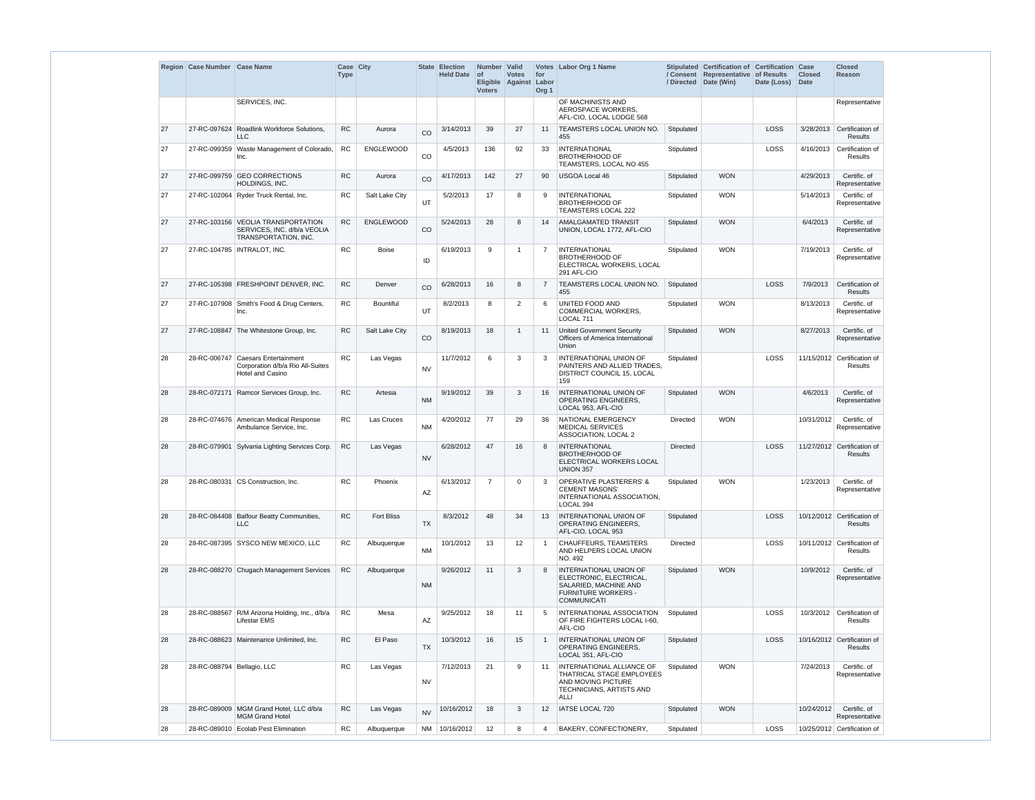| Region | Case Number | Case Name | Case Type | City | State | Election Held Date | Number of Eligible Voters | Valid Votes Against | Votes for Labor Org 1 | Labor Org 1 Name | Stipulated / Consent / Directed | Certification of Representative Date (Win) | Certification of Results Date (Loss) | Case Closed Date | Closed Reason |
|---|---|---|---|---|---|---|---|---|---|---|---|---|---|---|---|
| | | SERVICES, INC. | | | | | | | | OF MACHINISTS AND AEROSPACE WORKERS, AFL-CIO, LOCAL LODGE 568 | | | | | Representative |
| 27 | 27-RC-097624 | Roadlink Workforce Solutions, LLC | RC | Aurora | CO | 3/14/2013 | 39 | 27 | 11 | TEAMSTERS LOCAL UNION NO. 455 | Stipulated | | LOSS | 3/28/2013 | Certification of Results |
| 27 | 27-RC-099359 | Waste Management of Colorado, Inc. | RC | ENGLEWOOD | CO | 4/5/2013 | 136 | 92 | 33 | INTERNATIONAL BROTHERHOOD OF TEAMSTERS, LOCAL NO 455 | Stipulated | | LOSS | 4/16/2013 | Certification of Results |
| 27 | 27-RC-099759 | GEO CORRECTIONS HOLDINGS, INC. | RC | Aurora | CO | 4/17/2013 | 142 | 27 | 90 | USGOA Local 46 | Stipulated | WON | | 4/29/2013 | Certific. of Representative |
| 27 | 27-RC-102064 | Ryder Truck Rental, Inc. | RC | Salt Lake City | UT | 5/2/2013 | 17 | 8 | 9 | INTERNATIONAL BROTHERHOOD OF TEAMSTERS LOCAL 222 | Stipulated | WON | | 5/14/2013 | Certific. of Representative |
| 27 | 27-RC-103156 | VEOLIA TRANSPORTATION SERVICES, INC. d/b/a VEOLIA TRANSPORTATION, INC. | RC | ENGLEWOOD | CO | 5/24/2013 | 28 | 8 | 14 | AMALGAMATED TRANSIT UNION, LOCAL 1772, AFL-CIO | Stipulated | WON | | 6/4/2013 | Certific. of Representative |
| 27 | 27-RC-104785 | INTRALOT, INC. | RC | Boise | ID | 6/19/2013 | 9 | 1 | 7 | INTERNATIONAL BROTHERHOOD OF ELECTRICAL WORKERS, LOCAL 291 AFL-CIO | Stipulated | WON | | 7/19/2013 | Certific. of Representative |
| 27 | 27-RC-105398 | FRESHPOINT DENVER, INC. | RC | Denver | CO | 6/28/2013 | 16 | 8 | 7 | TEAMSTERS LOCAL UNION NO. 455 | Stipulated | | LOSS | 7/9/2013 | Certification of Results |
| 27 | 27-RC-107908 | Smith's Food & Drug Centers, Inc. | RC | Bountiful | UT | 8/2/2013 | 8 | 2 | 6 | UNITED FOOD AND COMMERCIAL WORKERS, LOCAL 711 | Stipulated | WON | | 8/13/2013 | Certific. of Representative |
| 27 | 27-RC-108847 | The Whitestone Group, Inc. | RC | Salt Lake City | CO | 8/19/2013 | 18 | 1 | 11 | United Government Security Officers of America International Union | Stipulated | WON | | 8/27/2013 | Certific. of Representative |
| 28 | 28-RC-006747 | Caesars Entertainment Corporation d/b/a Rio All-Suites Hotel and Casino | RC | Las Vegas | NV | 11/7/2012 | 6 | 3 | 3 | INTERNATIONAL UNION OF PAINTERS AND ALLIED TRADES, DISTRICT COUNCIL 15, LOCAL 159 | Stipulated | | LOSS | 11/15/2012 | Certification of Results |
| 28 | 28-RC-072171 | Ramcor Services Group, Inc. | RC | Artesia | NM | 9/19/2012 | 39 | 3 | 16 | INTERNATIONAL UNION OF OPERATING ENGINEERS, LOCAL 953, AFL-CIO | Stipulated | WON | | 4/6/2013 | Certific. of Representative |
| 28 | 28-RC-074676 | American Medical Response Ambulance Service, Inc. | RC | Las Cruces | NM | 4/20/2012 | 77 | 29 | 36 | NATIONAL EMERGENCY MEDICAL SERVICES ASSOCIATION, LOCAL 2 | Directed | WON | | 10/31/2012 | Certific. of Representative |
| 28 | 28-RC-079901 | Sylvania Lighting Services Corp. | RC | Las Vegas | NV | 6/28/2012 | 47 | 16 | 8 | INTERNATIONAL BROTHERHOOD OF ELECTRICAL WORKERS LOCAL UNION 357 | Directed | | LOSS | 11/27/2012 | Certification of Results |
| 28 | 28-RC-080331 | CS Construction, Inc. | RC | Phoenix | AZ | 6/13/2012 | 7 | 0 | 3 | OPERATIVE PLASTERERS' & CEMENT MASONS' INTERNATIONAL ASSOCIATION, LOCAL 394 | Stipulated | WON | | 1/23/2013 | Certific. of Representative |
| 28 | 28-RC-084408 | Balfour Beatty Communities, LLC | RC | Fort Bliss | TX | 8/3/2012 | 48 | 34 | 13 | INTERNATIONAL UNION OF OPERATING ENGINEERS, AFL-CIO, LOCAL 953 | Stipulated | | LOSS | 10/12/2012 | Certification of Results |
| 28 | 28-RC-087395 | SYSCO NEW MEXICO, LLC | RC | Albuquerque | NM | 10/1/2012 | 13 | 12 | 1 | CHAUFFEURS, TEAMSTERS AND HELPERS LOCAL UNION NO. 492 | Directed | | LOSS | 10/11/2012 | Certification of Results |
| 28 | 28-RC-088270 | Chugach Management Services | RC | Albuquerque | NM | 9/26/2012 | 11 | 3 | 8 | INTERNATIONAL UNION OF ELECTRONIC, ELECTRICAL, SALARIED, MACHINE AND FURNITURE WORKERS - COMMUNICATI | Stipulated | WON | | 10/9/2012 | Certific. of Representative |
| 28 | 28-RC-088567 | R/M Arizona Holding, Inc., d/b/a Lifestar EMS | RC | Mesa | AZ | 9/25/2012 | 18 | 11 | 5 | INTERNATIONAL ASSOCIATION OF FIRE FIGHTERS LOCAL I-60, AFL-CIO | Stipulated | | LOSS | 10/3/2012 | Certification of Results |
| 28 | 28-RC-088623 | Maintenance Unlimited, Inc. | RC | El Paso | TX | 10/3/2012 | 16 | 15 | 1 | INTERNATIONAL UNION OF OPERATING ENGINEERS, LOCAL 351, AFL-CIO | Stipulated | | LOSS | 10/16/2012 | Certification of Results |
| 28 | 28-RC-088794 | Bellagio, LLC | RC | Las Vegas | NV | 7/12/2013 | 21 | 9 | 11 | INTERNATIONAL ALLIANCE OF THATRICAL STAGE EMPLOYEES AND MOVING PICTURE TECHNICIANS, ARTISTS AND ALLI | Stipulated | WON | | 7/24/2013 | Certific. of Representative |
| 28 | 28-RC-089009 | MGM Grand Hotel, LLC d/b/a MGM Grand Hotel | RC | Las Vegas | NV | 10/16/2012 | 18 | 3 | 12 | IATSE LOCAL 720 | Stipulated | WON | | 10/24/2012 | Certific. of Representative |
| 28 | 28-RC-089010 | Ecolab Pest Elimination | RC | Albuquerque | NM | 10/16/2012 | 12 | 8 | 4 | BAKERY, CONFECTIONERY, | Stipulated | | LOSS | 10/25/2012 | Certification of |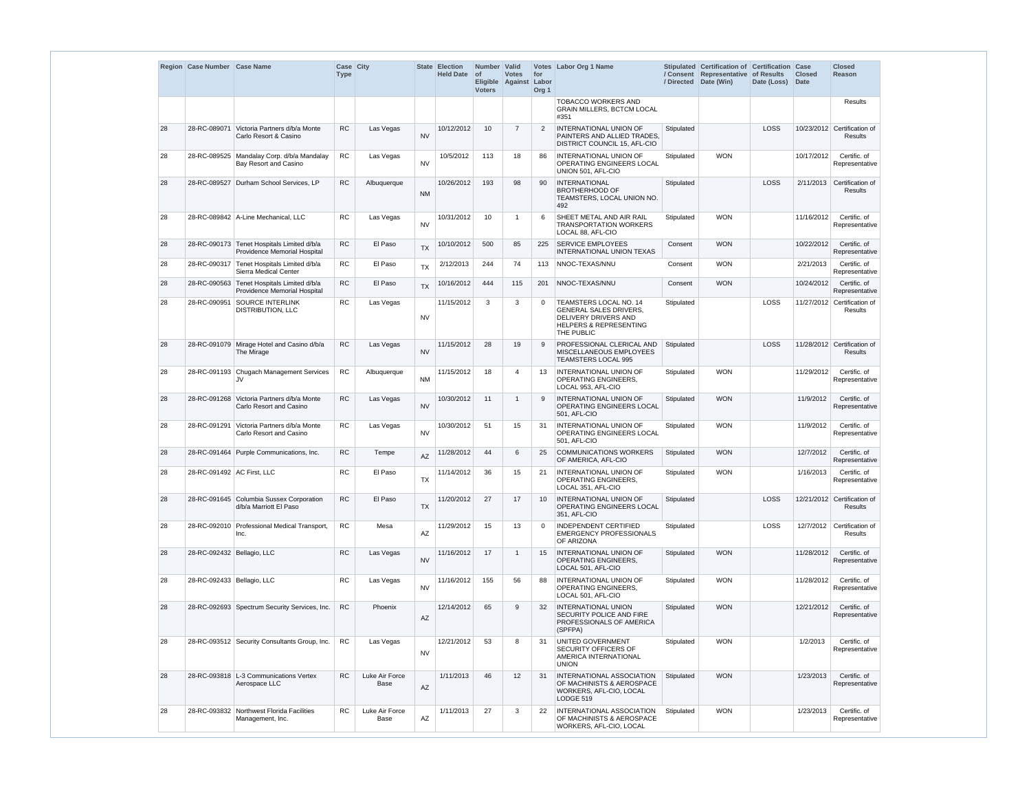| Region | Case Number | Case Name | Case Type | City | State | Election Held Date | Number of Eligible Voters | Valid Votes Against | Votes for Labor Org 1 | Labor Org 1 Name | Stipulated / Consent / Directed | Certification of Representative Date (Win) | Certification of Results Date (Loss) | Case Closed Date | Closed Reason |
|---|---|---|---|---|---|---|---|---|---|---|---|---|---|---|---|
| | | | | | | | | | | TOBACCO WORKERS AND GRAIN MILLERS, BCTCM LOCAL #351 | | | | | Results |
| 28 | 28-RC-089071 | Victoria Partners d/b/a Monte Carlo Resort & Casino | RC | Las Vegas | NV | 10/12/2012 | 10 | 7 | 2 | INTERNATIONAL UNION OF PAINTERS AND ALLIED TRADES, DISTRICT COUNCIL 15, AFL-CIO | Stipulated | | LOSS | 10/23/2012 | Certification of Results |
| 28 | 28-RC-089525 | Mandalay Corp. d/b/a Mandalay Bay Resort and Casino | RC | Las Vegas | NV | 10/5/2012 | 113 | 18 | 86 | INTERNATIONAL UNION OF OPERATING ENGINEERS LOCAL UNION 501, AFL-CIO | Stipulated | WON | | 10/17/2012 | Certific. of Representative |
| 28 | 28-RC-089527 | Durham School Services, LP | RC | Albuquerque | NM | 10/26/2012 | 193 | 98 | 90 | INTERNATIONAL BROTHERHOOD OF TEAMSTERS, LOCAL UNION NO. 492 | Stipulated | | LOSS | 2/11/2013 | Certification of Results |
| 28 | 28-RC-089842 | A-Line Mechanical, LLC | RC | Las Vegas | NV | 10/31/2012 | 10 | 1 | 6 | SHEET METAL AND AIR RAIL TRANSPORTATION WORKERS LOCAL 88, AFL-CIO | Stipulated | WON | | 11/16/2012 | Certific. of Representative |
| 28 | 28-RC-090173 | Tenet Hospitals Limited d/b/a Providence Memorial Hospital | RC | El Paso | TX | 10/10/2012 | 500 | 85 | 225 | SERVICE EMPLOYEES INTERNATIONAL UNION TEXAS | Consent | WON | | 10/22/2012 | Certific. of Representative |
| 28 | 28-RC-090317 | Tenet Hospitals Limited d/b/a Sierra Medical Center | RC | El Paso | TX | 2/12/2013 | 244 | 74 | 113 | NNOC-TEXAS/NNU | Consent | WON | | 2/21/2013 | Certific. of Representative |
| 28 | 28-RC-090563 | Tenet Hospitals Limited d/b/a Providence Memorial Hospital | RC | El Paso | TX | 10/16/2012 | 444 | 115 | 201 | NNOC-TEXAS/NNU | Consent | WON | | 10/24/2012 | Certific. of Representative |
| 28 | 28-RC-090951 | SOURCE INTERLINK DISTRIBUTION, LLC | RC | Las Vegas | NV | 11/15/2012 | 3 | 3 | 0 | TEAMSTERS LOCAL NO. 14 GENERAL SALES DRIVERS, DELIVERY DRIVERS AND HELPERS & REPRESENTING THE PUBLIC | Stipulated | | LOSS | 11/27/2012 | Certification of Results |
| 28 | 28-RC-091079 | Mirage Hotel and Casino d/b/a The Mirage | RC | Las Vegas | NV | 11/15/2012 | 28 | 19 | 9 | PROFESSIONAL CLERICAL AND MISCELLANEOUS EMPLOYEES TEAMSTERS LOCAL 995 | Stipulated | | LOSS | 11/28/2012 | Certification of Results |
| 28 | 28-RC-091193 | Chugach Management Services JV | RC | Albuquerque | NM | 11/15/2012 | 18 | 4 | 13 | INTERNATIONAL UNION OF OPERATING ENGINEERS, LOCAL 953, AFL-CIO | Stipulated | WON | | 11/29/2012 | Certific. of Representative |
| 28 | 28-RC-091268 | Victoria Partners d/b/a Monte Carlo Resort and Casino | RC | Las Vegas | NV | 10/30/2012 | 11 | 1 | 9 | INTERNATIONAL UNION OF OPERATING ENGINEERS LOCAL 501, AFL-CIO | Stipulated | WON | | 11/9/2012 | Certific. of Representative |
| 28 | 28-RC-091291 | Victoria Partners d/b/a Monte Carlo Resort and Casino | RC | Las Vegas | NV | 10/30/2012 | 51 | 15 | 31 | INTERNATIONAL UNION OF OPERATING ENGINEERS LOCAL 501, AFL-CIO | Stipulated | WON | | 11/9/2012 | Certific. of Representative |
| 28 | 28-RC-091464 | Purple Communications, Inc. | RC | Tempe | AZ | 11/28/2012 | 44 | 6 | 25 | COMMUNICATIONS WORKERS OF AMERICA, AFL-CIO | Stipulated | WON | | 12/7/2012 | Certific. of Representative |
| 28 | 28-RC-091492 | AC First, LLC | RC | El Paso | TX | 11/14/2012 | 36 | 15 | 21 | INTERNATIONAL UNION OF OPERATING ENGINEERS, LOCAL 351, AFL-CIO | Stipulated | WON | | 1/16/2013 | Certific. of Representative |
| 28 | 28-RC-091645 | Columbia Sussex Corporation d/b/a Marriott El Paso | RC | El Paso | TX | 11/20/2012 | 27 | 17 | 10 | INTERNATIONAL UNION OF OPERATING ENGINEERS LOCAL 351, AFL-CIO | Stipulated | | LOSS | 12/21/2012 | Certification of Results |
| 28 | 28-RC-092010 | Professional Medical Transport, Inc. | RC | Mesa | AZ | 11/29/2012 | 15 | 13 | 0 | INDEPENDENT CERTIFIED EMERGENCY PROFESSIONALS OF ARIZONA | Stipulated | | LOSS | 12/7/2012 | Certification of Results |
| 28 | 28-RC-092432 | Bellagio, LLC | RC | Las Vegas | NV | 11/16/2012 | 17 | 1 | 15 | INTERNATIONAL UNION OF OPERATING ENGINEERS, LOCAL 501, AFL-CIO | Stipulated | WON | | 11/28/2012 | Certific. of Representative |
| 28 | 28-RC-092433 | Bellagio, LLC | RC | Las Vegas | NV | 11/16/2012 | 155 | 56 | 88 | INTERNATIONAL UNION OF OPERATING ENGINEERS, LOCAL 501, AFL-CIO | Stipulated | WON | | 11/28/2012 | Certific. of Representative |
| 28 | 28-RC-092693 | Spectrum Security Services, Inc. | RC | Phoenix | AZ | 12/14/2012 | 65 | 9 | 32 | INTERNATIONAL UNION SECURITY POLICE AND FIRE PROFESSIONALS OF AMERICA (SPFPA) | Stipulated | WON | | 12/21/2012 | Certific. of Representative |
| 28 | 28-RC-093512 | Security Consultants Group, Inc. | RC | Las Vegas | NV | 12/21/2012 | 53 | 8 | 31 | UNITED GOVERNMENT SECURITY OFFICERS OF AMERICA INTERNATIONAL UNION | Stipulated | WON | | 1/2/2013 | Certific. of Representative |
| 28 | 28-RC-093818 | L-3 Communications Vertex Aerospace LLC | RC | Luke Air Force Base | AZ | 1/11/2013 | 46 | 12 | 31 | INTERNATIONAL ASSOCIATION OF MACHINISTS & AEROSPACE WORKERS, AFL-CIO, LOCAL LODGE 519 | Stipulated | WON | | 1/23/2013 | Certific. of Representative |
| 28 | 28-RC-093832 | Northwest Florida Facilities Management, Inc. | RC | Luke Air Force Base | AZ | 1/11/2013 | 27 | 3 | 22 | INTERNATIONAL ASSOCIATION OF MACHINISTS & AEROSPACE WORKERS, AFL-CIO, LOCAL | Stipulated | WON | | 1/23/2013 | Certific. of Representative |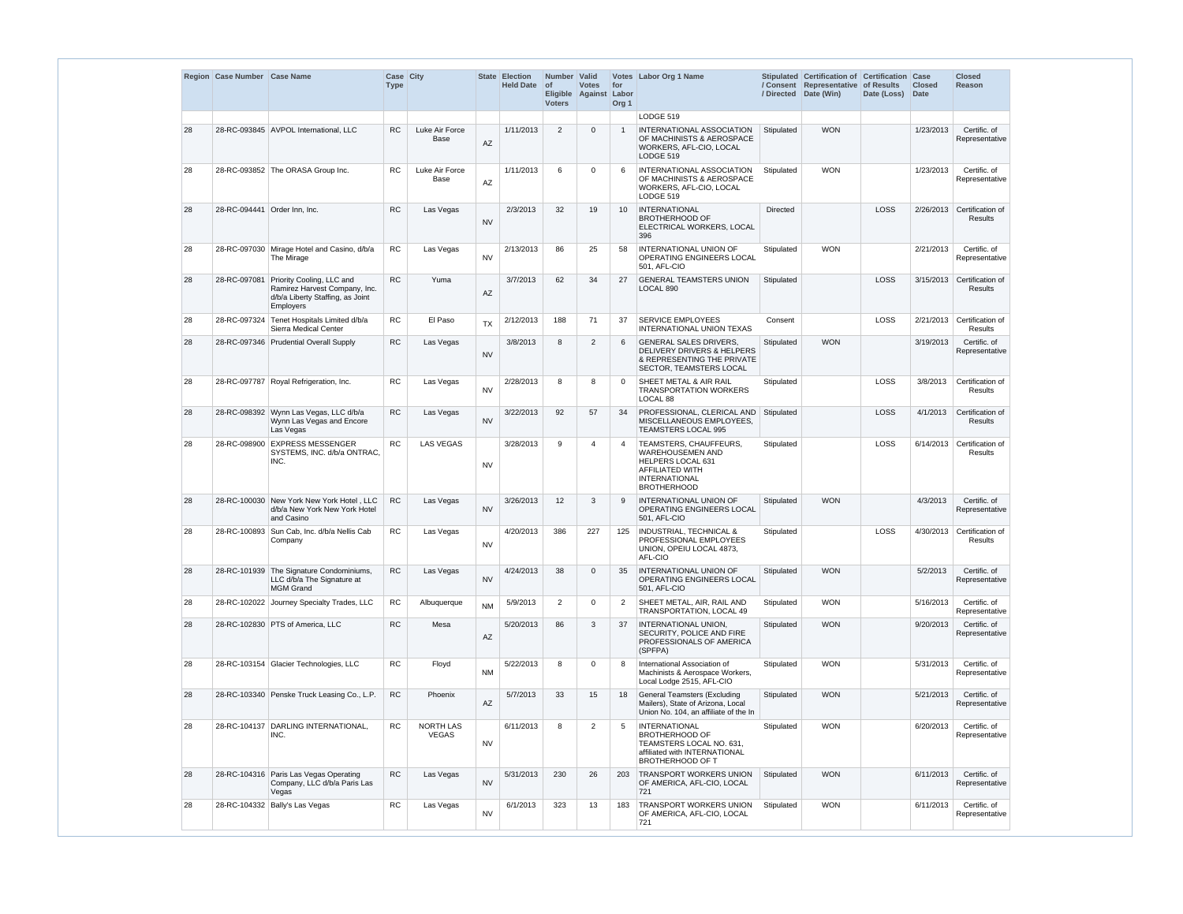| Region | Case Number | Case Name | Case Type | City | State | Election Held Date | Number of Eligible Voters | Valid Votes Against | Votes for Labor Org 1 | Labor Org 1 Name | Stipulated / Consent / Directed | Certification of Representative Date (Win) | Certification of Results Date (Loss) | Case Closed Date | Closed Reason |
|---|---|---|---|---|---|---|---|---|---|---|---|---|---|---|---|
| | | | | | | | | | | LODGE 519 | | | | | |
| 28 | 28-RC-093845 | AVPOL International, LLC | RC | Luke Air Force Base | AZ | 1/11/2013 | 2 | 0 | 1 | INTERNATIONAL ASSOCIATION OF MACHINISTS & AEROSPACE WORKERS, AFL-CIO, LOCAL LODGE 519 | Stipulated | WON | | 1/23/2013 | Certific. of Representative |
| 28 | 28-RC-093852 | The ORASA Group Inc. | RC | Luke Air Force Base | AZ | 1/11/2013 | 6 | 0 | 6 | INTERNATIONAL ASSOCIATION OF MACHINISTS & AEROSPACE WORKERS, AFL-CIO, LOCAL LODGE 519 | Stipulated | WON | | 1/23/2013 | Certific. of Representative |
| 28 | 28-RC-094441 | Order Inn, Inc. | RC | Las Vegas | NV | 2/3/2013 | 32 | 19 | 10 | INTERNATIONAL BROTHERHOOD OF ELECTRICAL WORKERS, LOCAL 396 | Directed | | LOSS | 2/26/2013 | Certification of Results |
| 28 | 28-RC-097030 | Mirage Hotel and Casino, d/b/a The Mirage | RC | Las Vegas | NV | 2/13/2013 | 86 | 25 | 58 | INTERNATIONAL UNION OF OPERATING ENGINEERS LOCAL 501, AFL-CIO | Stipulated | WON | | 2/21/2013 | Certific. of Representative |
| 28 | 28-RC-097081 | Priority Cooling, LLC and Ramirez Harvest Company, Inc. d/b/a Liberty Staffing, as Joint Employers | RC | Yuma | AZ | 3/7/2013 | 62 | 34 | 27 | GENERAL TEAMSTERS UNION LOCAL 890 | Stipulated | | LOSS | 3/15/2013 | Certification of Results |
| 28 | 28-RC-097324 | Tenet Hospitals Limited d/b/a Sierra Medical Center | RC | El Paso | TX | 2/12/2013 | 188 | 71 | 37 | SERVICE EMPLOYEES INTERNATIONAL UNION TEXAS | Consent | | LOSS | 2/21/2013 | Certification of Results |
| 28 | 28-RC-097346 | Prudential Overall Supply | RC | Las Vegas | NV | 3/8/2013 | 8 | 2 | 6 | GENERAL SALES DRIVERS, DELIVERY DRIVERS & HELPERS & REPRESENTING THE PRIVATE SECTOR, TEAMSTERS LOCAL | Stipulated | WON | | 3/19/2013 | Certific. of Representative |
| 28 | 28-RC-097787 | Royal Refrigeration, Inc. | RC | Las Vegas | NV | 2/28/2013 | 8 | 8 | 0 | SHEET METAL & AIR RAIL TRANSPORTATION WORKERS LOCAL 88 | Stipulated | | LOSS | 3/8/2013 | Certification of Results |
| 28 | 28-RC-098392 | Wynn Las Vegas, LLC d/b/a Wynn Las Vegas and Encore Las Vegas | RC | Las Vegas | NV | 3/22/2013 | 92 | 57 | 34 | PROFESSIONAL, CLERICAL AND MISCELLANEOUS EMPLOYEES, TEAMSTERS LOCAL 995 | Stipulated | | LOSS | 4/1/2013 | Certification of Results |
| 28 | 28-RC-098900 | EXPRESS MESSENGER SYSTEMS, INC. d/b/a ONTRAC, INC. | RC | LAS VEGAS | NV | 3/28/2013 | 9 | 4 | 4 | TEAMSTERS, CHAUFFEURS, WAREHOUSEMEN AND HELPERS LOCAL 631 AFFILIATED WITH INTERNATIONAL BROTHERHOOD | Stipulated | | LOSS | 6/14/2013 | Certification of Results |
| 28 | 28-RC-100030 | New York New York Hotel , LLC d/b/a New York New York Hotel and Casino | RC | Las Vegas | NV | 3/26/2013 | 12 | 3 | 9 | INTERNATIONAL UNION OF OPERATING ENGINEERS LOCAL 501, AFL-CIO | Stipulated | WON | | 4/3/2013 | Certific. of Representative |
| 28 | 28-RC-100893 | Sun Cab, Inc. d/b/a Nellis Cab Company | RC | Las Vegas | NV | 4/20/2013 | 386 | 227 | 125 | INDUSTRIAL, TECHNICAL & PROFESSIONAL EMPLOYEES UNION, OPEIU LOCAL 4873, AFL-CIO | Stipulated | | LOSS | 4/30/2013 | Certification of Results |
| 28 | 28-RC-101939 | The Signature Condominiums, LLC d/b/a The Signature at MGM Grand | RC | Las Vegas | NV | 4/24/2013 | 38 | 0 | 35 | INTERNATIONAL UNION OF OPERATING ENGINEERS LOCAL 501, AFL-CIO | Stipulated | WON | | 5/2/2013 | Certific. of Representative |
| 28 | 28-RC-102022 | Journey Specialty Trades, LLC | RC | Albuquerque | NM | 5/9/2013 | 2 | 0 | 2 | SHEET METAL, AIR, RAIL AND TRANSPORTATION, LOCAL 49 | Stipulated | WON | | 5/16/2013 | Certific. of Representative |
| 28 | 28-RC-102830 | PTS of America, LLC | RC | Mesa | AZ | 5/20/2013 | 86 | 3 | 37 | INTERNATIONAL UNION, SECURITY, POLICE AND FIRE PROFESSIONALS OF AMERICA (SPFPA) | Stipulated | WON | | 9/20/2013 | Certific. of Representative |
| 28 | 28-RC-103154 | Glacier Technologies, LLC | RC | Floyd | NM | 5/22/2013 | 8 | 0 | 8 | International Association of Machinists & Aerospace Workers, Local Lodge 2515, AFL-CIO | Stipulated | WON | | 5/31/2013 | Certific. of Representative |
| 28 | 28-RC-103340 | Penske Truck Leasing Co., L.P. | RC | Phoenix | AZ | 5/7/2013 | 33 | 15 | 18 | General Teamsters (Excluding Mailers), State of Arizona, Local Union No. 104, an affiliate of the In | Stipulated | WON | | 5/21/2013 | Certific. of Representative |
| 28 | 28-RC-104137 | DARLING INTERNATIONAL, INC. | RC | NORTH LAS VEGAS | NV | 6/11/2013 | 8 | 2 | 5 | INTERNATIONAL BROTHERHOOD OF TEAMSTERS LOCAL NO. 631, affiliated with INTERNATIONAL BROTHERHOOD OF T | Stipulated | WON | | 6/20/2013 | Certific. of Representative |
| 28 | 28-RC-104316 | Paris Las Vegas Operating Company, LLC d/b/a Paris Las Vegas | RC | Las Vegas | NV | 5/31/2013 | 230 | 26 | 203 | TRANSPORT WORKERS UNION OF AMERICA, AFL-CIO, LOCAL 721 | Stipulated | WON | | 6/11/2013 | Certific. of Representative |
| 28 | 28-RC-104332 | Bally's Las Vegas | RC | Las Vegas | NV | 6/1/2013 | 323 | 13 | 183 | TRANSPORT WORKERS UNION OF AMERICA, AFL-CIO, LOCAL 721 | Stipulated | WON | | 6/11/2013 | Certific. of Representative |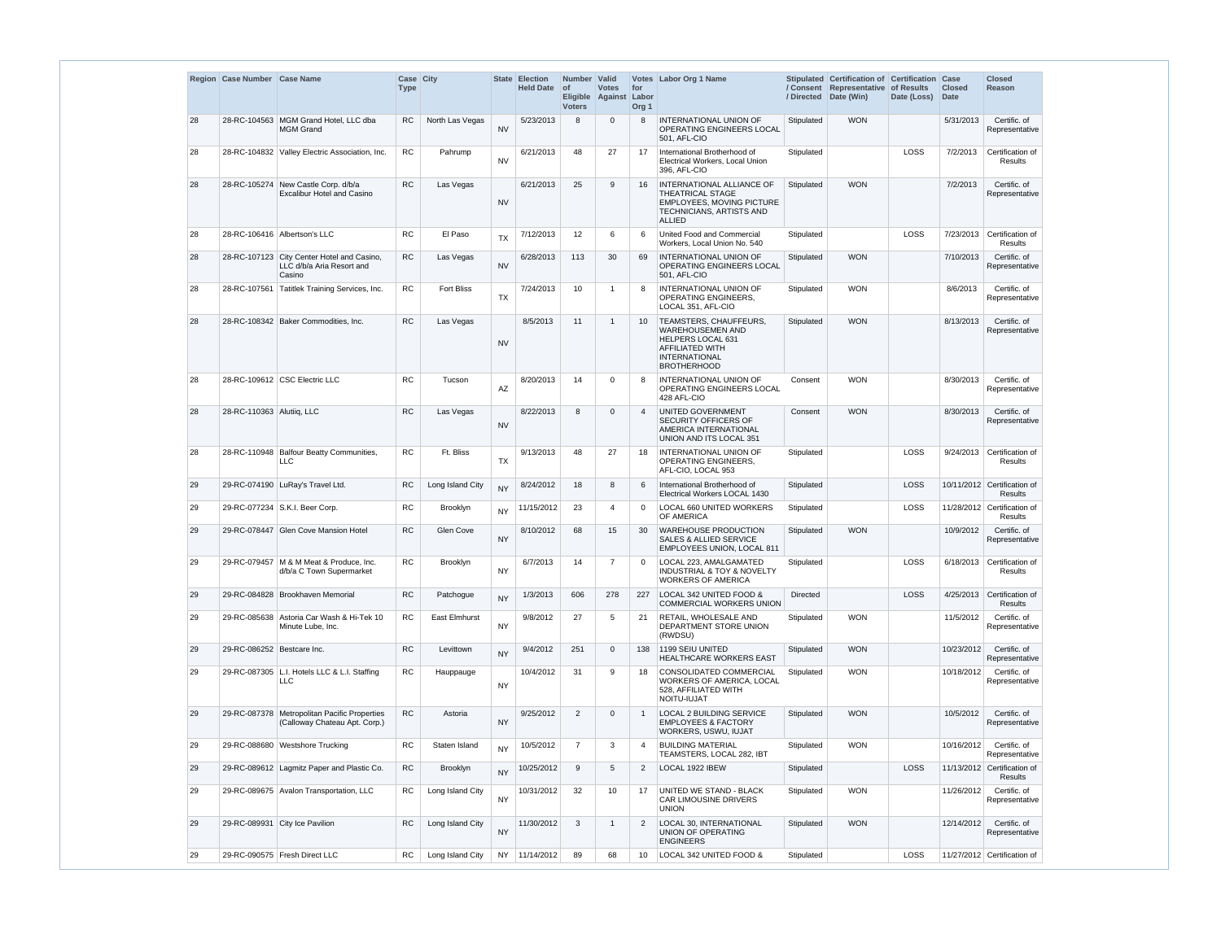| Region | Case Number | Case Name | Case Type | City | State | Election Held Date | Number of Eligible Voters | Valid Votes Against | Votes for Labor Org 1 | Labor Org 1 Name | Stipulated / Consent / Directed | Certification of Representative Date (Win) | Certification of Results Date (Loss) | Case Closed Date | Closed Reason |
|---|---|---|---|---|---|---|---|---|---|---|---|---|---|---|---|
| 28 | 28-RC-104563 | MGM Grand Hotel, LLC dba MGM Grand | RC | North Las Vegas | NV | 5/23/2013 | 8 | 0 | 8 | INTERNATIONAL UNION OF OPERATING ENGINEERS LOCAL 501, AFL-CIO | Stipulated | WON | | 5/31/2013 | Certific. of Representative |
| 28 | 28-RC-104832 | Valley Electric Association, Inc. | RC | Pahrump | NV | 6/21/2013 | 48 | 27 | 17 | International Brotherhood of Electrical Workers, Local Union 396, AFL-CIO | Stipulated | | LOSS | 7/2/2013 | Certification of Results |
| 28 | 28-RC-105274 | New Castle Corp. d/b/a Excalibur Hotel and Casino | RC | Las Vegas | NV | 6/21/2013 | 25 | 9 | 16 | INTERNATIONAL ALLIANCE OF THEATRICAL STAGE EMPLOYEES, MOVING PICTURE TECHNICIANS, ARTISTS AND ALLIED | Stipulated | WON | | 7/2/2013 | Certific. of Representative |
| 28 | 28-RC-106416 | Albertson's LLC | RC | El Paso | TX | 7/12/2013 | 12 | 6 | 6 | United Food and Commercial Workers, Local Union No. 540 | Stipulated | | LOSS | 7/23/2013 | Certification of Results |
| 28 | 28-RC-107123 | City Center Hotel and Casino, LLC d/b/a Aria Resort and Casino | RC | Las Vegas | NV | 6/28/2013 | 113 | 30 | 69 | INTERNATIONAL UNION OF OPERATING ENGINEERS LOCAL 501, AFL-CIO | Stipulated | WON | | 7/10/2013 | Certific. of Representative |
| 28 | 28-RC-107561 | Tatitlek Training Services, Inc. | RC | Fort Bliss | TX | 7/24/2013 | 10 | 1 | 8 | INTERNATIONAL UNION OF OPERATING ENGINEERS, LOCAL 351, AFL-CIO | Stipulated | WON | | 8/6/2013 | Certific. of Representative |
| 28 | 28-RC-108342 | Baker Commodities, Inc. | RC | Las Vegas | NV | 8/5/2013 | 11 | 1 | 10 | TEAMSTERS, CHAUFFEURS, WAREHOUSEMEN AND HELPERS LOCAL 631 AFFILIATED WITH INTERNATIONAL BROTHERHOOD | Stipulated | WON | | 8/13/2013 | Certific. of Representative |
| 28 | 28-RC-109612 | CSC Electric LLC | RC | Tucson | AZ | 8/20/2013 | 14 | 0 | 8 | INTERNATIONAL UNION OF OPERATING ENGINEERS LOCAL 428 AFL-CIO | Consent | WON | | 8/30/2013 | Certific. of Representative |
| 28 | 28-RC-110363 | Alutiiq, LLC | RC | Las Vegas | NV | 8/22/2013 | 8 | 0 | 4 | UNITED GOVERNMENT SECURITY OFFICERS OF AMERICA INTERNATIONAL UNION AND ITS LOCAL 351 | Consent | WON | | 8/30/2013 | Certific. of Representative |
| 28 | 28-RC-110948 | Balfour Beatty Communities, LLC | RC | Ft. Bliss | TX | 9/13/2013 | 48 | 27 | 18 | INTERNATIONAL UNION OF OPERATING ENGINEERS, AFL-CIO, LOCAL 953 | Stipulated | | LOSS | 9/24/2013 | Certification of Results |
| 29 | 29-RC-074190 | LuRay's Travel Ltd. | RC | Long Island City | NY | 8/24/2012 | 18 | 8 | 6 | International Brotherhood of Electrical Workers LOCAL 1430 | Stipulated | | LOSS | 10/11/2012 | Certification of Results |
| 29 | 29-RC-077234 | S.K.I. Beer Corp. | RC | Brooklyn | NY | 11/15/2012 | 23 | 4 | 0 | LOCAL 660 UNITED WORKERS OF AMERICA | Stipulated | | LOSS | 11/28/2012 | Certification of Results |
| 29 | 29-RC-078447 | Glen Cove Mansion Hotel | RC | Glen Cove | NY | 8/10/2012 | 68 | 15 | 30 | WAREHOUSE PRODUCTION SALES & ALLIED SERVICE EMPLOYEES UNION, LOCAL 811 | Stipulated | WON | | 10/9/2012 | Certific. of Representative |
| 29 | 29-RC-079457 | M & M Meat & Produce, Inc. d/b/a C Town Supermarket | RC | Brooklyn | NY | 6/7/2013 | 14 | 7 | 0 | LOCAL 223, AMALGAMATED INDUSTRIAL & TOY & NOVELTY WORKERS OF AMERICA | Stipulated | | LOSS | 6/18/2013 | Certification of Results |
| 29 | 29-RC-084828 | Brookhaven Memorial | RC | Patchogue | NY | 1/3/2013 | 606 | 278 | 227 | LOCAL 342 UNITED FOOD & COMMERCIAL WORKERS UNION | Directed | | LOSS | 4/25/2013 | Certification of Results |
| 29 | 29-RC-085638 | Astoria Car Wash & Hi-Tek 10 Minute Lube, Inc. | RC | East Elmhurst | NY | 9/8/2012 | 27 | 5 | 21 | RETAIL, WHOLESALE AND DEPARTMENT STORE UNION (RWDSU) | Stipulated | WON | | 11/5/2012 | Certific. of Representative |
| 29 | 29-RC-086252 | Bestcare Inc. | RC | Levittown | NY | 9/4/2012 | 251 | 0 | 138 | 1199 SEIU UNITED HEALTHCARE WORKERS EAST | Stipulated | WON | | 10/23/2012 | Certific. of Representative |
| 29 | 29-RC-087305 | L.I. Hotels LLC & L.I. Staffing LLC | RC | Hauppauge | NY | 10/4/2012 | 31 | 9 | 18 | CONSOLIDATED COMMERCIAL WORKERS OF AMERICA, LOCAL 528, AFFILIATED WITH NOITU-IUJAT | Stipulated | WON | | 10/18/2012 | Certific. of Representative |
| 29 | 29-RC-087378 | Metropolitan Pacific Properties (Calloway Chateau Apt. Corp.) | RC | Astoria | NY | 9/25/2012 | 2 | 0 | 1 | LOCAL 2 BUILDING SERVICE EMPLOYEES & FACTORY WORKERS, USWU, IUJAT | Stipulated | WON | | 10/5/2012 | Certific. of Representative |
| 29 | 29-RC-088680 | Westshore Trucking | RC | Staten Island | NY | 10/5/2012 | 7 | 3 | 4 | BUILDING MATERIAL TEAMSTERS, LOCAL 282, IBT | Stipulated | WON | | 10/16/2012 | Certific. of Representative |
| 29 | 29-RC-089612 | Lagmitz Paper and Plastic Co. | RC | Brooklyn | NY | 10/25/2012 | 9 | 5 | 2 | LOCAL 1922 IBEW | Stipulated | | LOSS | 11/13/2012 | Certification of Results |
| 29 | 29-RC-089675 | Avalon Transportation, LLC | RC | Long Island City | NY | 10/31/2012 | 32 | 10 | 17 | UNITED WE STAND - BLACK CAR LIMOUSINE DRIVERS UNION | Stipulated | WON | | 11/26/2012 | Certific. of Representative |
| 29 | 29-RC-089931 | City Ice Pavilion | RC | Long Island City | NY | 11/30/2012 | 3 | 1 | 2 | LOCAL 30, INTERNATIONAL UNION OF OPERATING ENGINEERS | Stipulated | WON | | 12/14/2012 | Certific. of Representative |
| 29 | 29-RC-090575 | Fresh Direct LLC | RC | Long Island City | NY | 11/14/2012 | 89 | 68 | 10 | LOCAL 342 UNITED FOOD & | Stipulated | | LOSS | 11/27/2012 | Certification of |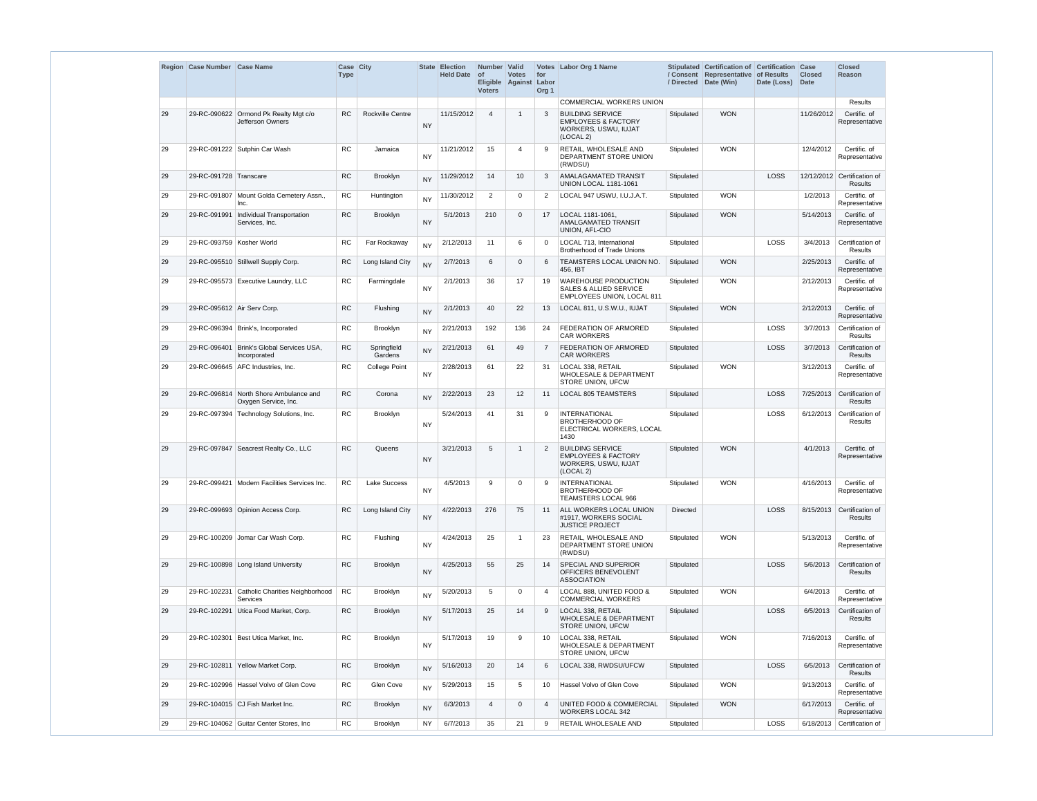| Region | Case Number | Case Name | Case Type | City | State | Election Held Date | Number of Eligible Voters | Valid Votes Against | Votes for Labor Org 1 | Labor Org 1 Name | Stipulated / Consent / Directed | Certification of Representative Date (Win) | Certification of Results Date (Loss) | Case Closed Date | Closed Reason |
|---|---|---|---|---|---|---|---|---|---|---|---|---|---|---|---|
| | | | | | | | | | | COMMERCIAL WORKERS UNION | | | | | Results |
| 29 | 29-RC-090622 | Ormond Pk Realty Mgt c/o Jefferson Owners | RC | Rockville Centre | NY | 11/15/2012 | 4 | 1 | 3 | BUILDING SERVICE EMPLOYEES & FACTORY WORKERS, USWU, IUJAT (LOCAL 2) | Stipulated | WON | | 11/26/2012 | Certific. of Representative |
| 29 | 29-RC-091222 | Sutphin Car Wash | RC | Jamaica | NY | 11/21/2012 | 15 | 4 | 9 | RETAIL, WHOLESALE AND DEPARTMENT STORE UNION (RWDSU) | Stipulated | WON | | 12/4/2012 | Certific. of Representative |
| 29 | 29-RC-091728 | Transcare | RC | Brooklyn | NY | 11/29/2012 | 14 | 10 | 3 | AMALAGAMATED TRANSIT UNION LOCAL 1181-1061 | Stipulated | | LOSS | 12/12/2012 | Certification of Results |
| 29 | 29-RC-091807 | Mount Golda Cemetery Assn., Inc. | RC | Huntington | NY | 11/30/2012 | 2 | 0 | 2 | LOCAL 947 USWU, I.U.J.A.T. | Stipulated | WON | | 1/2/2013 | Certific. of Representative |
| 29 | 29-RC-091991 | Individual Transportation Services, Inc. | RC | Brooklyn | NY | 5/1/2013 | 210 | 0 | 17 | LOCAL 1181-1061, AMALGAMATED TRANSIT UNION, AFL-CIO | Stipulated | WON | | 5/14/2013 | Certific. of Representative |
| 29 | 29-RC-093759 | Kosher World | RC | Far Rockaway | NY | 2/12/2013 | 11 | 6 | 0 | LOCAL 713, International Brotherhood of Trade Unions | Stipulated | | LOSS | 3/4/2013 | Certification of Results |
| 29 | 29-RC-095510 | Stillwell Supply Corp. | RC | Long Island City | NY | 2/7/2013 | 6 | 0 | 6 | TEAMSTERS LOCAL UNION NO. 456, IBT | Stipulated | WON | | 2/25/2013 | Certific. of Representative |
| 29 | 29-RC-095573 | Executive Laundry, LLC | RC | Farmingdale | NY | 2/1/2013 | 36 | 17 | 19 | WAREHOUSE PRODUCTION SALES & ALLIED SERVICE EMPLOYEES UNION, LOCAL 811 | Stipulated | WON | | 2/12/2013 | Certific. of Representative |
| 29 | 29-RC-095612 | Air Serv Corp. | RC | Flushing | NY | 2/1/2013 | 40 | 22 | 13 | LOCAL 811, U.S.W.U., IUJAT | Stipulated | WON | | 2/12/2013 | Certific. of Representative |
| 29 | 29-RC-096394 | Brink's, Incorporated | RC | Brooklyn | NY | 2/21/2013 | 192 | 136 | 24 | FEDERATION OF ARMORED CAR WORKERS | Stipulated | | LOSS | 3/7/2013 | Certification of Results |
| 29 | 29-RC-096401 | Brink's Global Services USA, Incorporated | RC | Springfield Gardens | NY | 2/21/2013 | 61 | 49 | 7 | FEDERATION OF ARMORED CAR WORKERS | Stipulated | | LOSS | 3/7/2013 | Certification of Results |
| 29 | 29-RC-096645 | AFC Industries, Inc. | RC | College Point | NY | 2/28/2013 | 61 | 22 | 31 | LOCAL 338, RETAIL WHOLESALE & DEPARTMENT STORE UNION, UFCW | Stipulated | WON | | 3/12/2013 | Certific. of Representative |
| 29 | 29-RC-096814 | North Shore Ambulance and Oxygen Service, Inc. | RC | Corona | NY | 2/22/2013 | 23 | 12 | 11 | LOCAL 805 TEAMSTERS | Stipulated | | LOSS | 7/25/2013 | Certification of Results |
| 29 | 29-RC-097394 | Technology Solutions, Inc. | RC | Brooklyn | NY | 5/24/2013 | 41 | 31 | 9 | INTERNATIONAL BROTHERHOOD OF ELECTRICAL WORKERS, LOCAL 1430 | Stipulated | | LOSS | 6/12/2013 | Certification of Results |
| 29 | 29-RC-097847 | Seacrest Realty Co., LLC | RC | Queens | NY | 3/21/2013 | 5 | 1 | 2 | BUILDING SERVICE EMPLOYEES & FACTORY WORKERS, USWU, IUJAT (LOCAL 2) | Stipulated | WON | | 4/1/2013 | Certific. of Representative |
| 29 | 29-RC-099421 | Modern Facilities Services Inc. | RC | Lake Success | NY | 4/5/2013 | 9 | 0 | 9 | INTERNATIONAL BROTHERHOOD OF TEAMSTERS LOCAL 966 | Stipulated | WON | | 4/16/2013 | Certific. of Representative |
| 29 | 29-RC-099693 | Opinion Access Corp. | RC | Long Island City | NY | 4/22/2013 | 276 | 75 | 11 | ALL WORKERS LOCAL UNION #1917, WORKERS SOCIAL JUSTICE PROJECT | Directed | | LOSS | 8/15/2013 | Certification of Results |
| 29 | 29-RC-100209 | Jomar Car Wash Corp. | RC | Flushing | NY | 4/24/2013 | 25 | 1 | 23 | RETAIL, WHOLESALE AND DEPARTMENT STORE UNION (RWDSU) | Stipulated | WON | | 5/13/2013 | Certific. of Representative |
| 29 | 29-RC-100898 | Long Island University | RC | Brooklyn | NY | 4/25/2013 | 55 | 25 | 14 | SPECIAL AND SUPERIOR OFFICERS BENEVOLENT ASSOCIATION | Stipulated | | LOSS | 5/6/2013 | Certification of Results |
| 29 | 29-RC-102231 | Catholic Charities Neighborhood Services | RC | Brooklyn | NY | 5/20/2013 | 5 | 0 | 4 | LOCAL 888, UNITED FOOD & COMMERCIAL WORKERS | Stipulated | WON | | 6/4/2013 | Certific. of Representative |
| 29 | 29-RC-102291 | Utica Food Market, Corp. | RC | Brooklyn | NY | 5/17/2013 | 25 | 14 | 9 | LOCAL 338, RETAIL WHOLESALE & DEPARTMENT STORE UNION, UFCW | Stipulated | | LOSS | 6/5/2013 | Certification of Results |
| 29 | 29-RC-102301 | Best Utica Market, Inc. | RC | Brooklyn | NY | 5/17/2013 | 19 | 9 | 10 | LOCAL 338, RETAIL WHOLESALE & DEPARTMENT STORE UNION, UFCW | Stipulated | WON | | 7/16/2013 | Certific. of Representative |
| 29 | 29-RC-102811 | Yellow Market Corp. | RC | Brooklyn | NY | 5/16/2013 | 20 | 14 | 6 | LOCAL 338, RWDSU/UFCW | Stipulated | | LOSS | 6/5/2013 | Certification of Results |
| 29 | 29-RC-102996 | Hassel Volvo of Glen Cove | RC | Glen Cove | NY | 5/29/2013 | 15 | 5 | 10 | Hassel Volvo of Glen Cove | Stipulated | WON | | 9/13/2013 | Certific. of Representative |
| 29 | 29-RC-104015 | CJ Fish Market Inc. | RC | Brooklyn | NY | 6/3/2013 | 4 | 0 | 4 | UNITED FOOD & COMMERCIAL WORKERS LOCAL 342 | Stipulated | WON | | 6/17/2013 | Certific. of Representative |
| 29 | 29-RC-104062 | Guitar Center Stores, Inc | RC | Brooklyn | NY | 6/7/2013 | 35 | 21 | 9 | RETAIL WHOLESALE AND | Stipulated | | LOSS | 6/18/2013 | Certification of |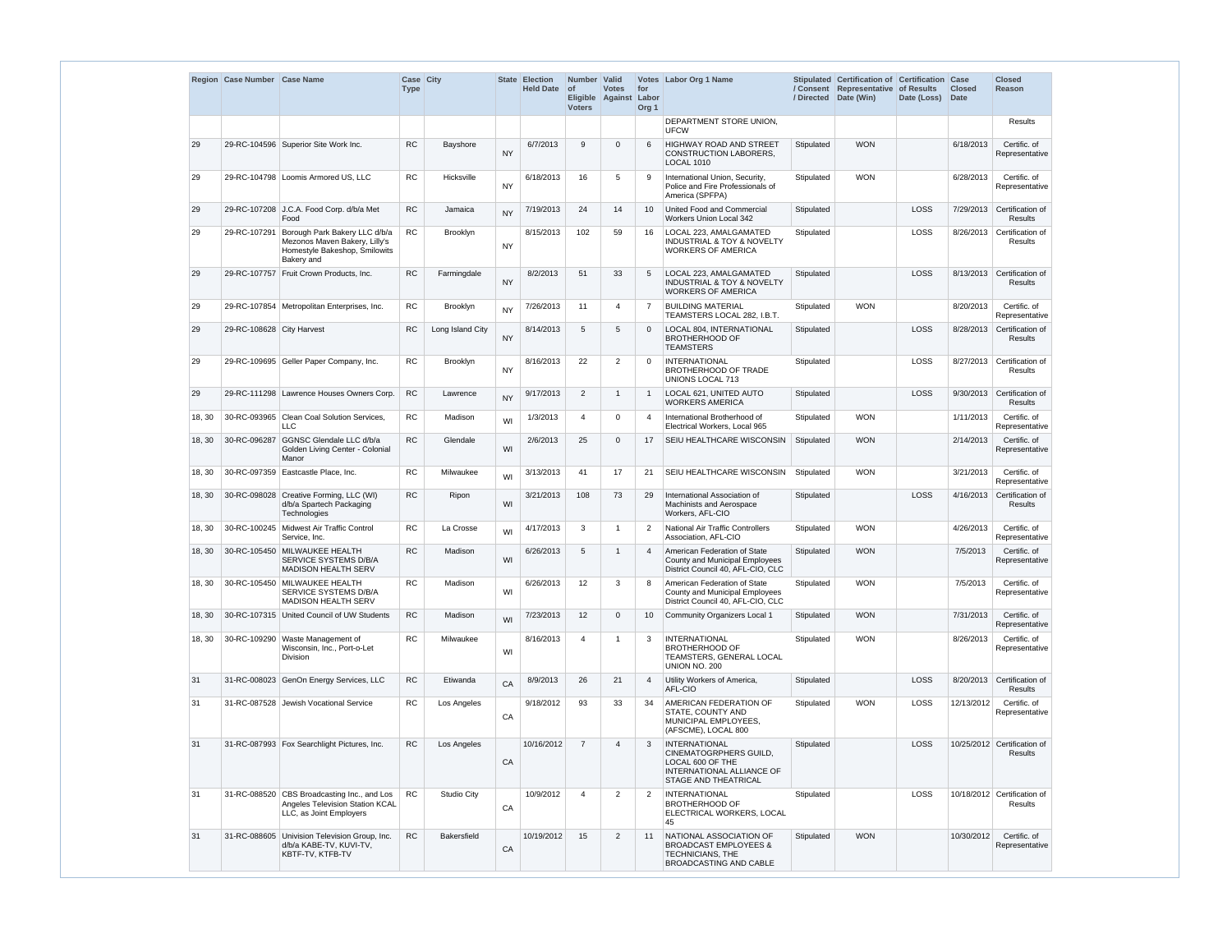| Region | Case Number | Case Name | Case Type | City | State | Election Held Date | Number of Eligible Voters | Valid Votes Against | Votes for Labor Org 1 | Labor Org 1 Name | Stipulated / Consent / Directed | Certification of Representative Date (Win) | Certification of Results Date (Loss) | Case Closed Date | Closed Reason |
|---|---|---|---|---|---|---|---|---|---|---|---|---|---|---|---|
| | | | | | | | | | | DEPARTMENT STORE UNION, UFCW | | | | | Results |
| 29 | 29-RC-104596 | Superior Site Work Inc. | RC | Bayshore | NY | 6/7/2013 | 9 | 0 | 6 | HIGHWAY ROAD AND STREET CONSTRUCTION LABORERS, LOCAL 1010 | Stipulated | WON | | 6/18/2013 | Certific. of Representative |
| 29 | 29-RC-104798 | Loomis Armored US, LLC | RC | Hicksville | NY | 6/18/2013 | 16 | 5 | 9 | International Union, Security, Police and Fire Professionals of America (SPFPA) | Stipulated | WON | | 6/28/2013 | Certific. of Representative |
| 29 | 29-RC-107208 | J.C.A. Food Corp. d/b/a Met Food | RC | Jamaica | NY | 7/19/2013 | 24 | 14 | 10 | United Food and Commercial Workers Union Local 342 | Stipulated | | LOSS | 7/29/2013 | Certification of Results |
| 29 | 29-RC-107291 | Borough Park Bakery LLC d/b/a Mezonos Maven Bakery, Lilly's Homestyle Bakeshop, Smilowits Bakery and | RC | Brooklyn | NY | 8/15/2013 | 102 | 59 | 16 | LOCAL 223, AMALGAMATED INDUSTRIAL & TOY & NOVELTY WORKERS OF AMERICA | Stipulated | | LOSS | 8/26/2013 | Certification of Results |
| 29 | 29-RC-107757 | Fruit Crown Products, Inc. | RC | Farmingdale | NY | 8/2/2013 | 51 | 33 | 5 | LOCAL 223, AMALGAMATED INDUSTRIAL & TOY & NOVELTY WORKERS OF AMERICA | Stipulated | | LOSS | 8/13/2013 | Certification of Results |
| 29 | 29-RC-107854 | Metropolitan Enterprises, Inc. | RC | Brooklyn | NY | 7/26/2013 | 11 | 4 | 7 | BUILDING MATERIAL TEAMSTERS LOCAL 282, I.B.T. | Stipulated | WON | | 8/20/2013 | Certific. of Representative |
| 29 | 29-RC-108628 | City Harvest | RC | Long Island City | NY | 8/14/2013 | 5 | 5 | 0 | LOCAL 804, INTERNATIONAL BROTHERHOOD OF TEAMSTERS | Stipulated | | LOSS | 8/28/2013 | Certification of Results |
| 29 | 29-RC-109695 | Geller Paper Company, Inc. | RC | Brooklyn | NY | 8/16/2013 | 22 | 2 | 0 | INTERNATIONAL BROTHERHOOD OF TRADE UNIONS LOCAL 713 | Stipulated | | LOSS | 8/27/2013 | Certification of Results |
| 29 | 29-RC-111298 | Lawrence Houses Owners Corp. | RC | Lawrence | NY | 9/17/2013 | 2 | 1 | 1 | LOCAL 621, UNITED AUTO WORKERS AMERICA | Stipulated | | LOSS | 9/30/2013 | Certification of Results |
| 18, 30 | 30-RC-093965 | Clean Coal Solution Services, LLC | RC | Madison | WI | 1/3/2013 | 4 | 0 | 4 | International Brotherhood of Electrical Workers, Local 965 | Stipulated | WON | | 1/11/2013 | Certific. of Representative |
| 18, 30 | 30-RC-096287 | GGNSC Glendale LLC d/b/a Golden Living Center - Colonial Manor | RC | Glendale | WI | 2/6/2013 | 25 | 0 | 17 | SEIU HEALTHCARE WISCONSIN | Stipulated | WON | | 2/14/2013 | Certific. of Representative |
| 18, 30 | 30-RC-097359 | Eastcastle Place, Inc. | RC | Milwaukee | WI | 3/13/2013 | 41 | 17 | 21 | SEIU HEALTHCARE WISCONSIN | Stipulated | WON | | 3/21/2013 | Certific. of Representative |
| 18, 30 | 30-RC-098028 | Creative Forming, LLC (WI) d/b/a Spartech Packaging Technologies | RC | Ripon | WI | 3/21/2013 | 108 | 73 | 29 | International Association of Machinists and Aerospace Workers, AFL-CIO | Stipulated | | LOSS | 4/16/2013 | Certification of Results |
| 18, 30 | 30-RC-100245 | Midwest Air Traffic Control Service, Inc. | RC | La Crosse | WI | 4/17/2013 | 3 | 1 | 2 | National Air Traffic Controllers Association, AFL-CIO | Stipulated | WON | | 4/26/2013 | Certific. of Representative |
| 18, 30 | 30-RC-105450 | MILWAUKEE HEALTH SERVICE SYSTEMS D/B/A MADISON HEALTH SERV | RC | Madison | WI | 6/26/2013 | 5 | 1 | 4 | American Federation of State County and Municipal Employees District Council 40, AFL-CIO, CLC | Stipulated | WON | | 7/5/2013 | Certific. of Representative |
| 18, 30 | 30-RC-105450 | MILWAUKEE HEALTH SERVICE SYSTEMS D/B/A MADISON HEALTH SERV | RC | Madison | WI | 6/26/2013 | 12 | 3 | 8 | American Federation of State County and Municipal Employees District Council 40, AFL-CIO, CLC | Stipulated | WON | | 7/5/2013 | Certific. of Representative |
| 18, 30 | 30-RC-107315 | United Council of UW Students | RC | Madison | WI | 7/23/2013 | 12 | 0 | 10 | Community Organizers Local 1 | Stipulated | WON | | 7/31/2013 | Certific. of Representative |
| 18, 30 | 30-RC-109290 | Waste Management of Wisconsin, Inc., Port-o-Let Division | RC | Milwaukee | WI | 8/16/2013 | 4 | 1 | 3 | INTERNATIONAL BROTHERHOOD OF TEAMSTERS, GENERAL LOCAL UNION NO. 200 | Stipulated | WON | | 8/26/2013 | Certific. of Representative |
| 31 | 31-RC-008023 | GenOn Energy Services, LLC | RC | Etiwanda | CA | 8/9/2013 | 26 | 21 | 4 | Utility Workers of America, AFL-CIO | Stipulated | | LOSS | 8/20/2013 | Certification of Results |
| 31 | 31-RC-087528 | Jewish Vocational Service | RC | Los Angeles | CA | 9/18/2012 | 93 | 33 | 34 | AMERICAN FEDERATION OF STATE, COUNTY AND MUNICIPAL EMPLOYEES, (AFSCME), LOCAL 800 | Stipulated | WON | LOSS | 12/13/2012 | Certific. of Representative |
| 31 | 31-RC-087993 | Fox Searchlight Pictures, Inc. | RC | Los Angeles | CA | 10/16/2012 | 7 | 4 | 3 | INTERNATIONAL CINEMATOGRPHERS GUILD, LOCAL 600 OF THE INTERNATIONAL ALLIANCE OF STAGE AND THEATRICAL | Stipulated | | LOSS | 10/25/2012 | Certification of Results |
| 31 | 31-RC-088520 | CBS Broadcasting Inc., and Los Angeles Television Station KCAL LLC, as Joint Employers | RC | Studio City | CA | 10/9/2012 | 4 | 2 | 2 | INTERNATIONAL BROTHERHOOD OF ELECTRICAL WORKERS, LOCAL 45 | Stipulated | | LOSS | 10/18/2012 | Certification of Results |
| 31 | 31-RC-088605 | Univision Television Group, Inc. d/b/a KABE-TV, KUVI-TV, KBTF-TV, KTFB-TV | RC | Bakersfield | CA | 10/19/2012 | 15 | 2 | 11 | NATIONAL ASSOCIATION OF BROADCAST EMPLOYEES & TECHNICIANS, THE BROADCASTING AND CABLE | Stipulated | WON | | 10/30/2012 | Certific. of Representative |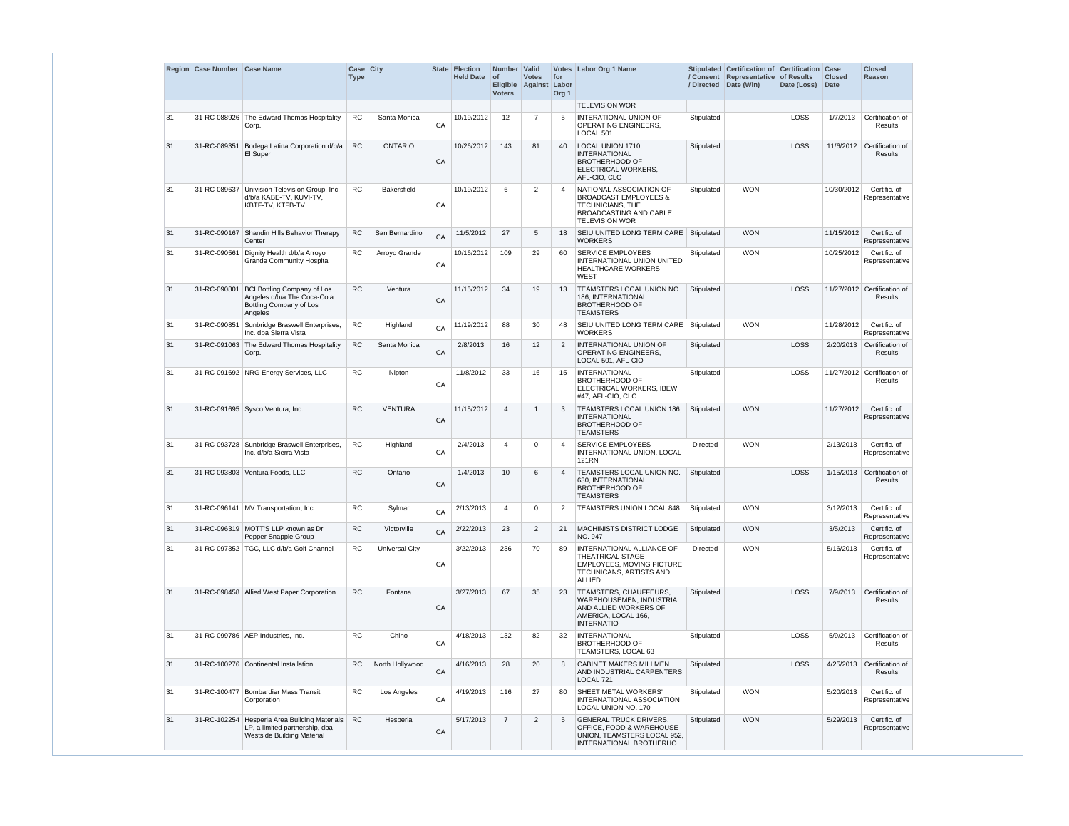| Region | Case Number | Case Name | Case Type | City | State | Election Held Date | Number of Eligible Voters | Valid Votes Against | Votes for Labor Org 1 | Labor Org 1 Name | Stipulated / Consent / Directed | Certification of Representative Date (Win) | Certification of Results Date (Loss) | Case Closed Date | Closed Reason |
|---|---|---|---|---|---|---|---|---|---|---|---|---|---|---|---|
| | | | | | | | | | | TELEVISION WOR | | | | | |
| 31 | 31-RC-088926 | The Edward Thomas Hospitality Corp. | RC | Santa Monica | CA | 10/19/2012 | 12 | 7 | 5 | INTERATIONAL UNION OF OPERATING ENGINEERS, LOCAL 501 | Stipulated | | LOSS | 1/7/2013 | Certification of Results |
| 31 | 31-RC-089351 | Bodega Latina Corporation d/b/a El Super | RC | ONTARIO | CA | 10/26/2012 | 143 | 81 | 40 | LOCAL UNION 1710, INTERNATIONAL BROTHERHOOD OF ELECTRICAL WORKERS, AFL-CIO, CLC | Stipulated | | LOSS | 11/6/2012 | Certification of Results |
| 31 | 31-RC-089637 | Univision Television Group, Inc. d/b/a KABE-TV, KUVI-TV, KBTF-TV, KTFB-TV | RC | Bakersfield | CA | 10/19/2012 | 6 | 2 | 4 | NATIONAL ASSOCIATION OF BROADCAST EMPLOYEES & TECHNICIANS, THE BROADCASTING AND CABLE TELEVISION WOR | Stipulated | WON | | 10/30/2012 | Certific. of Representative |
| 31 | 31-RC-090167 | Shandin Hills Behavior Therapy Center | RC | San Bernardino | CA | 11/5/2012 | 27 | 5 | 18 | SEIU UNITED LONG TERM CARE WORKERS | Stipulated | WON | | 11/15/2012 | Certific. of Representative |
| 31 | 31-RC-090561 | Dignity Health d/b/a Arroyo Grande Community Hospital | RC | Arroyo Grande | CA | 10/16/2012 | 109 | 29 | 60 | SERVICE EMPLOYEES INTERNATIONAL UNION UNITED HEALTHCARE WORKERS - WEST | Stipulated | WON | | 10/25/2012 | Certific. of Representative |
| 31 | 31-RC-090801 | BCI Bottling Company of Los Angeles d/b/a The Coca-Cola Bottling Company of Los Angeles | RC | Ventura | CA | 11/15/2012 | 34 | 19 | 13 | TEAMSTERS LOCAL UNION NO. 186, INTERNATIONAL BROTHERHOOD OF TEAMSTERS | Stipulated | | LOSS | 11/27/2012 | Certification of Results |
| 31 | 31-RC-090851 | Sunbridge Braswell Enterprises, Inc. dba Sierra Vista | RC | Highland | CA | 11/19/2012 | 88 | 30 | 48 | SEIU UNITED LONG TERM CARE WORKERS | Stipulated | WON | | 11/28/2012 | Certific. of Representative |
| 31 | 31-RC-091063 | The Edward Thomas Hospitality Corp. | RC | Santa Monica | CA | 2/8/2013 | 16 | 12 | 2 | INTERNATIONAL UNION OF OPERATING ENGINEERS, LOCAL 501, AFL-CIO | Stipulated | | LOSS | 2/20/2013 | Certification of Results |
| 31 | 31-RC-091692 | NRG Energy Services, LLC | RC | Nipton | CA | 11/8/2012 | 33 | 16 | 15 | INTERNATIONAL BROTHERHOOD OF ELECTRICAL WORKERS, IBEW #47, AFL-CIO, CLC | Stipulated | | LOSS | 11/27/2012 | Certification of Results |
| 31 | 31-RC-091695 | Sysco Ventura, Inc. | RC | VENTURA | CA | 11/15/2012 | 4 | 1 | 3 | TEAMSTERS LOCAL UNION 186, INTERNATIONAL BROTHERHOOD OF TEAMSTERS | Stipulated | WON | | 11/27/2012 | Certific. of Representative |
| 31 | 31-RC-093728 | Sunbridge Braswell Enterprises, Inc. d/b/a Sierra Vista | RC | Highland | CA | 2/4/2013 | 4 | 0 | 4 | SERVICE EMPLOYEES INTERNATIONAL UNION, LOCAL 121RN | Directed | WON | | 2/13/2013 | Certific. of Representative |
| 31 | 31-RC-093803 | Ventura Foods, LLC | RC | Ontario | CA | 1/4/2013 | 10 | 6 | 4 | TEAMSTERS LOCAL UNION NO. 630, INTERNATIONAL BROTHERHOOD OF TEAMSTERS | Stipulated | | LOSS | 1/15/2013 | Certification of Results |
| 31 | 31-RC-096141 | MV Transportation, Inc. | RC | Sylmar | CA | 2/13/2013 | 4 | 0 | 2 | TEAMSTERS UNION LOCAL 848 | Stipulated | WON | | 3/12/2013 | Certific. of Representative |
| 31 | 31-RC-096319 | MOTT'S LLP known as Dr Pepper Snapple Group | RC | Victorville | CA | 2/22/2013 | 23 | 2 | 21 | MACHINISTS DISTRICT LODGE NO. 947 | Stipulated | WON | | 3/5/2013 | Certific. of Representative |
| 31 | 31-RC-097352 | TGC, LLC d/b/a Golf Channel | RC | Universal City | CA | 3/22/2013 | 236 | 70 | 89 | INTERNATIONAL ALLIANCE OF THEATRICAL STAGE EMPLOYEES, MOVING PICTURE TECHNICANS, ARTISTS AND ALLIED | Directed | WON | | 5/16/2013 | Certific. of Representative |
| 31 | 31-RC-098458 | Allied West Paper Corporation | RC | Fontana | CA | 3/27/2013 | 67 | 35 | 23 | TEAMSTERS, CHAUFFEURS, WAREHOUSEMEN, INDUSTRIAL AND ALLIED WORKERS OF AMERICA, LOCAL 166, INTERNATIO | Stipulated | | LOSS | 7/9/2013 | Certification of Results |
| 31 | 31-RC-099786 | AEP Industries, Inc. | RC | Chino | CA | 4/18/2013 | 132 | 82 | 32 | INTERNATIONAL BROTHERHOOD OF TEAMSTERS, LOCAL 63 | Stipulated | | LOSS | 5/9/2013 | Certification of Results |
| 31 | 31-RC-100276 | Continental Installation | RC | North Hollywood | CA | 4/16/2013 | 28 | 20 | 8 | CABINET MAKERS MILLMEN AND INDUSTRIAL CARPENTERS LOCAL 721 | Stipulated | | LOSS | 4/25/2013 | Certification of Results |
| 31 | 31-RC-100477 | Bombardier Mass Transit Corporation | RC | Los Angeles | CA | 4/19/2013 | 116 | 27 | 80 | SHEET METAL WORKERS' INTERNATIONAL ASSOCIATION LOCAL UNION NO. 170 | Stipulated | WON | | 5/20/2013 | Certific. of Representative |
| 31 | 31-RC-102254 | Hesperia Area Building Materials LP, a limited partnership, dba Westside Building Material | RC | Hesperia | CA | 5/17/2013 | 7 | 2 | 5 | GENERAL TRUCK DRIVERS, OFFICE, FOOD & WAREHOUSE UNION, TEAMSTERS LOCAL 952, INTERNATIONAL BROTHERHO | Stipulated | WON | | 5/29/2013 | Certific. of Representative |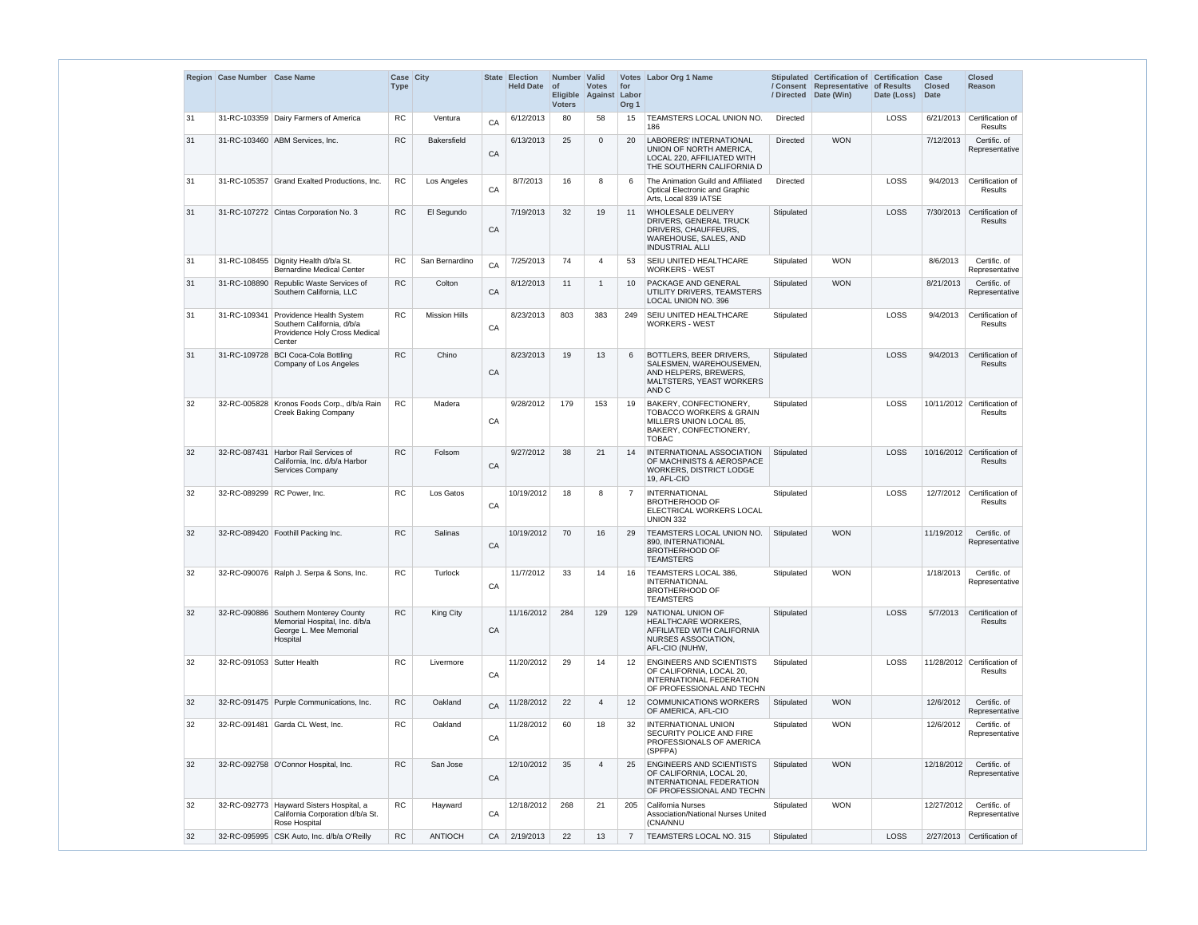| Region | Case Number | Case Name | Case Type | City | State | Election Held Date | Number of Eligible Voters | Valid Votes Against | Votes for Labor Org 1 | Labor Org 1 Name | Stipulated / Consent / Directed | Certification of Representative Date (Win) | Certification of Results Date (Loss) | Case Closed Date | Closed Reason |
|---|---|---|---|---|---|---|---|---|---|---|---|---|---|---|---|
| 31 | 31-RC-103359 | Dairy Farmers of America | RC | Ventura | CA | 6/12/2013 | 80 | 58 | 15 | TEAMSTERS LOCAL UNION NO. 186 | Directed | | LOSS | 6/21/2013 | Certification of Results |
| 31 | 31-RC-103460 | ABM Services, Inc. | RC | Bakersfield | CA | 6/13/2013 | 25 | 0 | 20 | LABORERS' INTERNATIONAL UNION OF NORTH AMERICA, LOCAL 220, AFFILIATED WITH THE SOUTHERN CALIFORNIA D | Directed | WON | | 7/12/2013 | Certific. of Representative |
| 31 | 31-RC-105357 | Grand Exalted Productions, Inc. | RC | Los Angeles | CA | 8/7/2013 | 16 | 8 | 6 | The Animation Guild and Affiliated Optical Electronic and Graphic Arts, Local 839 IATSE | Directed | | LOSS | 9/4/2013 | Certification of Results |
| 31 | 31-RC-107272 | Cintas Corporation No. 3 | RC | El Segundo | CA | 7/19/2013 | 32 | 19 | 11 | WHOLESALE DELIVERY DRIVERS, GENERAL TRUCK DRIVERS, CHAUFFEURS, WAREHOUSE, SALES, AND INDUSTRIAL ALLI | Stipulated | | LOSS | 7/30/2013 | Certification of Results |
| 31 | 31-RC-108455 | Dignity Health d/b/a St. Bernardine Medical Center | RC | San Bernardino | CA | 7/25/2013 | 74 | 4 | 53 | SEIU UNITED HEALTHCARE WORKERS - WEST | Stipulated | WON | | 8/6/2013 | Certific. of Representative |
| 31 | 31-RC-108890 | Republic Waste Services of Southern California, LLC | RC | Colton | CA | 8/12/2013 | 11 | 1 | 10 | PACKAGE AND GENERAL UTILITY DRIVERS, TEAMSTERS LOCAL UNION NO. 396 | Stipulated | WON | | 8/21/2013 | Certific. of Representative |
| 31 | 31-RC-109341 | Providence Health System Southern California, d/b/a Providence Holy Cross Medical Center | RC | Mission Hills | CA | 8/23/2013 | 803 | 383 | 249 | SEIU UNITED HEALTHCARE WORKERS - WEST | Stipulated | | LOSS | 9/4/2013 | Certification of Results |
| 31 | 31-RC-109728 | BCI Coca-Cola Bottling Company of Los Angeles | RC | Chino | CA | 8/23/2013 | 19 | 13 | 6 | BOTTLERS, BEER DRIVERS, SALESMEN, WAREHOUSEMEN, AND HELPERS, BREWERS, MALTSTERS, YEAST WORKERS AND C | Stipulated | | LOSS | 9/4/2013 | Certification of Results |
| 32 | 32-RC-005828 | Kronos Foods Corp., d/b/a Rain Creek Baking Company | RC | Madera | CA | 9/28/2012 | 179 | 153 | 19 | BAKERY, CONFECTIONERY, TOBACCO WORKERS & GRAIN MILLERS UNION LOCAL 85, BAKERY, CONFECTIONERY, TOBAC | Stipulated | | LOSS | 10/11/2012 | Certification of Results |
| 32 | 32-RC-087431 | Harbor Rail Services of California, Inc. d/b/a Harbor Services Company | RC | Folsom | CA | 9/27/2012 | 38 | 21 | 14 | INTERNATIONAL ASSOCIATION OF MACHINISTS & AEROSPACE WORKERS, DISTRICT LODGE 19, AFL-CIO | Stipulated | | LOSS | 10/16/2012 | Certification of Results |
| 32 | 32-RC-089299 | RC Power, Inc. | RC | Los Gatos | CA | 10/19/2012 | 18 | 8 | 7 | INTERNATIONAL BROTHERHOOD OF ELECTRICAL WORKERS LOCAL UNION 332 | Stipulated | | LOSS | 12/7/2012 | Certification of Results |
| 32 | 32-RC-089420 | Foothill Packing Inc. | RC | Salinas | CA | 10/19/2012 | 70 | 16 | 29 | TEAMSTERS LOCAL UNION NO. 890, INTERNATIONAL BROTHERHOOD OF TEAMSTERS | Stipulated | WON | | 11/19/2012 | Certific. of Representative |
| 32 | 32-RC-090076 | Ralph J. Serpa & Sons, Inc. | RC | Turlock | CA | 11/7/2012 | 33 | 14 | 16 | TEAMSTERS LOCAL 386, INTERNATIONAL BROTHERHOOD OF TEAMSTERS | Stipulated | WON | | 1/18/2013 | Certific. of Representative |
| 32 | 32-RC-090886 | Southern Monterey County Memorial Hospital, Inc. d/b/a George L. Mee Memorial Hospital | RC | King City | CA | 11/16/2012 | 284 | 129 | 129 | NATIONAL UNION OF HEALTHCARE WORKERS, AFFILIATED WITH CALIFORNIA NURSES ASSOCIATION, AFL-CIO (NUHW, | Stipulated | | LOSS | 5/7/2013 | Certification of Results |
| 32 | 32-RC-091053 | Sutter Health | RC | Livermore | CA | 11/20/2012 | 29 | 14 | 12 | ENGINEERS AND SCIENTISTS OF CALIFORNIA, LOCAL 20, INTERNATIONAL FEDERATION OF PROFESSIONAL AND TECHN | Stipulated | | LOSS | 11/28/2012 | Certification of Results |
| 32 | 32-RC-091475 | Purple Communications, Inc. | RC | Oakland | CA | 11/28/2012 | 22 | 4 | 12 | COMMUNICATIONS WORKERS OF AMERICA, AFL-CIO | Stipulated | WON | | 12/6/2012 | Certific. of Representative |
| 32 | 32-RC-091481 | Garda CL West, Inc. | RC | Oakland | CA | 11/28/2012 | 60 | 18 | 32 | INTERNATIONAL UNION SECURITY POLICE AND FIRE PROFESSIONALS OF AMERICA (SPFPA) | Stipulated | WON | | 12/6/2012 | Certific. of Representative |
| 32 | 32-RC-092758 | O'Connor Hospital, Inc. | RC | San Jose | CA | 12/10/2012 | 35 | 4 | 25 | ENGINEERS AND SCIENTISTS OF CALIFORNIA, LOCAL 20, INTERNATIONAL FEDERATION OF PROFESSIONAL AND TECHN | Stipulated | WON | | 12/18/2012 | Certific. of Representative |
| 32 | 32-RC-092773 | Hayward Sisters Hospital, a California Corporation d/b/a St. Rose Hospital | RC | Hayward | CA | 12/18/2012 | 268 | 21 | 205 | California Nurses Association/National Nurses United (CNA/NNU | Stipulated | WON | | 12/27/2012 | Certific. of Representative |
| 32 | 32-RC-095995 | CSK Auto, Inc. d/b/a O'Reilly | RC | ANTIOCH | CA | 2/19/2013 | 22 | 13 | 7 | TEAMSTERS LOCAL NO. 315 | Stipulated | | LOSS | 2/27/2013 | Certification of |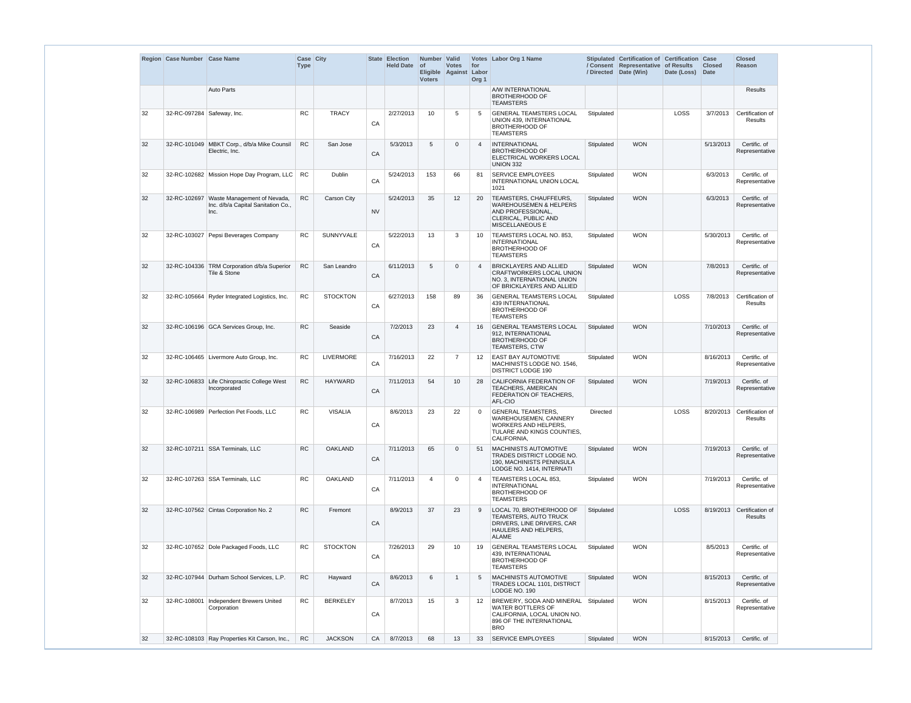| Region | Case Number | Case Name | Case Type | City | State | Election Held Date | Number of Eligible Voters | Valid Votes Against | Votes for Labor Org 1 | Labor Org 1 Name | Stipulated / Consent / Directed | Certification of Representative Date (Win) | Certification of Results Date (Loss) | Case Closed Date | Closed Reason |
|---|---|---|---|---|---|---|---|---|---|---|---|---|---|---|---|
| | | Auto Parts | | | | | | | | A/W INTERNATIONAL BROTHERHOOD OF TEAMSTERS | | | | | Results |
| 32 | 32-RC-097284 | Safeway, Inc. | RC | TRACY | CA | 2/27/2013 | 10 | 5 | 5 | GENERAL TEAMSTERS LOCAL UNION 439, INTERNATIONAL BROTHERHOOD OF TEAMSTERS | Stipulated | | LOSS | 3/7/2013 | Certification of Results |
| 32 | 32-RC-101049 | MBKT Corp., d/b/a Mike Counsil Electric, Inc. | RC | San Jose | CA | 5/3/2013 | 5 | 0 | 4 | INTERNATIONAL BROTHERHOOD OF ELECTRICAL WORKERS LOCAL UNION 332 | Stipulated | WON | | 5/13/2013 | Certific. of Representative |
| 32 | 32-RC-102682 | Mission Hope Day Program, LLC | RC | Dublin | CA | 5/24/2013 | 153 | 66 | 81 | SERVICE EMPLOYEES INTERNATIONAL UNION LOCAL 1021 | Stipulated | WON | | 6/3/2013 | Certific. of Representative |
| 32 | 32-RC-102697 | Waste Management of Nevada, Inc. d/b/a Capital Sanitation Co., Inc. | RC | Carson City | NV | 5/24/2013 | 35 | 12 | 20 | TEAMSTERS, CHAUFFEURS, WAREHOUSEMEN & HELPERS AND PROFESSIONAL, CLERICAL, PUBLIC AND MISCELLANEOUS E | Stipulated | WON | | 6/3/2013 | Certific. of Representative |
| 32 | 32-RC-103027 | Pepsi Beverages Company | RC | SUNNYVALE | CA | 5/22/2013 | 13 | 3 | 10 | TEAMSTERS LOCAL NO. 853, INTERNATIONAL BROTHERHOOD OF TEAMSTERS | Stipulated | WON | | 5/30/2013 | Certific. of Representative |
| 32 | 32-RC-104336 | TRM Corporation d/b/a Superior Tile & Stone | RC | San Leandro | CA | 6/11/2013 | 5 | 0 | 4 | BRICKLAYERS AND ALLIED CRAFTWORKERS LOCAL UNION NO. 3, INTERNATIONAL UNION OF BRICKLAYERS AND ALLIED | Stipulated | WON | | 7/8/2013 | Certific. of Representative |
| 32 | 32-RC-105664 | Ryder Integrated Logistics, Inc. | RC | STOCKTON | CA | 6/27/2013 | 158 | 89 | 36 | GENERAL TEAMSTERS LOCAL 439 INTERNATIONAL BROTHERHOOD OF TEAMSTERS | Stipulated | | LOSS | 7/8/2013 | Certification of Results |
| 32 | 32-RC-106196 | GCA Services Group, Inc. | RC | Seaside | CA | 7/2/2013 | 23 | 4 | 16 | GENERAL TEAMSTERS LOCAL 912, INTERNATIONAL BROTHERHOOD OF TEAMSTERS, CTW | Stipulated | WON | | 7/10/2013 | Certific. of Representative |
| 32 | 32-RC-106465 | Livermore Auto Group, Inc. | RC | LIVERMORE | CA | 7/16/2013 | 22 | 7 | 12 | EAST BAY AUTOMOTIVE MACHINISTS LODGE NO. 1546, DISTRICT LODGE 190 | Stipulated | WON | | 8/16/2013 | Certific. of Representative |
| 32 | 32-RC-106833 | Life Chiropractic College West Incorporated | RC | HAYWARD | CA | 7/11/2013 | 54 | 10 | 28 | CALIFORNIA FEDERATION OF TEACHERS, AMERICAN FEDERATION OF TEACHERS, AFL-CIO | Stipulated | WON | | 7/19/2013 | Certific. of Representative |
| 32 | 32-RC-106989 | Perfection Pet Foods, LLC | RC | VISALIA | CA | 8/6/2013 | 23 | 22 | 0 | GENERAL TEAMSTERS, WAREHOUSEMEN, CANNERY WORKERS AND HELPERS, TULARE AND KINGS COUNTIES, CALIFORNIA, | Directed | | LOSS | 8/20/2013 | Certification of Results |
| 32 | 32-RC-107211 | SSA Terminals, LLC | RC | OAKLAND | CA | 7/11/2013 | 65 | 0 | 51 | MACHINISTS AUTOMOTIVE TRADES DISTRICT LODGE NO. 190, MACHINISTS PENINSULA LODGE NO. 1414, INTERNATI | Stipulated | WON | | 7/19/2013 | Certific. of Representative |
| 32 | 32-RC-107263 | SSA Terminals, LLC | RC | OAKLAND | CA | 7/11/2013 | 4 | 0 | 4 | TEAMSTERS LOCAL 853, INTERNATIONAL BROTHERHOOD OF TEAMSTERS | Stipulated | WON | | 7/19/2013 | Certific. of Representative |
| 32 | 32-RC-107562 | Cintas Corporation No. 2 | RC | Fremont | CA | 8/9/2013 | 37 | 23 | 9 | LOCAL 70, BROTHERHOOD OF TEAMSTERS, AUTO TRUCK DRIVERS, LINE DRIVERS, CAR HAULERS AND HELPERS, ALAME | Stipulated | | LOSS | 8/19/2013 | Certification of Results |
| 32 | 32-RC-107652 | Dole Packaged Foods, LLC | RC | STOCKTON | CA | 7/26/2013 | 29 | 10 | 19 | GENERAL TEAMSTERS LOCAL 439, INTERNATIONAL BROTHERHOOD OF TEAMSTERS | Stipulated | WON | | 8/5/2013 | Certific. of Representative |
| 32 | 32-RC-107944 | Durham School Services, L.P. | RC | Hayward | CA | 8/6/2013 | 6 | 1 | 5 | MACHINISTS AUTOMOTIVE TRADES LOCAL 1101, DISTRICT LODGE NO. 190 | Stipulated | WON | | 8/15/2013 | Certific. of Representative |
| 32 | 32-RC-108001 | Independent Brewers United Corporation | RC | BERKELEY | CA | 8/7/2013 | 15 | 3 | 12 | BREWERY, SODA AND MINERAL WATER BOTTLERS OF CALIFORNIA, LOCAL UNION NO. 896 OF THE INTERNATIONAL BRO | Stipulated | WON | | 8/15/2013 | Certific. of Representative |
| 32 | 32-RC-108103 | Ray Properties Kit Carson, Inc., | RC | JACKSON | CA | 8/7/2013 | 68 | 13 | 33 | SERVICE EMPLOYEES | Stipulated | WON | | 8/15/2013 | Certific. of |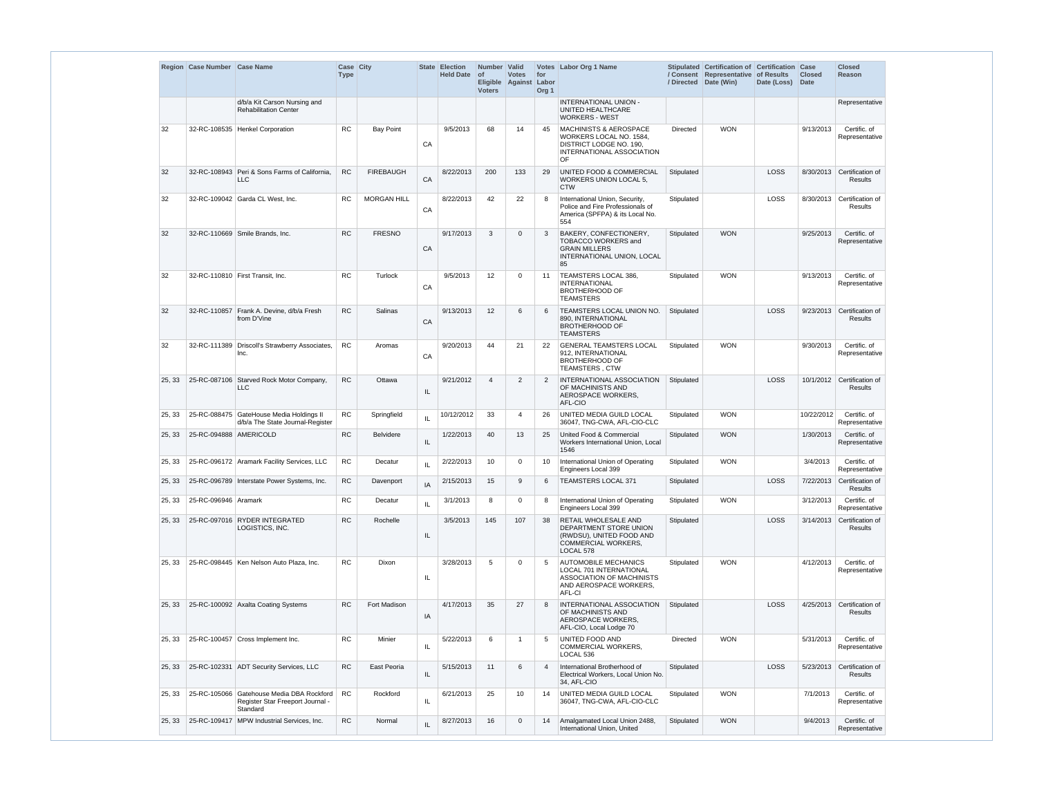| Region | Case Number | Case Name | Case Type | City | State | Election Held Date | Number of Eligible Voters | Valid Votes Against | Votes for Labor Org 1 | Labor Org 1 Name | Stipulated / Consent / Directed | Certification of Representative Date (Win) | Certification of Results Date (Loss) | Case Closed Date | Closed Reason |
|---|---|---|---|---|---|---|---|---|---|---|---|---|---|---|---|
| | | d/b/a Kit Carson Nursing and Rehabilitation Center | | | | | | | | INTERNATIONAL UNION - UNITED HEALTHCARE WORKERS - WEST | | | | | Representative |
| 32 | 32-RC-108535 | Henkel Corporation | RC | Bay Point | CA | 9/5/2013 | 68 | 14 | 45 | MACHINISTS & AEROSPACE WORKERS LOCAL NO. 1584, DISTRICT LODGE NO. 190, INTERNATIONAL ASSOCIATION OF | Directed | WON | | 9/13/2013 | Certific. of Representative |
| 32 | 32-RC-108943 | Peri & Sons Farms of California, LLC | RC | FIREBAUGH | CA | 8/22/2013 | 200 | 133 | 29 | UNITED FOOD & COMMERCIAL WORKERS UNION LOCAL 5, CTW | Stipulated | | LOSS | 8/30/2013 | Certification of Results |
| 32 | 32-RC-109042 | Garda CL West, Inc. | RC | MORGAN HILL | CA | 8/22/2013 | 42 | 22 | 8 | International Union, Security, Police and Fire Professionals of America (SPFPA) & its Local No. 554 | Stipulated | | LOSS | 8/30/2013 | Certification of Results |
| 32 | 32-RC-110669 | Smile Brands, Inc. | RC | FRESNO | CA | 9/17/2013 | 3 | 0 | 3 | BAKERY, CONFECTIONERY, TOBACCO WORKERS and GRAIN MILLERS INTERNATIONAL UNION, LOCAL 85 | Stipulated | WON | | 9/25/2013 | Certific. of Representative |
| 32 | 32-RC-110810 | First Transit, Inc. | RC | Turlock | CA | 9/5/2013 | 12 | 0 | 11 | TEAMSTERS LOCAL 386, INTERNATIONAL BROTHERHOOD OF TEAMSTERS | Stipulated | WON | | 9/13/2013 | Certific. of Representative |
| 32 | 32-RC-110857 | Frank A. Devine, d/b/a Fresh from D'Vine | RC | Salinas | CA | 9/13/2013 | 12 | 6 | 6 | TEAMSTERS LOCAL UNION NO. 890, INTERNATIONAL BROTHERHOOD OF TEAMSTERS | Stipulated | | LOSS | 9/23/2013 | Certification of Results |
| 32 | 32-RC-111389 | Driscoll's Strawberry Associates, Inc. | RC | Aromas | CA | 9/20/2013 | 44 | 21 | 22 | GENERAL TEAMSTERS LOCAL 912, INTERNATIONAL BROTHERHOOD OF TEAMSTERS , CTW | Stipulated | WON | | 9/30/2013 | Certific. of Representative |
| 25, 33 | 25-RC-087106 | Starved Rock Motor Company, LLC | RC | Ottawa | IL | 9/21/2012 | 4 | 2 | 2 | INTERNATIONAL ASSOCIATION OF MACHINISTS AND AEROSPACE WORKERS, AFL-CIO | Stipulated | | LOSS | 10/1/2012 | Certification of Results |
| 25, 33 | 25-RC-088475 | GateHouse Media Holdings II d/b/a The State Journal-Register | RC | Springfield | IL | 10/12/2012 | 33 | 4 | 26 | UNITED MEDIA GUILD LOCAL 36047, TNG-CWA, AFL-CIO-CLC | Stipulated | WON | | 10/22/2012 | Certific. of Representative |
| 25, 33 | 25-RC-094888 | AMERICOLD | RC | Belvidere | IL | 1/22/2013 | 40 | 13 | 25 | United Food & Commercial Workers International Union, Local 1546 | Stipulated | WON | | 1/30/2013 | Certific. of Representative |
| 25, 33 | 25-RC-096172 | Aramark Facility Services, LLC | RC | Decatur | IL | 2/22/2013 | 10 | 0 | 10 | International Union of Operating Engineers Local 399 | Stipulated | WON | | 3/4/2013 | Certific. of Representative |
| 25, 33 | 25-RC-096789 | Interstate Power Systems, Inc. | RC | Davenport | IA | 2/15/2013 | 15 | 9 | 6 | TEAMSTERS LOCAL 371 | Stipulated | | LOSS | 7/22/2013 | Certification of Results |
| 25, 33 | 25-RC-096946 | Aramark | RC | Decatur | IL | 3/1/2013 | 8 | 0 | 8 | International Union of Operating Engineers Local 399 | Stipulated | WON | | 3/12/2013 | Certific. of Representative |
| 25, 33 | 25-RC-097016 | RYDER INTEGRATED LOGISTICS, INC. | RC | Rochelle | IL | 3/5/2013 | 145 | 107 | 38 | RETAIL WHOLESALE AND DEPARTMENT STORE UNION (RWDSU), UNITED FOOD AND COMMERCIAL WORKERS, LOCAL 578 | Stipulated | | LOSS | 3/14/2013 | Certification of Results |
| 25, 33 | 25-RC-098445 | Ken Nelson Auto Plaza, Inc. | RC | Dixon | IL | 3/28/2013 | 5 | 0 | 5 | AUTOMOBILE MECHANICS LOCAL 701 INTERNATIONAL ASSOCIATION OF MACHINISTS AND AEROSPACE WORKERS, AFL-CI | Stipulated | WON | | 4/12/2013 | Certific. of Representative |
| 25, 33 | 25-RC-100092 | Axalta Coating Systems | RC | Fort Madison | IA | 4/17/2013 | 35 | 27 | 8 | INTERNATIONAL ASSOCIATION OF MACHINISTS AND AEROSPACE WORKERS, AFL-CIO, Local Lodge 70 | Stipulated | | LOSS | 4/25/2013 | Certification of Results |
| 25, 33 | 25-RC-100457 | Cross Implement Inc. | RC | Minier | IL | 5/22/2013 | 6 | 1 | 5 | UNITED FOOD AND COMMERCIAL WORKERS, LOCAL 536 | Directed | WON | | 5/31/2013 | Certific. of Representative |
| 25, 33 | 25-RC-102331 | ADT Security Services, LLC | RC | East Peoria | IL | 5/15/2013 | 11 | 6 | 4 | International Brotherhood of Electrical Workers, Local Union No. 34, AFL-CIO | Stipulated | | LOSS | 5/23/2013 | Certification of Results |
| 25, 33 | 25-RC-105066 | Gatehouse Media DBA Rockford Register Star Freeport Journal - Standard | RC | Rockford | IL | 6/21/2013 | 25 | 10 | 14 | UNITED MEDIA GUILD LOCAL 36047, TNG-CWA, AFL-CIO-CLC | Stipulated | WON | | 7/1/2013 | Certific. of Representative |
| 25, 33 | 25-RC-109417 | MPW Industrial Services, Inc. | RC | Normal | IL | 8/27/2013 | 16 | 0 | 14 | Amalgamated Local Union 2488, International Union, United | Stipulated | WON | | 9/4/2013 | Certific. of Representative |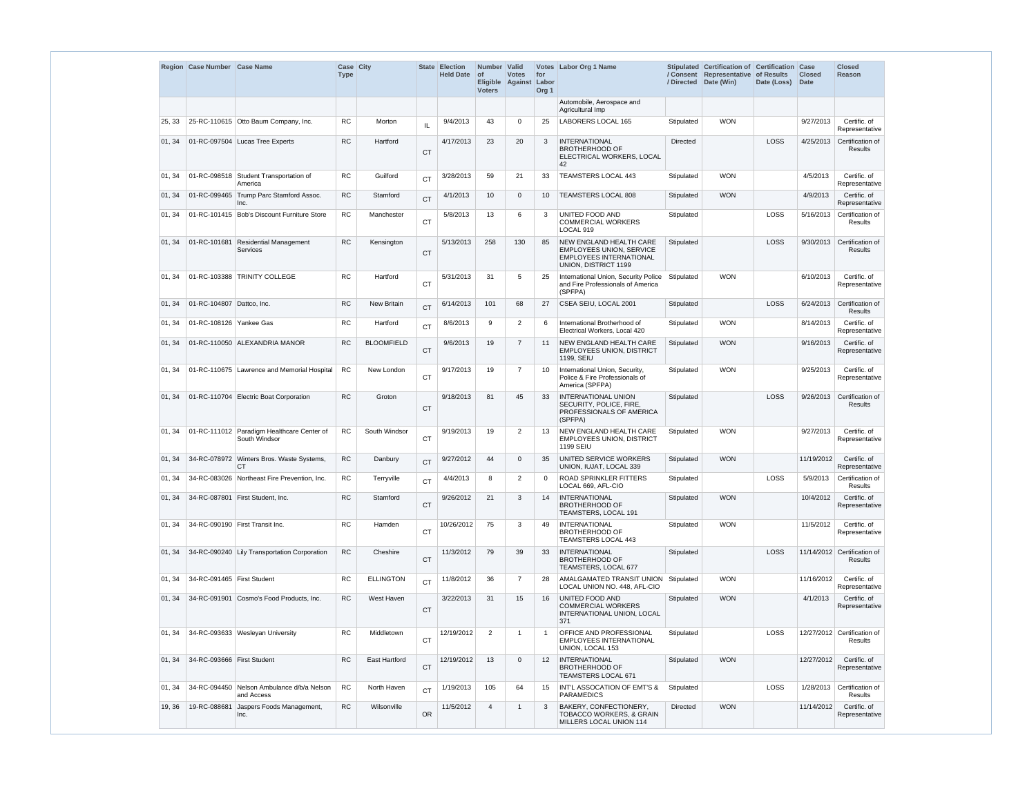| Region | Case Number | Case Name | Case Type | City | State | Election Held Date | Number of Eligible Voters | Valid Votes Against | Votes for Labor Org 1 | Labor Org 1 Name | Stipulated / Consent / Directed | Certification of Representative Date (Win) | Certification of Results Date (Loss) | Case Closed Date | Closed Reason |
|---|---|---|---|---|---|---|---|---|---|---|---|---|---|---|---|
| | | | | | | | | | | Automobile, Aerospace and Agricultural Imp | | | | | |
| 25, 33 | 25-RC-110615 | Otto Baum Company, Inc. | RC | Morton | IL | 9/4/2013 | 43 | 0 | 25 | LABORERS LOCAL 165 | Stipulated | WON | | 9/27/2013 | Certific. of Representative |
| 01, 34 | 01-RC-097504 | Lucas Tree Experts | RC | Hartford | CT | 4/17/2013 | 23 | 20 | 3 | INTERNATIONAL BROTHERHOOD OF ELECTRICAL WORKERS, LOCAL 42 | Directed | | LOSS | 4/25/2013 | Certification of Results |
| 01, 34 | 01-RC-098518 | Student Transportation of America | RC | Guilford | CT | 3/28/2013 | 59 | 21 | 33 | TEAMSTERS LOCAL 443 | Stipulated | WON | | 4/5/2013 | Certific. of Representative |
| 01, 34 | 01-RC-099465 | Trump Parc Stamford Assoc. Inc. | RC | Stamford | CT | 4/1/2013 | 10 | 0 | 10 | TEAMSTERS LOCAL 808 | Stipulated | WON | | 4/9/2013 | Certific. of Representative |
| 01, 34 | 01-RC-101415 | Bob's Discount Furniture Store | RC | Manchester | CT | 5/8/2013 | 13 | 6 | 3 | UNITED FOOD AND COMMERCIAL WORKERS LOCAL 919 | Stipulated | | LOSS | 5/16/2013 | Certification of Results |
| 01, 34 | 01-RC-101681 | Residential Management Services | RC | Kensington | CT | 5/13/2013 | 258 | 130 | 85 | NEW ENGLAND HEALTH CARE EMPLOYEES UNION, SERVICE EMPLOYEES INTERNATIONAL UNION, DISTRICT 1199 | Stipulated | | LOSS | 9/30/2013 | Certification of Results |
| 01, 34 | 01-RC-103388 | TRINITY COLLEGE | RC | Hartford | CT | 5/31/2013 | 31 | 5 | 25 | International Union, Security Police and Fire Professionals of America (SPFPA) | Stipulated | WON | | 6/10/2013 | Certific. of Representative |
| 01, 34 | 01-RC-104807 | Dattco, Inc. | RC | New Britain | CT | 6/14/2013 | 101 | 68 | 27 | CSEA SEIU, LOCAL 2001 | Stipulated | | LOSS | 6/24/2013 | Certification of Results |
| 01, 34 | 01-RC-108126 | Yankee Gas | RC | Hartford | CT | 8/6/2013 | 9 | 2 | 6 | International Brotherhood of Electrical Workers, Local 420 | Stipulated | WON | | 8/14/2013 | Certific. of Representative |
| 01, 34 | 01-RC-110050 | ALEXANDRIA MANOR | RC | BLOOMFIELD | CT | 9/6/2013 | 19 | 7 | 11 | NEW ENGLAND HEALTH CARE EMPLOYEES UNION, DISTRICT 1199, SEIU | Stipulated | WON | | 9/16/2013 | Certific. of Representative |
| 01, 34 | 01-RC-110675 | Lawrence and Memorial Hospital | RC | New London | CT | 9/17/2013 | 19 | 7 | 10 | International Union, Security, Police & Fire Professionals of America (SPFPA) | Stipulated | WON | | 9/25/2013 | Certific. of Representative |
| 01, 34 | 01-RC-110704 | Electric Boat Corporation | RC | Groton | CT | 9/18/2013 | 81 | 45 | 33 | INTERNATIONAL UNION SECURITY, POLICE, FIRE, PROFESSIONALS OF AMERICA (SPFPA) | Stipulated | | LOSS | 9/26/2013 | Certification of Results |
| 01, 34 | 01-RC-111012 | Paradigm Healthcare Center of South Windsor | RC | South Windsor | CT | 9/19/2013 | 19 | 2 | 13 | NEW ENGLAND HEALTH CARE EMPLOYEES UNION, DISTRICT 1199 SEIU | Stipulated | WON | | 9/27/2013 | Certific. of Representative |
| 01, 34 | 34-RC-078972 | Winters Bros. Waste Systems, CT | RC | Danbury | CT | 9/27/2012 | 44 | 0 | 35 | UNITED SERVICE WORKERS UNION, IUJAT, LOCAL 339 | Stipulated | WON | | 11/19/2012 | Certific. of Representative |
| 01, 34 | 34-RC-083026 | Northeast Fire Prevention, Inc. | RC | Terryville | CT | 4/4/2013 | 8 | 2 | 0 | ROAD SPRINKLER FITTERS LOCAL 669, AFL-CIO | Stipulated | | LOSS | 5/9/2013 | Certification of Results |
| 01, 34 | 34-RC-087801 | First Student, Inc. | RC | Stamford | CT | 9/26/2012 | 21 | 3 | 14 | INTERNATIONAL BROTHERHOOD OF TEAMSTERS, LOCAL 191 | Stipulated | WON | | 10/4/2012 | Certific. of Representative |
| 01, 34 | 34-RC-090190 | First Transit Inc. | RC | Hamden | CT | 10/26/2012 | 75 | 3 | 49 | INTERNATIONAL BROTHERHOOD OF TEAMSTERS LOCAL 443 | Stipulated | WON | | 11/5/2012 | Certific. of Representative |
| 01, 34 | 34-RC-090240 | Lily Transportation Corporation | RC | Cheshire | CT | 11/3/2012 | 79 | 39 | 33 | INTERNATIONAL BROTHERHOOD OF TEAMSTERS, LOCAL 677 | Stipulated | | LOSS | 11/14/2012 | Certification of Results |
| 01, 34 | 34-RC-091465 | First Student | RC | ELLINGTON | CT | 11/8/2012 | 36 | 7 | 28 | AMALGAMATED TRANSIT UNION LOCAL UNION NO. 448, AFL-CIO | Stipulated | WON | | 11/16/2012 | Certific. of Representative |
| 01, 34 | 34-RC-091901 | Cosmo's Food Products, Inc. | RC | West Haven | CT | 3/22/2013 | 31 | 15 | 16 | UNITED FOOD AND COMMERCIAL WORKERS INTERNATIONAL UNION, LOCAL 371 | Stipulated | WON | | 4/1/2013 | Certific. of Representative |
| 01, 34 | 34-RC-093633 | Wesleyan University | RC | Middletown | CT | 12/19/2012 | 2 | 1 | 1 | OFFICE AND PROFESSIONAL EMPLOYEES INTERNATIONAL UNION, LOCAL 153 | Stipulated | | LOSS | 12/27/2012 | Certification of Results |
| 01, 34 | 34-RC-093666 | First Student | RC | East Hartford | CT | 12/19/2012 | 13 | 0 | 12 | INTERNATIONAL BROTHERHOOD OF TEAMSTERS LOCAL 671 | Stipulated | WON | | 12/27/2012 | Certific. of Representative |
| 01, 34 | 34-RC-094450 | Nelson Ambulance d/b/a Nelson and Access | RC | North Haven | CT | 1/19/2013 | 105 | 64 | 15 | INT'L ASSOCATION OF EMT'S & PARAMEDICS | Stipulated | | LOSS | 1/28/2013 | Certification of Results |
| 19, 36 | 19-RC-088681 | Jaspers Foods Management, Inc. | RC | Wilsonville | OR | 11/5/2012 | 4 | 1 | 3 | BAKERY, CONFECTIONERY, TOBACCO WORKERS, & GRAIN MILLERS LOCAL UNION 114 | Directed | WON | | 11/14/2012 | Certific. of Representative |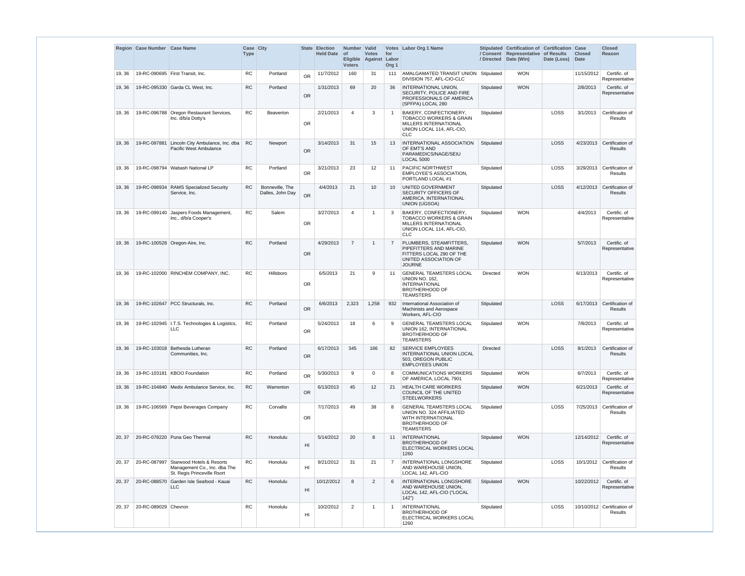| Region | Case Number | Case Name | Case Type | City | State | Election Held Date | Number of Eligible Voters | Valid Votes Against | Votes for Labor Org 1 | Labor Org 1 Name | Stipulated / Consent / Directed | Certification of Representative Date (Win) | Certification of Results Date (Loss) | Case Closed Date | Closed Reason |
|---|---|---|---|---|---|---|---|---|---|---|---|---|---|---|---|
| 19, 36 | 19-RC-090695 | First Transit, Inc. | RC | Portland | OR | 11/7/2012 | 160 | 31 | 111 | AMALGAMATED TRANSIT UNION DIVISION 757, AFL-CIO-CLC | Stipulated | WON | | 11/15/2012 | Certific. of Representative |
| 19, 36 | 19-RC-095330 | Garda CL West, Inc. | RC | Portland | OR | 1/31/2013 | 69 | 20 | 36 | INTERNATIONAL UNION, SECURITY, POLICE AND FIRE PROFESSIONALS OF AMERICA (SPFPA) LOCAL 280 | Stipulated | WON | | 2/8/2013 | Certific. of Representative |
| 19, 36 | 19-RC-096788 | Oregon Restaurant Services, Inc. d/b/a Dotty's | RC | Beaverton | OR | 2/21/2013 | 4 | 3 | 1 | BAKERY, CONFECTIONERY, TOBACCO WORKERS & GRAIN MILLERS INTERNATIONAL UNION LOCAL 114, AFL-CIO, CLC | Stipulated | | LOSS | 3/1/2013 | Certification of Results |
| 19, 36 | 19-RC-097881 | Lincoln City Ambulance, Inc. dba Pacific West Ambulance | RC | Newport | OR | 3/14/2013 | 31 | 15 | 13 | INTERNATIONAL ASSOCIATION OF EMT'S AND PARAMEDICS/NAGE/SEIU LOCAL 5000 | Stipulated | | LOSS | 4/23/2013 | Certification of Results |
| 19, 36 | 19-RC-098794 | Wabash National LP | RC | Portland | OR | 3/21/2013 | 23 | 12 | 11 | PACIFIC NORTHWEST EMPLOYEE'S ASSOCIATION, PORTLAND LOCAL #1 | Stipulated | | LOSS | 3/29/2013 | Certification of Results |
| 19, 36 | 19-RC-098934 | RAMS Specialized Security Service, Inc. | RC | Bonneville, The Dalles, John Day | OR | 4/4/2013 | 21 | 10 | 10 | UNITED GOVERNMENT SECURITY OFFICERS OF AMERICA, INTERNATIONAL UNION (UGSOA) | Stipulated | | LOSS | 4/12/2013 | Certification of Results |
| 19, 36 | 19-RC-099140 | Jaspers Foods Management, Inc., d/b/a Cooper's | RC | Salem | OR | 3/27/2013 | 4 | 1 | 3 | BAKERY, CONFECTIONERY, TOBACCO WORKERS & GRAIN MILLERS INTERNATIONAL UNION LOCAL 114, AFL-CIO, CLC | Stipulated | WON | | 4/4/2013 | Certific. of Representative |
| 19, 36 | 19-RC-100528 | Oregon-Aire, Inc. | RC | Portland | OR | 4/29/2013 | 7 | 1 | 7 | PLUMBERS, STEAMFITTERS, PIPEFITTERS AND MARINE FITTERS LOCAL 290 OF THE UNITED ASSOCIATION OF JOURNE | Stipulated | WON | | 5/7/2013 | Certific. of Representative |
| 19, 36 | 19-RC-102000 | RINCHEM COMPANY, INC. | RC | Hillsboro | OR | 6/5/2013 | 21 | 9 | 11 | GENERAL TEAMSTERS LOCAL UNION NO. 162, INTERNATIONAL BROTHERHOOD OF TEAMSTERS | Directed | WON | | 6/13/2013 | Certific. of Representative |
| 19, 36 | 19-RC-102647 | PCC Structurals, Inc. | RC | Portland | OR | 6/6/2013 | 2,323 | 1,258 | 932 | International Association of Machinists and Aerospace Workers, AFL-CIO | Stipulated | | LOSS | 6/17/2013 | Certification of Results |
| 19, 36 | 19-RC-102945 | I.T.S. Technologies & Logistics, LLC | RC | Portland | OR | 5/24/2013 | 18 | 6 | 9 | GENERAL TEAMSTERS LOCAL UNION 162, INTERNATIONAL BROTHERHOOD OF TEAMSTERS | Stipulated | WON | | 7/8/2013 | Certific. of Representative |
| 19, 36 | 19-RC-103018 | Bethesda Lutheran Communities, Inc. | RC | Portland | OR | 6/17/2013 | 345 | 166 | 82 | SERVICE EMPLOYEES INTERNATIONAL UNION LOCAL 503, OREGON PUBLIC EMPLOYEES UNION | Directed | | LOSS | 8/1/2013 | Certification of Results |
| 19, 36 | 19-RC-103181 | KBOO Foundation | RC | Portland | OR | 5/30/2013 | 9 | 0 | 8 | COMMUNICATIONS WORKERS OF AMERICA, LOCAL 7901 | Stipulated | WON | | 6/7/2013 | Certific. of Representative |
| 19, 36 | 19-RC-104840 | Medix Ambulance Service, Inc. | RC | Warrenton | OR | 6/13/2013 | 45 | 12 | 21 | HEALTH CARE WORKERS COUNCIL OF THE UNITED STEELWORKERS | Stipulated | WON | | 6/21/2013 | Certific. of Representative |
| 19, 36 | 19-RC-106569 | Pepsi Beverages Company | RC | Corvallis | OR | 7/17/2013 | 49 | 38 | 8 | GENERAL TEAMSTERS LOCAL UNION NO. 324 AFFILIATED WITH INTERNATIONAL BROTHERHOOD OF TEAMSTERS | Stipulated | | LOSS | 7/25/2013 | Certification of Results |
| 20, 37 | 20-RC-078220 | Puna Geo Thermal | RC | Honolulu | HI | 5/14/2012 | 20 | 8 | 11 | INTERNATIONAL BROTHERHOOD OF ELECTRICAL WORKERS LOCAL 1260 | Stipulated | WON | | 12/14/2012 | Certific. of Representative |
| 20, 37 | 20-RC-087997 | Starwood Hotels & Resorts Management Co., Inc. dba The St. Regis Princeville Rsort | RC | Honolulu | HI | 9/21/2012 | 31 | 21 | 7 | INTERNATIONAL LONGSHORE AND WAREHOUSE UNION, LOCAL 142, AFL-CIO | Stipulated | | LOSS | 10/1/2012 | Certification of Results |
| 20, 37 | 20-RC-088570 | Garden Isle Seafood - Kauai LLC | RC | Honolulu | HI | 10/12/2012 | 8 | 2 | 6 | INTERNATIONAL LONGSHORE AND WAREHOUSE UNION, LOCAL 142, AFL-CIO ("LOCAL 142") | Stipulated | WON | | 10/22/2012 | Certific. of Representative |
| 20, 37 | 20-RC-089029 | Chevron | RC | Honolulu | HI | 10/2/2012 | 2 | 1 | 1 | INTERNATIONAL BROTHERHOOD OF ELECTRICAL WORKERS LOCAL 1260 | Stipulated | | LOSS | 10/10/2012 | Certification of Results |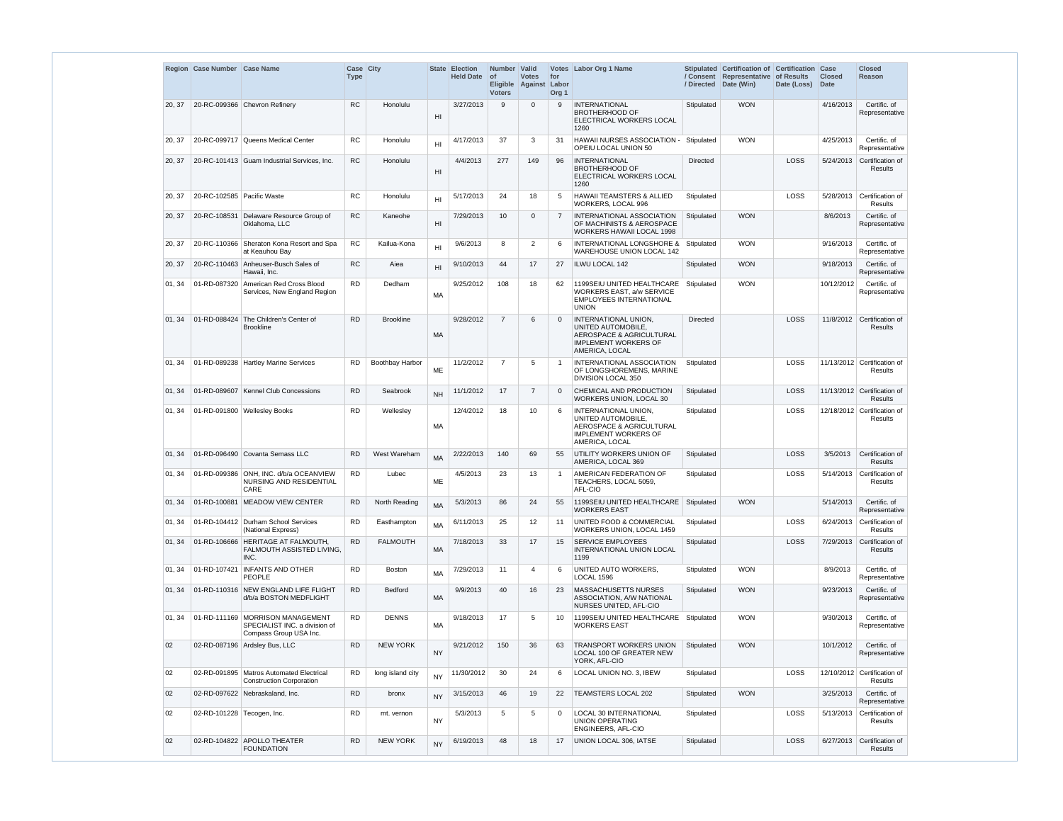| Region | Case Number | Case Name | Case Type | City | State | Election Held Date | Number of Eligible Voters | Valid Votes Against | Votes for Labor Org 1 | Labor Org 1 Name | Stipulated / Consent / Directed | Certification of Representative Date (Win) | Certification of Results Date (Loss) | Case Closed Date | Closed Reason |
|---|---|---|---|---|---|---|---|---|---|---|---|---|---|---|---|
| 20, 37 | 20-RC-099366 | Chevron Refinery | RC | Honolulu | HI | 3/27/2013 | 9 | 0 | 9 | INTERNATIONAL BROTHERHOOD OF ELECTRICAL WORKERS LOCAL 1260 | Stipulated | WON | | 4/16/2013 | Certific. of Representative |
| 20, 37 | 20-RC-099717 | Queens Medical Center | RC | Honolulu | HI | 4/17/2013 | 37 | 3 | 31 | HAWAII NURSES ASSOCIATION - OPEIU LOCAL UNION 50 | Stipulated | WON | | 4/25/2013 | Certific. of Representative |
| 20, 37 | 20-RC-101413 | Guam Industrial Services, Inc. | RC | Honolulu | HI | 4/4/2013 | 277 | 149 | 96 | INTERNATIONAL BROTHERHOOD OF ELECTRICAL WORKERS LOCAL 1260 | Directed | | LOSS | 5/24/2013 | Certification of Results |
| 20, 37 | 20-RC-102585 | Pacific Waste | RC | Honolulu | HI | 5/17/2013 | 24 | 18 | 5 | HAWAII TEAMSTERS & ALLIED WORKERS, LOCAL 996 | Stipulated | | LOSS | 5/28/2013 | Certification of Results |
| 20, 37 | 20-RC-108531 | Delaware Resource Group of Oklahoma, LLC | RC | Kaneohe | HI | 7/29/2013 | 10 | 0 | 7 | INTERNATIONAL ASSOCIATION OF MACHINISTS & AEROSPACE WORKERS HAWAII LOCAL 1998 | Stipulated | WON | | 8/6/2013 | Certific. of Representative |
| 20, 37 | 20-RC-110366 | Sheraton Kona Resort and Spa at Keauhou Bay | RC | Kailua-Kona | HI | 9/6/2013 | 8 | 2 | 6 | INTERNATIONAL LONGSHORE & WAREHOUSE UNION LOCAL 142 | Stipulated | WON | | 9/16/2013 | Certific. of Representative |
| 20, 37 | 20-RC-110463 | Anheuser-Busch Sales of Hawaii, Inc. | RC | Aiea | HI | 9/10/2013 | 44 | 17 | 27 | ILWU LOCAL 142 | Stipulated | WON | | 9/18/2013 | Certific. of Representative |
| 01, 34 | 01-RD-087320 | American Red Cross Blood Services, New England Region | RD | Dedham | MA | 9/25/2012 | 108 | 18 | 62 | 1199SEIU UNITED HEALTHCARE WORKERS EAST, a/w SERVICE EMPLOYEES INTERNATIONAL UNION | Stipulated | WON | | 10/12/2012 | Certific. of Representative |
| 01, 34 | 01-RD-088424 | The Children's Center of Brookline | RD | Brookline | MA | 9/28/2012 | 7 | 6 | 0 | INTERNATIONAL UNION, UNITED AUTOMOBILE, AEROSPACE & AGRICULTURAL IMPLEMENT WORKERS OF AMERICA, LOCAL | Directed | | LOSS | 11/8/2012 | Certification of Results |
| 01, 34 | 01-RD-089238 | Hartley Marine Services | RD | Boothbay Harbor | ME | 11/2/2012 | 7 | 5 | 1 | INTERNATIONAL ASSOCIATION OF LONGSHOREMENS, MARINE DIVISION LOCAL 350 | Stipulated | | LOSS | 11/13/2012 | Certification of Results |
| 01, 34 | 01-RD-089607 | Kennel Club Concessions | RD | Seabrook | NH | 11/1/2012 | 17 | 7 | 0 | CHEMICAL AND PRODUCTION WORKERS UNION, LOCAL 30 | Stipulated | | LOSS | 11/13/2012 | Certification of Results |
| 01, 34 | 01-RD-091800 | Wellesley Books | RD | Wellesley | MA | 12/4/2012 | 18 | 10 | 6 | INTERNATIONAL UNION, UNITED AUTOMOBILE, AEROSPACE & AGRICULTURAL IMPLEMENT WORKERS OF AMERICA, LOCAL | Stipulated | | LOSS | 12/18/2012 | Certification of Results |
| 01, 34 | 01-RD-096490 | Covanta Semass LLC | RD | West Wareham | MA | 2/22/2013 | 140 | 69 | 55 | UTILITY WORKERS UNION OF AMERICA, LOCAL 369 | Stipulated | | LOSS | 3/5/2013 | Certification of Results |
| 01, 34 | 01-RD-099386 | ONH, INC. d/b/a OCEANVIEW NURSING AND RESIDENTIAL CARE | RD | Lubec | ME | 4/5/2013 | 23 | 13 | 1 | AMERICAN FEDERATION OF TEACHERS, LOCAL 5059, AFL-CIO | Stipulated | | LOSS | 5/14/2013 | Certification of Results |
| 01, 34 | 01-RD-100881 | MEADOW VIEW CENTER | RD | North Reading | MA | 5/3/2013 | 86 | 24 | 55 | 1199SEIU UNITED HEALTHCARE WORKERS EAST | Stipulated | WON | | 5/14/2013 | Certific. of Representative |
| 01, 34 | 01-RD-104412 | Durham School Services (National Express) | RD | Easthampton | MA | 6/11/2013 | 25 | 12 | 11 | UNITED FOOD & COMMERCIAL WORKERS UNION, LOCAL 1459 | Stipulated | | LOSS | 6/24/2013 | Certification of Results |
| 01, 34 | 01-RD-106666 | HERITAGE AT FALMOUTH, FALMOUTH ASSISTED LIVING, INC. | RD | FALMOUTH | MA | 7/18/2013 | 33 | 17 | 15 | SERVICE EMPLOYEES INTERNATIONAL UNION LOCAL 1199 | Stipulated | | LOSS | 7/29/2013 | Certification of Results |
| 01, 34 | 01-RD-107421 | INFANTS AND OTHER PEOPLE | RD | Boston | MA | 7/29/2013 | 11 | 4 | 6 | UNITED AUTO WORKERS, LOCAL 1596 | Stipulated | WON | | 8/9/2013 | Certific. of Representative |
| 01, 34 | 01-RD-110316 | NEW ENGLAND LIFE FLIGHT d/b/a BOSTON MEDFLIGHT | RD | Bedford | MA | 9/9/2013 | 40 | 16 | 23 | MASSACHUSETTS NURSES ASSOCIATION, A/W NATIONAL NURSES UNITED, AFL-CIO | Stipulated | WON | | 9/23/2013 | Certific. of Representative |
| 01, 34 | 01-RD-111169 | MORRISON MANAGEMENT SPECIALIST INC. a division of Compass Group USA Inc. | RD | DENNS | MA | 9/18/2013 | 17 | 5 | 10 | 1199SEIU UNITED HEALTHCARE WORKERS EAST | Stipulated | WON | | 9/30/2013 | Certific. of Representative |
| 02 | 02-RD-087196 | Ardsley Bus, LLC | RD | NEW YORK | NY | 9/21/2012 | 150 | 36 | 63 | TRANSPORT WORKERS UNION LOCAL 100 OF GREATER NEW YORK, AFL-CIO | Stipulated | WON | | 10/1/2012 | Certific. of Representative |
| 02 | 02-RD-091895 | Matros Automated Electrical Construction Corporation | RD | long island city | NY | 11/30/2012 | 30 | 24 | 6 | LOCAL UNION NO. 3, IBEW | Stipulated | | LOSS | 12/10/2012 | Certification of Results |
| 02 | 02-RD-097622 | Nebraskaland, Inc. | RD | bronx | NY | 3/15/2013 | 46 | 19 | 22 | TEAMSTERS LOCAL 202 | Stipulated | WON | | 3/25/2013 | Certific. of Representative |
| 02 | 02-RD-101228 | Tecogen, Inc. | RD | mt. vernon | NY | 5/3/2013 | 5 | 5 | 0 | LOCAL 30 INTERNATIONAL UNION OPERATING ENGINEERS, AFL-CIO | Stipulated | | LOSS | 5/13/2013 | Certification of Results |
| 02 | 02-RD-104822 | APOLLO THEATER FOUNDATION | RD | NEW YORK | NY | 6/19/2013 | 48 | 18 | 17 | UNION LOCAL 306, IATSE | Stipulated | | LOSS | 6/27/2013 | Certification of Results |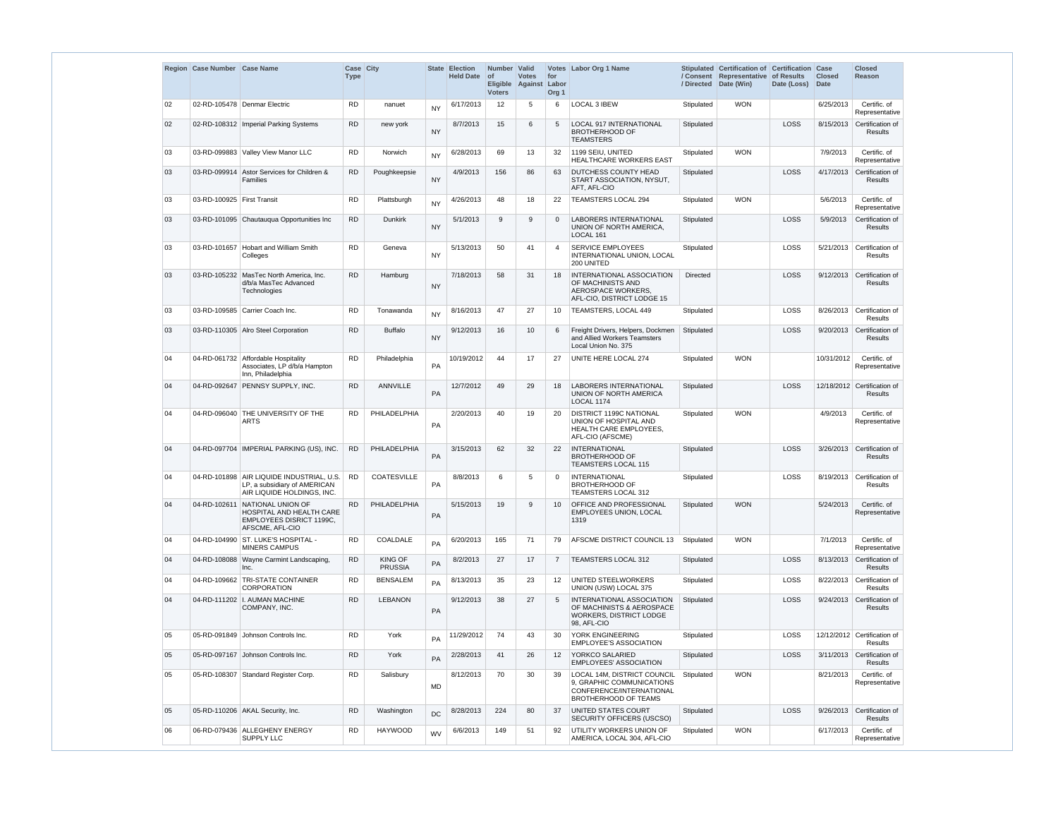| Region | Case Number | Case Name | Case Type | City | State | Election Held Date | Number of Eligible Voters | Valid Votes Against | Votes for Labor Org 1 | Labor Org 1 Name | Stipulated / Consent / Directed | Certification of Representative Date (Win) | Certification of Results Date (Loss) | Case Closed Date | Closed Reason |
|---|---|---|---|---|---|---|---|---|---|---|---|---|---|---|---|
| 02 | 02-RD-105478 | Denmar Electric | RD | nanuet | NY | 6/17/2013 | 12 | 5 | 6 | LOCAL 3 IBEW | Stipulated | WON | | 6/25/2013 | Certific. of Representative |
| 02 | 02-RD-108312 | Imperial Parking Systems | RD | new york | NY | 8/7/2013 | 15 | 6 | 5 | LOCAL 917 INTERNATIONAL BROTHERHOOD OF TEAMSTERS | Stipulated | | LOSS | 8/15/2013 | Certification of Results |
| 03 | 03-RD-099883 | Valley View Manor LLC | RD | Norwich | NY | 6/28/2013 | 69 | 13 | 32 | 1199 SEIU, UNITED HEALTHCARE WORKERS EAST | Stipulated | WON | | 7/9/2013 | Certific. of Representative |
| 03 | 03-RD-099914 | Astor Services for Children & Families | RD | Poughkeepsie | NY | 4/9/2013 | 156 | 86 | 63 | DUTCHESS COUNTY HEAD START ASSOCIATION, NYSUT, AFT, AFL-CIO | Stipulated | | LOSS | 4/17/2013 | Certification of Results |
| 03 | 03-RD-100925 | First Transit | RD | Plattsburgh | NY | 4/26/2013 | 48 | 18 | 22 | TEAMSTERS LOCAL 294 | Stipulated | WON | | 5/6/2013 | Certific. of Representative |
| 03 | 03-RD-101095 | Chautauqua Opportunities Inc | RD | Dunkirk | NY | 5/1/2013 | 9 | 9 | 0 | LABORERS INTERNATIONAL UNION OF NORTH AMERICA, LOCAL 161 | Stipulated | | LOSS | 5/9/2013 | Certification of Results |
| 03 | 03-RD-101657 | Hobart and William Smith Colleges | RD | Geneva | NY | 5/13/2013 | 50 | 41 | 4 | SERVICE EMPLOYEES INTERNATIONAL UNION, LOCAL 200 UNITED | Stipulated | | LOSS | 5/21/2013 | Certification of Results |
| 03 | 03-RD-105232 | MasTec North America, Inc. d/b/a MasTec Advanced Technologies | RD | Hamburg | NY | 7/18/2013 | 58 | 31 | 18 | INTERNATIONAL ASSOCIATION OF MACHINISTS AND AEROSPACE WORKERS, AFL-CIO, DISTRICT LODGE 15 | Directed | | LOSS | 9/12/2013 | Certification of Results |
| 03 | 03-RD-109585 | Carrier Coach Inc. | RD | Tonawanda | NY | 8/16/2013 | 47 | 27 | 10 | TEAMSTERS, LOCAL 449 | Stipulated | | LOSS | 8/26/2013 | Certification of Results |
| 03 | 03-RD-110305 | Alro Steel Corporation | RD | Buffalo | NY | 9/12/2013 | 16 | 10 | 6 | Freight Drivers, Helpers, Dockmen and Allied Workers Teamsters Local Union No. 375 | Stipulated | | LOSS | 9/20/2013 | Certification of Results |
| 04 | 04-RD-061732 | Affordable Hospitality Associates, LP d/b/a Hampton Inn, Philadelphia | RD | Philadelphia | PA | 10/19/2012 | 44 | 17 | 27 | UNITE HERE LOCAL 274 | Stipulated | WON | | 10/31/2012 | Certific. of Representative |
| 04 | 04-RD-092647 | PENNSY SUPPLY, INC. | RD | ANNVILLE | PA | 12/7/2012 | 49 | 29 | 18 | LABORERS INTERNATIONAL UNION OF NORTH AMERICA LOCAL 1174 | Stipulated | | LOSS | 12/18/2012 | Certification of Results |
| 04 | 04-RD-096040 | THE UNIVERSITY OF THE ARTS | RD | PHILADELPHIA | PA | 2/20/2013 | 40 | 19 | 20 | DISTRICT 1199C NATIONAL UNION OF HOSPITAL AND HEALTH CARE EMPLOYEES, AFL-CIO (AFSCME) | Stipulated | WON | | 4/9/2013 | Certific. of Representative |
| 04 | 04-RD-097704 | IMPERIAL PARKING (US), INC. | RD | PHILADELPHIA | PA | 3/15/2013 | 62 | 32 | 22 | INTERNATIONAL BROTHERHOOD OF TEAMSTERS LOCAL 115 | Stipulated | | LOSS | 3/26/2013 | Certification of Results |
| 04 | 04-RD-101898 | AIR LIQUIDE INDUSTRIAL, U.S. LP, a subsidiary of AMERICAN AIR LIQUIDE HOLDINGS, INC. | RD | COATESVILLE | PA | 8/8/2013 | 6 | 5 | 0 | INTERNATIONAL BROTHERHOOD OF TEAMSTERS LOCAL 312 | Stipulated | | LOSS | 8/19/2013 | Certification of Results |
| 04 | 04-RD-102611 | NATIONAL UNION OF HOSPITAL AND HEALTH CARE EMPLOYEES DISRICT 1199C, AFSCME, AFL-CIO | RD | PHILADELPHIA | PA | 5/15/2013 | 19 | 9 | 10 | OFFICE AND PROFESSIONAL EMPLOYEES UNION, LOCAL 1319 | Stipulated | WON | | 5/24/2013 | Certific. of Representative |
| 04 | 04-RD-104990 | ST. LUKE'S HOSPITAL - MINERS CAMPUS | RD | COALDALE | PA | 6/20/2013 | 165 | 71 | 79 | AFSCME DISTRICT COUNCIL 13 | Stipulated | WON | | 7/1/2013 | Certific. of Representative |
| 04 | 04-RD-108088 | Wayne Carmint Landscaping, Inc. | RD | KING OF PRUSSIA | PA | 8/2/2013 | 27 | 17 | 7 | TEAMSTERS LOCAL 312 | Stipulated | | LOSS | 8/13/2013 | Certification of Results |
| 04 | 04-RD-109662 | TRI-STATE CONTAINER CORPORATION | RD | BENSALEM | PA | 8/13/2013 | 35 | 23 | 12 | UNITED STEELWORKERS UNION (USW) LOCAL 375 | Stipulated | | LOSS | 8/22/2013 | Certification of Results |
| 04 | 04-RD-111202 | I. AUMAN MACHINE COMPANY, INC. | RD | LEBANON | PA | 9/12/2013 | 38 | 27 | 5 | INTERNATIONAL ASSOCIATION OF MACHINISTS & AEROSPACE WORKERS, DISTRICT LODGE 98, AFL-CIO | Stipulated | | LOSS | 9/24/2013 | Certification of Results |
| 05 | 05-RD-091849 | Johnson Controls Inc. | RD | York | PA | 11/29/2012 | 74 | 43 | 30 | YORK ENGINEERING EMPLOYEE'S ASSOCIATION | Stipulated | | LOSS | 12/12/2012 | Certification of Results |
| 05 | 05-RD-097167 | Johnson Controls Inc. | RD | York | PA | 2/28/2013 | 41 | 26 | 12 | YORKCO SALARIED EMPLOYEES' ASSOCIATION | Stipulated | | LOSS | 3/11/2013 | Certification of Results |
| 05 | 05-RD-108307 | Standard Register Corp. | RD | Salisbury | MD | 8/12/2013 | 70 | 30 | 39 | LOCAL 14M, DISTRICT COUNCIL 9, GRAPHIC COMMUNICATIONS CONFERENCE/INTERNATIONAL BROTHERHOOD OF TEAMS | Stipulated | WON | | 8/21/2013 | Certific. of Representative |
| 05 | 05-RD-110206 | AKAL Security, Inc. | RD | Washington | DC | 8/28/2013 | 224 | 80 | 37 | UNITED STATES COURT SECURITY OFFICERS (USCSO) | Stipulated | | LOSS | 9/26/2013 | Certification of Results |
| 06 | 06-RD-079436 | ALLEGHENY ENERGY SUPPLY LLC | RD | HAYWOOD | WV | 6/6/2013 | 149 | 51 | 92 | UTILITY WORKERS UNION OF AMERICA, LOCAL 304, AFL-CIO | Stipulated | WON | | 6/17/2013 | Certific. of Representative |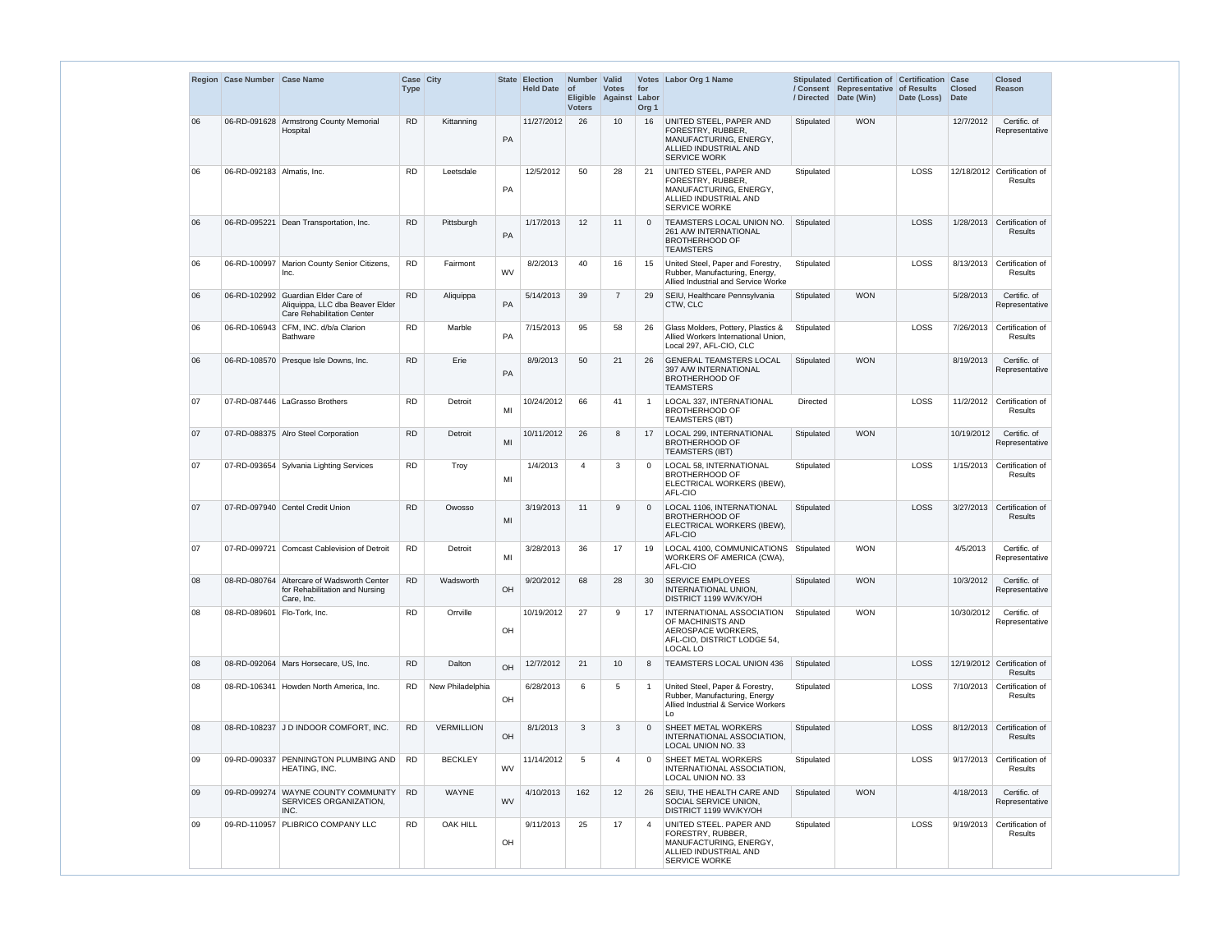| Region | Case Number | Case Name | Case Type | City | State | Election Held Date | Number of Eligible Voters | Valid Votes Against | Votes for Labor Org 1 | Labor Org 1 Name | Stipulated / Consent / Directed | Certification of Representative Date (Win) | Certification of Results Date (Loss) | Case Closed Date | Closed Reason |
|---|---|---|---|---|---|---|---|---|---|---|---|---|---|---|---|
| 06 | 06-RD-091628 | Armstrong County Memorial Hospital | RD | Kittanning | PA | 11/27/2012 | 26 | 10 | 16 | UNITED STEEL, PAPER AND FORESTRY, RUBBER, MANUFACTURING, ENERGY, ALLIED INDUSTRIAL AND SERVICE WORK | Stipulated | WON | | 12/7/2012 | Certific. of Representative |
| 06 | 06-RD-092183 | Almatis, Inc. | RD | Leetsdale | PA | 12/5/2012 | 50 | 28 | 21 | UNITED STEEL, PAPER AND FORESTRY, RUBBER, MANUFACTURING, ENERGY, ALLIED INDUSTRIAL AND SERVICE WORKE | Stipulated | | LOSS | 12/18/2012 | Certification of Results |
| 06 | 06-RD-095221 | Dean Transportation, Inc. | RD | Pittsburgh | PA | 1/17/2013 | 12 | 11 | 0 | TEAMSTERS LOCAL UNION NO. 261 A/W INTERNATIONAL BROTHERHOOD OF TEAMSTERS | Stipulated | | LOSS | 1/28/2013 | Certification of Results |
| 06 | 06-RD-100997 | Marion County Senior Citizens, Inc. | RD | Fairmont | WV | 8/2/2013 | 40 | 16 | 15 | United Steel, Paper and Forestry, Rubber, Manufacturing, Energy, Allied Industrial and Service Worke | Stipulated | | LOSS | 8/13/2013 | Certification of Results |
| 06 | 06-RD-102992 | Guardian Elder Care of Aliquippa, LLC dba Beaver Elder Care Rehabilitation Center | RD | Aliquippa | PA | 5/14/2013 | 39 | 7 | 29 | SEIU, Healthcare Pennsylvania CTW, CLC | Stipulated | WON | | 5/28/2013 | Certific. of Representative |
| 06 | 06-RD-106943 | CFM, INC. d/b/a Clarion Bathware | RD | Marble | PA | 7/15/2013 | 95 | 58 | 26 | Glass Molders, Pottery, Plastics & Allied Workers International Union, Local 297, AFL-CIO, CLC | Stipulated | | LOSS | 7/26/2013 | Certification of Results |
| 06 | 06-RD-108570 | Presque Isle Downs, Inc. | RD | Erie | PA | 8/9/2013 | 50 | 21 | 26 | GENERAL TEAMSTERS LOCAL 397 A/W INTERNATIONAL BROTHERHOOD OF TEAMSTERS | Stipulated | WON | | 8/19/2013 | Certific. of Representative |
| 07 | 07-RD-087446 | LaGrasso Brothers | RD | Detroit | MI | 10/24/2012 | 66 | 41 | 1 | LOCAL 337, INTERNATIONAL BROTHERHOOD OF TEAMSTERS (IBT) | Directed | | LOSS | 11/2/2012 | Certification of Results |
| 07 | 07-RD-088375 | Alro Steel Corporation | RD | Detroit | MI | 10/11/2012 | 26 | 8 | 17 | LOCAL 299, INTERNATIONAL BROTHERHOOD OF TEAMSTERS (IBT) | Stipulated | WON | | 10/19/2012 | Certific. of Representative |
| 07 | 07-RD-093654 | Sylvania Lighting Services | RD | Troy | MI | 1/4/2013 | 4 | 3 | 0 | LOCAL 58, INTERNATIONAL BROTHERHOOD OF ELECTRICAL WORKERS (IBEW), AFL-CIO | Stipulated | | LOSS | 1/15/2013 | Certification of Results |
| 07 | 07-RD-097940 | Centel Credit Union | RD | Owosso | MI | 3/19/2013 | 11 | 9 | 0 | LOCAL 1106, INTERNATIONAL BROTHERHOOD OF ELECTRICAL WORKERS (IBEW), AFL-CIO | Stipulated | | LOSS | 3/27/2013 | Certification of Results |
| 07 | 07-RD-099721 | Comcast Cablevision of Detroit | RD | Detroit | MI | 3/28/2013 | 36 | 17 | 19 | LOCAL 4100, COMMUNICATIONS WORKERS OF AMERICA (CWA), AFL-CIO | Stipulated | WON | | 4/5/2013 | Certific. of Representative |
| 08 | 08-RD-080764 | Altercare of Wadsworth Center for Rehabilitation and Nursing Care, Inc. | RD | Wadsworth | OH | 9/20/2012 | 68 | 28 | 30 | SERVICE EMPLOYEES INTERNATIONAL UNION, DISTRICT 1199 WV/KY/OH | Stipulated | WON | | 10/3/2012 | Certific. of Representative |
| 08 | 08-RD-089601 | Flo-Tork, Inc. | RD | Orrville | OH | 10/19/2012 | 27 | 9 | 17 | INTERNATIONAL ASSOCIATION OF MACHINISTS AND AEROSPACE WORKERS, AFL-CIO, DISTRICT LODGE 54, LOCAL LO | Stipulated | WON | | 10/30/2012 | Certific. of Representative |
| 08 | 08-RD-092064 | Mars Horsecare, US, Inc. | RD | Dalton | OH | 12/7/2012 | 21 | 10 | 8 | TEAMSTERS LOCAL UNION 436 | Stipulated | | LOSS | 12/19/2012 | Certification of Results |
| 08 | 08-RD-106341 | Howden North America, Inc. | RD | New Philadelphia | OH | 6/28/2013 | 6 | 5 | 1 | United Steel, Paper & Forestry, Rubber, Manufacturing, Energy Allied Industrial & Service Workers Lo | Stipulated | | LOSS | 7/10/2013 | Certification of Results |
| 08 | 08-RD-108237 | J D INDOOR COMFORT, INC. | RD | VERMILLION | OH | 8/1/2013 | 3 | 3 | 0 | SHEET METAL WORKERS INTERNATIONAL ASSOCIATION, LOCAL UNION NO. 33 | Stipulated | | LOSS | 8/12/2013 | Certification of Results |
| 09 | 09-RD-090337 | PENNINGTON PLUMBING AND HEATING, INC. | RD | BECKLEY | WV | 11/14/2012 | 5 | 4 | 0 | SHEET METAL WORKERS INTERNATIONAL ASSOCIATION, LOCAL UNION NO. 33 | Stipulated | | LOSS | 9/17/2013 | Certification of Results |
| 09 | 09-RD-099274 | WAYNE COUNTY COMMUNITY SERVICES ORGANIZATION, INC. | RD | WAYNE | WV | 4/10/2013 | 162 | 12 | 26 | SEIU, THE HEALTH CARE AND SOCIAL SERVICE UNION, DISTRICT 1199 WV/KY/OH | Stipulated | WON | | 4/18/2013 | Certific. of Representative |
| 09 | 09-RD-110957 | PLIBRICO COMPANY LLC | RD | OAK HILL | OH | 9/11/2013 | 25 | 17 | 4 | UNITED STEEL. PAPER AND FORESTRY, RUBBER, MANUFACTURING, ENERGY, ALLIED INDUSTRIAL AND SERVICE WORKE | Stipulated | | LOSS | 9/19/2013 | Certification of Results |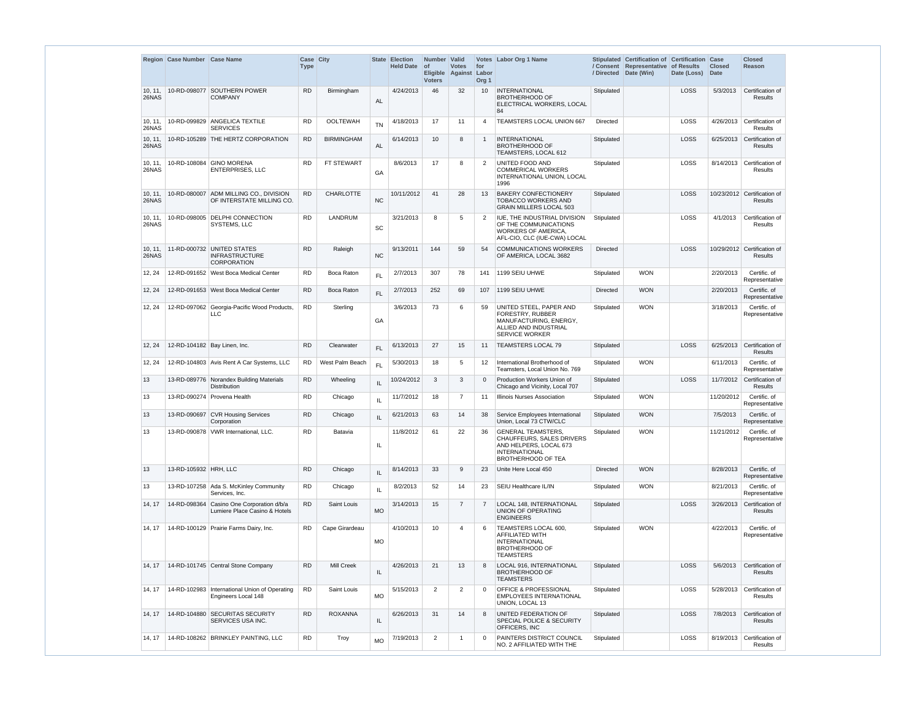| Region | Case Number | Case Name | Case Type | City | State | Election Held Date | Number of Eligible Voters | Valid Votes Against | Votes for Labor Org 1 | Labor Org 1 Name | Stipulated / Consent / Directed | Certification of Representative Date (Win) | Certification of Results Date (Loss) | Case Closed Date | Closed Reason |
|---|---|---|---|---|---|---|---|---|---|---|---|---|---|---|---|
| 10, 11, 26NAS | 10-RD-098077 | SOUTHERN POWER COMPANY | RD | Birmingham | AL | 4/24/2013 | 46 | 32 | 10 | INTERNATIONAL BROTHERHOOD OF ELECTRICAL WORKERS, LOCAL 84 | Stipulated | | LOSS | 5/3/2013 | Certification of Results |
| 10, 11, 26NAS | 10-RD-099829 | ANGELICA TEXTILE SERVICES | RD | OOLTEWAH | TN | 4/18/2013 | 17 | 11 | 4 | TEAMSTERS LOCAL UNION 667 | Directed | | LOSS | 4/26/2013 | Certification of Results |
| 10, 11, 26NAS | 10-RD-105289 | THE HERTZ CORPORATION | RD | BIRMINGHAM | AL | 6/14/2013 | 10 | 8 | 1 | INTERNATIONAL BROTHERHOOD OF TEAMSTERS, LOCAL 612 | Stipulated | | LOSS | 6/25/2013 | Certification of Results |
| 10, 11, 26NAS | 10-RD-108084 | GINO MORENA ENTERPRISES, LLC | RD | FT STEWART | GA | 8/6/2013 | 17 | 8 | 2 | UNITED FOOD AND COMMERICAL WORKERS INTERNATIONAL UNION, LOCAL 1996 | Stipulated | | LOSS | 8/14/2013 | Certification of Results |
| 10, 11, 26NAS | 10-RD-080007 | ADM MILLING CO., DIVISION OF INTERSTATE MILLING CO. | RD | CHARLOTTE | NC | 10/11/2012 | 41 | 28 | 13 | BAKERY CONFECTIONERY TOBACCO WORKERS AND GRAIN MILLERS LOCAL 503 | Stipulated | | LOSS | 10/23/2012 | Certification of Results |
| 10, 11, 26NAS | 10-RD-098005 | DELPHI CONNECTION SYSTEMS, LLC | RD | LANDRUM | SC | 3/21/2013 | 8 | 5 | 2 | IUE, THE INDUSTRIAL DIVISION OF THE COMMUNICATIONS WORKERS OF AMERICA, AFL-CIO, CLC (IUE-CWA) LOCAL | Stipulated | | LOSS | 4/1/2013 | Certification of Results |
| 10, 11, 26NAS | 11-RD-000732 | UNITED STATES INFRASTRUCTURE CORPORATION | RD | Raleigh | NC | 9/13/2011 | 144 | 59 | 54 | COMMUNICATIONS WORKERS OF AMERICA, LOCAL 3682 | Directed | | LOSS | 10/29/2012 | Certification of Results |
| 12, 24 | 12-RD-091652 | West Boca Medical Center | RD | Boca Raton | FL | 2/7/2013 | 307 | 78 | 141 | 1199 SEIU UHWE | Stipulated | WON | | 2/20/2013 | Certific. of Representative |
| 12, 24 | 12-RD-091653 | West Boca Medical Center | RD | Boca Raton | FL | 2/7/2013 | 252 | 69 | 107 | 1199 SEIU UHWE | Directed | WON | | 2/20/2013 | Certific. of Representative |
| 12, 24 | 12-RD-097062 | Georgia-Pacific Wood Products, LLC | RD | Sterling | GA | 3/6/2013 | 73 | 6 | 59 | UNITED STEEL, PAPER AND FORESTRY, RUBBER MANUFACTURING, ENERGY, ALLIED AND INDUSTRIAL SERVICE WORKER | Stipulated | WON | | 3/18/2013 | Certific. of Representative |
| 12, 24 | 12-RD-104182 | Bay Linen, Inc. | RD | Clearwater | FL | 6/13/2013 | 27 | 15 | 11 | TEAMSTERS LOCAL 79 | Stipulated | | LOSS | 6/25/2013 | Certification of Results |
| 12, 24 | 12-RD-104803 | Avis Rent A Car Systems, LLC | RD | West Palm Beach | FL | 5/30/2013 | 18 | 5 | 12 | International Brotherhood of Teamsters, Local Union No. 769 | Stipulated | WON | | 6/11/2013 | Certific. of Representative |
| 13 | 13-RD-089776 | Norandex Building Materials Distribution | RD | Wheeling | IL | 10/24/2012 | 3 | 3 | 0 | Production Workers Union of Chicago and Vicinity, Local 707 | Stipulated | | LOSS | 11/7/2012 | Certification of Results |
| 13 | 13-RD-090274 | Provena Health | RD | Chicago | IL | 11/7/2012 | 18 | 7 | 11 | Illinois Nurses Association | Stipulated | WON | | 11/20/2012 | Certific. of Representative |
| 13 | 13-RD-090697 | CVR Housing Services Corporation | RD | Chicago | IL | 6/21/2013 | 63 | 14 | 38 | Service Employees International Union, Local 73 CTW/CLC | Stipulated | WON | | 7/5/2013 | Certific. of Representative |
| 13 | 13-RD-090878 | VWR International, LLC. | RD | Batavia | IL | 11/8/2012 | 61 | 22 | 36 | GENERAL TEAMSTERS, CHAUFFEURS, SALES DRIVERS AND HELPERS, LOCAL 673 INTERNATIONAL BROTHERHOOD OF TEA | Stipulated | WON | | 11/21/2012 | Certific. of Representative |
| 13 | 13-RD-105932 | HRH, LLC | RD | Chicago | IL | 8/14/2013 | 33 | 9 | 23 | Unite Here Local 450 | Directed | WON | | 8/28/2013 | Certific. of Representative |
| 13 | 13-RD-107258 | Ada S. McKinley Community Services, Inc. | RD | Chicago | IL | 8/2/2013 | 52 | 14 | 23 | SEIU Healthcare IL/IN | Stipulated | WON | | 8/21/2013 | Certific. of Representative |
| 14, 17 | 14-RD-098364 | Casino One Corporation d/b/a Lumiere Place Casino & Hotels | RD | Saint Louis | MO | 3/14/2013 | 15 | 7 | 7 | LOCAL 148, INTERNATIONAL UNION OF OPERATING ENGINEERS | Stipulated | | LOSS | 3/26/2013 | Certification of Results |
| 14, 17 | 14-RD-100129 | Prairie Farms Dairy, Inc. | RD | Cape Girardeau | MO | 4/10/2013 | 10 | 4 | 6 | TEAMSTERS LOCAL 600, AFFILIATED WITH INTERNATIONAL BROTHERHOOD OF TEAMSTERS | Stipulated | WON | | 4/22/2013 | Certific. of Representative |
| 14, 17 | 14-RD-101745 | Central Stone Company | RD | Mill Creek | IL | 4/26/2013 | 21 | 13 | 8 | LOCAL 916, INTERNATIONAL BROTHERHOOD OF TEAMSTERS | Stipulated | | LOSS | 5/6/2013 | Certification of Results |
| 14, 17 | 14-RD-102983 | International Union of Operating Engineers Local 148 | RD | Saint Louis | MO | 5/15/2013 | 2 | 2 | 0 | OFFICE & PROFESSIONAL EMPLOYEES INTERNATIONAL UNION, LOCAL 13 | Stipulated | | LOSS | 5/28/2013 | Certification of Results |
| 14, 17 | 14-RD-104880 | SECURITAS SECURITY SERVICES USA INC. | RD | ROXANNA | IL | 6/26/2013 | 31 | 14 | 8 | UNITED FEDERATION OF SPECIAL POLICE & SECURITY OFFICERS, INC | Stipulated | | LOSS | 7/8/2013 | Certification of Results |
| 14, 17 | 14-RD-108262 | BRINKLEY PAINTING, LLC | RD | Troy | MO | 7/19/2013 | 2 | 1 | 0 | PAINTERS DISTRICT COUNCIL NO. 2 AFFILIATED WITH THE | Stipulated | | LOSS | 8/19/2013 | Certification of Results |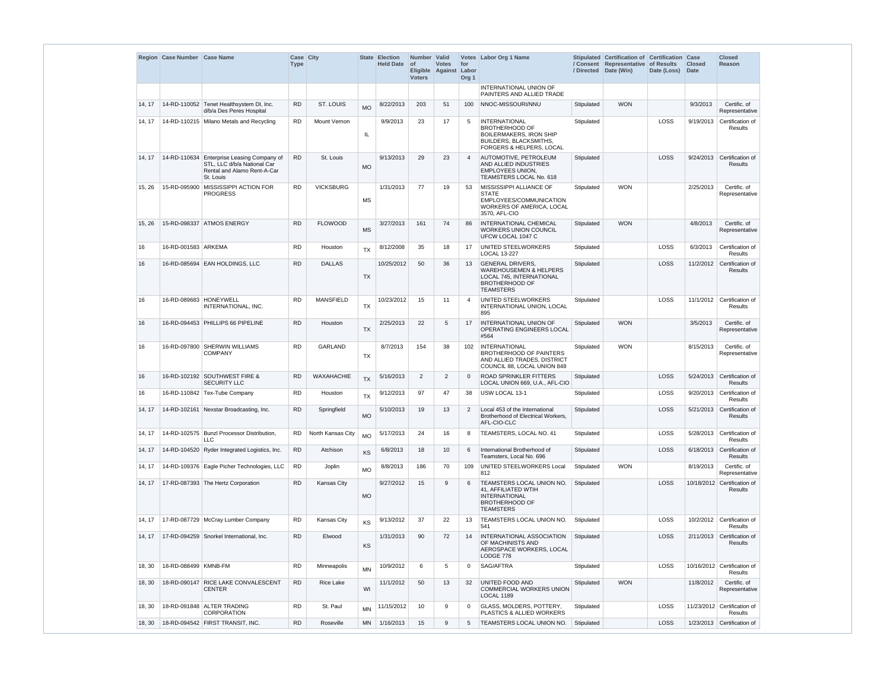| Region | Case Number | Case Name | Case Type | City | State | Election Held Date | Number of Eligible Voters | Valid Votes Against | Votes for Labor Org 1 | Labor Org 1 Name | Stipulated / Consent / Directed | Certification of Representative Date (Win) | Certification of Results Date (Loss) | Case Closed Date | Closed Reason |
|---|---|---|---|---|---|---|---|---|---|---|---|---|---|---|---|
| | | | | | | | | | | INTERNATIONAL UNION OF PAINTERS AND ALLIED TRADE | | | | | |
| 14, 17 | 14-RD-110052 | Tenet Healthsystem DI, Inc. d/b/a Des Peres Hospital | RD | ST. LOUIS | MO | 8/22/2013 | 203 | 51 | 100 | NNOC-MISSOURI/NNU | Stipulated | WON | | 9/3/2013 | Certific. of Representative |
| 14, 17 | 14-RD-110215 | Milano Metals and Recycling | RD | Mount Vernon | IL | 9/9/2013 | 23 | 17 | 5 | INTERNATIONAL BROTHERHOOD OF BOILERMAKERS, IRON SHIP BUILDERS, BLACKSMITHS, FORGERS & HELPERS, LOCAL | Stipulated | | LOSS | 9/19/2013 | Certification of Results |
| 14, 17 | 14-RD-110634 | Enterprise Leasing Company of STL, LLC d/b/a National Car Rental and Alamo Rent-A-Car St. Louis | RD | St. Louis | MO | 9/13/2013 | 29 | 23 | 4 | AUTOMOTIVE, PETROLEUM AND ALLIED INDUSTRIES EMPLOYEES UNION, TEAMSTERS LOCAL No. 618 | Stipulated | | LOSS | 9/24/2013 | Certification of Results |
| 15, 26 | 15-RD-095900 | MISSISSIPPI ACTION FOR PROGRESS | RD | VICKSBURG | MS | 1/31/2013 | 77 | 19 | 53 | MISSISSIPPI ALLIANCE OF STATE EMPLOYEES/COMMUNICATION WORKERS OF AMERICA, LOCAL 3570, AFL-CIO | Stipulated | WON | | 2/25/2013 | Certific. of Representative |
| 15, 26 | 15-RD-098337 | ATMOS ENERGY | RD | FLOWOOD | MS | 3/27/2013 | 161 | 74 | 86 | INTERNATIONAL CHEMICAL WORKERS UNION COUNCIL UFCW LOCAL 1047 C | Stipulated | WON | | 4/8/2013 | Certific. of Representative |
| 16 | 16-RD-001583 | ARKEMA | RD | Houston | TX | 8/12/2008 | 35 | 18 | 17 | UNITED STEELWORKERS LOCAL 13-227 | Stipulated | | LOSS | 6/3/2013 | Certification of Results |
| 16 | 16-RD-085694 | EAN HOLDINGS, LLC | RD | DALLAS | TX | 10/25/2012 | 50 | 36 | 13 | GENERAL DRIVERS, WAREHOUSEMEN & HELPERS LOCAL 745, INTERNATIONAL BROTHERHOOD OF TEAMSTERS | Stipulated | | LOSS | 11/2/2012 | Certification of Results |
| 16 | 16-RD-089683 | HONEYWELL INTERNATIONAL, INC. | RD | MANSFIELD | TX | 10/23/2012 | 15 | 11 | 4 | UNITED STEELWORKERS INTERNATIONAL UNION, LOCAL 895 | Stipulated | | LOSS | 11/1/2012 | Certification of Results |
| 16 | 16-RD-094453 | PHILLIPS 66 PIPELINE | RD | Houston | TX | 2/25/2013 | 22 | 5 | 17 | INTERNATIONAL UNION OF OPERATING ENGINEERS LOCAL #564 | Stipulated | WON | | 3/5/2013 | Certific. of Representative |
| 16 | 16-RD-097800 | SHERWIN WILLIAMS COMPANY | RD | GARLAND | TX | 8/7/2013 | 154 | 38 | 102 | INTERNATIONAL BROTHERHOOD OF PAINTERS AND ALLIED TRADES, DISTRICT COUNCIL 88, LOCAL UNION 848 | Stipulated | WON | | 8/15/2013 | Certific. of Representative |
| 16 | 16-RD-102192 | SOUTHWEST FIRE & SECURITY LLC | RD | WAXAHACHIE | TX | 5/16/2013 | 2 | 2 | 0 | ROAD SPRINKLER FITTERS LOCAL UNION 669, U.A., AFL-CIO | Stipulated | | LOSS | 5/24/2013 | Certification of Results |
| 16 | 16-RD-110842 | Tex-Tube Company | RD | Houston | TX | 9/12/2013 | 97 | 47 | 38 | USW LOCAL 13-1 | Stipulated | | LOSS | 9/20/2013 | Certification of Results |
| 14, 17 | 14-RD-102161 | Nexstar Broadcasting, Inc. | RD | Springfield | MO | 5/10/2013 | 19 | 13 | 2 | Local 453 of the International Brotherhood of Electrical Workers, AFL-CIO-CLC | Stipulated | | LOSS | 5/21/2013 | Certification of Results |
| 14, 17 | 14-RD-102575 | Bunzl Processor Distribution, LLC | RD | North Kansas City | MO | 5/17/2013 | 24 | 16 | 8 | TEAMSTERS, LOCAL NO. 41 | Stipulated | | LOSS | 5/28/2013 | Certification of Results |
| 14, 17 | 14-RD-104520 | Ryder Integrated Logistics, Inc. | RD | Atchison | KS | 6/8/2013 | 18 | 10 | 6 | International Brotherhood of Teamsters, Local No. 696 | Stipulated | | LOSS | 6/18/2013 | Certification of Results |
| 14, 17 | 14-RD-109376 | Eagle Picher Technologies, LLC | RD | Joplin | MO | 8/8/2013 | 186 | 70 | 109 | UNITED STEELWORKERS Local 812 | Stipulated | WON | | 8/19/2013 | Certific. of Representative |
| 14, 17 | 17-RD-087393 | The Hertz Corporation | RD | Kansas City | MO | 9/27/2012 | 15 | 9 | 6 | TEAMSTERS LOCAL UNION NO. 41, AFFILIATED WTIH INTERNATIONAL BROTHERHOOD OF TEAMSTERS | Stipulated | | LOSS | 10/18/2012 | Certification of Results |
| 14, 17 | 17-RD-087729 | McCray Lumber Company | RD | Kansas City | KS | 9/13/2012 | 37 | 22 | 13 | TEAMSTERS LOCAL UNION NO. 541 | Stipulated | | LOSS | 10/2/2012 | Certification of Results |
| 14, 17 | 17-RD-094259 | Snorkel International, Inc. | RD | Elwood | KS | 1/31/2013 | 90 | 72 | 14 | INTERNATIONAL ASSOCIATION OF MACHINISTS AND AEROSPACE WORKERS, LOCAL LODGE 778 | Stipulated | | LOSS | 2/11/2013 | Certification of Results |
| 18, 30 | 18-RD-088499 | KMNB-FM | RD | Minneapolis | MN | 10/9/2012 | 6 | 5 | 0 | SAG/AFTRA | Stipulated | | LOSS | 10/16/2012 | Certification of Results |
| 18, 30 | 18-RD-090147 | RICE LAKE CONVALESCENT CENTER | RD | Rice Lake | WI | 11/1/2012 | 50 | 13 | 32 | UNITED FOOD AND COMMERCIAL WORKERS UNION LOCAL 1189 | Stipulated | WON | | 11/8/2012 | Certific. of Representative |
| 18, 30 | 18-RD-091848 | ALTER TRADING CORPORATION | RD | St. Paul | MN | 11/15/2012 | 10 | 9 | 0 | GLASS, MOLDERS, POTTERY, PLASTICS & ALLIED WORKERS | Stipulated | | LOSS | 11/23/2012 | Certification of Results |
| 18, 30 | 18-RD-094542 | FIRST TRANSIT, INC. | RD | Roseville | MN | 1/16/2013 | 15 | 9 | 5 | TEAMSTERS LOCAL UNION NO. | Stipulated | | LOSS | 1/23/2013 | Certification of |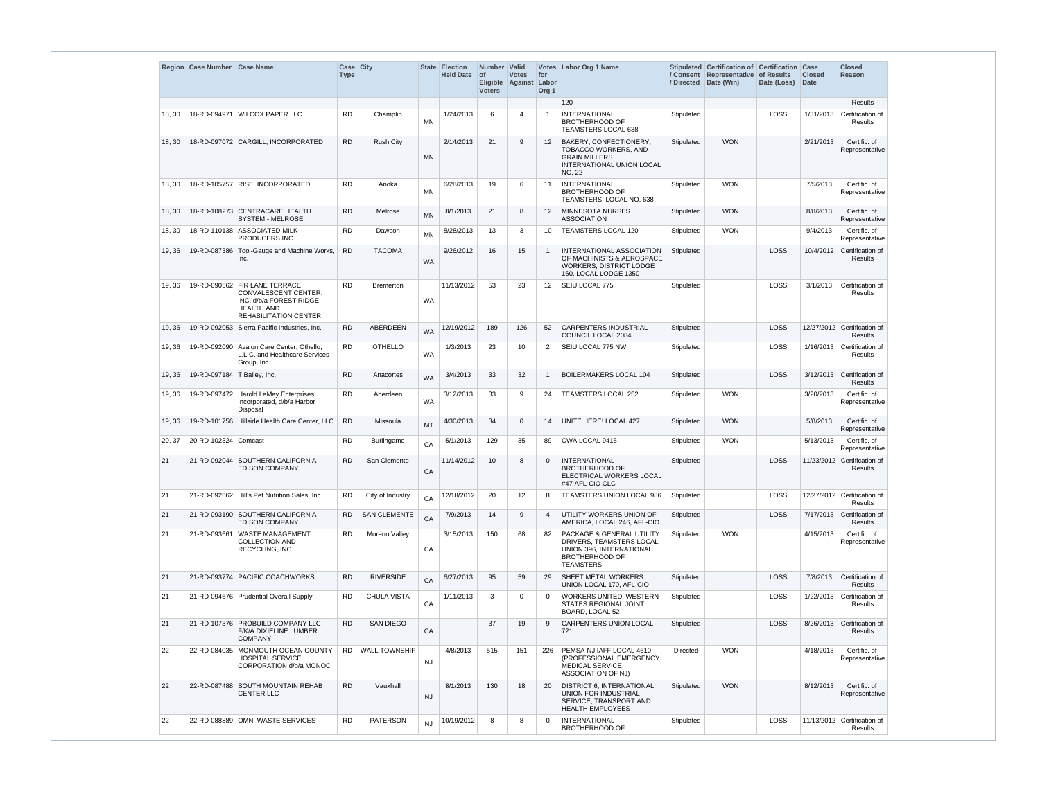| Region | Case Number | Case Name | Case Type | City | State | Election Held Date | Number of Eligible Voters | Valid Votes Against | Votes for Labor Org 1 | Labor Org 1 Name | Stipulated / Consent / Directed | Certification of Representative Date (Win) | Certification of Results Date (Loss) | Case Closed Date | Closed Reason |
|---|---|---|---|---|---|---|---|---|---|---|---|---|---|---|---|
| | | | | | | | | | | 120 | | | | | Results |
| 18, 30 | 18-RD-094971 | WILCOX PAPER LLC | RD | Champlin | MN | 1/24/2013 | 6 | 4 | 1 | INTERNATIONAL BROTHERHOOD OF TEAMSTERS LOCAL 638 | Stipulated | | LOSS | 1/31/2013 | Certification of Results |
| 18, 30 | 18-RD-097072 | CARGILL, INCORPORATED | RD | Rush City | MN | 2/14/2013 | 21 | 9 | 12 | BAKERY, CONFECTIONERY, TOBACCO WORKERS, AND GRAIN MILLERS INTERNATIONAL UNION LOCAL NO. 22 | Stipulated | WON | | 2/21/2013 | Certific. of Representative |
| 18, 30 | 18-RD-105757 | RISE, INCORPORATED | RD | Anoka | MN | 6/28/2013 | 19 | 6 | 11 | INTERNATIONAL BROTHERHOOD OF TEAMSTERS, LOCAL NO. 638 | Stipulated | WON | | 7/5/2013 | Certific. of Representative |
| 18, 30 | 18-RD-108273 | CENTRACARE HEALTH SYSTEM - MELROSE | RD | Melrose | MN | 8/1/2013 | 21 | 8 | 12 | MINNESOTA NURSES ASSOCIATION | Stipulated | WON | | 8/8/2013 | Certific. of Representative |
| 18, 30 | 18-RD-110138 | ASSOCIATED MILK PRODUCERS INC. | RD | Dawson | MN | 8/28/2013 | 13 | 3 | 10 | TEAMSTERS LOCAL 120 | Stipulated | WON | | 9/4/2013 | Certific. of Representative |
| 19, 36 | 19-RD-087386 | Tool-Gauge and Machine Works, Inc. | RD | TACOMA | WA | 9/26/2012 | 16 | 15 | 1 | INTERNATIONAL ASSOCIATION OF MACHINISTS & AEROSPACE WORKERS, DISTRICT LODGE 160, LOCAL LODGE 1350 | Stipulated | | LOSS | 10/4/2012 | Certification of Results |
| 19, 36 | 19-RD-090562 | FIR LANE TERRACE CONVALESCENT CENTER, INC. d/b/a FOREST RIDGE HEALTH AND REHABILITATION CENTER | RD | Bremerton | WA | 11/13/2012 | 53 | 23 | 12 | SEIU LOCAL 775 | Stipulated | | LOSS | 3/1/2013 | Certification of Results |
| 19, 36 | 19-RD-092053 | Sierra Pacific Industries, Inc. | RD | ABERDEEN | WA | 12/19/2012 | 189 | 126 | 52 | CARPENTERS INDUSTRIAL COUNCIL LOCAL 2084 | Stipulated | | LOSS | 12/27/2012 | Certification of Results |
| 19, 36 | 19-RD-092090 | Avalon Care Center, Othello, L.L.C. and Healthcare Services Group, Inc. | RD | OTHELLO | WA | 1/3/2013 | 23 | 10 | 2 | SEIU LOCAL 775 NW | Stipulated | | LOSS | 1/16/2013 | Certification of Results |
| 19, 36 | 19-RD-097184 | T Bailey, Inc. | RD | Anacortes | WA | 3/4/2013 | 33 | 32 | 1 | BOILERMAKERS LOCAL 104 | Stipulated | | LOSS | 3/12/2013 | Certification of Results |
| 19, 36 | 19-RD-097472 | Harold LeMay Enterprises, Incorporated, d/b/a Harbor Disposal | RD | Aberdeen | WA | 3/12/2013 | 33 | 9 | 24 | TEAMSTERS LOCAL 252 | Stipulated | WON | | 3/20/2013 | Certific. of Representative |
| 19, 36 | 19-RD-101756 | Hillside Health Care Center, LLC | RD | Missoula | MT | 4/30/2013 | 34 | 0 | 14 | UNITE HERE! LOCAL 427 | Stipulated | WON | | 5/8/2013 | Certific. of Representative |
| 20, 37 | 20-RD-102324 | Comcast | RD | Burlingame | CA | 5/1/2013 | 129 | 35 | 89 | CWA LOCAL 9415 | Stipulated | WON | | 5/13/2013 | Certific. of Representative |
| 21 | 21-RD-092044 | SOUTHERN CALIFORNIA EDISON COMPANY | RD | San Clemente | CA | 11/14/2012 | 10 | 8 | 0 | INTERNATIONAL BROTHERHOOD OF ELECTRICAL WORKERS LOCAL #47 AFL-CIO CLC | Stipulated | | LOSS | 11/23/2012 | Certification of Results |
| 21 | 21-RD-092662 | Hill's Pet Nutrition Sales, Inc. | RD | City of Industry | CA | 12/18/2012 | 20 | 12 | 8 | TEAMSTERS UNION LOCAL 986 | Stipulated | | LOSS | 12/27/2012 | Certification of Results |
| 21 | 21-RD-093190 | SOUTHERN CALIFORNIA EDISON COMPANY | RD | SAN CLEMENTE | CA | 7/9/2013 | 14 | 9 | 4 | UTILITY WORKERS UNION OF AMERICA, LOCAL 246, AFL-CIO | Stipulated | | LOSS | 7/17/2013 | Certification of Results |
| 21 | 21-RD-093661 | WASTE MANAGEMENT COLLECTION AND RECYCLING, INC. | RD | Moreno Valley | CA | 3/15/2013 | 150 | 68 | 82 | PACKAGE & GENERAL UTILITY DRIVERS, TEAMSTERS LOCAL UNION 396, INTERNATIONAL BROTHERHOOD OF TEAMSTERS | Stipulated | WON | | 4/15/2013 | Certific. of Representative |
| 21 | 21-RD-093774 | PACIFIC COACHWORKS | RD | RIVERSIDE | CA | 6/27/2013 | 95 | 59 | 29 | SHEET METAL WORKERS UNION LOCAL 170, AFL-CIO | Stipulated | | LOSS | 7/8/2013 | Certification of Results |
| 21 | 21-RD-094676 | Prudential Overall Supply | RD | CHULA VISTA | CA | 1/11/2013 | 3 | 0 | 0 | WORKERS UNITED, WESTERN STATES REGIONAL JOINT BOARD, LOCAL 52 | Stipulated | | LOSS | 1/22/2013 | Certification of Results |
| 21 | 21-RD-107376 | PROBUILD COMPANY LLC F/K/A DIXIELINE LUMBER COMPANY | RD | SAN DIEGO | CA | | 37 | 19 | 9 | CARPENTERS UNION LOCAL 721 | Stipulated | | LOSS | 8/26/2013 | Certification of Results |
| 22 | 22-RD-084035 | MONMOUTH OCEAN COUNTY HOSPITAL SERVICE CORPORATION d/b/a MONOC | RD | WALL TOWNSHIP | NJ | 4/8/2013 | 515 | 151 | 226 | PEMSA-NJ IAFF LOCAL 4610 (PROFESSIONAL EMERGENCY MEDICAL SERVICE ASSOCIATION OF NJ) | Directed | WON | | 4/18/2013 | Certific. of Representative |
| 22 | 22-RD-087488 | SOUTH MOUNTAIN REHAB CENTER LLC | RD | Vauxhall | NJ | 8/1/2013 | 130 | 18 | 20 | DISTRICT 6, INTERNATIONAL UNION FOR INDUSTRIAL SERVICE, TRANSPORT AND HEALTH EMPLOYEES | Stipulated | WON | | 8/12/2013 | Certific. of Representative |
| 22 | 22-RD-088889 | OMNI WASTE SERVICES | RD | PATERSON | NJ | 10/19/2012 | 8 | 8 | 0 | INTERNATIONAL BROTHERHOOD OF | Stipulated | | LOSS | 11/13/2012 | Certification of Results |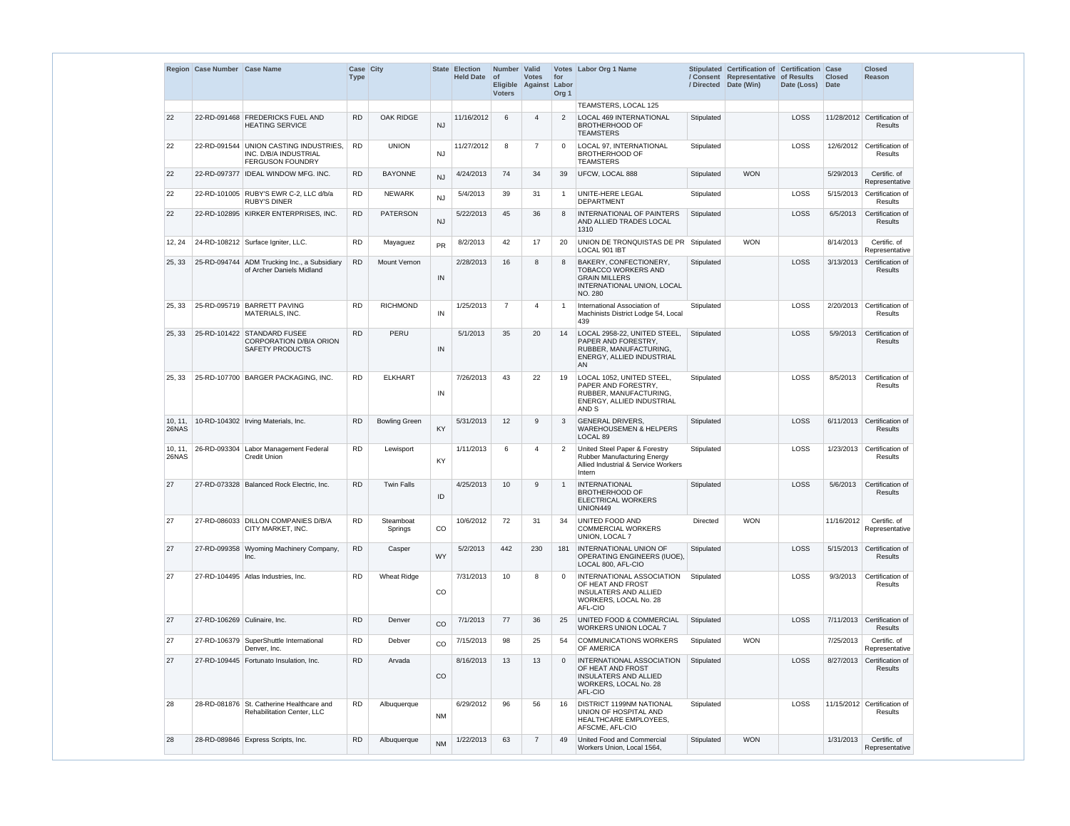| Region | Case Number | Case Name | Case Type | City | State | Election Held Date | Number of Eligible Voters | Valid Votes Against | Votes for Labor Org 1 | Labor Org 1 Name | Stipulated / Consent / Directed | Certification of Representative Date (Win) | Certification of Results Date (Loss) | Case Closed Date | Closed Reason |
|---|---|---|---|---|---|---|---|---|---|---|---|---|---|---|---|
| | | | | | | | | | | TEAMSTERS, LOCAL 125 | | | | | |
| 22 | 22-RD-091468 | FREDERICKS FUEL AND HEATING SERVICE | RD | OAK RIDGE | NJ | 11/16/2012 | 6 | 4 | 2 | LOCAL 469 INTERNATIONAL BROTHERHOOD OF TEAMSTERS | Stipulated | | LOSS | 11/28/2012 | Certification of Results |
| 22 | 22-RD-091544 | UNION CASTING INDUSTRIES, INC. D/B/A INDUSTRIAL FERGUSON FOUNDRY | RD | UNION | NJ | 11/27/2012 | 8 | 7 | 0 | LOCAL 97, INTERNATIONAL BROTHERHOOD OF TEAMSTERS | Stipulated | | LOSS | 12/6/2012 | Certification of Results |
| 22 | 22-RD-097377 | IDEAL WINDOW MFG. INC. | RD | BAYONNE | NJ | 4/24/2013 | 74 | 34 | 39 | UFCW, LOCAL 888 | Stipulated | WON | | 5/29/2013 | Certific. of Representative |
| 22 | 22-RD-101005 | RUBY'S EWR C-2, LLC d/b/a RUBY'S DINER | RD | NEWARK | NJ | 5/4/2013 | 39 | 31 | 1 | UNITE-HERE LEGAL DEPARTMENT | Stipulated | | LOSS | 5/15/2013 | Certification of Results |
| 22 | 22-RD-102895 | KIRKER ENTERPRISES, INC. | RD | PATERSON | NJ | 5/22/2013 | 45 | 36 | 8 | INTERNATIONAL OF PAINTERS AND ALLIED TRADES LOCAL 1310 | Stipulated | | LOSS | 6/5/2013 | Certification of Results |
| 12, 24 | 24-RD-108212 | Surface Igniter, LLC. | RD | Mayaguez | PR | 8/2/2013 | 42 | 17 | 20 | UNION DE TRONQUISTAS DE PR LOCAL 901 IBT | Stipulated | WON | | 8/14/2013 | Certific. of Representative |
| 25, 33 | 25-RD-094744 | ADM Trucking Inc., a Subsidiary of Archer Daniels Midland | RD | Mount Vernon | IN | 2/28/2013 | 16 | 8 | 8 | BAKERY, CONFECTIONERY, TOBACCO WORKERS AND GRAIN MILLERS INTERNATIONAL UNION, LOCAL NO. 280 | Stipulated | | LOSS | 3/13/2013 | Certification of Results |
| 25, 33 | 25-RD-095719 | BARRETT PAVING MATERIALS, INC. | RD | RICHMOND | IN | 1/25/2013 | 7 | 4 | 1 | International Association of Machinists District Lodge 54, Local 439 | Stipulated | | LOSS | 2/20/2013 | Certification of Results |
| 25, 33 | 25-RD-101422 | STANDARD FUSEE CORPORATION D/B/A ORION SAFETY PRODUCTS | RD | PERU | IN | 5/1/2013 | 35 | 20 | 14 | LOCAL 2958-22, UNITED STEEL, PAPER AND FORESTRY, RUBBER, MANUFACTURING, ENERGY, ALLIED INDUSTRIAL AN | Stipulated | | LOSS | 5/9/2013 | Certification of Results |
| 25, 33 | 25-RD-107700 | BARGER PACKAGING, INC. | RD | ELKHART | IN | 7/26/2013 | 43 | 22 | 19 | LOCAL 1052, UNITED STEEL, PAPER AND FORESTRY, RUBBER, MANUFACTURING, ENERGY, ALLIED INDUSTRIAL AND S | Stipulated | | LOSS | 8/5/2013 | Certification of Results |
| 10, 11, 26NAS | 10-RD-104302 | Irving Materials, Inc. | RD | Bowling Green | KY | 5/31/2013 | 12 | 9 | 3 | GENERAL DRIVERS, WAREHOUSEMEN & HELPERS LOCAL 89 | Stipulated | | LOSS | 6/11/2013 | Certification of Results |
| 10, 11, 26NAS | 26-RD-093304 | Labor Management Federal Credit Union | RD | Lewisport | KY | 1/11/2013 | 6 | 4 | 2 | United Steel Paper & Forestry Rubber Manufacturing Energy Allied Industrial & Service Workers Intern | Stipulated | | LOSS | 1/23/2013 | Certification of Results |
| 27 | 27-RD-073328 | Balanced Rock Electric, Inc. | RD | Twin Falls | ID | 4/25/2013 | 10 | 9 | 1 | INTERNATIONAL BROTHERHOOD OF ELECTRICAL WORKERS UNION449 | Stipulated | | LOSS | 5/6/2013 | Certification of Results |
| 27 | 27-RD-086033 | DILLON COMPANIES D/B/A CITY MARKET, INC. | RD | Steamboat Springs | CO | 10/6/2012 | 72 | 31 | 34 | UNITED FOOD AND COMMERCIAL WORKERS UNION, LOCAL 7 | Directed | WON | | 11/16/2012 | Certific. of Representative |
| 27 | 27-RD-099358 | Wyoming Machinery Company, Inc. | RD | Casper | WY | 5/2/2013 | 442 | 230 | 181 | INTERNATIONAL UNION OF OPERATING ENGINEERS (IUOE), LOCAL 800, AFL-CIO | Stipulated | | LOSS | 5/15/2013 | Certification of Results |
| 27 | 27-RD-104495 | Atlas Industries, Inc. | RD | Wheat Ridge | CO | 7/31/2013 | 10 | 8 | 0 | INTERNATIONAL ASSOCIATION OF HEAT AND FROST INSULATERS AND ALLIED WORKERS, LOCAL No. 28 AFL-CIO | Stipulated | | LOSS | 9/3/2013 | Certification of Results |
| 27 | 27-RD-106269 | Culinaire, Inc. | RD | Denver | CO | 7/1/2013 | 77 | 36 | 25 | UNITED FOOD & COMMERCIAL WORKERS UNION LOCAL 7 | Stipulated | | LOSS | 7/11/2013 | Certification of Results |
| 27 | 27-RD-106379 | SuperShuttle International Denver, Inc. | RD | Debver | CO | 7/15/2013 | 98 | 25 | 54 | COMMUNICATIONS WORKERS OF AMERICA | Stipulated | WON | | 7/25/2013 | Certific. of Representative |
| 27 | 27-RD-109445 | Fortunato Insulation, Inc. | RD | Arvada | CO | 8/16/2013 | 13 | 13 | 0 | INTERNATIONAL ASSOCIATION OF HEAT AND FROST INSULATERS AND ALLIED WORKERS, LOCAL No. 28 AFL-CIO | Stipulated | | LOSS | 8/27/2013 | Certification of Results |
| 28 | 28-RD-081876 | St. Catherine Healthcare and Rehabilitation Center, LLC | RD | Albuquerque | NM | 6/29/2012 | 96 | 56 | 16 | DISTRICT 1199NM NATIONAL UNION OF HOSPITAL AND HEALTHCARE EMPLOYEES, AFSCME, AFL-CIO | Stipulated | | LOSS | 11/15/2012 | Certification of Results |
| 28 | 28-RD-089846 | Express Scripts, Inc. | RD | Albuquerque | NM | 1/22/2013 | 63 | 7 | 49 | United Food and Commercial Workers Union, Local 1564, | Stipulated | WON | | 1/31/2013 | Certific. of Representative |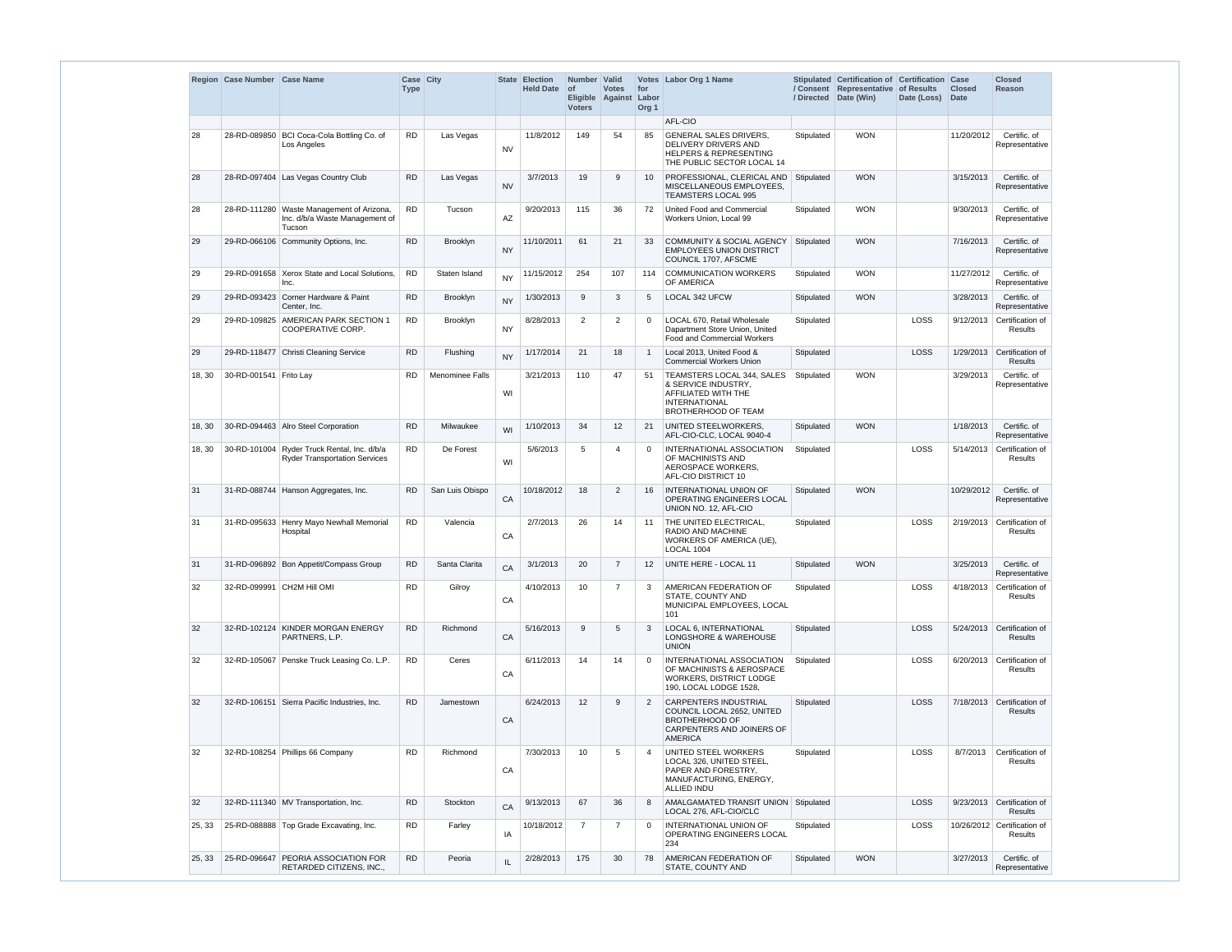| Region | Case Number | Case Name | Case Type | City | State | Election Held Date | Number of Eligible Voters | Valid Votes Against | Votes for Labor Org 1 | Labor Org 1 Name | Stipulated / Consent / Directed | Certification of Representative Date (Win) | Certification of Results Date (Loss) | Case Closed Date | Closed Reason |
|---|---|---|---|---|---|---|---|---|---|---|---|---|---|---|---|
| | | | | | | | | | | AFL-CIO | | | | | |
| 28 | 28-RD-089850 | BCI Coca-Cola Bottling Co. of Los Angeles | RD | Las Vegas | NV | 11/8/2012 | 149 | 54 | 85 | GENERAL SALES DRIVERS, DELIVERY DRIVERS AND HELPERS & REPRESENTING THE PUBLIC SECTOR LOCAL 14 | Stipulated | WON | | 11/20/2012 | Certific. of Representative |
| 28 | 28-RD-097404 | Las Vegas Country Club | RD | Las Vegas | NV | 3/7/2013 | 19 | 9 | 10 | PROFESSIONAL, CLERICAL AND MISCELLANEOUS EMPLOYEES, TEAMSTERS LOCAL 995 | Stipulated | WON | | 3/15/2013 | Certific. of Representative |
| 28 | 28-RD-111280 | Waste Management of Arizona, Inc. d/b/a Waste Management of Tucson | RD | Tucson | AZ | 9/20/2013 | 115 | 36 | 72 | United Food and Commercial Workers Union, Local 99 | Stipulated | WON | | 9/30/2013 | Certific. of Representative |
| 29 | 29-RD-066106 | Community Options, Inc. | RD | Brooklyn | NY | 11/10/2011 | 61 | 21 | 33 | COMMUNITY & SOCIAL AGENCY EMPLOYEES UNION DISTRICT COUNCIL 1707, AFSCME | Stipulated | WON | | 7/16/2013 | Certific. of Representative |
| 29 | 29-RD-091658 | Xerox State and Local Solutions, Inc. | RD | Staten Island | NY | 11/15/2012 | 254 | 107 | 114 | COMMUNICATION WORKERS OF AMERICA | Stipulated | WON | | 11/27/2012 | Certific. of Representative |
| 29 | 29-RD-093423 | Corner Hardware & Paint Center, Inc. | RD | Brooklyn | NY | 1/30/2013 | 9 | 3 | 5 | LOCAL 342 UFCW | Stipulated | WON | | 3/28/2013 | Certific. of Representative |
| 29 | 29-RD-109825 | AMERICAN PARK SECTION 1 COOPERATIVE CORP. | RD | Brooklyn | NY | 8/28/2013 | 2 | 2 | 0 | LOCAL 670, Retail Wholesale Dapartment Store Union, United Food and Commercial Workers | Stipulated | | LOSS | 9/12/2013 | Certification of Results |
| 29 | 29-RD-118477 | Christi Cleaning Service | RD | Flushing | NY | 1/17/2014 | 21 | 18 | 1 | Local 2013, United Food & Commercial Workers Union | Stipulated | | LOSS | 1/29/2013 | Certification of Results |
| 18, 30 | 30-RD-001541 | Frito Lay | RD | Menominee Falls | WI | 3/21/2013 | 110 | 47 | 51 | TEAMSTERS LOCAL 344, SALES & SERVICE INDUSTRY, AFFILIATED WITH THE INTERNATIONAL BROTHERHOOD OF TEAM | Stipulated | WON | | 3/29/2013 | Certific. of Representative |
| 18, 30 | 30-RD-094463 | Alro Steel Corporation | RD | Milwaukee | WI | 1/10/2013 | 34 | 12 | 21 | UNITED STEELWORKERS, AFL-CIO-CLC, LOCAL 9040-4 | Stipulated | WON | | 1/18/2013 | Certific. of Representative |
| 18, 30 | 30-RD-101004 | Ryder Truck Rental, Inc. d/b/a Ryder Transportation Services | RD | De Forest | WI | 5/6/2013 | 5 | 4 | 0 | INTERNATIONAL ASSOCIATION OF MACHINISTS AND AEROSPACE WORKERS, AFL-CIO DISTRICT 10 | Stipulated | | LOSS | 5/14/2013 | Certification of Results |
| 31 | 31-RD-088744 | Hanson Aggregates, Inc. | RD | San Luis Obispo | CA | 10/18/2012 | 18 | 2 | 16 | INTERNATIONAL UNION OF OPERATING ENGINEERS LOCAL UNION NO. 12, AFL-CIO | Stipulated | WON | | 10/29/2012 | Certific. of Representative |
| 31 | 31-RD-095633 | Henry Mayo Newhall Memorial Hospital | RD | Valencia | CA | 2/7/2013 | 26 | 14 | 11 | THE UNITED ELECTRICAL, RADIO AND MACHINE WORKERS OF AMERICA (UE), LOCAL 1004 | Stipulated | | LOSS | 2/19/2013 | Certification of Results |
| 31 | 31-RD-096892 | Bon Appetit/Compass Group | RD | Santa Clarita | CA | 3/1/2013 | 20 | 7 | 12 | UNITE HERE - LOCAL 11 | Stipulated | WON | | 3/25/2013 | Certific. of Representative |
| 32 | 32-RD-099991 | CH2M Hill OMI | RD | Gilroy | CA | 4/10/2013 | 10 | 7 | 3 | AMERICAN FEDERATION OF STATE, COUNTY AND MUNICIPAL EMPLOYEES, LOCAL 101 | Stipulated | | LOSS | 4/18/2013 | Certification of Results |
| 32 | 32-RD-102124 | KINDER MORGAN ENERGY PARTNERS, L.P. | RD | Richmond | CA | 5/16/2013 | 9 | 5 | 3 | LOCAL 6, INTERNATIONAL LONGSHORE & WAREHOUSE UNION | Stipulated | | LOSS | 5/24/2013 | Certification of Results |
| 32 | 32-RD-105067 | Penske Truck Leasing Co. L.P. | RD | Ceres | CA | 6/11/2013 | 14 | 14 | 0 | INTERNATIONAL ASSOCIATION OF MACHINISTS & AEROSPACE WORKERS, DISTRICT LODGE 190, LOCAL LODGE 1528, | Stipulated | | LOSS | 6/20/2013 | Certification of Results |
| 32 | 32-RD-106151 | Sierra Pacific Industries, Inc. | RD | Jamestown | CA | 6/24/2013 | 12 | 9 | 2 | CARPENTERS INDUSTRIAL COUNCIL LOCAL 2652, UNITED BROTHERHOOD OF CARPENTERS AND JOINERS OF AMERICA | Stipulated | | LOSS | 7/18/2013 | Certification of Results |
| 32 | 32-RD-108254 | Phillips 66 Company | RD | Richmond | CA | 7/30/2013 | 10 | 5 | 4 | UNITED STEEL WORKERS LOCAL 326, UNITED STEEL, PAPER AND FORESTRY, MANUFACTURING, ENERGY, ALLIED INDU | Stipulated | | LOSS | 8/7/2013 | Certification of Results |
| 32 | 32-RD-111340 | MV Transportation, Inc. | RD | Stockton | CA | 9/13/2013 | 67 | 36 | 8 | AMALGAMATED TRANSIT UNION LOCAL 276, AFL-CIO/CLC | Stipulated | | LOSS | 9/23/2013 | Certification of Results |
| 25, 33 | 25-RD-088888 | Top Grade Excavating, Inc. | RD | Farley | IA | 10/18/2012 | 7 | 7 | 0 | INTERNATIONAL UNION OF OPERATING ENGINEERS LOCAL 234 | Stipulated | | LOSS | 10/26/2012 | Certification of Results |
| 25, 33 | 25-RD-096647 | PEORIA ASSOCIATION FOR RETARDED CITIZENS, INC., | RD | Peoria | IL | 2/28/2013 | 175 | 30 | 78 | AMERICAN FEDERATION OF STATE, COUNTY AND | Stipulated | WON | | 3/27/2013 | Certific. of Representative |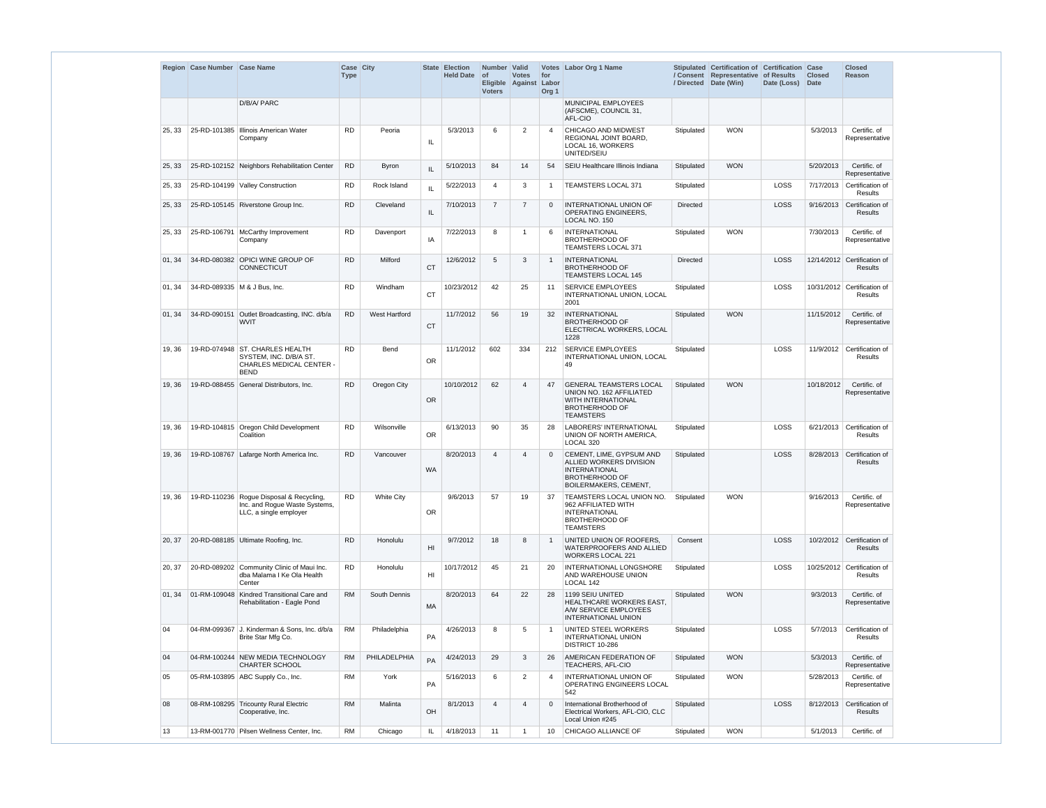| Region | Case Number | Case Name | Case Type | City | State | Election Held Date | Number of Eligible Voters | Valid Votes Against | Votes for Labor Org 1 | Labor Org 1 Name | Stipulated / Consent / Directed | Certification of Representative Date (Win) | Certification of Results Date (Loss) | Case Closed Date | Closed Reason |
|---|---|---|---|---|---|---|---|---|---|---|---|---|---|---|---|
| | | D/B/A/ PARC | | | | | | | | MUNICIPAL EMPLOYEES (AFSCME), COUNCIL 31, AFL-CIO | | | | | |
| 25, 33 | 25-RD-101385 | Illinois American Water Company | RD | Peoria | IL | 5/3/2013 | 6 | 2 | 4 | CHICAGO AND MIDWEST REGIONAL JOINT BOARD, LOCAL 16, WORKERS UNITED/SEIU | Stipulated | WON | | 5/3/2013 | Certific. of Representative |
| 25, 33 | 25-RD-102152 | Neighbors Rehabilitation Center | RD | Byron | IL | 5/10/2013 | 84 | 14 | 54 | SEIU Healthcare Illinois Indiana | Stipulated | WON | | 5/20/2013 | Certific. of Representative |
| 25, 33 | 25-RD-104199 | Valley Construction | RD | Rock Island | IL | 5/22/2013 | 4 | 3 | 1 | TEAMSTERS LOCAL 371 | Stipulated | | LOSS | 7/17/2013 | Certification of Results |
| 25, 33 | 25-RD-105145 | Riverstone Group Inc. | RD | Cleveland | IL | 7/10/2013 | 7 | 7 | 0 | INTERNATIONAL UNION OF OPERATING ENGINEERS, LOCAL NO. 150 | Directed | | LOSS | 9/16/2013 | Certification of Results |
| 25, 33 | 25-RD-106791 | McCarthy Improvement Company | RD | Davenport | IA | 7/22/2013 | 8 | 1 | 6 | INTERNATIONAL BROTHERHOOD OF TEAMSTERS LOCAL 371 | Stipulated | WON | | 7/30/2013 | Certific. of Representative |
| 01, 34 | 34-RD-080382 | OPICI WINE GROUP OF CONNECTICUT | RD | Milford | CT | 12/6/2012 | 5 | 3 | 1 | INTERNATIONAL BROTHERHOOD OF TEAMSTERS LOCAL 145 | Directed | | LOSS | 12/14/2012 | Certification of Results |
| 01, 34 | 34-RD-089335 | M & J Bus, Inc. | RD | Windham | CT | 10/23/2012 | 42 | 25 | 11 | SERVICE EMPLOYEES INTERNATIONAL UNION, LOCAL 2001 | Stipulated | | LOSS | 10/31/2012 | Certification of Results |
| 01, 34 | 34-RD-090151 | Outlet Broadcasting, INC. d/b/a WVIT | RD | West Hartford | CT | 11/7/2012 | 56 | 19 | 32 | INTERNATIONAL BROTHERHOOD OF ELECTRICAL WORKERS, LOCAL 1228 | Stipulated | WON | | 11/15/2012 | Certific. of Representative |
| 19, 36 | 19-RD-074948 | ST. CHARLES HEALTH SYSTEM, INC. D/B/A ST. CHARLES MEDICAL CENTER - BEND | RD | Bend | OR | 11/1/2012 | 602 | 334 | 212 | SERVICE EMPLOYEES INTERNATIONAL UNION, LOCAL 49 | Stipulated | | LOSS | 11/9/2012 | Certification of Results |
| 19, 36 | 19-RD-088455 | General Distributors, Inc. | RD | Oregon City | OR | 10/10/2012 | 62 | 4 | 47 | GENERAL TEAMSTERS LOCAL UNION NO. 162 AFFILIATED WITH INTERNATIONAL BROTHERHOOD OF TEAMSTERS | Stipulated | WON | | 10/18/2012 | Certific. of Representative |
| 19, 36 | 19-RD-104815 | Oregon Child Development Coalition | RD | Wilsonville | OR | 6/13/2013 | 90 | 35 | 28 | LABORERS' INTERNATIONAL UNION OF NORTH AMERICA, LOCAL 320 | Stipulated | | LOSS | 6/21/2013 | Certification of Results |
| 19, 36 | 19-RD-108767 | Lafarge North America Inc. | RD | Vancouver | WA | 8/20/2013 | 4 | 4 | 0 | CEMENT, LIME, GYPSUM AND ALLIED WORKERS DIVISION INTERNATIONAL BROTHERHOOD OF BOILERMAKERS, CEMENT, | Stipulated | | LOSS | 8/28/2013 | Certification of Results |
| 19, 36 | 19-RD-110236 | Rogue Disposal & Recycling, Inc. and Rogue Waste Systems, LLC, a single employer | RD | White City | OR | 9/6/2013 | 57 | 19 | 37 | TEAMSTERS LOCAL UNION NO. 962 AFFILIATED WITH INTERNATIONAL BROTHERHOOD OF TEAMSTERS | Stipulated | WON | | 9/16/2013 | Certific. of Representative |
| 20, 37 | 20-RD-088185 | Ultimate Roofing, Inc. | RD | Honolulu | HI | 9/7/2012 | 18 | 8 | 1 | UNITED UNION OF ROOFERS, WATERPROOFERS AND ALLIED WORKERS LOCAL 221 | Consent | | LOSS | 10/2/2012 | Certification of Results |
| 20, 37 | 20-RD-089202 | Community Clinic of Maui Inc. dba Malama I Ke Ola Health Center | RD | Honolulu | HI | 10/17/2012 | 45 | 21 | 20 | INTERNATIONAL LONGSHORE AND WAREHOUSE UNION LOCAL 142 | Stipulated | | LOSS | 10/25/2012 | Certification of Results |
| 01, 34 | 01-RM-109048 | Kindred Transitional Care and Rehabilitation - Eagle Pond | RM | South Dennis | MA | 8/20/2013 | 64 | 22 | 28 | 1199 SEIU UNITED HEALTHCARE WORKERS EAST, A/W SERVICE EMPLOYEES INTERNATIONAL UNION | Stipulated | WON | | 9/3/2013 | Certific. of Representative |
| 04 | 04-RM-099367 | J. Kinderman & Sons, Inc. d/b/a Brite Star Mfg Co. | RM | Philadelphia | PA | 4/26/2013 | 8 | 5 | 1 | UNITED STEEL WORKERS INTERNATIONAL UNION DISTRICT 10-286 | Stipulated | | LOSS | 5/7/2013 | Certification of Results |
| 04 | 04-RM-100244 | NEW MEDIA TECHNOLOGY CHARTER SCHOOL | RM | PHILADELPHIA | PA | 4/24/2013 | 29 | 3 | 26 | AMERICAN FEDERATION OF TEACHERS, AFL-CIO | Stipulated | WON | | 5/3/2013 | Certific. of Representative |
| 05 | 05-RM-103895 | ABC Supply Co., Inc. | RM | York | PA | 5/16/2013 | 6 | 2 | 4 | INTERNATIONAL UNION OF OPERATING ENGINEERS LOCAL 542 | Stipulated | WON | | 5/28/2013 | Certific. of Representative |
| 08 | 08-RM-108295 | Tricounty Rural Electric Cooperative, Inc. | RM | Malinta | OH | 8/1/2013 | 4 | 4 | 0 | International Brotherhood of Electrical Workers, AFL-CIO, CLC Local Union #245 | Stipulated | | LOSS | 8/12/2013 | Certification of Results |
| 13 | 13-RM-001770 | Pilsen Wellness Center, Inc. | RM | Chicago | IL | 4/18/2013 | 11 | 1 | 10 | CHICAGO ALLIANCE OF | Stipulated | WON | | 5/1/2013 | Certific. of |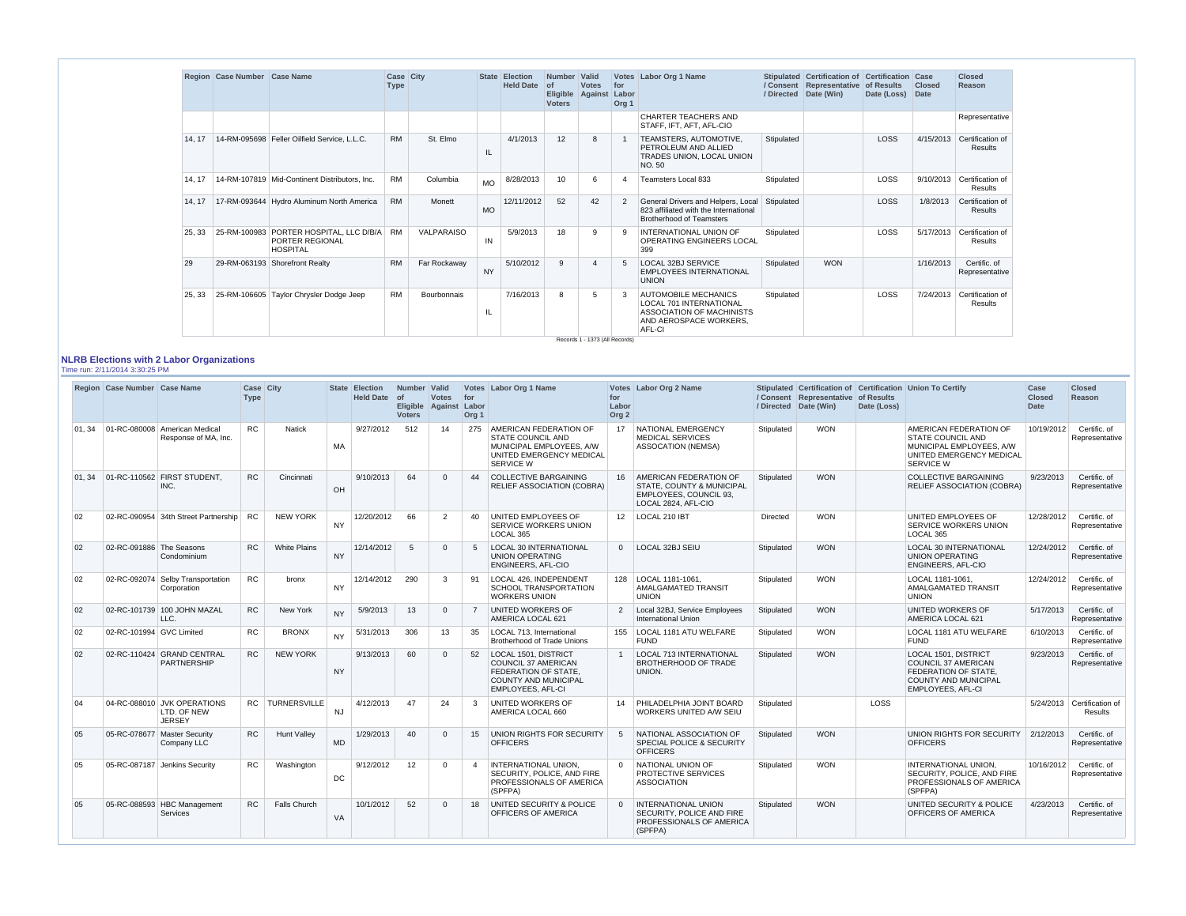| Region | Case Number | Case Name | Case Type | City | State | Election Held Date | Number of Eligible Voters | Valid Votes Against | Votes for Labor Org 1 | Labor Org 1 Name | Stipulated / Consent / Directed | Certification of Representative Date (Win) | Certification of Results Date (Loss) | Case Closed Date | Closed Reason |
|---|---|---|---|---|---|---|---|---|---|---|---|---|---|---|---|
| | | | | | | | | | | CHARTER TEACHERS AND STAFF, IFT, AFT, AFL-CIO | | | | | Representative |
| 14, 17 | 14-RM-095698 | Feller Oilfield Service, L.L.C. | RM | St. Elmo | IL | 4/1/2013 | 12 | 8 | 1 | TEAMSTERS, AUTOMOTIVE, PETROLEUM AND ALLIED TRADES UNION, LOCAL UNION NO. 50 | Stipulated | | LOSS | 4/15/2013 | Certification of Results |
| 14, 17 | 14-RM-107819 | Mid-Continent Distributors, Inc. | RM | Columbia | MO | 8/28/2013 | 10 | 6 | 4 | Teamsters Local 833 | Stipulated | | LOSS | 9/10/2013 | Certification of Results |
| 14, 17 | 17-RM-093644 | Hydro Aluminum North America | RM | Monett | MO | 12/11/2012 | 52 | 42 | 2 | General Drivers and Helpers, Local 823 affiliated with the International Brotherhood of Teamsters | Stipulated | | LOSS | 1/8/2013 | Certification of Results |
| 25, 33 | 25-RM-100983 | PORTER HOSPITAL, LLC D/B/A PORTER REGIONAL HOSPITAL | RM | VALPARAISO | IN | 5/9/2013 | 18 | 9 | 9 | INTERNATIONAL UNION OF OPERATING ENGINEERS LOCAL 399 | Stipulated | | LOSS | 5/17/2013 | Certification of Results |
| 29 | 29-RM-063193 | Shorefront Realty | RM | Far Rockaway | NY | 5/10/2012 | 9 | 4 | 5 | LOCAL 32BJ SERVICE EMPLOYEES INTERNATIONAL UNION | Stipulated | WON | | 1/16/2013 | Certific. of Representative |
| 25, 33 | 25-RM-106605 | Taylor Chrysler Dodge Jeep | RM | Bourbonnais | IL | 7/16/2013 | 8 | 5 | 3 | AUTOMOBILE MECHANICS LOCAL 701 INTERNATIONAL ASSOCIATION OF MACHINISTS AND AEROSPACE WORKERS, AFL-CI | Stipulated | | LOSS | 7/24/2013 | Certification of Results |

Records 1 - 1373 (All Records)

## NLRB Elections with 2 Labor Organizations

Time run: 2/11/2014 3:30:25 PM

| Region | Case Number | Case Name | Case Type | City | State | Election Held Date | Number of Eligible Voters | Valid Votes Against | Votes for Labor Org 1 | Labor Org 1 Name | Votes for Labor Org 2 | Labor Org 2 Name | Stipulated / Consent / Directed | Certification of Representative Date (Win) | Certification of Results Date (Loss) | Union To Certify | Case Closed Date | Closed Reason |
|---|---|---|---|---|---|---|---|---|---|---|---|---|---|---|---|---|---|---|
| 01, 34 | 01-RC-080008 | American Medical Response of MA, Inc. | RC | Natick | MA | 9/27/2012 | 512 | 14 | 275 | AMERICAN FEDERATION OF STATE COUNCIL AND MUNICIPAL EMPLOYEES, A/W UNITED EMERGENCY MEDICAL SERVICE W | 17 | NATIONAL EMERGENCY MEDICAL SERVICES ASSOCIATION (NEMSA) | Stipulated | WON | | AMERICAN FEDERATION OF STATE COUNCIL AND MUNICIPAL EMPLOYEES, A/W UNITED EMERGENCY MEDICAL SERVICE W | 10/19/2012 | Certific. of Representative |
| 01, 34 | 01-RC-110562 | FIRST STUDENT, INC. | RC | Cincinnati | OH | 9/10/2013 | 64 | 0 | 44 | COLLECTIVE BARGAINING RELIEF ASSOCIATION (COBRA) | 16 | AMERICAN FEDERATION OF STATE, COUNTY & MUNICIPAL EMPLOYEES, COUNCIL 93, LOCAL 2824, AFL-CIO | Stipulated | WON | | COLLECTIVE BARGAINING RELIEF ASSOCIATION (COBRA) | 9/23/2013 | Certific. of Representative |
| 02 | 02-RC-090954 | 34th Street Partnership | RC | NEW YORK | NY | 12/20/2012 | 66 | 2 | 40 | UNITED EMPLOYEES OF SERVICE WORKERS UNION LOCAL 365 | 12 | LOCAL 210 IBT | Directed | WON | | UNITED EMPLOYEES OF SERVICE WORKERS UNION LOCAL 365 | 12/28/2012 | Certific. of Representative |
| 02 | 02-RC-091886 | The Seasons Condominium | RC | White Plains | NY | 12/14/2012 | 5 | 0 | 5 | LOCAL 30 INTERNATIONAL UNION OPERATING ENGINEERS, AFL-CIO | 0 | LOCAL 32BJ SEIU | Stipulated | WON | | LOCAL 30 INTERNATIONAL UNION OPERATING ENGINEERS, AFL-CIO | 12/24/2012 | Certific. of Representative |
| 02 | 02-RC-092074 | Selby Transportation Corporation | RC | bronx | NY | 12/14/2012 | 290 | 3 | 91 | LOCAL 426, INDEPENDENT SCHOOL TRANSPORTATION WORKERS UNION | 128 | LOCAL 1181-1061, AMALGAMATED TRANSIT UNION | Stipulated | WON | | LOCAL 1181-1061, AMALGAMATED TRANSIT UNION | 12/24/2012 | Certific. of Representative |
| 02 | 02-RC-101739 | 100 JOHN MAZAL LLC. | RC | New York | NY | 5/9/2013 | 13 | 0 | 7 | UNITED WORKERS OF AMERICA LOCAL 621 | 2 | Local 32BJ, Service Employees International Union | Stipulated | WON | | UNITED WORKERS OF AMERICA LOCAL 621 | 5/17/2013 | Certific. of Representative |
| 02 | 02-RC-101994 | GVC Limited | RC | BRONX | NY | 5/31/2013 | 306 | 13 | 35 | LOCAL 713, International Brotherhood of Trade Unions | 155 | LOCAL 1181 ATU WELFARE FUND | Stipulated | WON | | LOCAL 1181 ATU WELFARE FUND | 6/10/2013 | Certific. of Representative |
| 02 | 02-RC-110424 | GRAND CENTRAL PARTNERSHIP | RC | NEW YORK | NY | 9/13/2013 | 60 | 0 | 52 | LOCAL 1501, DISTRICT COUNCIL 37 AMERICAN FEDERATION OF STATE, COUNTY AND MUNICIPAL EMPLOYEES, AFL-CI | 1 | LOCAL 713 INTERNATIONAL BROTHERHOOD OF TRADE UNION. | Stipulated | WON | | LOCAL 1501, DISTRICT COUNCIL 37 AMERICAN FEDERATION OF STATE, COUNTY AND MUNICIPAL EMPLOYEES, AFL-CI | 9/23/2013 | Certific. of Representative |
| 04 | 04-RC-088010 | JVK OPERATIONS LTD. OF NEW JERSEY | RC | TURNERSVILLE | NJ | 4/12/2013 | 47 | 24 | 3 | UNITED WORKERS OF AMERICA LOCAL 660 | 14 | PHILADELPHIA JOINT BOARD WORKERS UNITED A/W SEIU | Stipulated | | LOSS | | 5/24/2013 | Certification of Results |
| 05 | 05-RC-078677 | Master Security Company LLC | RC | Hunt Valley | MD | 1/29/2013 | 40 | 0 | 15 | UNION RIGHTS FOR SECURITY OFFICERS | 5 | NATIONAL ASSOCIATION OF SPECIAL POLICE & SECURITY OFFICERS | Stipulated | WON | | UNION RIGHTS FOR SECURITY OFFICERS | 2/12/2013 | Certific. of Representative |
| 05 | 05-RC-087187 | Jenkins Security | RC | Washington | DC | 9/12/2012 | 12 | 0 | 4 | INTERNATIONAL UNION, SECURITY, POLICE, AND FIRE PROFESSIONALS OF AMERICA (SPFPA) | 0 | NATIONAL UNION OF PROTECTIVE SERVICES ASSOCIATION | Stipulated | WON | | INTERNATIONAL UNION, SECURITY, POLICE, AND FIRE PROFESSIONALS OF AMERICA (SPFPA) | 10/16/2012 | Certific. of Representative |
| 05 | 05-RC-088593 | HBC Management Services | RC | Falls Church | VA | 10/1/2012 | 52 | 0 | 18 | UNITED SECURITY & POLICE OFFICERS OF AMERICA | 0 | INTERNATIONAL UNION SECURITY, POLICE AND FIRE PROFESSIONALS OF AMERICA (SPFPA) | Stipulated | WON | | UNITED SECURITY & POLICE OFFICERS OF AMERICA | 4/23/2013 | Certific. of Representative |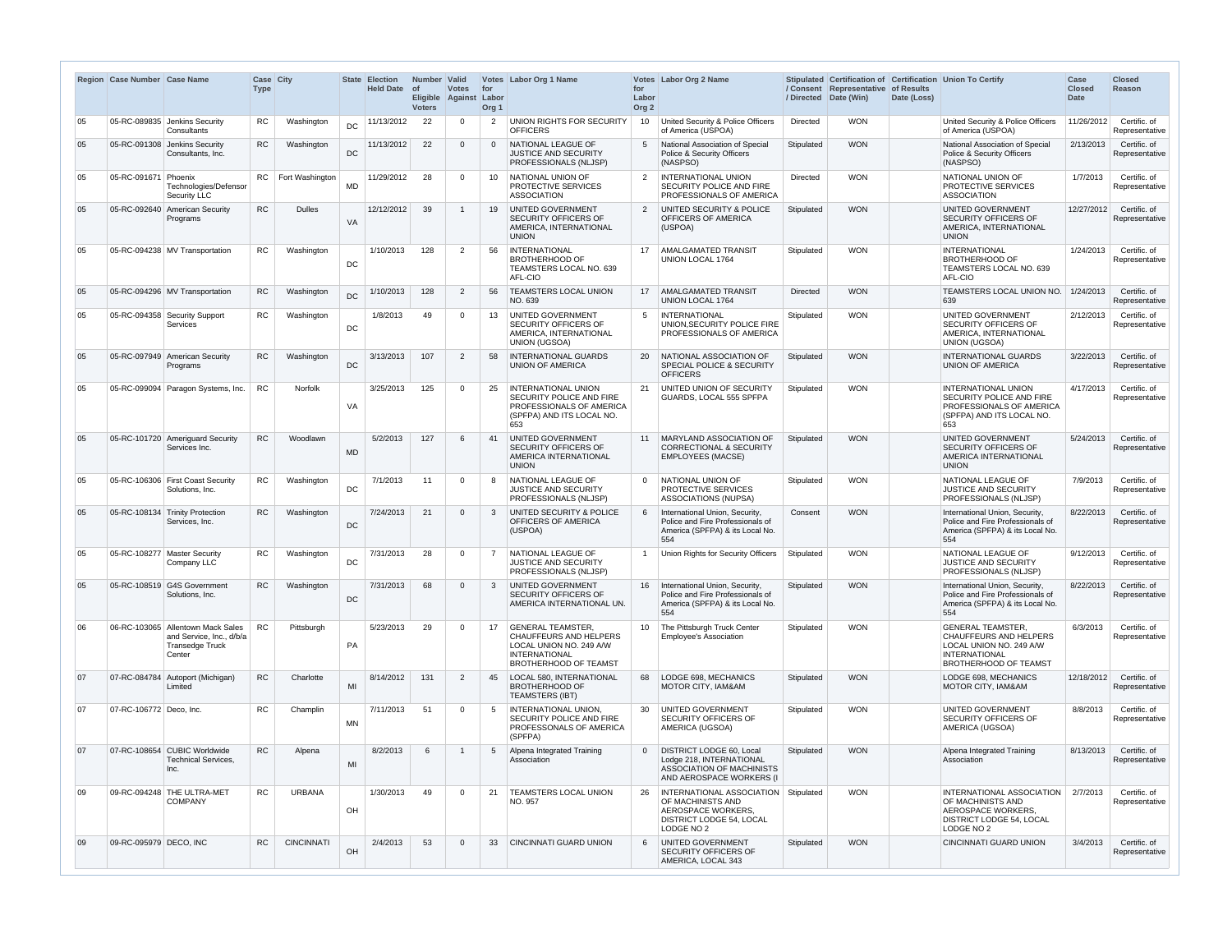| Region | Case Number | Case Name | Case Type | City | State | Election Held Date | Number of Eligible Voters | Valid Votes Against | Votes for Labor Org 1 | Labor Org 1 Name | Votes for Labor Org 2 | Labor Org 2 Name | Stipulated / Consent / Directed | Certification of Representative Date (Win) | Certification of Results Date (Loss) | Union To Certify | Case Closed Date | Closed Reason |
|---|---|---|---|---|---|---|---|---|---|---|---|---|---|---|---|---|---|---|
| 05 | 05-RC-089835 | Jenkins Security Consultants | RC | Washington | DC | 11/13/2012 | 22 | 0 | 2 | UNION RIGHTS FOR SECURITY OFFICERS | 10 | United Security & Police Officers of America (USPOA) | Directed | WON | | United Security & Police Officers of America (USPOA) | 11/26/2012 | Certific. of Representative |
| 05 | 05-RC-091308 | Jenkins Security Consultants, Inc. | RC | Washington | DC | 11/13/2012 | 22 | 0 | 0 | NATIONAL LEAGUE OF JUSTICE AND SECURITY PROFESSIONALS (NLJSP) | 5 | National Association of Special Police & Security Officers (NASPSO) | Stipulated | WON | | National Association of Special Police & Security Officers (NASPSO) | 2/13/2013 | Certific. of Representative |
| 05 | 05-RC-091671 | Phoenix Technologies/Defensor Security LLC | RC | Fort Washington | MD | 11/29/2012 | 28 | 0 | 10 | NATIONAL UNION OF PROTECTIVE SERVICES ASSOCIATION | 2 | INTERNATIONAL UNION SECURITY POLICE AND FIRE PROFESSIONALS OF AMERICA | Directed | WON | | NATIONAL UNION OF PROTECTIVE SERVICES ASSOCIATION | 1/7/2013 | Certific. of Representative |
| 05 | 05-RC-092640 | American Security Programs | RC | Dulles | VA | 12/12/2012 | 39 | 1 | 19 | UNITED GOVERNMENT SECURITY OFFICERS OF AMERICA, INTERNATIONAL UNION | 2 | UNITED SECURITY & POLICE OFFICERS OF AMERICA (USPOA) | Stipulated | WON | | UNITED GOVERNMENT SECURITY OFFICERS OF AMERICA, INTERNATIONAL UNION | 12/27/2012 | Certific. of Representative |
| 05 | 05-RC-094238 | MV Transportation | RC | Washington | DC | 1/10/2013 | 128 | 2 | 56 | INTERNATIONAL BROTHERHOOD OF TEAMSTERS LOCAL NO. 639 AFL-CIO | 17 | AMALGAMATED TRANSIT UNION LOCAL 1764 | Stipulated | WON | | INTERNATIONAL BROTHERHOOD OF TEAMSTERS LOCAL NO. 639 AFL-CIO | 1/24/2013 | Certific. of Representative |
| 05 | 05-RC-094296 | MV Transportation | RC | Washington | DC | 1/10/2013 | 128 | 2 | 56 | TEAMSTERS LOCAL UNION NO. 639 | 17 | AMALGAMATED TRANSIT UNION LOCAL 1764 | Directed | WON | | TEAMSTERS LOCAL UNION NO. 639 | 1/24/2013 | Certific. of Representative |
| 05 | 05-RC-094358 | Security Support Services | RC | Washington | DC | 1/8/2013 | 49 | 0 | 13 | UNITED GOVERNMENT SECURITY OFFICERS OF AMERICA, INTERNATIONAL UNION (UGSOA) | 5 | INTERNATIONAL UNION,SECURITY POLICE FIRE PROFESSIONALS OF AMERICA | Stipulated | WON | | UNITED GOVERNMENT SECURITY OFFICERS OF AMERICA, INTERNATIONAL UNION (UGSOA) | 2/12/2013 | Certific. of Representative |
| 05 | 05-RC-097949 | American Security Programs | RC | Washington | DC | 3/13/2013 | 107 | 2 | 58 | INTERNATIONAL GUARDS UNION OF AMERICA | 20 | NATIONAL ASSOCIATION OF SPECIAL POLICE & SECURITY OFFICERS | Stipulated | WON | | INTERNATIONAL GUARDS UNION OF AMERICA | 3/22/2013 | Certific. of Representative |
| 05 | 05-RC-099094 | Paragon Systems, Inc. | RC | Norfolk | VA | 3/25/2013 | 125 | 0 | 25 | INTERNATIONAL UNION SECURITY POLICE AND FIRE PROFESSIONALS OF AMERICA (SPFPA) AND ITS LOCAL NO. 653 | 21 | UNITED UNION OF SECURITY GUARDS, LOCAL 555 SPFPA | Stipulated | WON | | INTERNATIONAL UNION SECURITY POLICE AND FIRE PROFESSIONALS OF AMERICA (SPFPA) AND ITS LOCAL NO. 653 | 4/17/2013 | Certific. of Representative |
| 05 | 05-RC-101720 | Ameriguard Security Services Inc. | RC | Woodlawn | MD | 5/2/2013 | 127 | 6 | 41 | UNITED GOVERNMENT SECURITY OFFICERS OF AMERICA INTERNATIONAL UNION | 11 | MARYLAND ASSOCIATION OF CORRECTIONAL & SECURITY EMPLOYEES (MACSE) | Stipulated | WON | | UNITED GOVERNMENT SECURITY OFFICERS OF AMERICA INTERNATIONAL UNION | 5/24/2013 | Certific. of Representative |
| 05 | 05-RC-106306 | First Coast Security Solutions, Inc. | RC | Washington | DC | 7/1/2013 | 11 | 0 | 8 | NATIONAL LEAGUE OF JUSTICE AND SECURITY PROFESSIONALS (NLJSP) | 0 | NATIONAL UNION OF PROTECTIVE SERVICES ASSOCIATIONS (NUPSA) | Stipulated | WON | | NATIONAL LEAGUE OF JUSTICE AND SECURITY PROFESSIONALS (NLJSP) | 7/9/2013 | Certific. of Representative |
| 05 | 05-RC-108134 | Trinity Protection Services, Inc. | RC | Washington | DC | 7/24/2013 | 21 | 0 | 3 | UNITED SECURITY & POLICE OFFICERS OF AMERICA (USPOA) | 6 | International Union, Security, Police and Fire Professionals of America (SPFPA) & its Local No. 554 | Consent | WON | | International Union, Security, Police and Fire Professionals of America (SPFPA) & its Local No. 554 | 8/22/2013 | Certific. of Representative |
| 05 | 05-RC-108277 | Master Security Company LLC | RC | Washington | DC | 7/31/2013 | 28 | 0 | 7 | NATIONAL LEAGUE OF JUSTICE AND SECURITY PROFESSIONALS (NLJSP) | 1 | Union Rights for Security Officers | Stipulated | WON | | NATIONAL LEAGUE OF JUSTICE AND SECURITY PROFESSIONALS (NLJSP) | 9/12/2013 | Certific. of Representative |
| 05 | 05-RC-108519 | G4S Government Solutions, Inc. | RC | Washington | DC | 7/31/2013 | 68 | 0 | 3 | UNITED GOVERNMENT SECURITY OFFICERS OF AMERICA INTERNATIONAL UN. | 16 | International Union, Security, Police and Fire Professionals of America (SPFPA) & its Local No. 554 | Stipulated | WON | | International Union, Security, Police and Fire Professionals of America (SPFPA) & its Local No. 554 | 8/22/2013 | Certific. of Representative |
| 06 | 06-RC-103065 | Allentown Mack Sales and Service, Inc., d/b/a Transedge Truck Center | RC | Pittsburgh | PA | 5/23/2013 | 29 | 0 | 17 | GENERAL TEAMSTER, CHAUFFEURS AND HELPERS LOCAL UNION NO. 249 A/W INTERNATIONAL BROTHERHOOD OF TEAMST | 10 | The Pittsburgh Truck Center Employee's Association | Stipulated | WON | | GENERAL TEAMSTER, CHAUFFEURS AND HELPERS LOCAL UNION NO. 249 A/W INTERNATIONAL BROTHERHOOD OF TEAMST | 6/3/2013 | Certific. of Representative |
| 07 | 07-RC-084784 | Autoport (Michigan) Limited | RC | Charlotte | MI | 8/14/2012 | 131 | 2 | 45 | LOCAL 580, INTERNATIONAL BROTHERHOOD OF TEAMSTERS (IBT) | 68 | LODGE 698, MECHANICS MOTOR CITY, IAM&AM | Stipulated | WON | | LODGE 698, MECHANICS MOTOR CITY, IAM&AM | 12/18/2012 | Certific. of Representative |
| 07 | 07-RC-106772 | Deco, Inc. | RC | Champlin | MN | 7/11/2013 | 51 | 0 | 5 | INTERNATIONAL UNION, SECURITY POLICE AND FIRE PROFESSONALS OF AMERICA (SPFPA) | 30 | UNITED GOVERNMENT SECURITY OFFICERS OF AMERICA (UGSOA) | Stipulated | WON | | UNITED GOVERNMENT SECURITY OFFICERS OF AMERICA (UGSOA) | 8/8/2013 | Certific. of Representative |
| 07 | 07-RC-108654 | CUBIC Worldwide Technical Services, Inc. | RC | Alpena | MI | 8/2/2013 | 6 | 1 | 5 | Alpena Integrated Training Association | 0 | DISTRICT LODGE 60, Local Lodge 218, INTERNATIONAL ASSOCIATION OF MACHINISTS AND AEROSPACE WORKERS (I | Stipulated | WON | | Alpena Integrated Training Association | 8/13/2013 | Certific. of Representative |
| 09 | 09-RC-094248 | THE ULTRA-MET COMPANY | RC | URBANA | OH | 1/30/2013 | 49 | 0 | 21 | TEAMSTERS LOCAL UNION NO. 957 | 26 | INTERNATIONAL ASSOCIATION OF MACHINISTS AND AEROSPACE WORKERS, DISTRICT LODGE 54, LOCAL LODGE NO 2 | Stipulated | WON | | INTERNATIONAL ASSOCIATION OF MACHINISTS AND AEROSPACE WORKERS, DISTRICT LODGE 54, LOCAL LODGE NO 2 | 2/7/2013 | Certific. of Representative |
| 09 | 09-RC-095979 | DECO, INC | RC | CINCINNATI | OH | 2/4/2013 | 53 | 0 | 33 | CINCINNATI GUARD UNION | 6 | UNITED GOVERNMENT SECURITY OFFICERS OF AMERICA, LOCAL 343 | Stipulated | WON | | CINCINNATI GUARD UNION | 3/4/2013 | Certific. of Representative |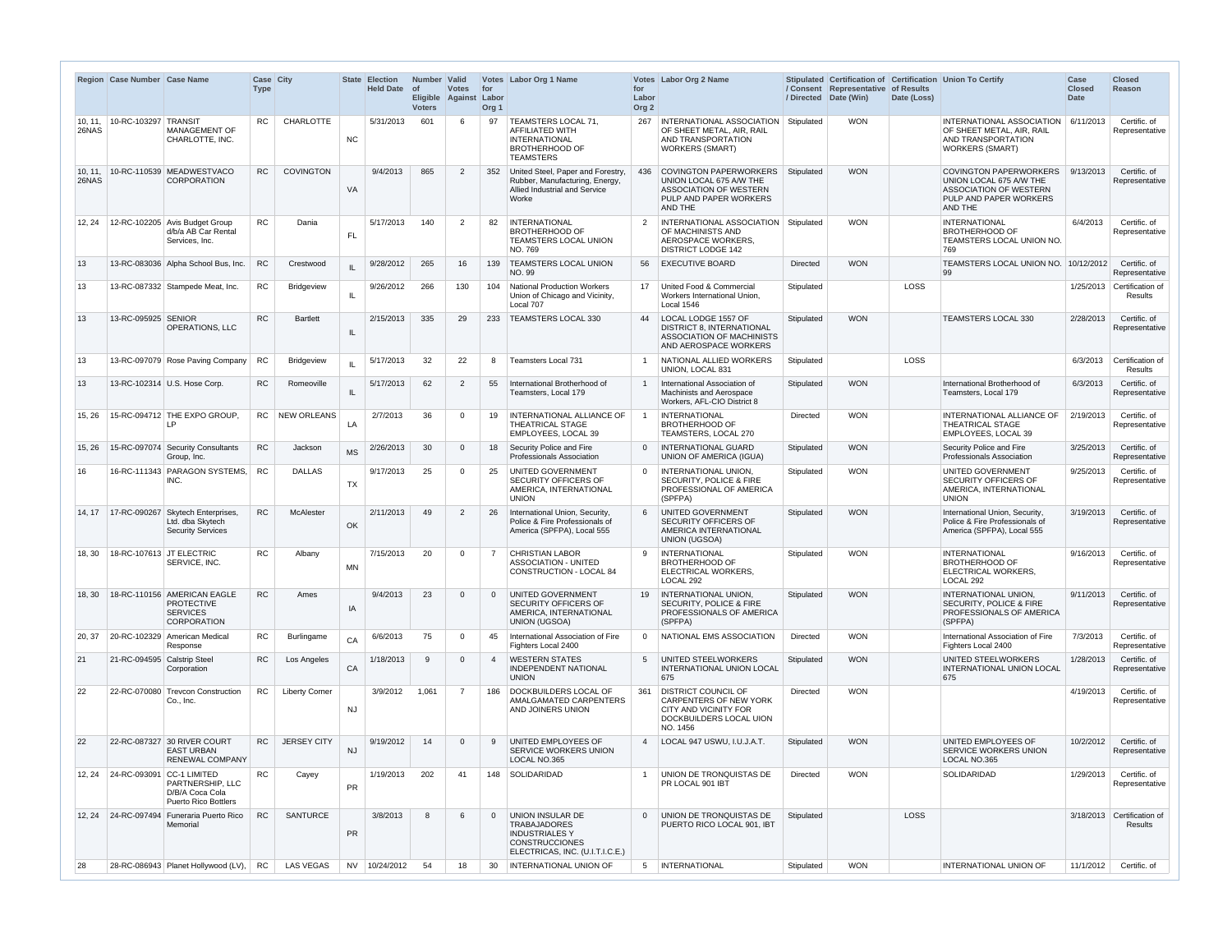| Region | Case Number | Case Name | Case Type | City | State | Election Held Date | Number of Eligible Voters | Valid Votes Against | Votes for Labor Org 1 | Labor Org 1 Name | Votes for Labor Org 2 | Labor Org 2 Name | Stipulated / Consent / Directed | Certification of Representative Date (Win) | Certification of Results Date (Loss) | Union To Certify | Case Closed Date | Closed Reason |
|---|---|---|---|---|---|---|---|---|---|---|---|---|---|---|---|---|---|---|
| 10, 11, 26NAS | 10-RC-103297 | TRANSIT MANAGEMENT OF CHARLOTTE, INC. | RC | CHARLOTTE | NC | 5/31/2013 | 601 | 6 | 97 | TEAMSTERS LOCAL 71, AFFILIATED WITH INTERNATIONAL BROTHERHOOD OF TEAMSTERS | 267 | INTERNATIONAL ASSOCIATION OF SHEET METAL, AIR, RAIL AND TRANSPORTATION WORKERS (SMART) | Stipulated | WON | | INTERNATIONAL ASSOCIATION OF SHEET METAL, AIR, RAIL AND TRANSPORTATION WORKERS (SMART) | 6/11/2013 | Certific. of Representative |
| 10, 11, 26NAS | 10-RC-110539 | MEADWESTVACO CORPORATION | RC | COVINGTON | VA | 9/4/2013 | 865 | 2 | 352 | United Steel, Paper and Forestry, Rubber, Manufacturing, Energy, Allied Industrial and Service Worke | 436 | COVINGTON PAPERWORKERS UNION LOCAL 675 A/W THE ASSOCIATION OF WESTERN PULP AND PAPER WORKERS AND THE | Stipulated | WON | | COVINGTON PAPERWORKERS UNION LOCAL 675 A/W THE ASSOCIATION OF WESTERN PULP AND PAPER WORKERS AND THE | 9/13/2013 | Certific. of Representative |
| 12, 24 | 12-RC-102205 | Avis Budget Group d/b/a AB Car Rental Services, Inc. | RC | Dania | FL | 5/17/2013 | 140 | 2 | 82 | INTERNATIONAL BROTHERHOOD OF TEAMSTERS LOCAL UNION NO. 769 | 2 | INTERNATIONAL ASSOCIATION OF MACHINISTS AND AEROSPACE WORKERS, DISTRICT LODGE 142 | Stipulated | WON | | INTERNATIONAL BROTHERHOOD OF TEAMSTERS LOCAL UNION NO. 769 | 6/4/2013 | Certific. of Representative |
| 13 | 13-RC-083036 | Alpha School Bus, Inc. | RC | Crestwood | IL | 9/28/2012 | 265 | 16 | 139 | TEAMSTERS LOCAL UNION NO. 99 | 56 | EXECUTIVE BOARD | Directed | WON | | TEAMSTERS LOCAL UNION NO. 99 | 10/12/2012 | Certific. of Representative |
| 13 | 13-RC-087332 | Stampede Meat, Inc. | RC | Bridgeview | IL | 9/26/2012 | 266 | 130 | 104 | National Production Workers Union of Chicago and Vicinity, Local 707 | 17 | United Food & Commercial Workers International Union, Local 1546 | Stipulated | | LOSS | | 1/25/2013 | Certification of Results |
| 13 | 13-RC-095925 | SENIOR OPERATIONS, LLC | RC | Bartlett | IL | 2/15/2013 | 335 | 29 | 233 | TEAMSTERS LOCAL 330 | 44 | LOCAL LODGE 1557 OF DISTRICT 8, INTERNATIONAL ASSOCIATION OF MACHINISTS AND AEROSPACE WORKERS | Stipulated | WON | | TEAMSTERS LOCAL 330 | 2/28/2013 | Certific. of Representative |
| 13 | 13-RC-097079 | Rose Paving Company | RC | Bridgeview | IL | 5/17/2013 | 32 | 22 | 8 | Teamsters Local 731 | 1 | NATIONAL ALLIED WORKERS UNION, LOCAL 831 | Stipulated | | LOSS | | 6/3/2013 | Certification of Results |
| 13 | 13-RC-102314 | U.S. Hose Corp. | RC | Romeoville | IL | 5/17/2013 | 62 | 2 | 55 | International Brotherhood of Teamsters, Local 179 | 1 | International Association of Machinists and Aerospace Workers, AFL-CIO District 8 | Stipulated | WON | | International Brotherhood of Teamsters, Local 179 | 6/3/2013 | Certific. of Representative |
| 15, 26 | 15-RC-094712 | THE EXPO GROUP, LP | RC | NEW ORLEANS | LA | 2/7/2013 | 36 | 0 | 19 | INTERNATIONAL ALLIANCE OF THEATRICAL STAGE EMPLOYEES, LOCAL 39 | 1 | INTERNATIONAL BROTHERHOOD OF TEAMSTERS, LOCAL 270 | Directed | WON | | INTERNATIONAL ALLIANCE OF THEATRICAL STAGE EMPLOYEES, LOCAL 39 | 2/19/2013 | Certific. of Representative |
| 15, 26 | 15-RC-097074 | Security Consultants Group, Inc. | RC | Jackson | MS | 2/26/2013 | 30 | 0 | 18 | Security Police and Fire Professionals Association | 0 | INTERNATIONAL GUARD UNION OF AMERICA (IGUA) | Stipulated | WON | | Security Police and Fire Professionals Association | 3/25/2013 | Certific. of Representative |
| 16 | 16-RC-111343 | PARAGON SYSTEMS, INC. | RC | DALLAS | TX | 9/17/2013 | 25 | 0 | 25 | UNITED GOVERNMENT SECURITY OFFICERS OF AMERICA, INTERNATIONAL UNION | 0 | INTERNATIONAL UNION, SECURITY, POLICE & FIRE PROFESSIONAL OF AMERICA (SPFPA) | Stipulated | WON | | UNITED GOVERNMENT SECURITY OFFICERS OF AMERICA, INTERNATIONAL UNION | 9/25/2013 | Certific. of Representative |
| 14, 17 | 17-RC-090267 | Skytech Enterprises, Ltd. dba Skytech Security Services | RC | McAlester | OK | 2/11/2013 | 49 | 2 | 26 | International Union, Security, Police & Fire Professionals of America (SPFPA), Local 555 | 6 | UNITED GOVERNMENT SECURITY OFFICERS OF AMERICA INTERNATIONAL UNION (UGSOA) | Stipulated | WON | | International Union, Security, Police & Fire Professionals of America (SPFPA), Local 555 | 3/19/2013 | Certific. of Representative |
| 18, 30 | 18-RC-107613 | JT ELECTRIC SERVICE, INC. | RC | Albany | MN | 7/15/2013 | 20 | 0 | 7 | CHRISTIAN LABOR ASSOCIATION - UNITED CONSTRUCTION - LOCAL 84 | 9 | INTERNATIONAL BROTHERHOOD OF ELECTRICAL WORKERS, LOCAL 292 | Stipulated | WON | | INTERNATIONAL BROTHERHOOD OF ELECTRICAL WORKERS, LOCAL 292 | 9/16/2013 | Certific. of Representative |
| 18, 30 | 18-RC-110156 | AMERICAN EAGLE PROTECTIVE SERVICES CORPORATION | RC | Ames | IA | 9/4/2013 | 23 | 0 | 0 | UNITED GOVERNMENT SECURITY OFFICERS OF AMERICA, INTERNATIONAL UNION (UGSOA) | 19 | INTERNATIONAL UNION, SECURITY, POLICE & FIRE PROFESSIONALS OF AMERICA (SPFPA) | Stipulated | WON | | INTERNATIONAL UNION, SECURITY, POLICE & FIRE PROFESSIONALS OF AMERICA (SPFPA) | 9/11/2013 | Certific. of Representative |
| 20, 37 | 20-RC-102329 | American Medical Response | RC | Burlingame | CA | 6/6/2013 | 75 | 0 | 45 | International Association of Fire Fighters Local 2400 | 0 | NATIONAL EMS ASSOCIATION | Directed | WON | | International Association of Fire Fighters Local 2400 | 7/3/2013 | Certific. of Representative |
| 21 | 21-RC-094595 | Calstrip Steel Corporation | RC | Los Angeles | CA | 1/18/2013 | 9 | 0 | 4 | WESTERN STATES INDEPENDENT NATIONAL UNION | 5 | UNITED STEELWORKERS INTERNATIONAL UNION LOCAL 675 | Stipulated | WON | | UNITED STEELWORKERS INTERNATIONAL UNION LOCAL 675 | 1/28/2013 | Certific. of Representative |
| 22 | 22-RC-070080 | Trevcon Construction Co., Inc. | RC | Liberty Corner | NJ | 3/9/2012 | 1,061 | 7 | 186 | DOCKBUILDERS LOCAL OF AMALGAMATED CARPENTERS AND JOINERS UNION | 361 | DISTRICT COUNCIL OF CARPENTERS OF NEW YORK CITY AND VICINITY FOR DOCKBUILDERS LOCAL UION NO. 1456 | Directed | WON | | | 4/19/2013 | Certific. of Representative |
| 22 | 22-RC-087327 | 30 RIVER COURT EAST URBAN RENEWAL COMPANY | RC | JERSEY CITY | NJ | 9/19/2012 | 14 | 0 | 9 | UNITED EMPLOYEES OF SERVICE WORKERS UNION LOCAL NO.365 | 4 | LOCAL 947 USWU, I.U.J.A.T. | Stipulated | WON | | UNITED EMPLOYEES OF SERVICE WORKERS UNION LOCAL NO.365 | 10/2/2012 | Certific. of Representative |
| 12, 24 | 24-RC-093091 | CC-1 LIMITED PARTNERSHIP, LLC D/B/A Coca Cola Puerto Rico Bottlers | RC | Cayey | PR | 1/19/2013 | 202 | 41 | 148 | SOLIDARIDAD | 1 | UNION DE TRONQUISTAS DE PR LOCAL 901 IBT | Directed | WON | | SOLIDARIDAD | 1/29/2013 | Certific. of Representative |
| 12, 24 | 24-RC-097494 | Funeraria Puerto Rico Memorial | RC | SANTURCE | PR | 3/8/2013 | 8 | 6 | 0 | UNION INSULAR DE TRABAJADORES INDUSTRIALES Y CONSTRUCCIONES ELECTRICAS, INC. (U.I.T.I.C.E.) | 0 | UNION DE TRONQUISTAS DE PUERTO RICO LOCAL 901, IBT | Stipulated | | LOSS | | 3/18/2013 | Certification of Results |
| 28 | 28-RC-086943 | Planet Hollywood (LV), | RC | LAS VEGAS | NV | 10/24/2012 | 54 | 18 | 30 | INTERNATIONAL UNION OF | 5 | INTERNATIONAL | Stipulated | WON | | INTERNATIONAL UNION OF | 11/1/2012 | Certific. of |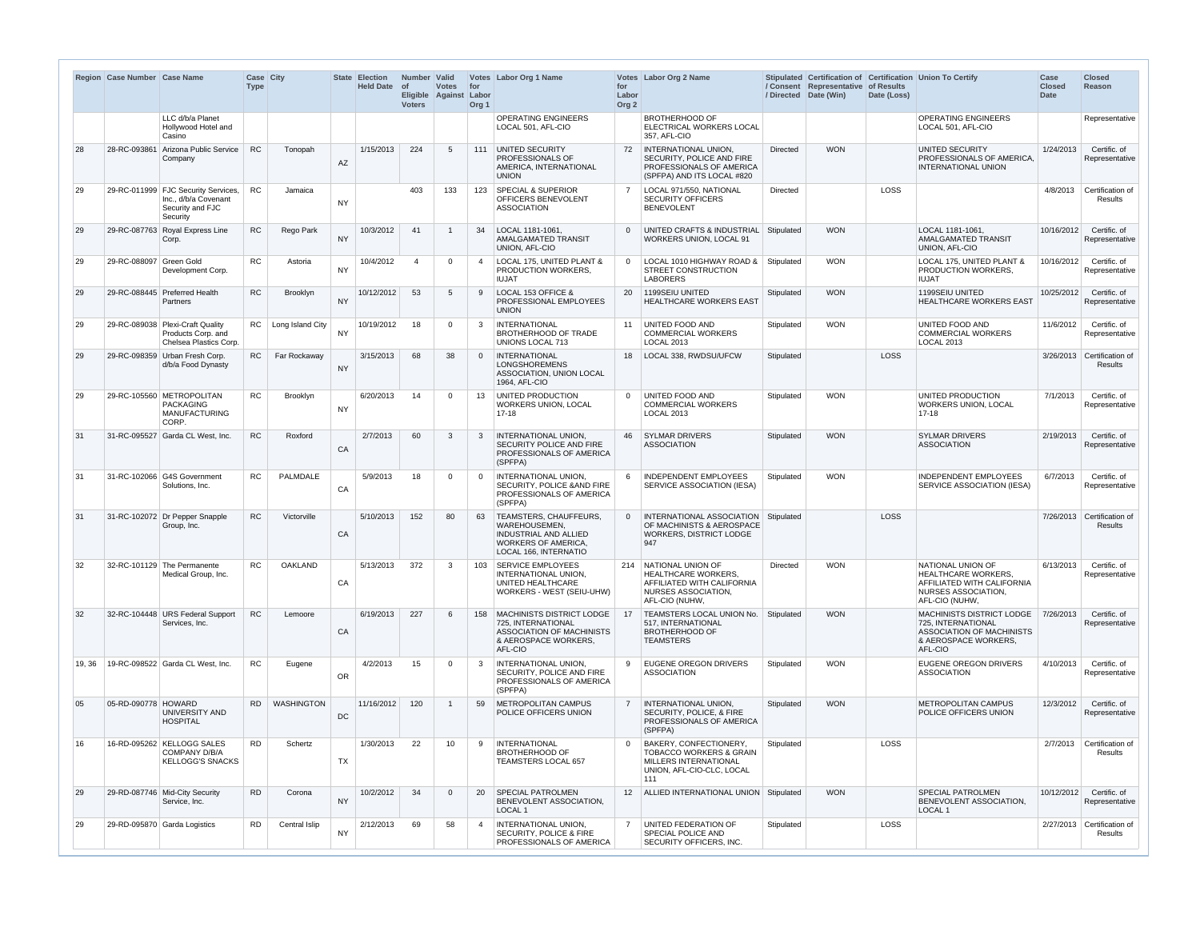| Region | Case Number | Case Name | Case Type | City | State | Election Held Date | Number of Eligible Voters | Valid Votes Against | Votes for Labor Org 1 | Labor Org 1 Name | Votes for Labor Org 2 | Labor Org 2 Name | Stipulated / Consent / Directed | Certification of Representative Date (Win) | Certification of Results Date (Loss) | Union To Certify | Case Closed Date | Closed Reason |
|---|---|---|---|---|---|---|---|---|---|---|---|---|---|---|---|---|---|---|
| | | LLC d/b/a Planet Hollywood Hotel and Casino | | | | | | | | OPERATING ENGINEERS LOCAL 501, AFL-CIO | | BROTHERHOOD OF ELECTRICAL WORKERS LOCAL 357, AFL-CIO | | | | OPERATING ENGINEERS LOCAL 501, AFL-CIO | | Representative |
| 28 | 28-RC-093861 | Arizona Public Service Company | RC | Tonopah | AZ | 1/15/2013 | 224 | 5 | 111 | UNITED SECURITY PROFESSIONALS OF AMERICA, INTERNATIONAL UNION | 72 | INTERNATIONAL UNION, SECURITY, POLICE AND FIRE PROFESSIONALS OF AMERICA (SPFPA) AND ITS LOCAL #820 | Directed | WON | | UNITED SECURITY PROFESSIONALS OF AMERICA, INTERNATIONAL UNION | 1/24/2013 | Certific. of Representative |
| 29 | 29-RC-011999 | FJC Security Services, Inc., d/b/a Covenant Security and FJC Security | RC | Jamaica | NY | | 403 | 133 | 123 | SPECIAL & SUPERIOR OFFICERS BENEVOLENT ASSOCIATION | 7 | LOCAL 971/550, NATIONAL SECURITY OFFICERS BENEVOLENT | Directed | | LOSS | | 4/8/2013 | Certification of Results |
| 29 | 29-RC-087763 | Royal Express Line Corp. | RC | Rego Park | NY | 10/3/2012 | 41 | 1 | 34 | LOCAL 1181-1061, AMALGAMATED TRANSIT UNION, AFL-CIO | 0 | UNITED CRAFTS & INDUSTRIAL WORKERS UNION, LOCAL 91 | Stipulated | WON | | LOCAL 1181-1061, AMALGAMATED TRANSIT UNION, AFL-CIO | 10/16/2012 | Certific. of Representative |
| 29 | 29-RC-088097 | Green Gold Development Corp. | RC | Astoria | NY | 10/4/2012 | 4 | 0 | 4 | LOCAL 175, UNITED PLANT & PRODUCTION WORKERS, IUJAT | 0 | LOCAL 1010 HIGHWAY ROAD & STREET CONSTRUCTION LABORERS | Stipulated | WON | | LOCAL 175, UNITED PLANT & PRODUCTION WORKERS, IUJAT | 10/16/2012 | Certific. of Representative |
| 29 | 29-RC-088445 | Preferred Health Partners | RC | Brooklyn | NY | 10/12/2012 | 53 | 5 | 9 | LOCAL 153 OFFICE & PROFESSIONAL EMPLOYEES UNION | 20 | 1199SEIU UNITED HEALTHCARE WORKERS EAST | Stipulated | WON | | 1199SEIU UNITED HEALTHCARE WORKERS EAST | 10/25/2012 | Certific. of Representative |
| 29 | 29-RC-089038 | Plexi-Craft Quality Products Corp. and Chelsea Plastics Corp. | RC | Long Island City | NY | 10/19/2012 | 18 | 0 | 3 | INTERNATIONAL BROTHERHOOD OF TRADE UNIONS LOCAL 713 | 11 | UNITED FOOD AND COMMERCIAL WORKERS LOCAL 2013 | Stipulated | WON | | UNITED FOOD AND COMMERCIAL WORKERS LOCAL 2013 | 11/6/2012 | Certific. of Representative |
| 29 | 29-RC-098359 | Urban Fresh Corp. d/b/a Food Dynasty | RC | Far Rockaway | NY | 3/15/2013 | 68 | 38 | 0 | INTERNATIONAL LONGSHOREMENS ASSOCIATION, UNION LOCAL 1964, AFL-CIO | 18 | LOCAL 338, RWDSU/UFCW | Stipulated | | LOSS | | 3/26/2013 | Certification of Results |
| 29 | 29-RC-105560 | METROPOLITAN PACKAGING MANUFACTURING CORP. | RC | Brooklyn | NY | 6/20/2013 | 14 | 0 | 13 | UNITED PRODUCTION WORKERS UNION, LOCAL 17-18 | 0 | UNITED FOOD AND COMMERCIAL WORKERS LOCAL 2013 | Stipulated | WON | | UNITED PRODUCTION WORKERS UNION, LOCAL 17-18 | 7/1/2013 | Certific. of Representative |
| 31 | 31-RC-095527 | Garda CL West, Inc. | RC | Roxford | CA | 2/7/2013 | 60 | 3 | 3 | INTERNATIONAL UNION, SECURITY POLICE AND FIRE PROFESSIONALS OF AMERICA (SPFPA) | 46 | SYLMAR DRIVERS ASSOCIATION | Stipulated | WON | | SYLMAR DRIVERS ASSOCIATION | 2/19/2013 | Certific. of Representative |
| 31 | 31-RC-102066 | G4S Government Solutions, Inc. | RC | PALMDALE | CA | 5/9/2013 | 18 | 0 | 0 | INTERNATIONAL UNION, SECURITY, POLICE &AND FIRE PROFESSIONALS OF AMERICA (SPFPA) | 6 | INDEPENDENT EMPLOYEES SERVICE ASSOCIATION (IESA) | Stipulated | WON | | INDEPENDENT EMPLOYEES SERVICE ASSOCIATION (IESA) | 6/7/2013 | Certific. of Representative |
| 31 | 31-RC-102072 | Dr Pepper Snapple Group, Inc. | RC | Victorville | CA | 5/10/2013 | 152 | 80 | 63 | TEAMSTERS, CHAUFFEURS, WAREHOUSEMEN, INDUSTRIAL AND ALLIED WORKERS OF AMERICA, LOCAL 166, INTERNATIO | 0 | INTERNATIONAL ASSOCIATION OF MACHINISTS & AEROSPACE WORKERS, DISTRICT LODGE 947 | Stipulated | | LOSS | | 7/26/2013 | Certification of Results |
| 32 | 32-RC-101129 | The Permanente Medical Group, Inc. | RC | OAKLAND | CA | 5/13/2013 | 372 | 3 | 103 | SERVICE EMPLOYEES INTERNATIONAL UNION, UNITED HEALTHCARE WORKERS - WEST (SEIU-UHW) | 214 | NATIONAL UNION OF HEALTHCARE WORKERS, AFFILIATED WITH CALIFORNIA NURSES ASSOCIATION, AFL-CIO (NUHW, | Directed | WON | | NATIONAL UNION OF HEALTHCARE WORKERS, AFFILIATED WITH CALIFORNIA NURSES ASSOCIATION, AFL-CIO (NUHW, | 6/13/2013 | Certific. of Representative |
| 32 | 32-RC-104448 | URS Federal Support Services, Inc. | RC | Lemoore | CA | 6/19/2013 | 227 | 6 | 158 | MACHINISTS DISTRICT LODGE 725, INTERNATIONAL ASSOCIATION OF MACHINISTS & AEROSPACE WORKERS, AFL-CIO | 17 | TEAMSTERS LOCAL UNION No. 517, INTERNATIONAL BROTHERHOOD OF TEAMSTERS | Stipulated | WON | | MACHINISTS DISTRICT LODGE 725, INTERNATIONAL ASSOCIATION OF MACHINISTS & AEROSPACE WORKERS, AFL-CIO | 7/26/2013 | Certific. of Representative |
| 19, 36 | 19-RC-098522 | Garda CL West, Inc. | RC | Eugene | OR | 4/2/2013 | 15 | 0 | 3 | INTERNATIONAL UNION, SECURITY, POLICE AND FIRE PROFESSIONALS OF AMERICA (SPFPA) | 9 | EUGENE OREGON DRIVERS ASSOCIATION | Stipulated | WON | | EUGENE OREGON DRIVERS ASSOCIATION | 4/10/2013 | Certific. of Representative |
| 05 | 05-RD-090778 | HOWARD UNIVERSITY AND HOSPITAL | RD | WASHINGTON | DC | 11/16/2012 | 120 | 1 | 59 | METROPOLITAN CAMPUS POLICE OFFICERS UNION | 7 | INTERNATIONAL UNION, SECURITY, POLICE, & FIRE PROFESSIONALS OF AMERICA (SPFPA) | Stipulated | WON | | METROPOLITAN CAMPUS POLICE OFFICERS UNION | 12/3/2012 | Certific. of Representative |
| 16 | 16-RD-095262 | KELLOGG SALES COMPANY D/B/A KELLOGG'S SNACKS | RD | Schertz | TX | 1/30/2013 | 22 | 10 | 9 | INTERNATIONAL BROTHERHOOD OF TEAMSTERS LOCAL 657 | 0 | BAKERY, CONFECTIONERY, TOBACCO WORKERS & GRAIN MILLERS INTERNATIONAL UNION, AFL-CIO-CLC, LOCAL 111 | Stipulated | | LOSS | | 2/7/2013 | Certification of Results |
| 29 | 29-RD-087746 | Mid-City Security Service, Inc. | RD | Corona | NY | 10/2/2012 | 34 | 0 | 20 | SPECIAL PATROLMEN BENEVOLENT ASSOCIATION, LOCAL 1 | 12 | ALLIED INTERNATIONAL UNION | Stipulated | WON | | SPECIAL PATROLMEN BENEVOLENT ASSOCIATION, LOCAL 1 | 10/12/2012 | Certific. of Representative |
| 29 | 29-RD-095870 | Garda Logistics | RD | Central Islip | NY | 2/12/2013 | 69 | 58 | 4 | INTERNATIONAL UNION, SECURITY, POLICE & FIRE PROFESSIONALS OF AMERICA | 7 | UNITED FEDERATION OF SPECIAL POLICE AND SECURITY OFFICERS, INC. | Stipulated | | LOSS | | 2/27/2013 | Certification of Results |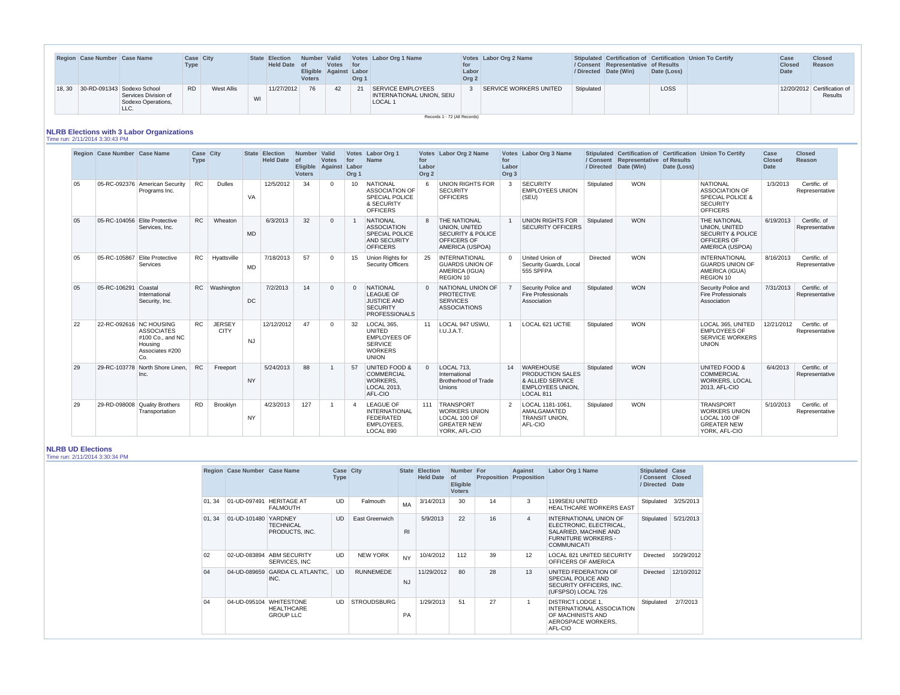| Region | Case Number | Case Name | Case Type | City | State | Election Held Date | Number of Eligible Voters | Valid Votes Against | Votes for Labor Org 1 | Labor Org 1 Name | Votes for Labor Org 2 | Labor Org 2 Name | Stipulated / Consent / Directed | Certification of Representative Date (Win) | Certification of Results Date (Loss) | Union To Certify | Case Closed Date | Closed Reason |
|---|---|---|---|---|---|---|---|---|---|---|---|---|---|---|---|---|---|---|
| 18, 30 | 30-RD-091343 | Sodexo School Services Division of Sodexo Operations, LLC. | RD | West Allis | WI | 11/27/2012 | 76 | 42 | 21 | SERVICE EMPLOYEES INTERNATIONAL UNION, SEIU LOCAL 1 | 3 | SERVICE WORKERS UNITED | Stipulated | | LOSS | | 12/20/2012 | Certification of Results |

Records 1 - 72 (All Records)

## NLRB Elections with 3 Labor Organizations

Time run: 2/11/2014 3:30:43 PM

| Region | Case Number | Case Name | Case Type | City | State | Election Held Date | Number of Eligible Voters | Valid Votes Against | Votes for Labor Org 1 | Labor Org 1 Name | Votes for Labor Org 2 | Labor Org 2 Name | Votes for Labor Org 3 | Labor Org 3 Name | Stipulated / Consent / Directed | Certification of Representative Date (Win) | Certification of Results Date (Loss) | Union To Certify | Case Closed Date | Closed Reason |
|---|---|---|---|---|---|---|---|---|---|---|---|---|---|---|---|---|---|---|---|---|
| 05 | 05-RC-092376 | American Security Programs Inc. | RC | Dulles | VA | 12/5/2012 | 34 | 0 | 10 | NATIONAL ASSOCIATION OF SPECIAL POLICE & SECURITY OFFICERS | 6 | UNION RIGHTS FOR SECURITY OFFICERS | 3 | SECURITY EMPLOYEES UNION (SEU) | Stipulated | WON | | NATIONAL ASSOCIATION OF SPECIAL POLICE & SECURITY OFFICERS | 1/3/2013 | Certific. of Representative |
| 05 | 05-RC-104056 | Elite Protective Services, Inc. | RC | Wheaton | MD | 6/3/2013 | 32 | 0 | 1 | NATIONAL ASSOCIATION SPECIAL POLICE AND SECURITY OFFICERS | 8 | THE NATIONAL UNION, UNITED SECURITY & POLICE OFFICERS OF AMERICA (USPOA) | 1 | UNION RIGHTS FOR SECURITY OFFICERS | Stipulated | WON | | THE NATIONAL UNION, UNITED SECURITY & POLICE OFFICERS OF AMERICA (USPOA) | 6/19/2013 | Certific. of Representative |
| 05 | 05-RC-105867 | Elite Protective Services | RC | Hyattsville | MD | 7/18/2013 | 57 | 0 | 15 | Union Rights for Security Officers | 25 | INTERNATIONAL GUARDS UNION OF AMERICA (IGUA) REGION 10 | 0 | United Union of Security Guards, Local 555 SPFPA | Directed | WON | | INTERNATIONAL GUARDS UNION OF AMERICA (IGUA) REGION 10 | 8/16/2013 | Certific. of Representative |
| 05 | 05-RC-106291 | Coastal International Security, Inc. | RC | Washington | DC | 7/2/2013 | 14 | 0 | 0 | NATIONAL LEAGUE OF JUSTICE AND SECURITY PROFESSIONALS | 0 | NATIONAL UNION OF PROTECTIVE SERVICES ASSOCIATIONS | 7 | Security Police and Fire Professionals Association | Stipulated | WON | | Security Police and Fire Professionals Association | 7/31/2013 | Certific. of Representative |
| 22 | 22-RC-092616 | NC HOUSING ASSOCIATES #100 Co., and NC Housing Associates #200 Co. | RC | JERSEY CITY | NJ | 12/12/2012 | 47 | 0 | 32 | LOCAL 365, UNITED EMPLOYEES OF SERVICE WORKERS UNION | 11 | LOCAL 947 USWU, I.U.J.A.T. | 1 | LOCAL 621 UCTIE | Stipulated | WON | | LOCAL 365, UNITED EMPLOYEES OF SERVICE WORKERS UNION | 12/21/2012 | Certific. of Representative |
| 29 | 29-RC-103778 | North Shore Linen, Inc. | RC | Freeport | NY | 5/24/2013 | 88 | 1 | 57 | UNITED FOOD & COMMERCIAL WORKERS, LOCAL 2013, AFL-CIO | 0 | LOCAL 713, International Brotherhood of Trade Unions | 14 | WAREHOUSE PRODUCTION SALES & ALLIED SERVICE EMPLOYEES UNION, LOCAL 811 | Stipulated | WON | | UNITED FOOD & COMMERCIAL WORKERS, LOCAL 2013, AFL-CIO | 6/4/2013 | Certific. of Representative |
| 29 | 29-RD-098008 | Quality Brothers Transportation | RD | Brooklyn | NY | 4/23/2013 | 127 | 1 | 4 | LEAGUE OF INTERNATIONAL FEDERATED EMPLOYEES, LOCAL 890 | 111 | TRANSPORT WORKERS UNION LOCAL 100 OF GREATER NEW YORK, AFL-CIO | 2 | LOCAL 1181-1061, AMALGAMATED TRANSIT UNION, AFL-CIO | Stipulated | WON | | TRANSPORT WORKERS UNION LOCAL 100 OF GREATER NEW YORK, AFL-CIO | 5/10/2013 | Certific. of Representative |

## NLRB UD Elections

Time run: 2/11/2014 3:30:34 PM

| Region | Case Number | Case Name | Case Type | City | State | Election Held Date | Number of Eligible Voters | For Proposition | Against Proposition | Labor Org 1 Name | Stipulated / Consent / Directed | Case Closed Date |
|---|---|---|---|---|---|---|---|---|---|---|---|---|
| 01, 34 | 01-UD-097491 | HERITAGE AT FALMOUTH | UD | Falmouth | MA | 3/14/2013 | 30 | 14 | 3 | 1199SEIU UNITED HEALTHCARE WORKERS EAST | Stipulated | 3/25/2013 |
| 01, 34 | 01-UD-101480 | YARDNEY TECHNICAL PRODUCTS, INC. | UD | East Greenwich | RI | 5/9/2013 | 22 | 16 | 4 | INTERNATIONAL UNION OF ELECTRONIC, ELECTRICAL, SALARIED, MACHINE AND FURNITURE WORKERS - COMMUNICATI | Stipulated | 5/21/2013 |
| 02 | 02-UD-083894 | ABM SECURITY SERVICES, INC | UD | NEW YORK | NY | 10/4/2012 | 112 | 39 | 12 | LOCAL 821 UNITED SECURITY OFFICERS OF AMERICA | Directed | 10/29/2012 |
| 04 | 04-UD-089659 | GARDA CL ATLANTIC, INC. | UD | RUNNEMEDE | NJ | 11/29/2012 | 80 | 28 | 13 | UNITED FEDERATION OF SPECIAL POLICE AND SECURITY OFFICERS, INC. (UFSPSO) LOCAL 726 | Directed | 12/10/2012 |
| 04 | 04-UD-095104 | WHITESTONE HEALTHCARE GROUP LLC | UD | STROUDSBURG | PA | 1/29/2013 | 51 | 27 | 1 | DISTRICT LODGE 1, INTERNATIONAL ASSOCIATION OF MACHINISTS AND AEROSPACE WORKERS, AFL-CIO | Stipulated | 2/7/2013 |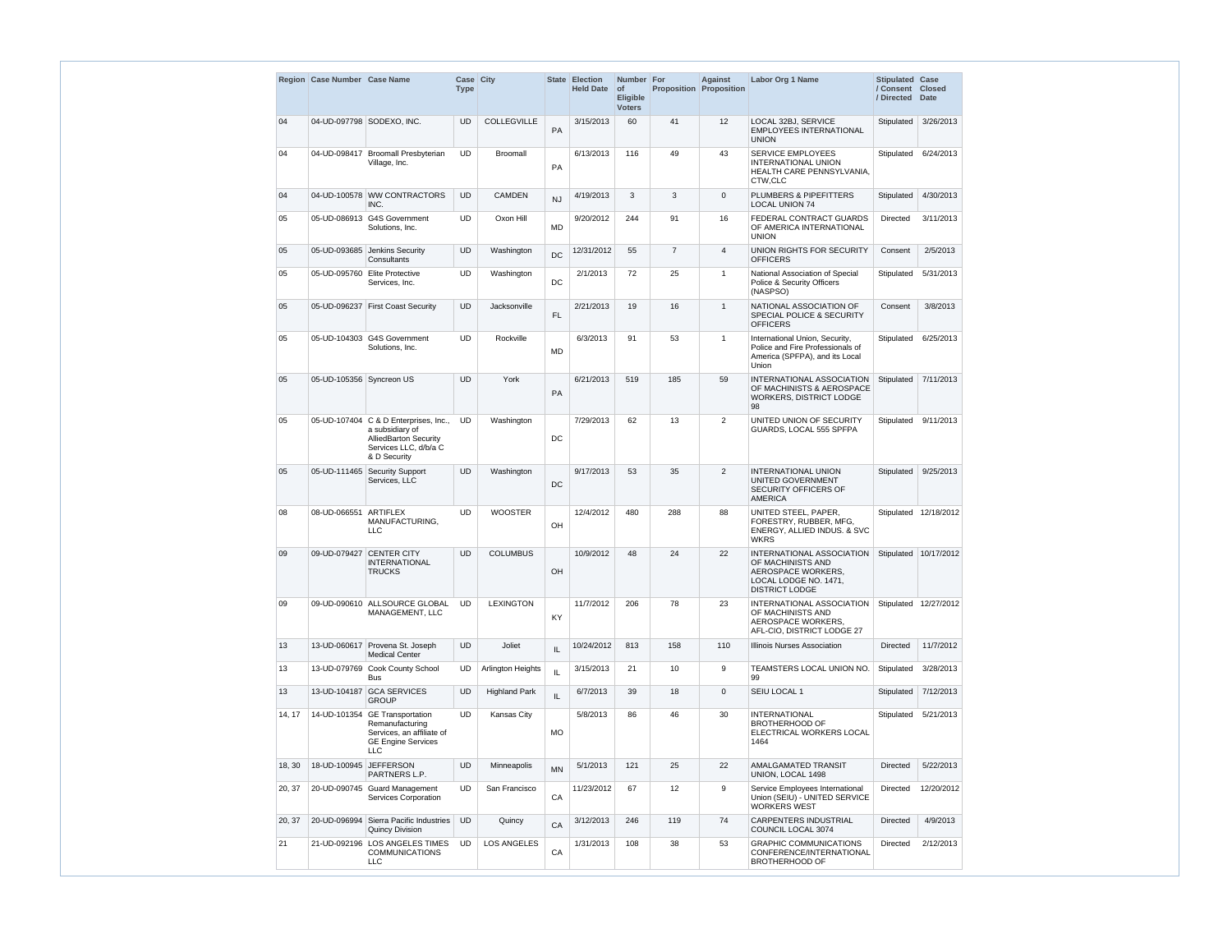| Region | Case Number | Case Name | Case Type | City | State | Election Held Date | Number of Eligible Voters | For Proposition | Against Proposition | Labor Org 1 Name | Stipulated / Consent / Directed | Case Closed Date |
|---|---|---|---|---|---|---|---|---|---|---|---|---|
| 04 | 04-UD-097798 | SODEXO, INC. | UD | COLLEGVILLE | PA | 3/15/2013 | 60 | 41 | 12 | LOCAL 32BJ, SERVICE EMPLOYEES INTERNATIONAL UNION | Stipulated | 3/26/2013 |
| 04 | 04-UD-098417 | Broomall Presbyterian Village, Inc. | UD | Broomall | PA | 6/13/2013 | 116 | 49 | 43 | SERVICE EMPLOYEES INTERNATIONAL UNION HEALTH CARE PENNSYLVANIA, CTW,CLC | Stipulated | 6/24/2013 |
| 04 | 04-UD-100578 | WW CONTRACTORS INC. | UD | CAMDEN | NJ | 4/19/2013 | 3 | 3 | 0 | PLUMBERS & PIPEFITTERS LOCAL UNION 74 | Stipulated | 4/30/2013 |
| 05 | 05-UD-086913 | G4S Government Solutions, Inc. | UD | Oxon Hill | MD | 9/20/2012 | 244 | 91 | 16 | FEDERAL CONTRACT GUARDS OF AMERICA INTERNATIONAL UNION | Directed | 3/11/2013 |
| 05 | 05-UD-093685 | Jenkins Security Consultants | UD | Washington | DC | 12/31/2012 | 55 | 7 | 4 | UNION RIGHTS FOR SECURITY OFFICERS | Consent | 2/5/2013 |
| 05 | 05-UD-095760 | Elite Protective Services, Inc. | UD | Washington | DC | 2/1/2013 | 72 | 25 | 1 | National Association of Special Police & Security Officers (NASPSO) | Stipulated | 5/31/2013 |
| 05 | 05-UD-096237 | First Coast Security | UD | Jacksonville | FL | 2/21/2013 | 19 | 16 | 1 | NATIONAL ASSOCIATION OF SPECIAL POLICE & SECURITY OFFICERS | Consent | 3/8/2013 |
| 05 | 05-UD-104303 | G4S Government Solutions, Inc. | UD | Rockville | MD | 6/3/2013 | 91 | 53 | 1 | International Union, Security, Police and Fire Professionals of America (SPFPA), and its Local Union | Stipulated | 6/25/2013 |
| 05 | 05-UD-105356 | Syncreon US | UD | York | PA | 6/21/2013 | 519 | 185 | 59 | INTERNATIONAL ASSOCIATION OF MACHINISTS & AEROSPACE WORKERS, DISTRICT LODGE 98 | Stipulated | 7/11/2013 |
| 05 | 05-UD-107404 | C & D Enterprises, Inc., a subsidiary of AlliedBarton Security Services LLC, d/b/a C & D Security | UD | Washington | DC | 7/29/2013 | 62 | 13 | 2 | UNITED UNION OF SECURITY GUARDS, LOCAL 555 SPFPA | Stipulated | 9/11/2013 |
| 05 | 05-UD-111465 | Security Support Services, LLC | UD | Washington | DC | 9/17/2013 | 53 | 35 | 2 | INTERNATIONAL UNION UNITED GOVERNMENT SECURITY OFFICERS OF AMERICA | Stipulated | 9/25/2013 |
| 08 | 08-UD-066551 | ARTIFLEX MANUFACTURING, LLC | UD | WOOSTER | OH | 12/4/2012 | 480 | 288 | 88 | UNITED STEEL, PAPER, FORESTRY, RUBBER, MFG, ENERGY, ALLIED INDUS. & SVC WKRS | Stipulated | 12/18/2012 |
| 09 | 09-UD-079427 | CENTER CITY INTERNATIONAL TRUCKS | UD | COLUMBUS | OH | 10/9/2012 | 48 | 24 | 22 | INTERNATIONAL ASSOCIATION OF MACHINISTS AND AEROSPACE WORKERS, LOCAL LODGE NO. 1471, DISTRICT LODGE | Stipulated | 10/17/2012 |
| 09 | 09-UD-090610 | ALLSOURCE GLOBAL MANAGEMENT, LLC | UD | LEXINGTON | KY | 11/7/2012 | 206 | 78 | 23 | INTERNATIONAL ASSOCIATION OF MACHINISTS AND AEROSPACE WORKERS, AFL-CIO, DISTRICT LODGE 27 | Stipulated | 12/27/2012 |
| 13 | 13-UD-060617 | Provena St. Joseph Medical Center | UD | Joliet | IL | 10/24/2012 | 813 | 158 | 110 | Illinois Nurses Association | Directed | 11/7/2012 |
| 13 | 13-UD-079769 | Cook County School Bus | UD | Arlington Heights | IL | 3/15/2013 | 21 | 10 | 9 | TEAMSTERS LOCAL UNION NO. 99 | Stipulated | 3/28/2013 |
| 13 | 13-UD-104187 | GCA SERVICES GROUP | UD | Highland Park | IL | 6/7/2013 | 39 | 18 | 0 | SEIU LOCAL 1 | Stipulated | 7/12/2013 |
| 14, 17 | 14-UD-101354 | GE Transportation Remanufacturing Services, an affiliate of GE Engine Services LLC | UD | Kansas City | MO | 5/8/2013 | 86 | 46 | 30 | INTERNATIONAL BROTHERHOOD OF ELECTRICAL WORKERS LOCAL 1464 | Stipulated | 5/21/2013 |
| 18, 30 | 18-UD-100945 | JEFFERSON PARTNERS L.P. | UD | Minneapolis | MN | 5/1/2013 | 121 | 25 | 22 | AMALGAMATED TRANSIT UNION, LOCAL 1498 | Directed | 5/22/2013 |
| 20, 37 | 20-UD-090745 | Guard Management Services Corporation | UD | San Francisco | CA | 11/23/2012 | 67 | 12 | 9 | Service Employees International Union (SEIU) - UNITED SERVICE WORKERS WEST | Directed | 12/20/2012 |
| 20, 37 | 20-UD-096994 | Sierra Pacific Industries Quincy Division | UD | Quincy | CA | 3/12/2013 | 246 | 119 | 74 | CARPENTERS INDUSTRIAL COUNCIL LOCAL 3074 | Directed | 4/9/2013 |
| 21 | 21-UD-092196 | LOS ANGELES TIMES COMMUNICATIONS LLC | UD | LOS ANGELES | CA | 1/31/2013 | 108 | 38 | 53 | GRAPHIC COMMUNICATIONS CONFERENCE/INTERNATIONAL BROTHERHOOD OF | Directed | 2/12/2013 |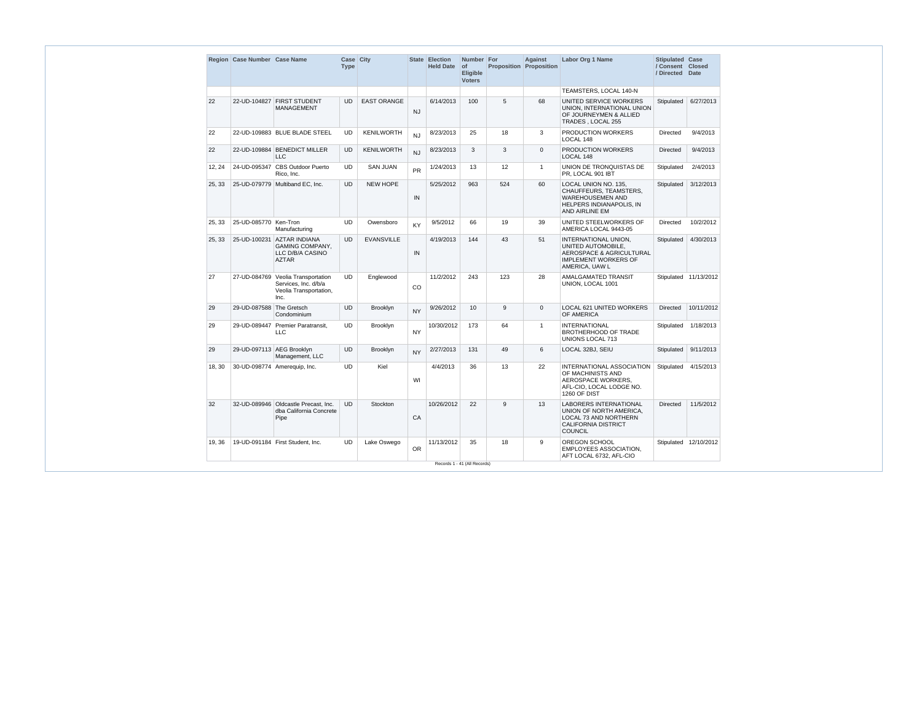| Region | Case Number | Case Name | Case Type | City | State | Election Held Date | Number of Eligible Voters | For Proposition | Against Proposition | Labor Org 1 Name | Stipulated / Consent / Directed | Case Closed Date |
|---|---|---|---|---|---|---|---|---|---|---|---|---|
| | | | | | | | | | | TEAMSTERS, LOCAL 140-N | | |
| 22 | 22-UD-104827 | FIRST STUDENT MANAGEMENT | UD | EAST ORANGE | NJ | 6/14/2013 | 100 | 5 | 68 | UNITED SERVICE WORKERS UNION, INTERNATIONAL UNION OF JOURNEYMEN & ALLIED TRADES , LOCAL 255 | Stipulated | 6/27/2013 |
| 22 | 22-UD-109883 | BLUE BLADE STEEL | UD | KENILWORTH | NJ | 8/23/2013 | 25 | 18 | 3 | PRODUCTION WORKERS LOCAL 148 | Directed | 9/4/2013 |
| 22 | 22-UD-109884 | BENEDICT MILLER LLC | UD | KENILWORTH | NJ | 8/23/2013 | 3 | 3 | 0 | PRODUCTION WORKERS LOCAL 148 | Directed | 9/4/2013 |
| 12, 24 | 24-UD-095347 | CBS Outdoor Puerto Rico, Inc. | UD | SAN JUAN | PR | 1/24/2013 | 13 | 12 | 1 | UNION DE TRONQUISTAS DE PR, LOCAL 901 IBT | Stipulated | 2/4/2013 |
| 25, 33 | 25-UD-079779 | Multiband EC, Inc. | UD | NEW HOPE | IN | 5/25/2012 | 963 | 524 | 60 | LOCAL UNION NO. 135, CHAUFFEURS, TEAMSTERS, WAREHOUSEMEN AND HELPERS INDIANAPOLIS, IN AND AIRLINE EM | Stipulated | 3/12/2013 |
| 25, 33 | 25-UD-085770 | Ken-Tron Manufacturing | UD | Owensboro | KY | 9/5/2012 | 66 | 19 | 39 | UNITED STEELWORKERS OF AMERICA LOCAL 9443-05 | Directed | 10/2/2012 |
| 25, 33 | 25-UD-100231 | AZTAR INDIANA GAMING COMPANY, LLC D/B/A CASINO AZTAR | UD | EVANSVILLE | IN | 4/19/2013 | 144 | 43 | 51 | INTERNATIONAL UNION, UNITED AUTOMOBILE, AEROSPACE & AGRICULTURAL IMPLEMENT WORKERS OF AMERICA, UAW L | Stipulated | 4/30/2013 |
| 27 | 27-UD-084769 | Veolia Transportation Services, Inc. d/b/a Veolia Transportation, Inc. | UD | Englewood | CO | 11/2/2012 | 243 | 123 | 28 | AMALGAMATED TRANSIT UNION, LOCAL 1001 | Stipulated | 11/13/2012 |
| 29 | 29-UD-087588 | The Gretsch Condominium | UD | Brooklyn | NY | 9/26/2012 | 10 | 9 | 0 | LOCAL 621 UNITED WORKERS OF AMERICA | Directed | 10/11/2012 |
| 29 | 29-UD-089447 | Premier Paratransit, LLC | UD | Brooklyn | NY | 10/30/2012 | 173 | 64 | 1 | INTERNATIONAL BROTHERHOOD OF TRADE UNIONS LOCAL 713 | Stipulated | 1/18/2013 |
| 29 | 29-UD-097113 | AEG Brooklyn Management, LLC | UD | Brooklyn | NY | 2/27/2013 | 131 | 49 | 6 | LOCAL 32BJ, SEIU | Stipulated | 9/11/2013 |
| 18, 30 | 30-UD-098774 | Amerequip, Inc. | UD | Kiel | WI | 4/4/2013 | 36 | 13 | 22 | INTERNATIONAL ASSOCIATION OF MACHINISTS AND AEROSPACE WORKERS, AFL-CIO, LOCAL LODGE NO. 1260 OF DIST | Stipulated | 4/15/2013 |
| 32 | 32-UD-089946 | Oldcastle Precast, Inc. dba California Concrete Pipe | UD | Stockton | CA | 10/26/2012 | 22 | 9 | 13 | LABORERS INTERNATIONAL UNION OF NORTH AMERICA, LOCAL 73 AND NORTHERN CALIFORNIA DISTRICT COUNCIL | Directed | 11/5/2012 |
| 19, 36 | 19-UD-091184 | First Student, Inc. | UD | Lake Oswego | OR | 11/13/2012 | 35 | 18 | 9 | OREGON SCHOOL EMPLOYEES ASSOCIATION, AFT LOCAL 6732, AFL-CIO | Stipulated | 12/10/2012 |

Records 1 - 41 (All Records)